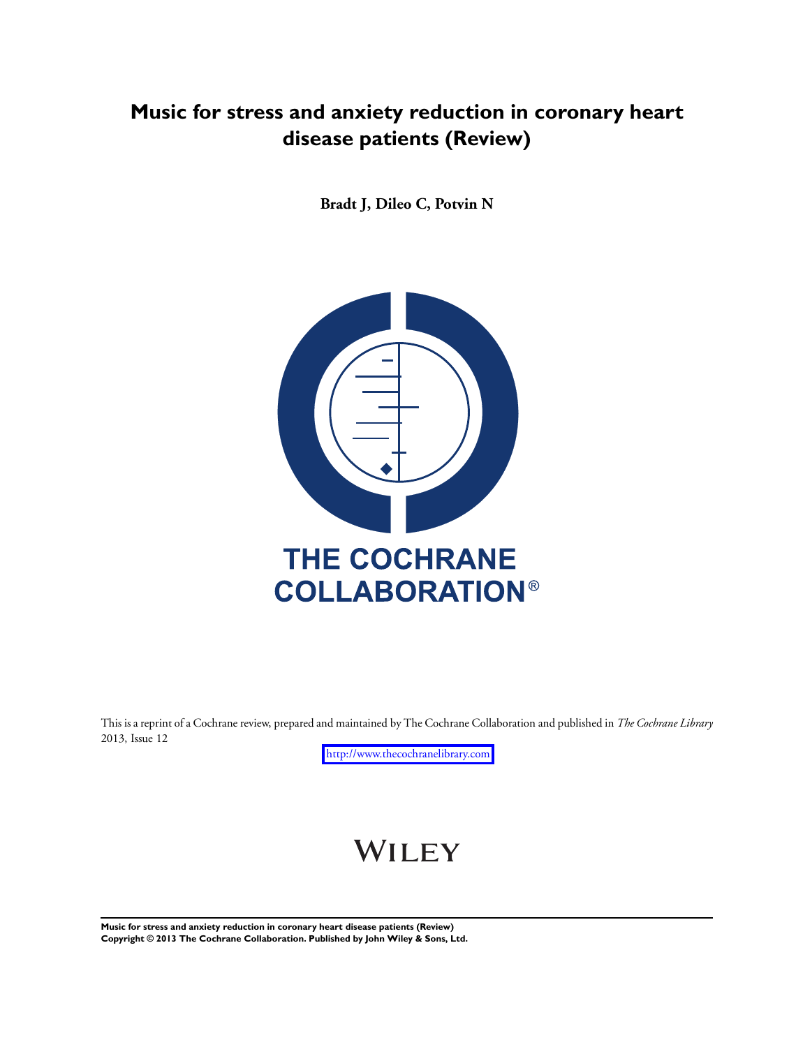# Music for stress and anxiety reduction in coronary heart disease patients (Review)

**Bradt J, Dileo C, Potvin N**

THE COCHRANE COLLABORATION®

This is a reprint of a Cochrane review, prepared and maintained by The Cochrane Collaboration and published in *The Cochrane Library* 2013, Issue 12

http://www.thecochranelibrary.com

WILEY

**Music for stress and anxiety reduction in coronary heart disease patients (Review)**
**Copyright © 2013 The Cochrane Collaboration. Published by John Wiley & Sons, Ltd.**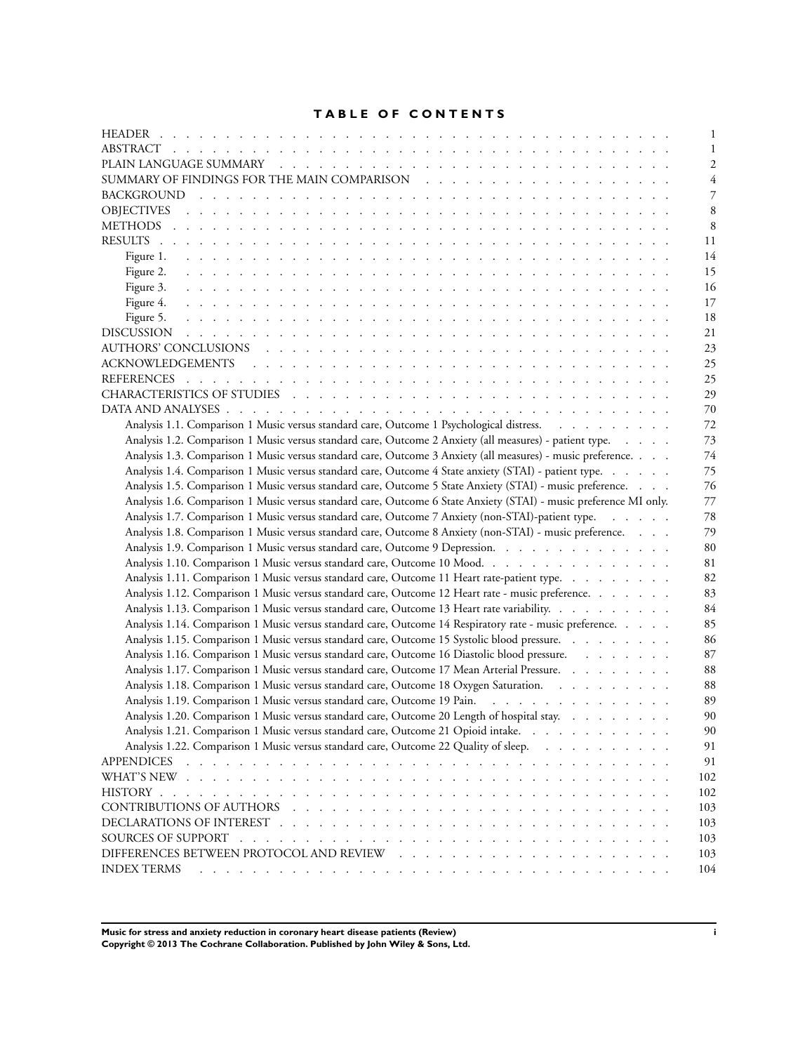# TABLE OF CONTENTS

| | |
|---|---|
| HEADER | 1 |
| ABSTRACT | 1 |
| PLAIN LANGUAGE SUMMARY | 2 |
| SUMMARY OF FINDINGS FOR THE MAIN COMPARISON | 4 |
| BACKGROUND | 7 |
| OBJECTIVES | 8 |
| METHODS | 8 |
| RESULTS | 11 |
| Figure 1. | 14 |
| Figure 2. | 15 |
| Figure 3. | 16 |
| Figure 4. | 17 |
| Figure 5. | 18 |
| DISCUSSION | 21 |
| AUTHORS' CONCLUSIONS | 23 |
| ACKNOWLEDGEMENTS | 25 |
| REFERENCES | 25 |
| CHARACTERISTICS OF STUDIES | 29 |
| DATA AND ANALYSES | 70 |
| Analysis 1.1. Comparison 1 Music versus standard care, Outcome 1 Psychological distress. | 72 |
| Analysis 1.2. Comparison 1 Music versus standard care, Outcome 2 Anxiety (all measures) - patient type. | 73 |
| Analysis 1.3. Comparison 1 Music versus standard care, Outcome 3 Anxiety (all measures) - music preference. | 74 |
| Analysis 1.4. Comparison 1 Music versus standard care, Outcome 4 State anxiety (STAI) - patient type. | 75 |
| Analysis 1.5. Comparison 1 Music versus standard care, Outcome 5 State Anxiety (STAI) - music preference. | 76 |
| Analysis 1.6. Comparison 1 Music versus standard care, Outcome 6 State Anxiety (STAI) - music preference MI only. | 77 |
| Analysis 1.7. Comparison 1 Music versus standard care, Outcome 7 Anxiety (non-STAI)-patient type. | 78 |
| Analysis 1.8. Comparison 1 Music versus standard care, Outcome 8 Anxiety (non-STAI) - music preference. | 79 |
| Analysis 1.9. Comparison 1 Music versus standard care, Outcome 9 Depression. | 80 |
| Analysis 1.10. Comparison 1 Music versus standard care, Outcome 10 Mood. | 81 |
| Analysis 1.11. Comparison 1 Music versus standard care, Outcome 11 Heart rate-patient type. | 82 |
| Analysis 1.12. Comparison 1 Music versus standard care, Outcome 12 Heart rate - music preference. | 83 |
| Analysis 1.13. Comparison 1 Music versus standard care, Outcome 13 Heart rate variability. | 84 |
| Analysis 1.14. Comparison 1 Music versus standard care, Outcome 14 Respiratory rate - music preference. | 85 |
| Analysis 1.15. Comparison 1 Music versus standard care, Outcome 15 Systolic blood pressure. | 86 |
| Analysis 1.16. Comparison 1 Music versus standard care, Outcome 16 Diastolic blood pressure. | 87 |
| Analysis 1.17. Comparison 1 Music versus standard care, Outcome 17 Mean Arterial Pressure. | 88 |
| Analysis 1.18. Comparison 1 Music versus standard care, Outcome 18 Oxygen Saturation. | 88 |
| Analysis 1.19. Comparison 1 Music versus standard care, Outcome 19 Pain. | 89 |
| Analysis 1.20. Comparison 1 Music versus standard care, Outcome 20 Length of hospital stay. | 90 |
| Analysis 1.21. Comparison 1 Music versus standard care, Outcome 21 Opioid intake. | 90 |
| Analysis 1.22. Comparison 1 Music versus standard care, Outcome 22 Quality of sleep. | 91 |
| APPENDICES | 91 |
| WHAT'S NEW | 102 |
| HISTORY | 102 |
| CONTRIBUTIONS OF AUTHORS | 103 |
| DECLARATIONS OF INTEREST | 103 |
| SOURCES OF SUPPORT | 103 |
| DIFFERENCES BETWEEN PROTOCOL AND REVIEW | 103 |
| INDEX TERMS | 104 |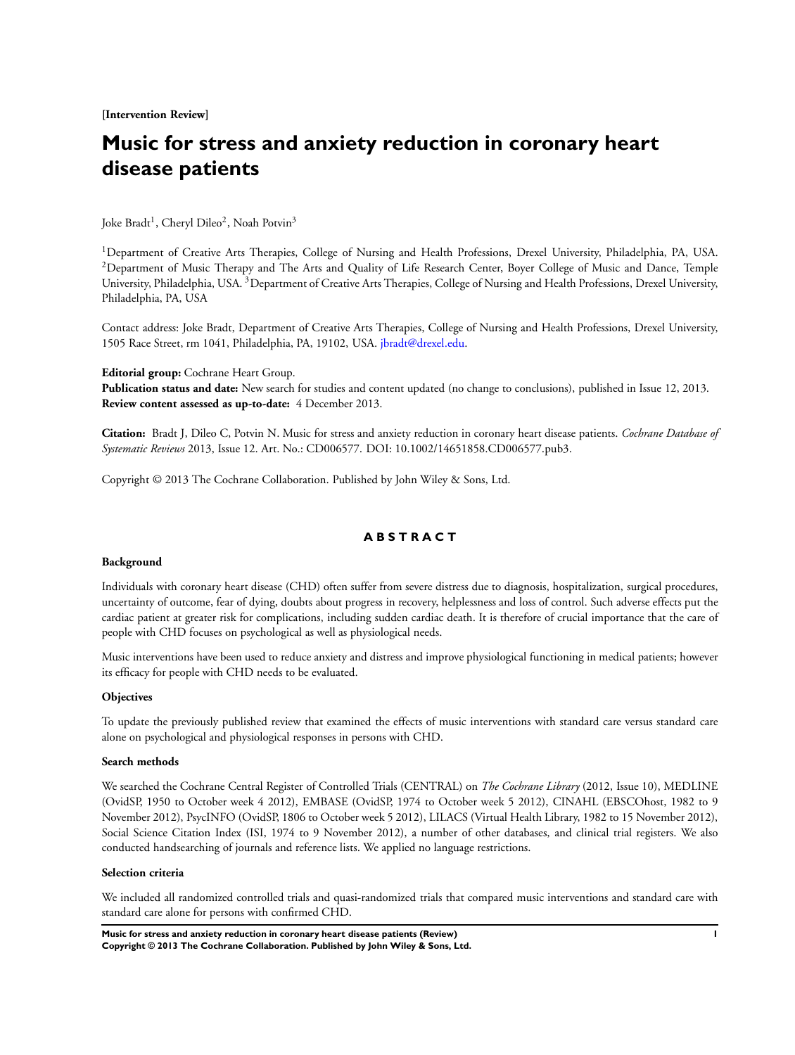**[Intervention Review]**

# Music for stress and anxiety reduction in coronary heart disease patients

Joke Bradt[1], Cheryl Dileo[2], Noah Potvin[3]

[1]Department of Creative Arts Therapies, College of Nursing and Health Professions, Drexel University, Philadelphia, PA, USA. [2]Department of Music Therapy and The Arts and Quality of Life Research Center, Boyer College of Music and Dance, Temple University, Philadelphia, USA. [3]Department of Creative Arts Therapies, College of Nursing and Health Professions, Drexel University, Philadelphia, PA, USA

Contact address: Joke Bradt, Department of Creative Arts Therapies, College of Nursing and Health Professions, Drexel University, 1505 Race Street, rm 1041, Philadelphia, PA, 19102, USA. jbradt@drexel.edu.

**Editorial group:** Cochrane Heart Group.
**Publication status and date:** New search for studies and content updated (no change to conclusions), published in Issue 12, 2013.
**Review content assessed as up-to-date:** 4 December 2013.

**Citation:** Bradt J, Dileo C, Potvin N. Music for stress and anxiety reduction in coronary heart disease patients. *Cochrane Database of Systematic Reviews* 2013, Issue 12. Art. No.: CD006577. DOI: 10.1002/14651858.CD006577.pub3.

Copyright © 2013 The Cochrane Collaboration. Published by John Wiley & Sons, Ltd.

## ABSTRACT

### Background

Individuals with coronary heart disease (CHD) often suffer from severe distress due to diagnosis, hospitalization, surgical procedures, uncertainty of outcome, fear of dying, doubts about progress in recovery, helplessness and loss of control. Such adverse effects put the cardiac patient at greater risk for complications, including sudden cardiac death. It is therefore of crucial importance that the care of people with CHD focuses on psychological as well as physiological needs.

Music interventions have been used to reduce anxiety and distress and improve physiological functioning in medical patients; however its efficacy for people with CHD needs to be evaluated.

### Objectives

To update the previously published review that examined the effects of music interventions with standard care versus standard care alone on psychological and physiological responses in persons with CHD.

### Search methods

We searched the Cochrane Central Register of Controlled Trials (CENTRAL) on *The Cochrane Library* (2012, Issue 10), MEDLINE (OvidSP, 1950 to October week 4 2012), EMBASE (OvidSP, 1974 to October week 5 2012), CINAHL (EBSCOhost, 1982 to 9 November 2012), PsycINFO (OvidSP, 1806 to October week 5 2012), LILACS (Virtual Health Library, 1982 to 15 November 2012), Social Science Citation Index (ISI, 1974 to 9 November 2012), a number of other databases, and clinical trial registers. We also conducted handsearching of journals and reference lists. We applied no language restrictions.

### Selection criteria

We included all randomized controlled trials and quasi-randomized trials that compared music interventions and standard care with standard care alone for persons with confirmed CHD.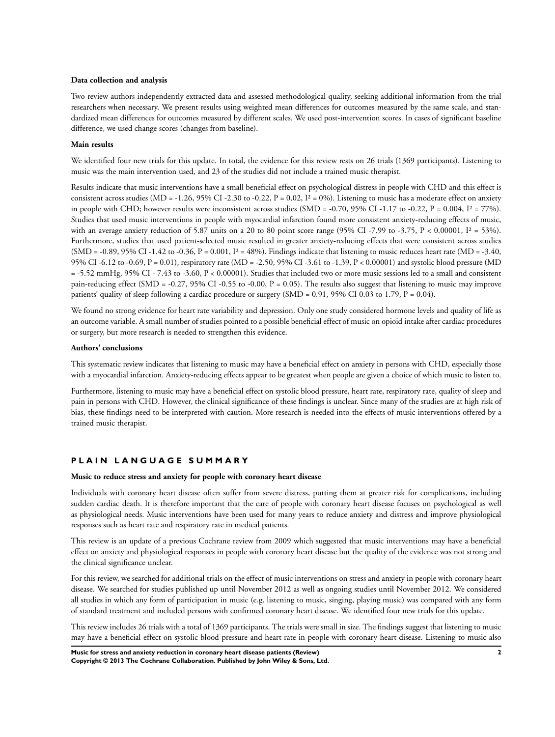**Data collection and analysis**

Two review authors independently extracted data and assessed methodological quality, seeking additional information from the trial researchers when necessary. We present results using weighted mean differences for outcomes measured by the same scale, and standardized mean differences for outcomes measured by different scales. We used post-intervention scores. In cases of significant baseline difference, we used change scores (changes from baseline).

**Main results**

We identified four new trials for this update. In total, the evidence for this review rests on 26 trials (1369 participants). Listening to music was the main intervention used, and 23 of the studies did not include a trained music therapist.

Results indicate that music interventions have a small beneficial effect on psychological distress in people with CHD and this effect is consistent across studies (MD = -1.26, 95% CI -2.30 to -0.22, P = 0.02, $I^2$ = 0%). Listening to music has a moderate effect on anxiety in people with CHD; however results were inconsistent across studies (SMD = -0.70, 95% CI -1.17 to -0.22, P = 0.004, $I^2$ = 77%). Studies that used music interventions in people with myocardial infarction found more consistent anxiety-reducing effects of music, with an average anxiety reduction of 5.87 units on a 20 to 80 point score range (95% CI -7.99 to -3.75, P < 0.00001, $I^2$ = 53%). Furthermore, studies that used patient-selected music resulted in greater anxiety-reducing effects that were consistent across studies (SMD = -0.89, 95% CI -1.42 to -0.36, P = 0.001, $I^2$ = 48%). Findings indicate that listening to music reduces heart rate (MD = -3.40, 95% CI -6.12 to -0.69, P = 0.01), respiratory rate (MD = -2.50, 95% CI -3.61 to -1.39, P < 0.00001) and systolic blood pressure (MD = -5.52 mmHg, 95% CI - 7.43 to -3.60, P < 0.00001). Studies that included two or more music sessions led to a small and consistent pain-reducing effect (SMD = -0.27, 95% CI -0.55 to -0.00, P = 0.05). The results also suggest that listening to music may improve patients' quality of sleep following a cardiac procedure or surgery (SMD = 0.91, 95% CI 0.03 to 1.79, P = 0.04).

We found no strong evidence for heart rate variability and depression. Only one study considered hormone levels and quality of life as an outcome variable. A small number of studies pointed to a possible beneficial effect of music on opioid intake after cardiac procedures or surgery, but more research is needed to strengthen this evidence.

**Authors' conclusions**

This systematic review indicates that listening to music may have a beneficial effect on anxiety in persons with CHD, especially those with a myocardial infarction. Anxiety-reducing effects appear to be greatest when people are given a choice of which music to listen to.

Furthermore, listening to music may have a beneficial effect on systolic blood pressure, heart rate, respiratory rate, quality of sleep and pain in persons with CHD. However, the clinical significance of these findings is unclear. Since many of the studies are at high risk of bias, these findings need to be interpreted with caution. More research is needed into the effects of music interventions offered by a trained music therapist.

## PLAIN LANGUAGE SUMMARY

**Music to reduce stress and anxiety for people with coronary heart disease**

Individuals with coronary heart disease often suffer from severe distress, putting them at greater risk for complications, including sudden cardiac death. It is therefore important that the care of people with coronary heart disease focuses on psychological as well as physiological needs. Music interventions have been used for many years to reduce anxiety and distress and improve physiological responses such as heart rate and respiratory rate in medical patients.

This review is an update of a previous Cochrane review from 2009 which suggested that music interventions may have a beneficial effect on anxiety and physiological responses in people with coronary heart disease but the quality of the evidence was not strong and the clinical significance unclear.

For this review, we searched for additional trials on the effect of music interventions on stress and anxiety in people with coronary heart disease. We searched for studies published up until November 2012 as well as ongoing studies until November 2012. We considered all studies in which any form of participation in music (e.g. listening to music, singing, playing music) was compared with any form of standard treatment and included persons with confirmed coronary heart disease. We identified four new trials for this update.

This review includes 26 trials with a total of 1369 participants. The trials were small in size. The findings suggest that listening to music may have a beneficial effect on systolic blood pressure and heart rate in people with coronary heart disease. Listening to music also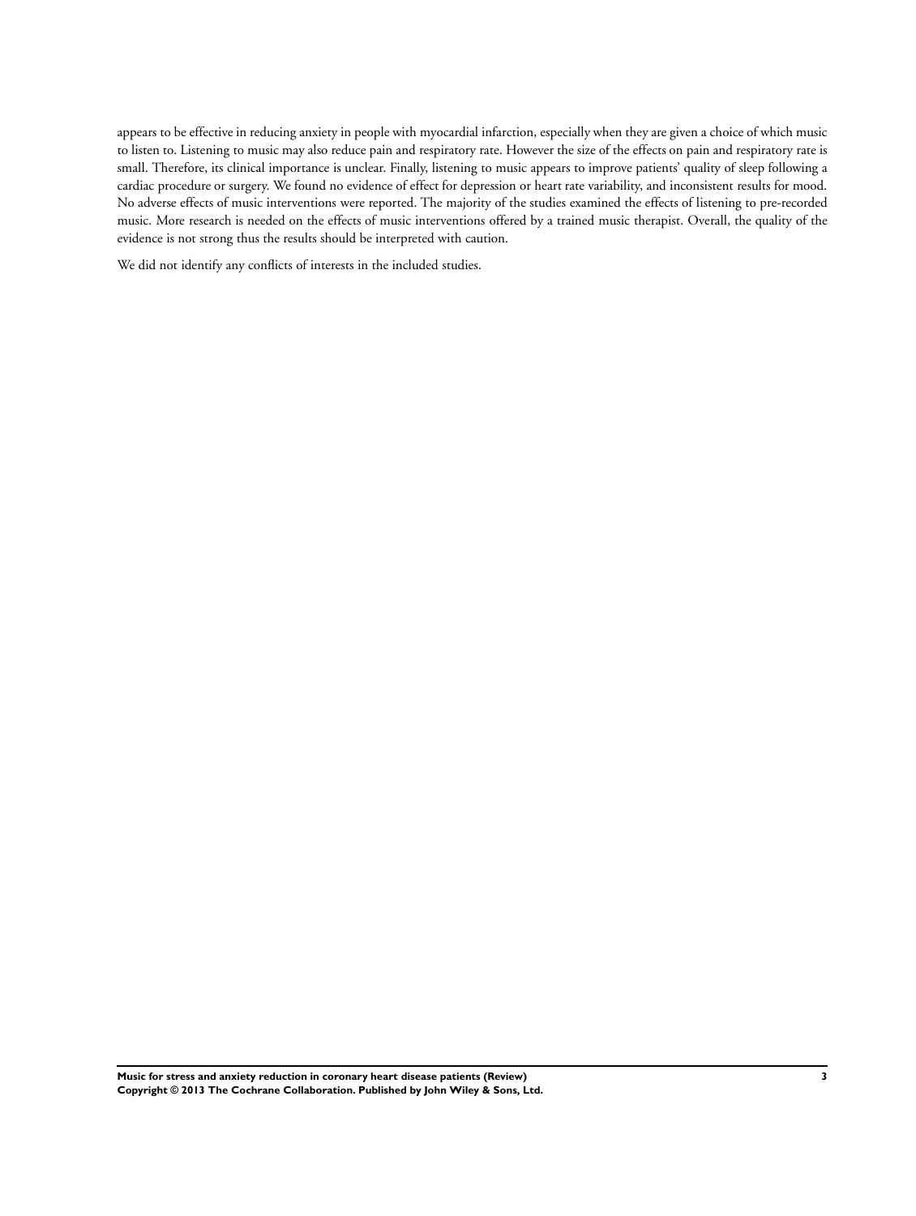appears to be effective in reducing anxiety in people with myocardial infarction, especially when they are given a choice of which music to listen to. Listening to music may also reduce pain and respiratory rate. However the size of the effects on pain and respiratory rate is small. Therefore, its clinical importance is unclear. Finally, listening to music appears to improve patients' quality of sleep following a cardiac procedure or surgery. We found no evidence of effect for depression or heart rate variability, and inconsistent results for mood. No adverse effects of music interventions were reported. The majority of the studies examined the effects of listening to pre-recorded music. More research is needed on the effects of music interventions offered by a trained music therapist. Overall, the quality of the evidence is not strong thus the results should be interpreted with caution.

We did not identify any conflicts of interests in the included studies.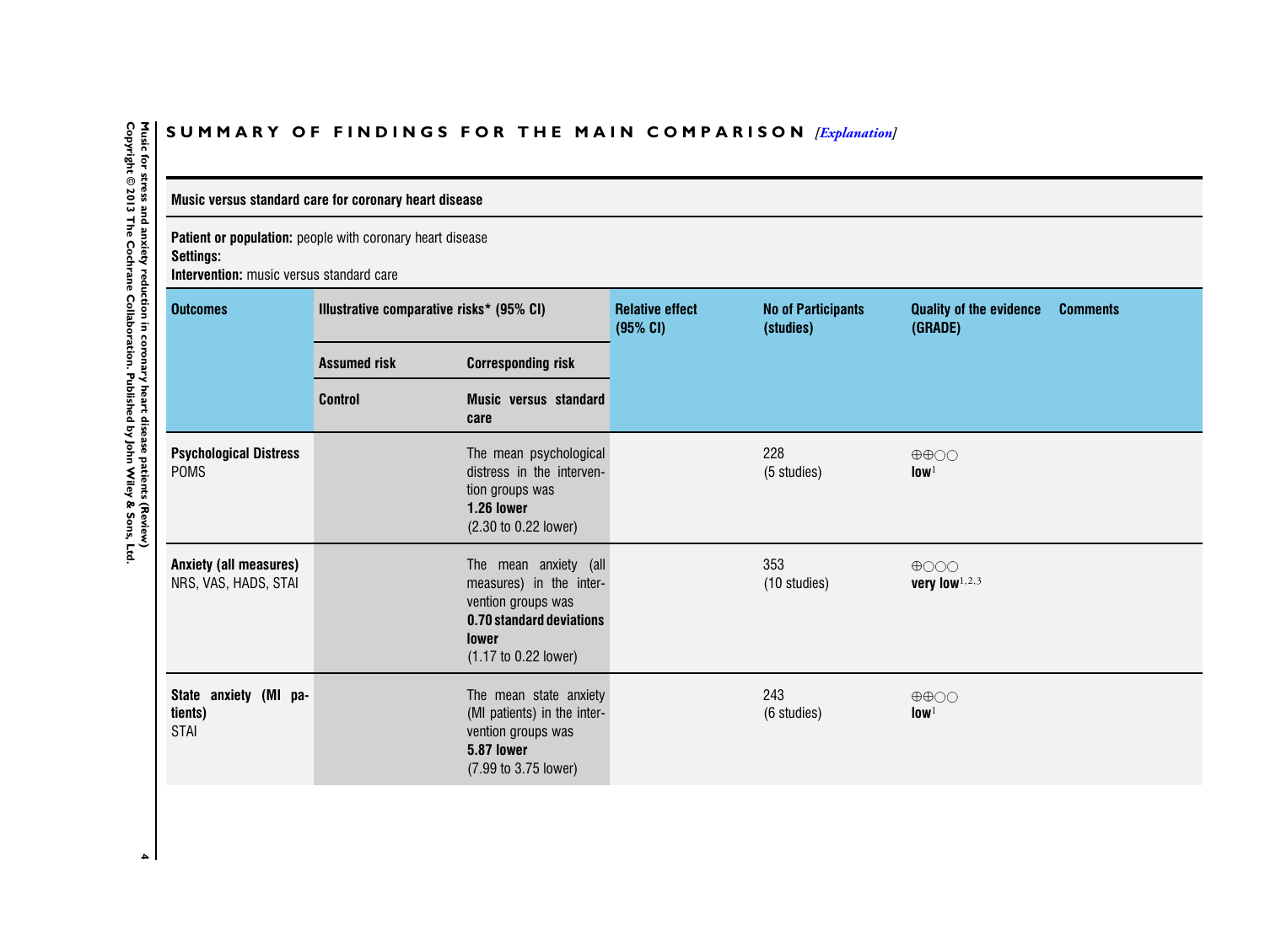## SUMMARY OF FINDINGS FOR THE MAIN COMPARISON *[Explanation]*

| Music versus standard care for coronary heart disease | | | | | | |
|---|---|---|---|---|---|---|
| **Patient or population:** people with coronary heart disease<br>**Settings:**<br>**Intervention:** music versus standard care | | | | | | |
| **Outcomes** | **Illustrative comparative risks* (95% CI)** | | **Relative effect (95% CI)** | **No of Participants (studies)** | **Quality of the evidence (GRADE)** | **Comments** |
| | **Assumed risk** | **Corresponding risk** | | | | |
| | **Control** | **Music versus standard care** | | | | |
| **Psychological Distress**<br>POMS | | The mean psychological distress in the intervention groups was<br>**1.26 lower**<br>(2.30 to 0.22 lower) | | 228<br>(5 studies) | ⊕⊕○○<br>**low**[1] | |
| **Anxiety (all measures)**<br>NRS, VAS, HADS, STAI | | The mean anxiety (all measures) in the intervention groups was<br>**0.70 standard deviations lower**<br>(1.17 to 0.22 lower) | | 353<br>(10 studies) | ⊕○○○<br>**very low**[1,2,3] | |
| **State anxiety (MI patients)**<br>STAI | | The mean state anxiety (MI patients) in the intervention groups was<br>**5.87 lower**<br>(7.99 to 3.75 lower) | | 243<br>(6 studies) | ⊕⊕○○<br>**low**[1] | |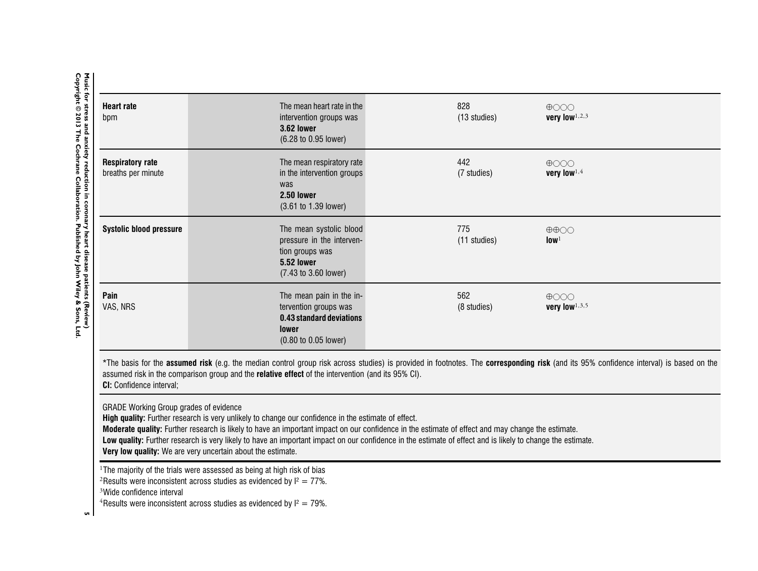| | | | | |
|---|---|---|---|---|
| **Heart rate** bpm | | The mean heart rate in the intervention groups was **3.62 lower** (6.28 to 0.95 lower) | 828 (13 studies) | ⊕○○○ **very low**[1,2,3] |
| **Respiratory rate** breaths per minute | | The mean respiratory rate in the intervention groups was **2.50 lower** (3.61 to 1.39 lower) | 442 (7 studies) | ⊕○○○ **very low**[1,4] |
| **Systolic blood pressure** | | The mean systolic blood pressure in the intervention groups was **5.52 lower** (7.43 to 3.60 lower) | 775 (11 studies) | ⊕⊕○○ **low**[1] |
| **Pain** VAS, NRS | | The mean pain in the intervention groups was **0.43 standard deviations lower** (0.80 to 0.05 lower) | 562 (8 studies) | ⊕○○○ **very low**[1,3,5] |

*The basis for the **assumed risk** (e.g. the median control group risk across studies) is provided in footnotes. The **corresponding risk** (and its 95% confidence interval) is based on the assumed risk in the comparison group and the **relative effect** of the intervention (and its 95% CI).
**CI:** Confidence interval;

GRADE Working Group grades of evidence
**High quality:** Further research is very unlikely to change our confidence in the estimate of effect.
**Moderate quality:** Further research is likely to have an important impact on our confidence in the estimate of effect and may change the estimate.
**Low quality:** Further research is very likely to have an important impact on our confidence in the estimate of effect and is likely to change the estimate.
**Very low quality:** We are very uncertain about the estimate.

[1] The majority of the trials were assessed as being at high risk of bias
[2] Results were inconsistent across studies as evidenced by $I^2 = 77\%$.
[3] Wide confidence interval
[4] Results were inconsistent across studies as evidenced by $I^2 = 79\%$.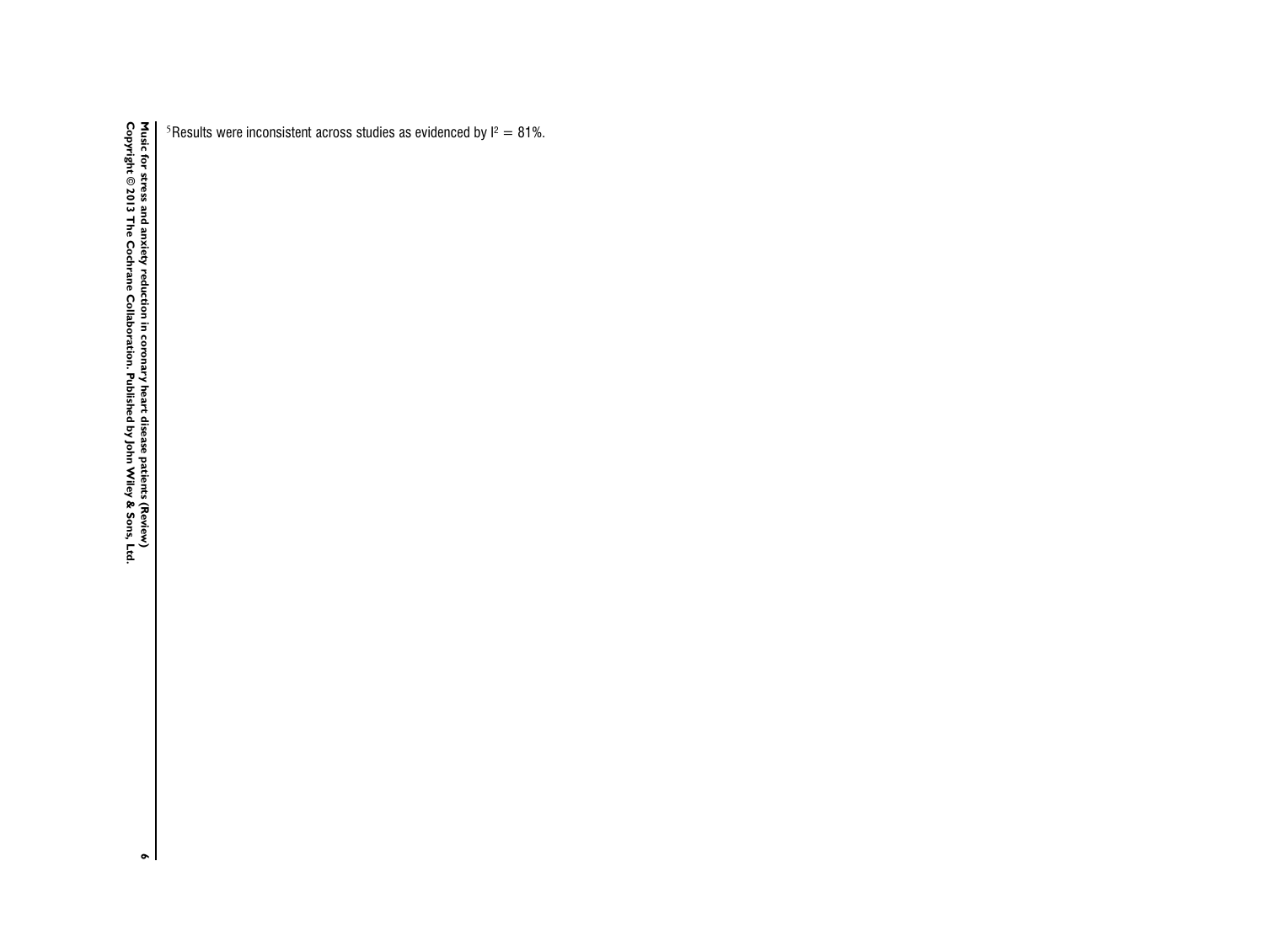[5]Results were inconsistent across studies as evidenced by $I^2 = 81\%$.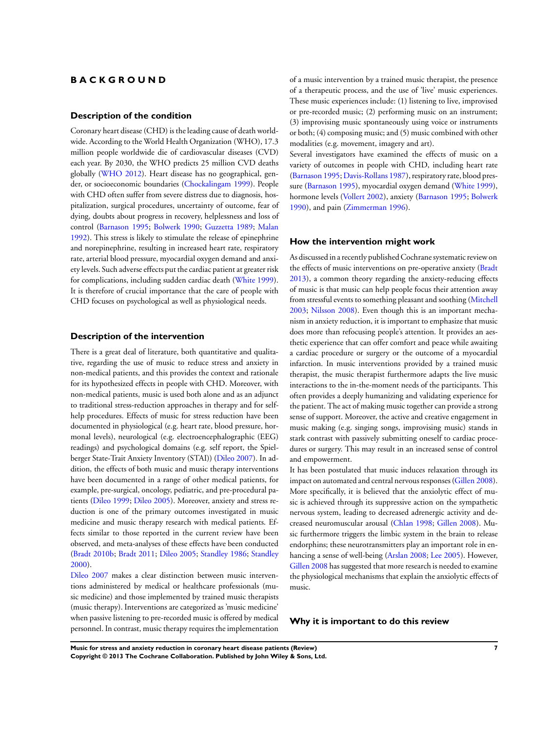# BACKGROUND

## Description of the condition

Coronary heart disease (CHD) is the leading cause of death worldwide. According to the World Health Organization (WHO), 17.3 million people worldwide die of cardiovascular diseases (CVD) each year. By 2030, the WHO predicts 25 million CVD deaths globally (WHO 2012). Heart disease has no geographical, gender, or socioeconomic boundaries (Chockalingam 1999). People with CHD often suffer from severe distress due to diagnosis, hospitalization, surgical procedures, uncertainty of outcome, fear of dying, doubts about progress in recovery, helplessness and loss of control (Barnason 1995; Bolwerk 1990; Guzzetta 1989; Malan 1992). This stress is likely to stimulate the release of epinephrine and norepinephrine, resulting in increased heart rate, respiratory rate, arterial blood pressure, myocardial oxygen demand and anxiety levels. Such adverse effects put the cardiac patient at greater risk for complications, including sudden cardiac death (White 1999). It is therefore of crucial importance that the care of people with CHD focuses on psychological as well as physiological needs.

## Description of the intervention

There is a great deal of literature, both quantitative and qualitative, regarding the use of music to reduce stress and anxiety in non-medical patients, and this provides the context and rationale for its hypothesized effects in people with CHD. Moreover, with non-medical patients, music is used both alone and as an adjunct to traditional stress-reduction approaches in therapy and for self-help procedures. Effects of music for stress reduction have been documented in physiological (e.g. heart rate, blood pressure, hormonal levels), neurological (e.g. electroencephalographic (EEG) readings) and psychological domains (e.g. self report, the Spielberger State-Trait Anxiety Inventory (STAI)) (Dileo 2007). In addition, the effects of both music and music therapy interventions have been documented in a range of other medical patients, for example, pre-surgical, oncology, pediatric, and pre-procedural patients (Dileo 1999; Dileo 2005). Moreover, anxiety and stress reduction is one of the primary outcomes investigated in music medicine and music therapy research with medical patients. Effects similar to those reported in the current review have been observed, and meta-analyses of these effects have been conducted (Bradt 2010b; Bradt 2011; Dileo 2005; Standley 1986; Standley 2000).

Dileo 2007 makes a clear distinction between music interventions administered by medical or healthcare professionals (music medicine) and those implemented by trained music therapists (music therapy). Interventions are categorized as 'music medicine' when passive listening to pre-recorded music is offered by medical personnel. In contrast, music therapy requires the implementation of a music intervention by a trained music therapist, the presence of a therapeutic process, and the use of 'live' music experiences. These music experiences include: (1) listening to live, improvised or pre-recorded music; (2) performing music on an instrument; (3) improvising music spontaneously using voice or instruments or both; (4) composing music; and (5) music combined with other modalities (e.g. movement, imagery and art).

Several investigators have examined the effects of music on a variety of outcomes in people with CHD, including heart rate (Barnason 1995; Davis-Rollans 1987), respiratory rate, blood pressure (Barnason 1995), myocardial oxygen demand (White 1999), hormone levels (Vollert 2002), anxiety (Barnason 1995; Bolwerk 1990), and pain (Zimmerman 1996).

## How the intervention might work

As discussed in a recently published Cochrane systematic review on the effects of music interventions on pre-operative anxiety (Bradt 2013), a common theory regarding the anxiety-reducing effects of music is that music can help people focus their attention away from stressful events to something pleasant and soothing (Mitchell 2003; Nilsson 2008). Even though this is an important mechanism in anxiety reduction, it is important to emphasize that music does more than refocusing people's attention. It provides an aesthetic experience that can offer comfort and peace while awaiting a cardiac procedure or surgery or the outcome of a myocardial infarction. In music interventions provided by a trained music therapist, the music therapist furthermore adapts the live music interactions to the in-the-moment needs of the participants. This often provides a deeply humanizing and validating experience for the patient. The act of making music together can provide a strong sense of support. Moreover, the active and creative engagement in music making (e.g. singing songs, improvising music) stands in stark contrast with passively submitting oneself to cardiac procedures or surgery. This may result in an increased sense of control and empowerment.

It has been postulated that music induces relaxation through its impact on automated and central nervous responses (Gillen 2008). More specifically, it is believed that the anxiolytic effect of music is achieved through its suppressive action on the sympathetic nervous system, leading to decreased adrenergic activity and decreased neuromuscular arousal (Chlan 1998; Gillen 2008). Music furthermore triggers the limbic system in the brain to release endorphins; these neurotransmitters play an important role in enhancing a sense of well-being (Arslan 2008; Lee 2005). However, Gillen 2008 has suggested that more research is needed to examine the physiological mechanisms that explain the anxiolytic effects of music.

## Why it is important to do this review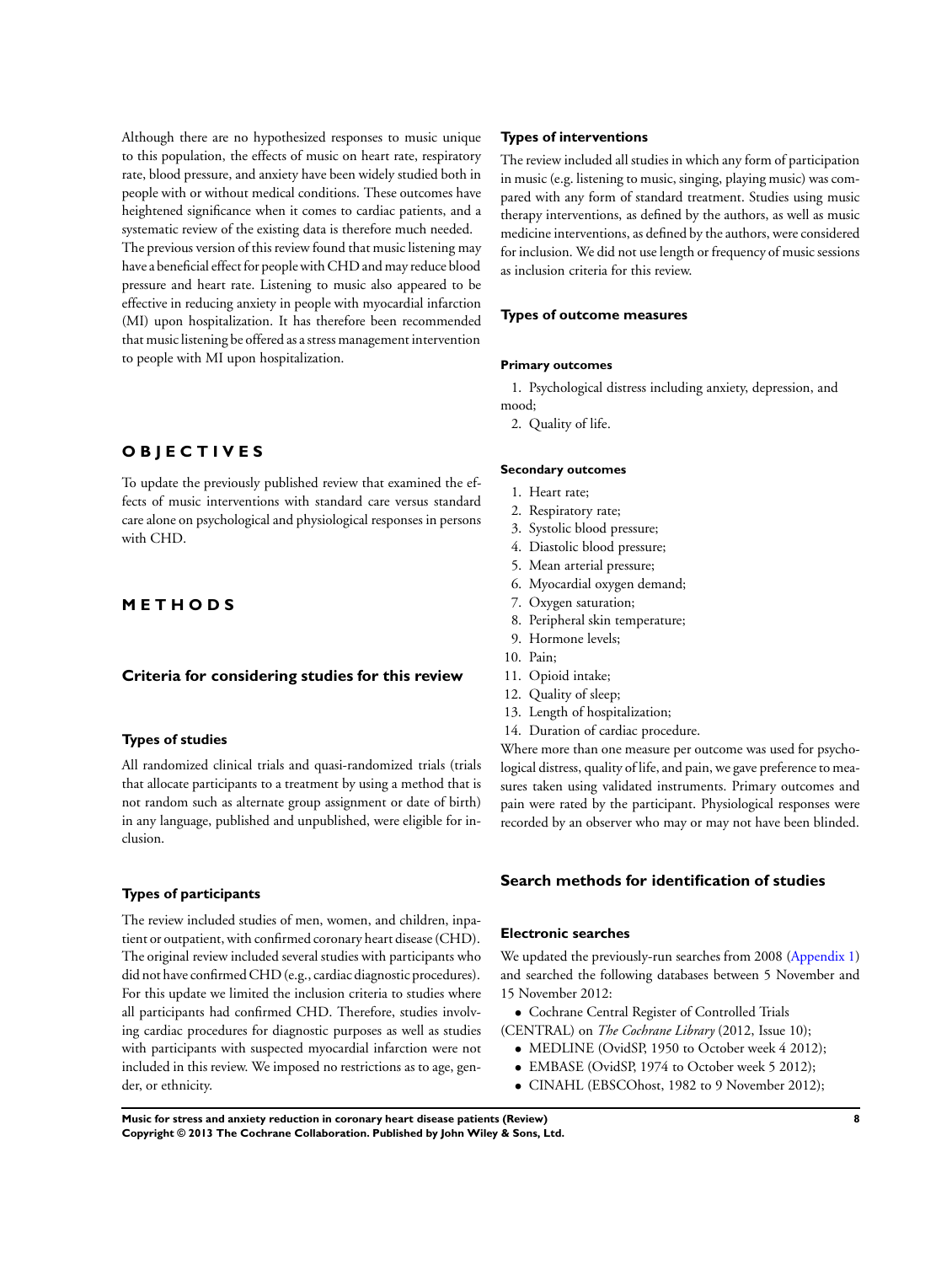Although there are no hypothesized responses to music unique to this population, the effects of music on heart rate, respiratory rate, blood pressure, and anxiety have been widely studied both in people with or without medical conditions. These outcomes have heightened significance when it comes to cardiac patients, and a systematic review of the existing data is therefore much needed.

The previous version of this review found that music listening may have a beneficial effect for people with CHD and may reduce blood pressure and heart rate. Listening to music also appeared to be effective in reducing anxiety in people with myocardial infarction (MI) upon hospitalization. It has therefore been recommended that music listening be offered as a stress management intervention to people with MI upon hospitalization.

# OBJECTIVES

To update the previously published review that examined the effects of music interventions with standard care versus standard care alone on psychological and physiological responses in persons with CHD.

# METHODS

## Criteria for considering studies for this review

### Types of studies

All randomized clinical trials and quasi-randomized trials (trials that allocate participants to a treatment by using a method that is not random such as alternate group assignment or date of birth) in any language, published and unpublished, were eligible for inclusion.

### Types of participants

The review included studies of men, women, and children, inpatient or outpatient, with confirmed coronary heart disease (CHD). The original review included several studies with participants who did not have confirmed CHD (e.g., cardiac diagnostic procedures). For this update we limited the inclusion criteria to studies where all participants had confirmed CHD. Therefore, studies involving cardiac procedures for diagnostic purposes as well as studies with participants with suspected myocardial infarction were not included in this review. We imposed no restrictions as to age, gender, or ethnicity.

### Types of interventions

The review included all studies in which any form of participation in music (e.g. listening to music, singing, playing music) was compared with any form of standard treatment. Studies using music therapy interventions, as defined by the authors, as well as music medicine interventions, as defined by the authors, were considered for inclusion. We did not use length or frequency of music sessions as inclusion criteria for this review.

### Types of outcome measures

#### Primary outcomes

1. Psychological distress including anxiety, depression, and mood;
2. Quality of life.

#### Secondary outcomes

1. Heart rate;
2. Respiratory rate;
3. Systolic blood pressure;
4. Diastolic blood pressure;
5. Mean arterial pressure;
6. Myocardial oxygen demand;
7. Oxygen saturation;
8. Peripheral skin temperature;
9. Hormone levels;
10. Pain;
11. Opioid intake;
12. Quality of sleep;
13. Length of hospitalization;
14. Duration of cardiac procedure.

Where more than one measure per outcome was used for psychological distress, quality of life, and pain, we gave preference to measures taken using validated instruments. Primary outcomes and pain were rated by the participant. Physiological responses were recorded by an observer who may or may not have been blinded.

## Search methods for identification of studies

### Electronic searches

We updated the previously-run searches from 2008 (Appendix 1) and searched the following databases between 5 November and 15 November 2012:

- Cochrane Central Register of Controlled Trials (CENTRAL) on *The Cochrane Library* (2012, Issue 10);
- MEDLINE (OvidSP, 1950 to October week 4 2012);
- EMBASE (OvidSP, 1974 to October week 5 2012);
- CINAHL (EBSCOhost, 1982 to 9 November 2012);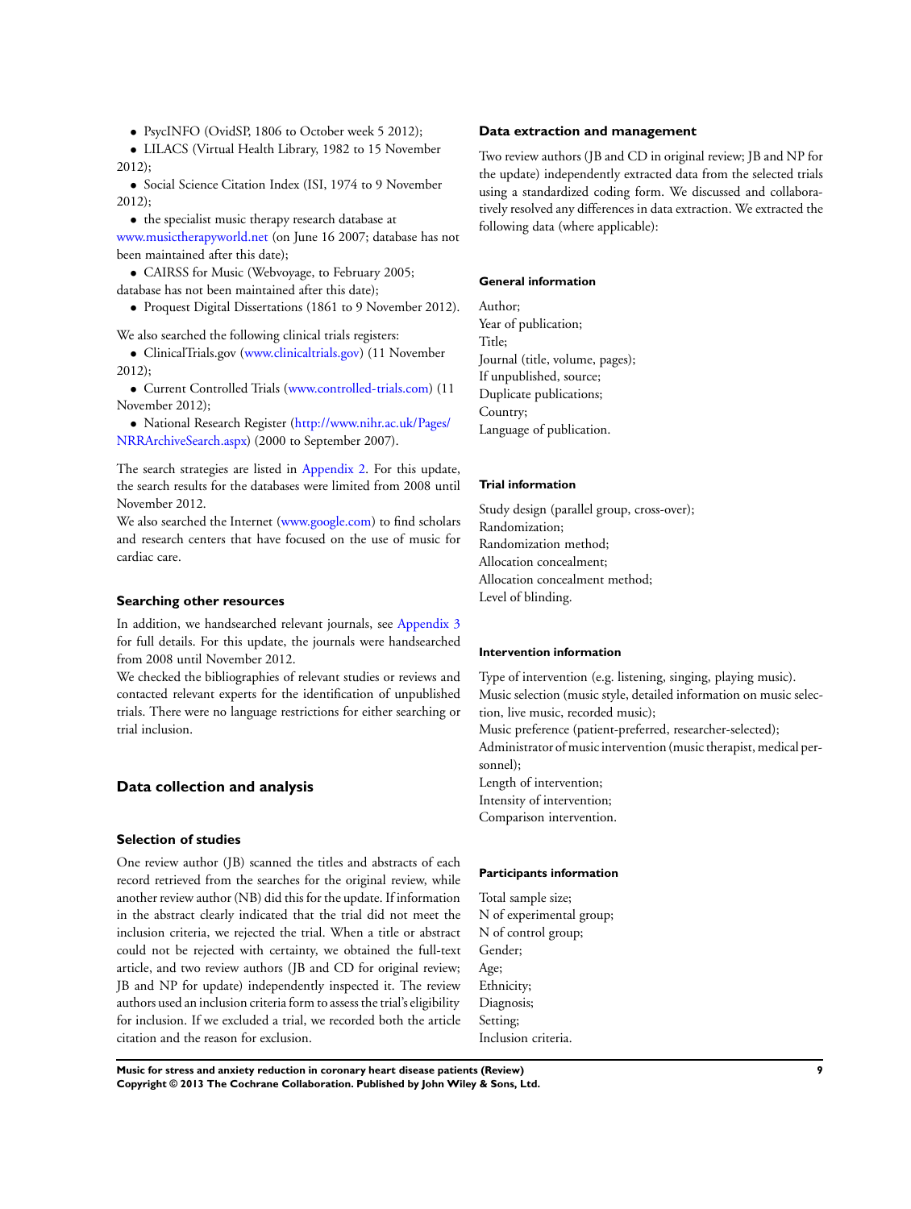- PsycINFO (OvidSP, 1806 to October week 5 2012);
- LILACS (Virtual Health Library, 1982 to 15 November 2012);
- Social Science Citation Index (ISI, 1974 to 9 November 2012);
- the specialist music therapy research database at www.musictherapyworld.net (on June 16 2007; database has not been maintained after this date);
- CAIRSS for Music (Webvoyage, to February 2005; database has not been maintained after this date);
- Proquest Digital Dissertations (1861 to 9 November 2012).

We also searched the following clinical trials registers:

- ClinicalTrials.gov (www.clinicaltrials.gov) (11 November 2012);
- Current Controlled Trials (www.controlled-trials.com) (11 November 2012);
- National Research Register (http://www.nihr.ac.uk/Pages/NRRArchiveSearch.aspx) (2000 to September 2007).

The search strategies are listed in Appendix 2. For this update, the search results for the databases were limited from 2008 until November 2012.

We also searched the Internet (www.google.com) to find scholars and research centers that have focused on the use of music for cardiac care.

### Searching other resources

In addition, we handsearched relevant journals, see Appendix 3 for full details. For this update, the journals were handsearched from 2008 until November 2012.

We checked the bibliographies of relevant studies or reviews and contacted relevant experts for the identification of unpublished trials. There were no language restrictions for either searching or trial inclusion.

## Data collection and analysis

### Selection of studies

One review author (JB) scanned the titles and abstracts of each record retrieved from the searches for the original review, while another review author (NB) did this for the update. If information in the abstract clearly indicated that the trial did not meet the inclusion criteria, we rejected the trial. When a title or abstract could not be rejected with certainty, we obtained the full-text article, and two review authors (JB and CD for original review; JB and NP for update) independently inspected it. The review authors used an inclusion criteria form to assess the trial's eligibility for inclusion. If we excluded a trial, we recorded both the article citation and the reason for exclusion.

### Data extraction and management

Two review authors (JB and CD in original review; JB and NP for the update) independently extracted data from the selected trials using a standardized coding form. We discussed and collaboratively resolved any differences in data extraction. We extracted the following data (where applicable):

#### General information

Author;
Year of publication;
Title;
Journal (title, volume, pages);
If unpublished, source;
Duplicate publications;
Country;
Language of publication.

#### Trial information

Study design (parallel group, cross-over);
Randomization;
Randomization method;
Allocation concealment;
Allocation concealment method;
Level of blinding.

#### Intervention information

Type of intervention (e.g. listening, singing, playing music).
Music selection (music style, detailed information on music selection, live music, recorded music);
Music preference (patient-preferred, researcher-selected);
Administrator of music intervention (music therapist, medical personnel);
Length of intervention;
Intensity of intervention;
Comparison intervention.

#### Participants information

Total sample size;
N of experimental group;
N of control group;
Gender;
Age;
Ethnicity;
Diagnosis;
Setting;
Inclusion criteria.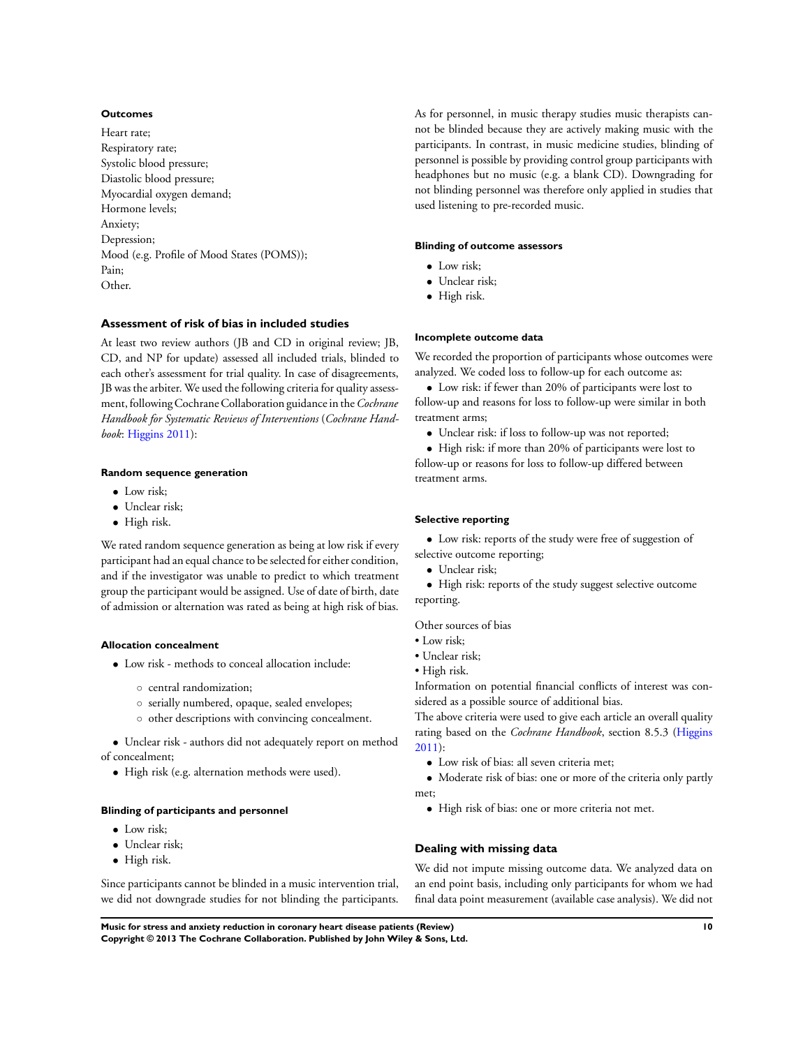#### Outcomes

Heart rate;
Respiratory rate;
Systolic blood pressure;
Diastolic blood pressure;
Myocardial oxygen demand;
Hormone levels;
Anxiety;
Depression;
Mood (e.g. Profile of Mood States (POMS));
Pain;
Other.

### Assessment of risk of bias in included studies

At least two review authors (JB and CD in original review; JB, CD, and NP for update) assessed all included trials, blinded to each other's assessment for trial quality. In case of disagreements, JB was the arbiter. We used the following criteria for quality assessment, following Cochrane Collaboration guidance in the *Cochrane Handbook for Systematic Reviews of Interventions* (*Cochrane Handbook*: Higgins 2011):

#### Random sequence generation

- Low risk;
- Unclear risk;
- High risk.

We rated random sequence generation as being at low risk if every participant had an equal chance to be selected for either condition, and if the investigator was unable to predict to which treatment group the participant would be assigned. Use of date of birth, date of admission or alternation was rated as being at high risk of bias.

#### Allocation concealment

- Low risk - methods to conceal allocation include:
    - central randomization;
    - serially numbered, opaque, sealed envelopes;
    - other descriptions with convincing concealment.
- Unclear risk - authors did not adequately report on method of concealment;
- High risk (e.g. alternation methods were used).

#### Blinding of participants and personnel

- Low risk;
- Unclear risk;
- High risk.

Since participants cannot be blinded in a music intervention trial, we did not downgrade studies for not blinding the participants. As for personnel, in music therapy studies music therapists cannot be blinded because they are actively making music with the participants. In contrast, in music medicine studies, blinding of personnel is possible by providing control group participants with headphones but no music (e.g. a blank CD). Downgrading for not blinding personnel was therefore only applied in studies that used listening to pre-recorded music.

#### Blinding of outcome assessors

- Low risk;
- Unclear risk;
- High risk.

#### Incomplete outcome data

We recorded the proportion of participants whose outcomes were analyzed. We coded loss to follow-up for each outcome as:

- Low risk: if fewer than 20% of participants were lost to follow-up and reasons for loss to follow-up were similar in both treatment arms;
- Unclear risk: if loss to follow-up was not reported;
- High risk: if more than 20% of participants were lost to follow-up or reasons for loss to follow-up differed between treatment arms.

#### Selective reporting

- Low risk: reports of the study were free of suggestion of selective outcome reporting;
- Unclear risk;
- High risk: reports of the study suggest selective outcome reporting.

Other sources of bias

- Low risk;
- Unclear risk;
- High risk.

Information on potential financial conflicts of interest was considered as a possible source of additional bias.

The above criteria were used to give each article an overall quality rating based on the *Cochrane Handbook*, section 8.5.3 (Higgins 2011):

- Low risk of bias: all seven criteria met;
- Moderate risk of bias: one or more of the criteria only partly met;
- High risk of bias: one or more criteria not met.

### Dealing with missing data

We did not impute missing outcome data. We analyzed data on an end point basis, including only participants for whom we had final data point measurement (available case analysis). We did not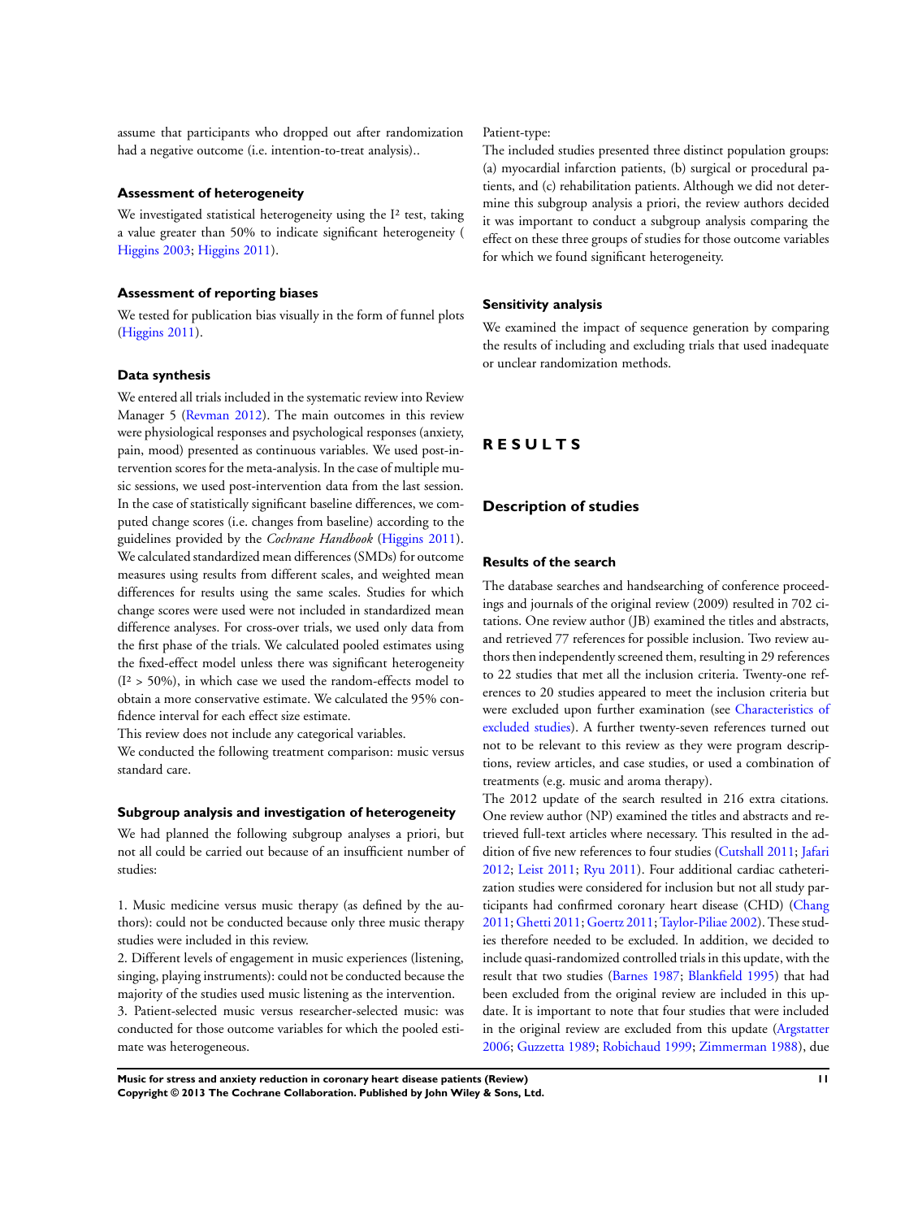assume that participants who dropped out after randomization had a negative outcome (i.e. intention-to-treat analysis)..

### Assessment of heterogeneity

We investigated statistical heterogeneity using the I² test, taking a value greater than 50% to indicate significant heterogeneity ( Higgins 2003; Higgins 2011).

### Assessment of reporting biases

We tested for publication bias visually in the form of funnel plots (Higgins 2011).

### Data synthesis

We entered all trials included in the systematic review into Review Manager 5 (Revman 2012). The main outcomes in this review were physiological responses and psychological responses (anxiety, pain, mood) presented as continuous variables. We used post-intervention scores for the meta-analysis. In the case of multiple music sessions, we used post-intervention data from the last session. In the case of statistically significant baseline differences, we computed change scores (i.e. changes from baseline) according to the guidelines provided by the *Cochrane Handbook* (Higgins 2011). We calculated standardized mean differences (SMDs) for outcome measures using results from different scales, and weighted mean differences for results using the same scales. Studies for which change scores were used were not included in standardized mean difference analyses. For cross-over trials, we used only data from the first phase of the trials. We calculated pooled estimates using the fixed-effect model unless there was significant heterogeneity ($I^2 > 50\%$), in which case we used the random-effects model to obtain a more conservative estimate. We calculated the 95% confidence interval for each effect size estimate.

This review does not include any categorical variables.

We conducted the following treatment comparison: music versus standard care.

### Subgroup analysis and investigation of heterogeneity

We had planned the following subgroup analyses a priori, but not all could be carried out because of an insufficient number of studies:

1. Music medicine versus music therapy (as defined by the authors): could not be conducted because only three music therapy studies were included in this review.
2. Different levels of engagement in music experiences (listening, singing, playing instruments): could not be conducted because the majority of the studies used music listening as the intervention.
3. Patient-selected music versus researcher-selected music: was conducted for those outcome variables for which the pooled estimate was heterogeneous.

Patient-type:

The included studies presented three distinct population groups: (a) myocardial infarction patients, (b) surgical or procedural patients, and (c) rehabilitation patients. Although we did not determine this subgroup analysis a priori, the review authors decided it was important to conduct a subgroup analysis comparing the effect on these three groups of studies for those outcome variables for which we found significant heterogeneity.

### Sensitivity analysis

We examined the impact of sequence generation by comparing the results of including and excluding trials that used inadequate or unclear randomization methods.

# RESULTS

## Description of studies

### Results of the search

The database searches and handsearching of conference proceedings and journals of the original review (2009) resulted in 702 citations. One review author (JB) examined the titles and abstracts, and retrieved 77 references for possible inclusion. Two review authors then independently screened them, resulting in 29 references to 22 studies that met all the inclusion criteria. Twenty-one references to 20 studies appeared to meet the inclusion criteria but were excluded upon further examination (see Characteristics of excluded studies). A further twenty-seven references turned out not to be relevant to this review as they were program descriptions, review articles, and case studies, or used a combination of treatments (e.g. music and aroma therapy).

The 2012 update of the search resulted in 216 extra citations. One review author (NP) examined the titles and abstracts and retrieved full-text articles where necessary. This resulted in the addition of five new references to four studies (Cutshall 2011; Jafari 2012; Leist 2011; Ryu 2011). Four additional cardiac catheterization studies were considered for inclusion but not all study participants had confirmed coronary heart disease (CHD) (Chang 2011; Ghetti 2011; Goertz 2011; Taylor-Piliae 2002). These studies therefore needed to be excluded. In addition, we decided to include quasi-randomized controlled trials in this update, with the result that two studies (Barnes 1987; Blankfield 1995) that had been excluded from the original review are included in this update. It is important to note that four studies that were included in the original review are excluded from this update (Argstatter 2006; Guzzetta 1989; Robichaud 1999; Zimmerman 1988), due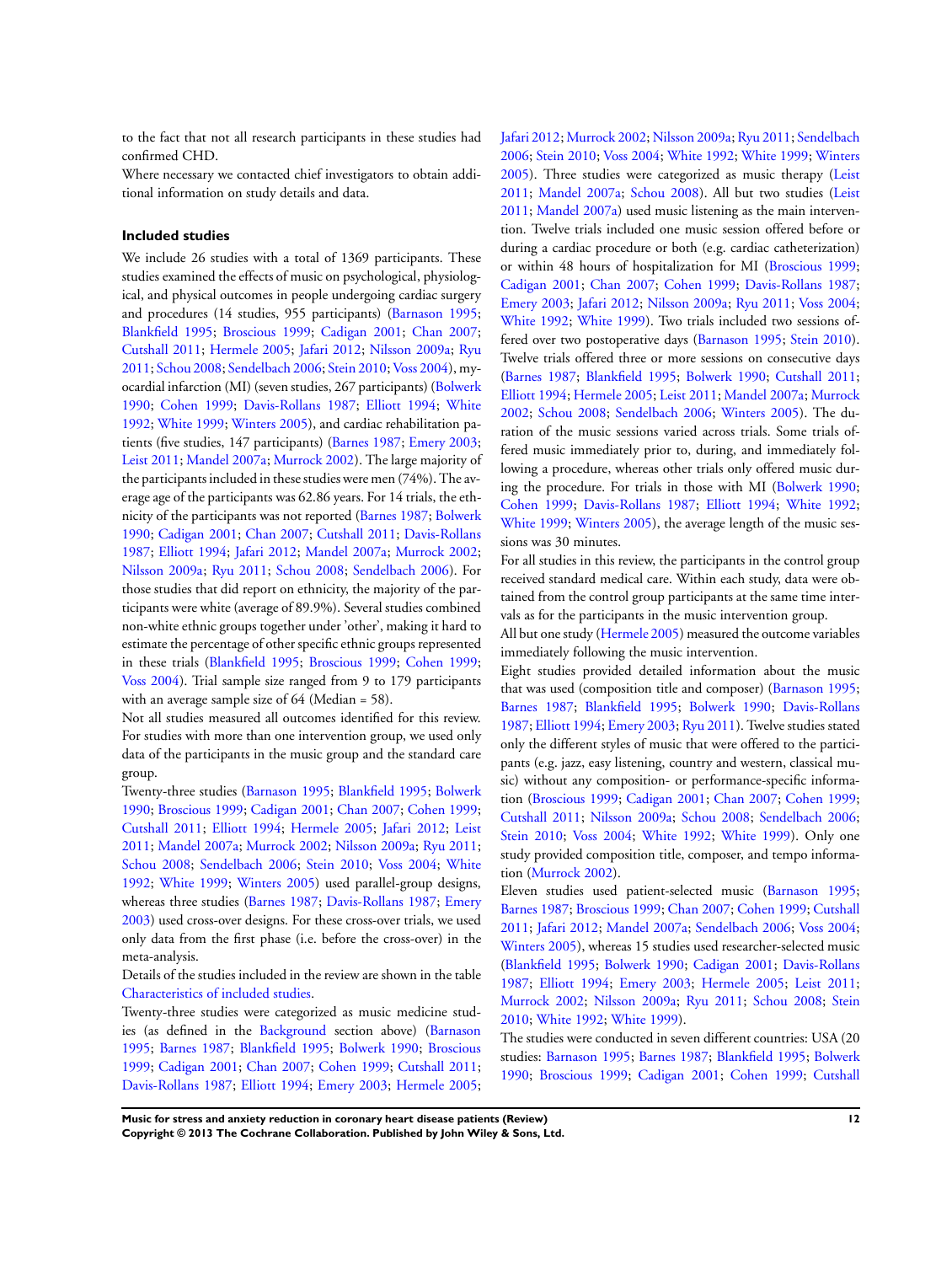to the fact that not all research participants in these studies had confirmed CHD.

Where necessary we contacted chief investigators to obtain additional information on study details and data.

### Included studies

We include 26 studies with a total of 1369 participants. These studies examined the effects of music on psychological, physiological, and physical outcomes in people undergoing cardiac surgery and procedures (14 studies, 955 participants) (Barnason 1995; Blankfield 1995; Broscious 1999; Cadigan 2001; Chan 2007; Cutshall 2011; Hermele 2005; Jafari 2012; Nilsson 2009a; Ryu 2011; Schou 2008; Sendelbach 2006; Stein 2010; Voss 2004), myocardial infarction (MI) (seven studies, 267 participants) (Bolwerk 1990; Cohen 1999; Davis-Rollans 1987; Elliott 1994; White 1992; White 1999; Winters 2005), and cardiac rehabilitation patients (five studies, 147 participants) (Barnes 1987; Emery 2003; Leist 2011; Mandel 2007a; Murrock 2002). The large majority of the participants included in these studies were men (74%). The average age of the participants was 62.86 years. For 14 trials, the ethnicity of the participants was not reported (Barnes 1987; Bolwerk 1990; Cadigan 2001; Chan 2007; Cutshall 2011; Davis-Rollans 1987; Elliott 1994; Jafari 2012; Mandel 2007a; Murrock 2002; Nilsson 2009a; Ryu 2011; Schou 2008; Sendelbach 2006). For those studies that did report on ethnicity, the majority of the participants were white (average of 89.9%). Several studies combined non-white ethnic groups together under 'other', making it hard to estimate the percentage of other specific ethnic groups represented in these trials (Blankfield 1995; Broscious 1999; Cohen 1999; Voss 2004). Trial sample size ranged from 9 to 179 participants with an average sample size of 64 (Median = 58).

Not all studies measured all outcomes identified for this review. For studies with more than one intervention group, we used only data of the participants in the music group and the standard care group.

Twenty-three studies (Barnason 1995; Blankfield 1995; Bolwerk 1990; Broscious 1999; Cadigan 2001; Chan 2007; Cohen 1999; Cutshall 2011; Elliott 1994; Hermele 2005; Jafari 2012; Leist 2011; Mandel 2007a; Murrock 2002; Nilsson 2009a; Ryu 2011; Schou 2008; Sendelbach 2006; Stein 2010; Voss 2004; White 1992; White 1999; Winters 2005) used parallel-group designs, whereas three studies (Barnes 1987; Davis-Rollans 1987; Emery 2003) used cross-over designs. For these cross-over trials, we used only data from the first phase (i.e. before the cross-over) in the meta-analysis.

Details of the studies included in the review are shown in the table Characteristics of included studies.

Twenty-three studies were categorized as music medicine studies (as defined in the Background section above) (Barnason 1995; Barnes 1987; Blankfield 1995; Bolwerk 1990; Broscious 1999; Cadigan 2001; Chan 2007; Cohen 1999; Cutshall 2011; Davis-Rollans 1987; Elliott 1994; Emery 2003; Hermele 2005; Jafari 2012; Murrock 2002; Nilsson 2009a; Ryu 2011; Sendelbach 2006; Stein 2010; Voss 2004; White 1992; White 1999; Winters 2005). Three studies were categorized as music therapy (Leist 2011; Mandel 2007a; Schou 2008). All but two studies (Leist 2011; Mandel 2007a) used music listening as the main intervention. Twelve trials included one music session offered before or during a cardiac procedure or both (e.g. cardiac catheterization) or within 48 hours of hospitalization for MI (Broscious 1999; Cadigan 2001; Chan 2007; Cohen 1999; Davis-Rollans 1987; Emery 2003; Jafari 2012; Nilsson 2009a; Ryu 2011; Voss 2004; White 1992; White 1999). Two trials included two sessions offered over two postoperative days (Barnason 1995; Stein 2010). Twelve trials offered three or more sessions on consecutive days (Barnes 1987; Blankfield 1995; Bolwerk 1990; Cutshall 2011; Elliott 1994; Hermele 2005; Leist 2011; Mandel 2007a; Murrock 2002; Schou 2008; Sendelbach 2006; Winters 2005). The duration of the music sessions varied across trials. Some trials offered music immediately prior to, during, and immediately following a procedure, whereas other trials only offered music during the procedure. For trials in those with MI (Bolwerk 1990; Cohen 1999; Davis-Rollans 1987; Elliott 1994; White 1992; White 1999; Winters 2005), the average length of the music sessions was 30 minutes.

For all studies in this review, the participants in the control group received standard medical care. Within each study, data were obtained from the control group participants at the same time intervals as for the participants in the music intervention group.

All but one study (Hermele 2005) measured the outcome variables immediately following the music intervention.

Eight studies provided detailed information about the music that was used (composition title and composer) (Barnason 1995; Barnes 1987; Blankfield 1995; Bolwerk 1990; Davis-Rollans 1987; Elliott 1994; Emery 2003; Ryu 2011). Twelve studies stated only the different styles of music that were offered to the participants (e.g. jazz, easy listening, country and western, classical music) without any composition- or performance-specific information (Broscious 1999; Cadigan 2001; Chan 2007; Cohen 1999; Cutshall 2011; Nilsson 2009a; Schou 2008; Sendelbach 2006; Stein 2010; Voss 2004; White 1992; White 1999). Only one study provided composition title, composer, and tempo information (Murrock 2002).

Eleven studies used patient-selected music (Barnason 1995; Barnes 1987; Broscious 1999; Chan 2007; Cohen 1999; Cutshall 2011; Jafari 2012; Mandel 2007a; Sendelbach 2006; Voss 2004; Winters 2005), whereas 15 studies used researcher-selected music (Blankfield 1995; Bolwerk 1990; Cadigan 2001; Davis-Rollans 1987; Elliott 1994; Emery 2003; Hermele 2005; Leist 2011; Murrock 2002; Nilsson 2009a; Ryu 2011; Schou 2008; Stein 2010; White 1992; White 1999).

The studies were conducted in seven different countries: USA (20 studies: Barnason 1995; Barnes 1987; Blankfield 1995; Bolwerk 1990; Broscious 1999; Cadigan 2001; Cohen 1999; Cutshall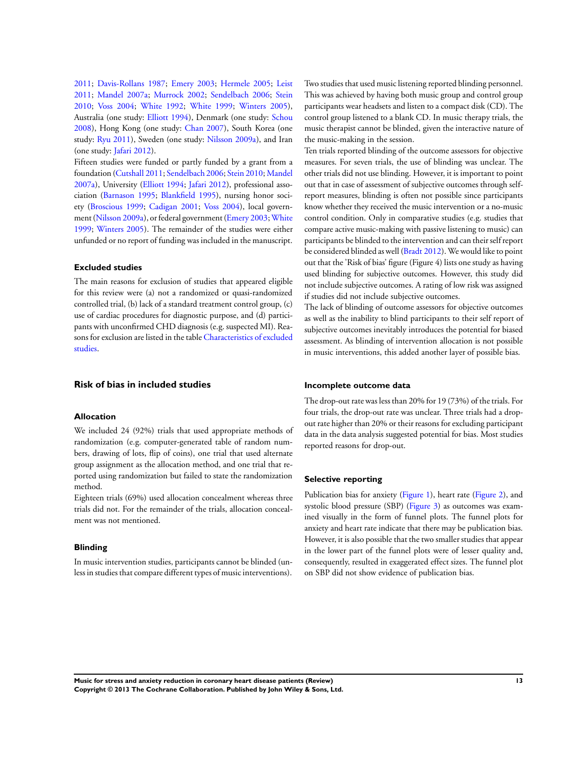2011; Davis-Rollans 1987; Emery 2003; Hermele 2005; Leist 2011; Mandel 2007a; Murrock 2002; Sendelbach 2006; Stein 2010; Voss 2004; White 1992; White 1999; Winters 2005), Australia (one study: Elliott 1994), Denmark (one study: Schou 2008), Hong Kong (one study: Chan 2007), South Korea (one study: Ryu 2011), Sweden (one study: Nilsson 2009a), and Iran (one study: Jafari 2012).

Fifteen studies were funded or partly funded by a grant from a foundation (Cutshall 2011; Sendelbach 2006; Stein 2010; Mandel 2007a), University (Elliott 1994; Jafari 2012), professional association (Barnason 1995; Blankfield 1995), nursing honor society (Broscious 1999; Cadigan 2001; Voss 2004), local government (Nilsson 2009a), or federal government (Emery 2003; White 1999; Winters 2005). The remainder of the studies were either unfunded or no report of funding was included in the manuscript.

### Excluded studies

The main reasons for exclusion of studies that appeared eligible for this review were (a) not a randomized or quasi-randomized controlled trial, (b) lack of a standard treatment control group, (c) use of cardiac procedures for diagnostic purpose, and (d) participants with unconfirmed CHD diagnosis (e.g. suspected MI). Reasons for exclusion are listed in the table Characteristics of excluded studies.

## Risk of bias in included studies

### Allocation

We included 24 (92%) trials that used appropriate methods of randomization (e.g. computer-generated table of random numbers, drawing of lots, flip of coins), one trial that used alternate group assignment as the allocation method, and one trial that reported using randomization but failed to state the randomization method.

Eighteen trials (69%) used allocation concealment whereas three trials did not. For the remainder of the trials, allocation concealment was not mentioned.

### Blinding

In music intervention studies, participants cannot be blinded (unless in studies that compare different types of music interventions). Two studies that used music listening reported blinding personnel. This was achieved by having both music group and control group participants wear headsets and listen to a compact disk (CD). The control group listened to a blank CD. In music therapy trials, the music therapist cannot be blinded, given the interactive nature of the music-making in the session.

Ten trials reported blinding of the outcome assessors for objective measures. For seven trials, the use of blinding was unclear. The other trials did not use blinding. However, it is important to point out that in case of assessment of subjective outcomes through self-report measures, blinding is often not possible since participants know whether they received the music intervention or a no-music control condition. Only in comparative studies (e.g. studies that compare active music-making with passive listening to music) can participants be blinded to the intervention and can their self report be considered blinded as well (Bradt 2012). We would like to point out that the 'Risk of bias' figure (Figure 4) lists one study as having used blinding for subjective outcomes. However, this study did not include subjective outcomes. A rating of low risk was assigned if studies did not include subjective outcomes.

The lack of blinding of outcome assessors for objective outcomes as well as the inability to blind participants to their self report of subjective outcomes inevitably introduces the potential for biased assessment. As blinding of intervention allocation is not possible in music interventions, this added another layer of possible bias.

### Incomplete outcome data

The drop-out rate was less than 20% for 19 (73%) of the trials. For four trials, the drop-out rate was unclear. Three trials had a drop-out rate higher than 20% or their reasons for excluding participant data in the data analysis suggested potential for bias. Most studies reported reasons for drop-out.

### Selective reporting

Publication bias for anxiety (Figure 1), heart rate (Figure 2), and systolic blood pressure (SBP) (Figure 3) as outcomes was examined visually in the form of funnel plots. The funnel plots for anxiety and heart rate indicate that there may be publication bias. However, it is also possible that the two smaller studies that appear in the lower part of the funnel plots were of lesser quality and, consequently, resulted in exaggerated effect sizes. The funnel plot on SBP did not show evidence of publication bias.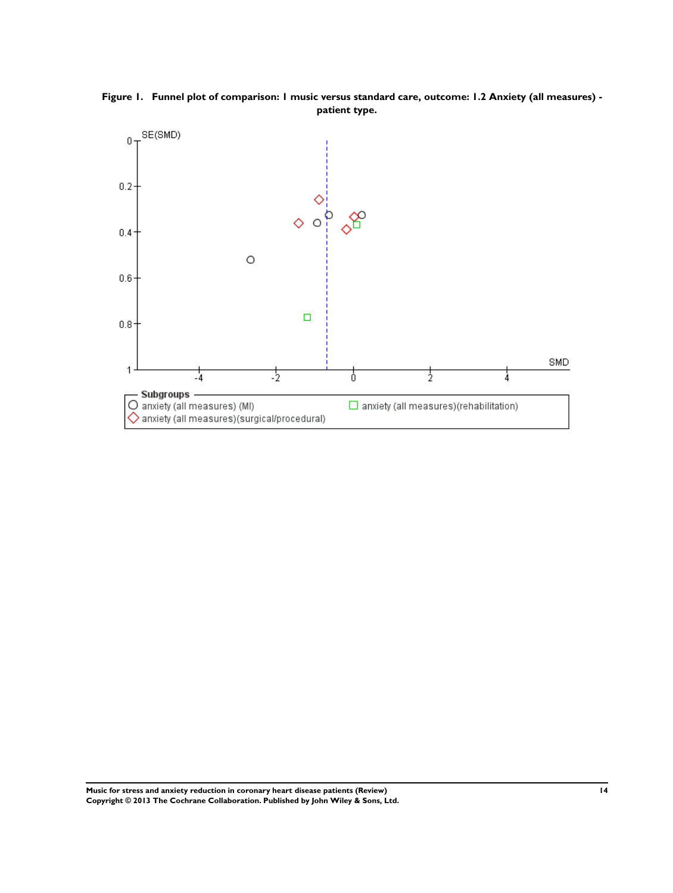**Figure 1. Funnel plot of comparison: 1 music versus standard care, outcome: 1.2 Anxiety (all measures) - patient type.**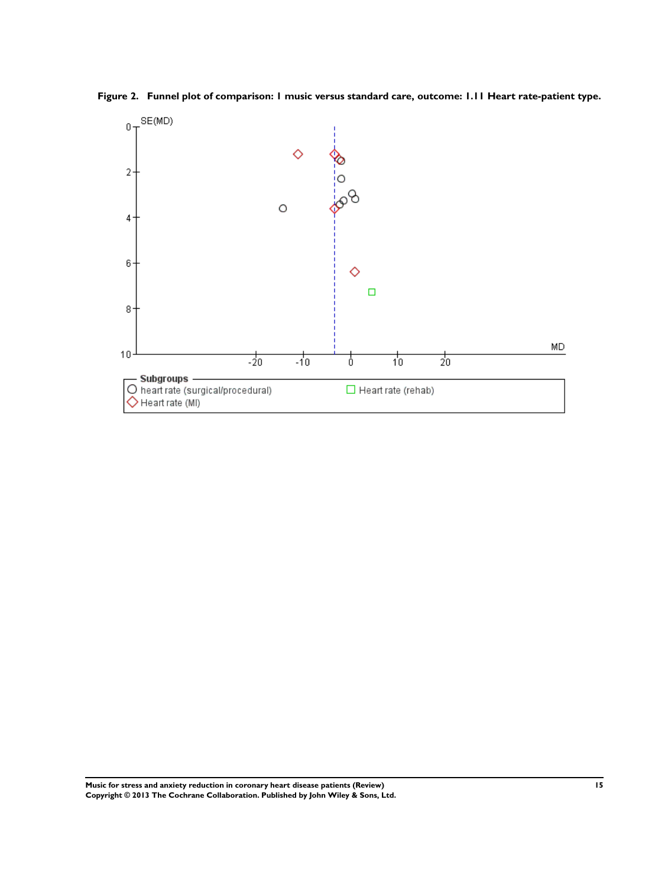**Figure 2. Funnel plot of comparison: 1 music versus standard care, outcome: 1.11 Heart rate-patient type.**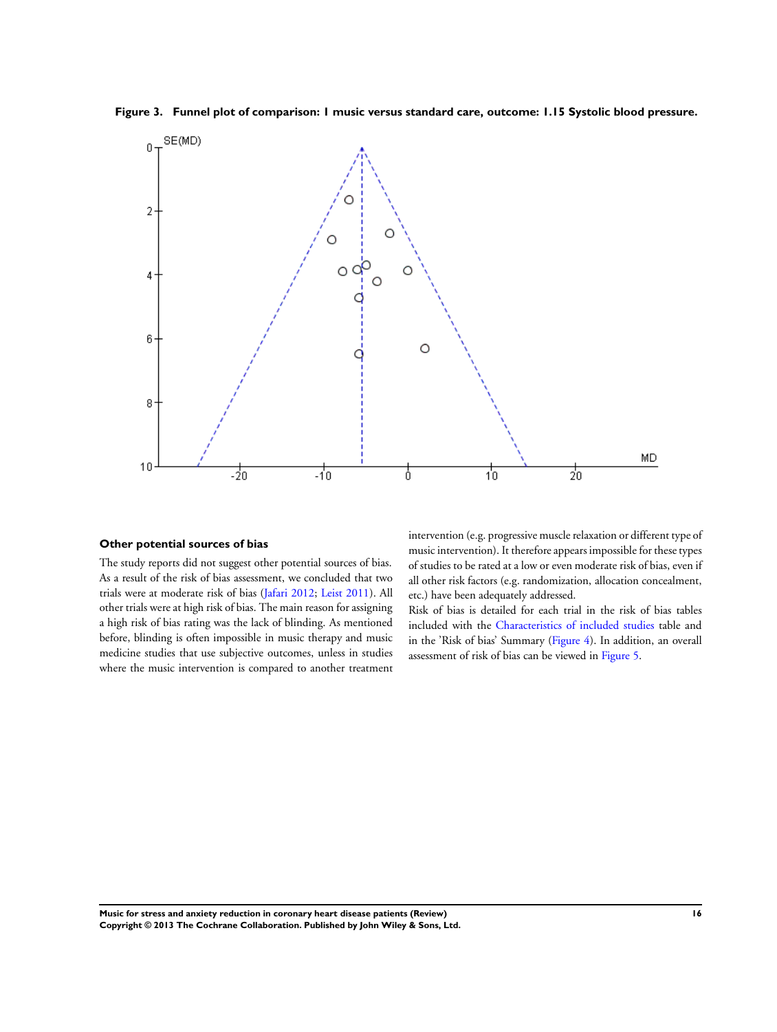**Figure 3. Funnel plot of comparison: 1 music versus standard care, outcome: 1.15 Systolic blood pressure.**

### Other potential sources of bias

The study reports did not suggest other potential sources of bias. As a result of the risk of bias assessment, we concluded that two trials were at moderate risk of bias (Jafari 2012; Leist 2011). All other trials were at high risk of bias. The main reason for assigning a high risk of bias rating was the lack of blinding. As mentioned before, blinding is often impossible in music therapy and music medicine studies that use subjective outcomes, unless in studies where the music intervention is compared to another treatment intervention (e.g. progressive muscle relaxation or different type of music intervention). It therefore appears impossible for these types of studies to be rated at a low or even moderate risk of bias, even if all other risk factors (e.g. randomization, allocation concealment, etc.) have been adequately addressed.

Risk of bias is detailed for each trial in the risk of bias tables included with the Characteristics of included studies table and in the 'Risk of bias' Summary (Figure 4). In addition, an overall assessment of risk of bias can be viewed in Figure 5.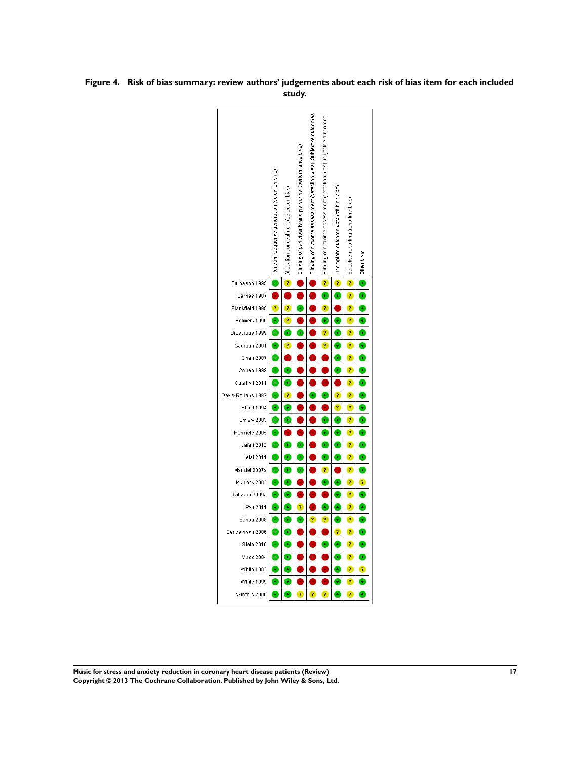**Figure 4. Risk of bias summary: review authors' judgements about each risk of bias item for each included study.**

| Study | Random sequence generation (selection bias) | Allocation concealment (selection bias) | Blinding of participants and personnel (performance bias) | Blinding of outcome assessment (detection bias): Subjective outcomes | Blinding of outcome assessment (detection bias): Objective outcomes | Incomplete outcome data (attrition bias) | Selective reporting (reporting bias) | Other bias |
|---|---|---|---|---|---|---|---|---|
| Barnason 1995 | + | ? | - | - | ? | ? | ? | + |
| Barnes 1987 | - | - | - | - | + | + | ? | + |
| Blankfield 1995 | ? | ? | + | - | ? | - | ? | + |
| Bolwerk 1990 | + | ? | - | - | + | + | ? | + |
| Broscious 1999 | + | + | + | - | ? | + | ? | + |
| Cadigan 2001 | + | ? | - | - | ? | + | ? | + |
| Chan 2007 | + | - | - | - | - | + | ? | + |
| Cohen 1999 | + | + | - | - | - | + | ? | + |
| Cutshall 2011 | + | + | - | - | - | - | ? | + |
| Davis-Rollans 1987 | + | ? | - | + | + | ? | ? | + |
| Elliott 1994 | + | + | - | - | - | ? | ? | + |
| Emery 2003 | + | + | - | - | + | + | ? | + |
| Hermele 2005 | + | - | - | - | + | + | ? | + |
| Jafari 2012 | + | + | + | - | + | + | ? | + |
| Leist 2011 | + | + | + | - | + | + | ? | + |
| Mandel 2007a | + | + | + | - | ? | - | ? | + |
| Murrock 2002 | + | + | - | - | + | + | ? | ? |
| Nilsson 2009a | + | + | - | - | - | + | ? | + |
| Ryu 2011 | + | + | ? | - | + | + | ? | + |
| Schou 2008 | + | + | + | ? | ? | + | ? | + |
| Sendelbach 2006 | + | + | - | - | - | ? | ? | + |
| Stein 2010 | + | + | - | - | + | + | ? | + |
| Voss 2004 | + | + | - | - | - | + | ? | + |
| White 1992 | + | + | - | - | - | + | ? | ? |
| White 1999 | + | + | - | - | - | + | ? | + |
| Winters 2006 | + | + | ? | ? | ? | + | ? | + |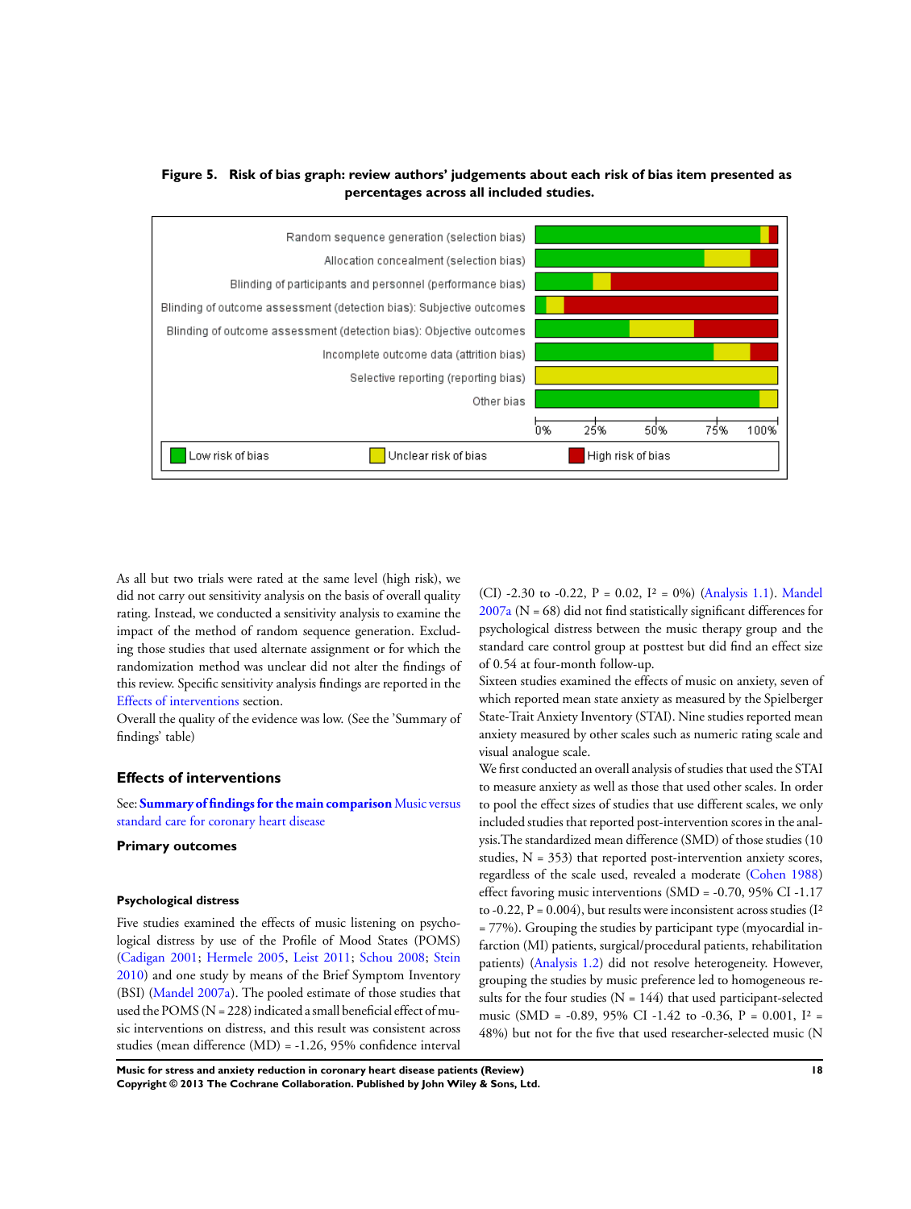**Figure 5. Risk of bias graph: review authors' judgements about each risk of bias item presented as percentages across all included studies.**

As all but two trials were rated at the same level (high risk), we did not carry out sensitivity analysis on the basis of overall quality rating. Instead, we conducted a sensitivity analysis to examine the impact of the method of random sequence generation. Excluding those studies that used alternate assignment or for which the randomization method was unclear did not alter the findings of this review. Specific sensitivity analysis findings are reported in the Effects of interventions section.

Overall the quality of the evidence was low. (See the 'Summary of findings' table)

## Effects of interventions

See: **Summary of findings for the main comparison** Music versus standard care for coronary heart disease

### Primary outcomes

#### Psychological distress

Five studies examined the effects of music listening on psychological distress by use of the Profile of Mood States (POMS) (Cadigan 2001; Hermele 2005; Leist 2011; Schou 2008; Stein 2010) and one study by means of the Brief Symptom Inventory (BSI) (Mandel 2007a). The pooled estimate of those studies that used the POMS (N = 228) indicated a small beneficial effect of music interventions on distress, and this result was consistent across studies (mean difference (MD) = -1.26, 95% confidence interval (CI) -2.30 to -0.22, P = 0.02, $I^2$ = 0%) (Analysis 1.1). Mandel 2007a (N = 68) did not find statistically significant differences for psychological distress between the music therapy group and the standard care control group at posttest but did find an effect size of 0.54 at four-month follow-up.

Sixteen studies examined the effects of music on anxiety, seven of which reported mean state anxiety as measured by the Spielberger State-Trait Anxiety Inventory (STAI). Nine studies reported mean anxiety measured by other scales such as numeric rating scale and visual analogue scale.

We first conducted an overall analysis of studies that used the STAI to measure anxiety as well as those that used other scales. In order to pool the effect sizes of studies that use different scales, we only included studies that reported post-intervention scores in the analysis. The standardized mean difference (SMD) of those studies (10 studies, N = 353) that reported post-intervention anxiety scores, regardless of the scale used, revealed a moderate (Cohen 1988) effect favoring music interventions (SMD = -0.70, 95% CI -1.17 to -0.22, P = 0.004), but results were inconsistent across studies ($I^2$ = 77%). Grouping the studies by participant type (myocardial infarction (MI) patients, surgical/procedural patients, rehabilitation patients) (Analysis 1.2) did not resolve heterogeneity. However, grouping the studies by music preference led to homogeneous results for the four studies (N = 144) that used participant-selected music (SMD = -0.89, 95% CI -1.42 to -0.36, P = 0.001, $I^2$ = 48%) but not for the five that used researcher-selected music (N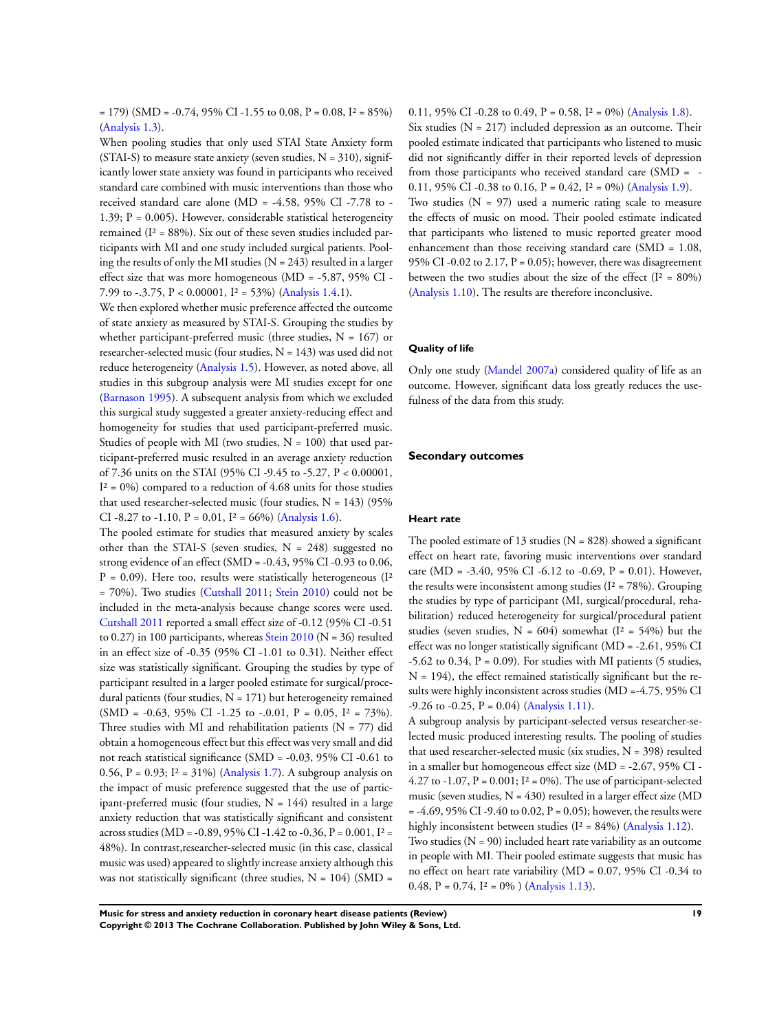= 179) (SMD = -0.74, 95% CI -1.55 to 0.08, P = 0.08, $I^2$ = 85%) (Analysis 1.3).

When pooling studies that only used STAI State Anxiety form (STAI-S) to measure state anxiety (seven studies, N = 310), significantly lower state anxiety was found in participants who received standard care combined with music interventions than those who received standard care alone (MD = -4.58, 95% CI -7.78 to -1.39; P = 0.005). However, considerable statistical heterogeneity remained ($I^2$ = 88%). Six out of these seven studies included participants with MI and one study included surgical patients. Pooling the results of only the MI studies (N = 243) resulted in a larger effect size that was more homogeneous (MD = -5.87, 95% CI -7.99 to -.3.75, P < 0.00001, $I^2$ = 53%) (Analysis 1.4.1).

We then explored whether music preference affected the outcome of state anxiety as measured by STAI-S. Grouping the studies by whether participant-preferred music (three studies, N = 167) or researcher-selected music (four studies, N = 143) was used did not reduce heterogeneity (Analysis 1.5). However, as noted above, all studies in this subgroup analysis were MI studies except for one (Barnason 1995). A subsequent analysis from which we excluded this surgical study suggested a greater anxiety-reducing effect and homogeneity for studies that used participant-preferred music. Studies of people with MI (two studies, N = 100) that used participant-preferred music resulted in an average anxiety reduction of 7.36 units on the STAI (95% CI -9.45 to -5.27, P < 0.00001, $I^2$ = 0%) compared to a reduction of 4.68 units for those studies that used researcher-selected music (four studies, N = 143) (95% CI -8.27 to -1.10, P = 0.01, $I^2$ = 66%) (Analysis 1.6).

The pooled estimate for studies that measured anxiety by scales other than the STAI-S (seven studies, N = 248) suggested no strong evidence of an effect (SMD = -0.43, 95% CI -0.93 to 0.06, P = 0.09). Here too, results were statistically heterogeneous ($I^2$ = 70%). Two studies (Cutshall 2011; Stein 2010) could not be included in the meta-analysis because change scores were used. Cutshall 2011 reported a small effect size of -0.12 (95% CI -0.51 to 0.27) in 100 participants, whereas Stein 2010 (N = 36) resulted in an effect size of -0.35 (95% CI -1.01 to 0.31). Neither effect size was statistically significant. Grouping the studies by type of participant resulted in a larger pooled estimate for surgical/procedural patients (four studies, N = 171) but heterogeneity remained (SMD = -0.63, 95% CI -1.25 to -.0.01, P = 0.05, $I^2$ = 73%). Three studies with MI and rehabilitation patients (N = 77) did obtain a homogeneous effect but this effect was very small and did not reach statistical significance (SMD = -0.03, 95% CI -0.61 to 0.56, P = 0.93; $I^2$ = 31%) (Analysis 1.7). A subgroup analysis on the impact of music preference suggested that the use of participant-preferred music (four studies, N = 144) resulted in a large anxiety reduction that was statistically significant and consistent across studies (MD = -0.89, 95% CI -1.42 to -0.36, P = 0.001, $I^2$ = 48%). In contrast,researcher-selected music (in this case, classical music was used) appeared to slightly increase anxiety although this was not statistically significant (three studies, N = 104) (SMD = 0.11, 95% CI -0.28 to 0.49, P = 0.58, $I^2$ = 0%) (Analysis 1.8).

Six studies (N = 217) included depression as an outcome. Their pooled estimate indicated that participants who listened to music did not significantly differ in their reported levels of depression from those participants who received standard care (SMD = -0.11, 95% CI -0.38 to 0.16, P = 0.42, $I^2$ = 0%) (Analysis 1.9).

Two studies (N = 97) used a numeric rating scale to measure the effects of music on mood. Their pooled estimate indicated that participants who listened to music reported greater mood enhancement than those receiving standard care (SMD = 1.08, 95% CI -0.02 to 2.17, P = 0.05); however, there was disagreement between the two studies about the size of the effect ($I^2$ = 80%) (Analysis 1.10). The results are therefore inconclusive.

### Quality of life

Only one study (Mandel 2007a) considered quality of life as an outcome. However, significant data loss greatly reduces the usefulness of the data from this study.

## Secondary outcomes

### Heart rate

The pooled estimate of 13 studies (N = 828) showed a significant effect on heart rate, favoring music interventions over standard care (MD = -3.40, 95% CI -6.12 to -0.69, P = 0.01). However, the results were inconsistent among studies ($I^2$ = 78%). Grouping the studies by type of participant (MI, surgical/procedural, rehabilitation) reduced heterogeneity for surgical/procedural patient studies (seven studies, N = 604) somewhat ($I^2$ = 54%) but the effect was no longer statistically significant (MD = -2.61, 95% CI -5.62 to 0.34, P = 0.09). For studies with MI patients (5 studies, N = 194), the effect remained statistically significant but the results were highly inconsistent across studies (MD =-4.75, 95% CI -9.26 to -0.25, P = 0.04) (Analysis 1.11).

A subgroup analysis by participant-selected versus researcher-selected music produced interesting results. The pooling of studies that used researcher-selected music (six studies, N = 398) resulted in a smaller but homogeneous effect size (MD = -2.67, 95% CI -4.27 to -1.07, P = 0.001; $I^2$ = 0%). The use of participant-selected music (seven studies, N = 430) resulted in a larger effect size (MD = -4.69, 95% CI -9.40 to 0.02, P = 0.05); however, the results were highly inconsistent between studies ($I^2$ = 84%) (Analysis 1.12).

Two studies (N = 90) included heart rate variability as an outcome in people with MI. Their pooled estimate suggests that music has no effect on heart rate variability (MD = 0.07, 95% CI -0.34 to 0.48, P = 0.74, $I^2$ = 0% ) (Analysis 1.13).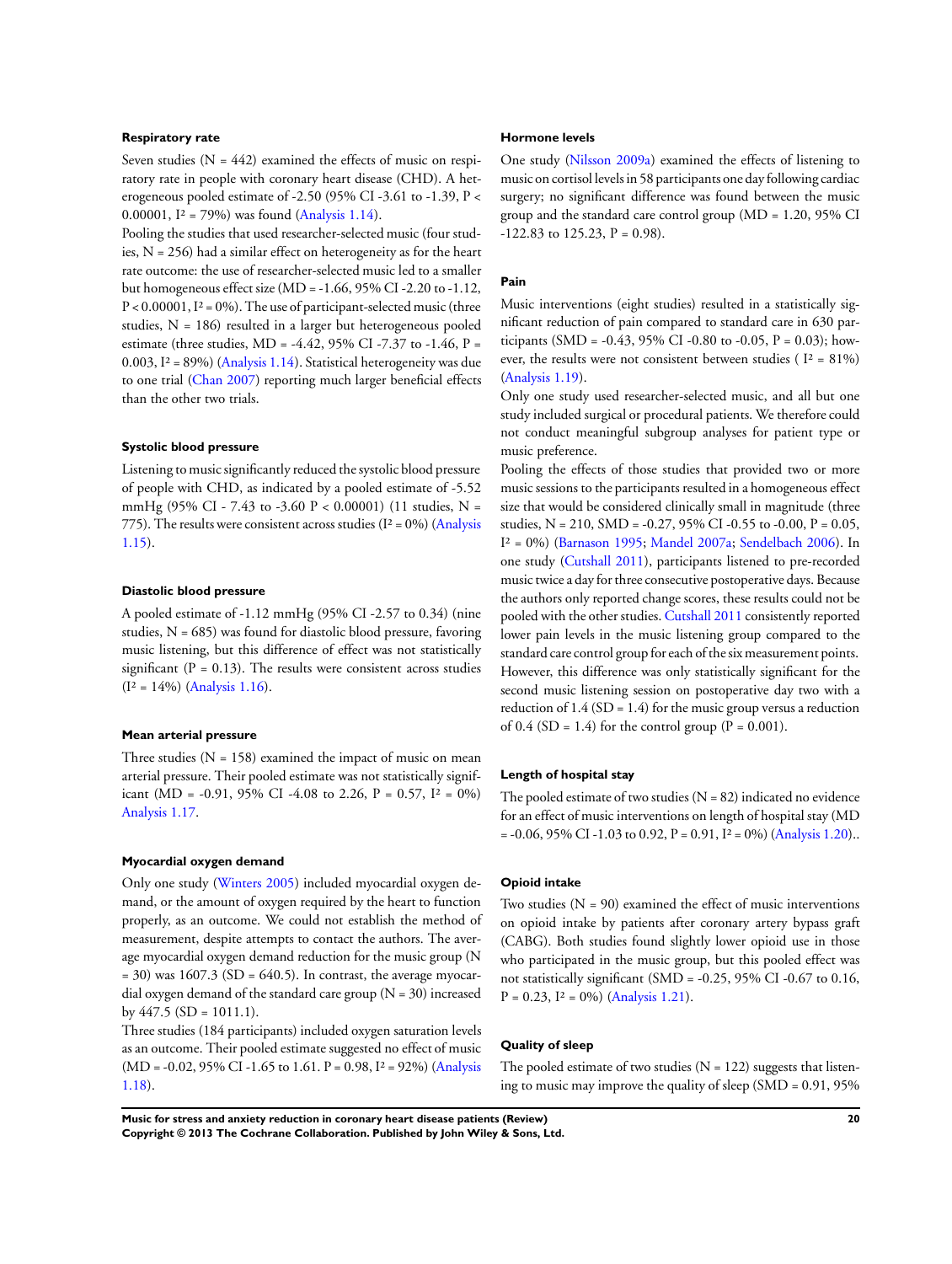#### Respiratory rate

Seven studies (N = 442) examined the effects of music on respiratory rate in people with coronary heart disease (CHD). A heterogeneous pooled estimate of -2.50 (95% CI -3.61 to -1.39, P < 0.00001, $I^2$ = 79%) was found (Analysis 1.14).

Pooling the studies that used researcher-selected music (four studies, N = 256) had a similar effect on heterogeneity as for the heart rate outcome: the use of researcher-selected music led to a smaller but homogeneous effect size (MD = -1.66, 95% CI -2.20 to -1.12, P < 0.00001, $I^2$ = 0%). The use of participant-selected music (three studies, N = 186) resulted in a larger but heterogeneous pooled estimate (three studies, MD = -4.42, 95% CI -7.37 to -1.46, P = 0.003, $I^2$ = 89%) (Analysis 1.14). Statistical heterogeneity was due to one trial (Chan 2007) reporting much larger beneficial effects than the other two trials.

#### Systolic blood pressure

Listening to music significantly reduced the systolic blood pressure of people with CHD, as indicated by a pooled estimate of -5.52 mmHg (95% CI - 7.43 to -3.60 P < 0.00001) (11 studies, N = 775). The results were consistent across studies ($I^2$ = 0%) (Analysis 1.15).

#### Diastolic blood pressure

A pooled estimate of -1.12 mmHg (95% CI -2.57 to 0.34) (nine studies, N = 685) was found for diastolic blood pressure, favoring music listening, but this difference of effect was not statistically significant (P = 0.13). The results were consistent across studies ($I^2$ = 14%) (Analysis 1.16).

#### Mean arterial pressure

Three studies (N = 158) examined the impact of music on mean arterial pressure. Their pooled estimate was not statistically significant (MD = -0.91, 95% CI -4.08 to 2.26, P = 0.57, $I^2$ = 0%) Analysis 1.17.

#### Myocardial oxygen demand

Only one study (Winters 2005) included myocardial oxygen demand, or the amount of oxygen required by the heart to function properly, as an outcome. We could not establish the method of measurement, despite attempts to contact the authors. The average myocardial oxygen demand reduction for the music group (N = 30) was 1607.3 (SD = 640.5). In contrast, the average myocardial oxygen demand of the standard care group (N = 30) increased by 447.5 (SD = 1011.1).

Three studies (184 participants) included oxygen saturation levels as an outcome. Their pooled estimate suggested no effect of music (MD = -0.02, 95% CI -1.65 to 1.61. P = 0.98, $I^2$ = 92%) (Analysis 1.18).

#### Hormone levels

One study (Nilsson 2009a) examined the effects of listening to music on cortisol levels in 58 participants one day following cardiac surgery; no significant difference was found between the music group and the standard care control group (MD = 1.20, 95% CI -122.83 to 125.23, P = 0.98).

#### Pain

Music interventions (eight studies) resulted in a statistically significant reduction of pain compared to standard care in 630 participants (SMD = -0.43, 95% CI -0.80 to -0.05, P = 0.03); however, the results were not consistent between studies ( $I^2$ = 81%) (Analysis 1.19).

Only one study used researcher-selected music, and all but one study included surgical or procedural patients. We therefore could not conduct meaningful subgroup analyses for patient type or music preference.

Pooling the effects of those studies that provided two or more music sessions to the participants resulted in a homogeneous effect size that would be considered clinically small in magnitude (three studies, N = 210, SMD = -0.27, 95% CI -0.55 to -0.00, P = 0.05, $I^2$ = 0%) (Barnason 1995; Mandel 2007a; Sendelbach 2006). In one study (Cutshall 2011), participants listened to pre-recorded music twice a day for three consecutive postoperative days. Because the authors only reported change scores, these results could not be pooled with the other studies. Cutshall 2011 consistently reported lower pain levels in the music listening group compared to the standard care control group for each of the six measurement points. However, this difference was only statistically significant for the second music listening session on postoperative day two with a reduction of 1.4 (SD = 1.4) for the music group versus a reduction of 0.4 (SD = 1.4) for the control group (P = 0.001).

#### Length of hospital stay

The pooled estimate of two studies (N = 82) indicated no evidence for an effect of music interventions on length of hospital stay (MD = -0.06, 95% CI -1.03 to 0.92, P = 0.91, $I^2$ = 0%) (Analysis 1.20)..

#### Opioid intake

Two studies (N = 90) examined the effect of music interventions on opioid intake by patients after coronary artery bypass graft (CABG). Both studies found slightly lower opioid use in those who participated in the music group, but this pooled effect was not statistically significant (SMD = -0.25, 95% CI -0.67 to 0.16, P = 0.23, $I^2$ = 0%) (Analysis 1.21).

#### Quality of sleep

The pooled estimate of two studies (N = 122) suggests that listening to music may improve the quality of sleep (SMD = 0.91, 95%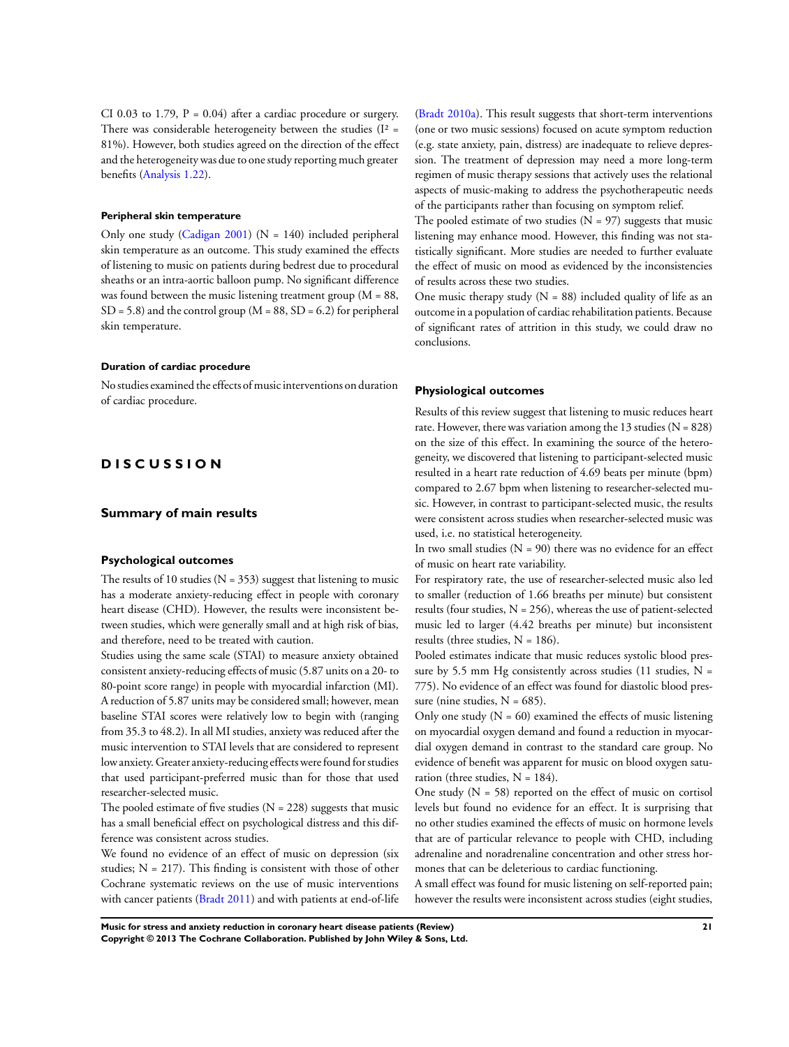CI 0.03 to 1.79, P = 0.04) after a cardiac procedure or surgery. There was considerable heterogeneity between the studies ($I^2$ = 81%). However, both studies agreed on the direction of the effect and the heterogeneity was due to one study reporting much greater benefits (Analysis 1.22).

#### Peripheral skin temperature

Only one study (Cadigan 2001) (N = 140) included peripheral skin temperature as an outcome. This study examined the effects of listening to music on patients during bedrest due to procedural sheaths or an intra-aortic balloon pump. No significant difference was found between the music listening treatment group (M = 88, SD = 5.8) and the control group (M = 88, SD = 6.2) for peripheral skin temperature.

#### Duration of cardiac procedure

No studies examined the effects of music interventions on duration of cardiac procedure.

# DISCUSSION

## Summary of main results

### Psychological outcomes

The results of 10 studies (N = 353) suggest that listening to music has a moderate anxiety-reducing effect in people with coronary heart disease (CHD). However, the results were inconsistent between studies, which were generally small and at high risk of bias, and therefore, need to be treated with caution.

Studies using the same scale (STAI) to measure anxiety obtained consistent anxiety-reducing effects of music (5.87 units on a 20- to 80-point score range) in people with myocardial infarction (MI). A reduction of 5.87 units may be considered small; however, mean baseline STAI scores were relatively low to begin with (ranging from 35.3 to 48.2). In all MI studies, anxiety was reduced after the music intervention to STAI levels that are considered to represent low anxiety. Greater anxiety-reducing effects were found for studies that used participant-preferred music than for those that used researcher-selected music.

The pooled estimate of five studies (N = 228) suggests that music has a small beneficial effect on psychological distress and this difference was consistent across studies.

We found no evidence of an effect of music on depression (six studies; N = 217). This finding is consistent with those of other Cochrane systematic reviews on the use of music interventions with cancer patients (Bradt 2011) and with patients at end-of-life (Bradt 2010a). This result suggests that short-term interventions (one or two music sessions) focused on acute symptom reduction (e.g. state anxiety, pain, distress) are inadequate to relieve depression. The treatment of depression may need a more long-term regimen of music therapy sessions that actively uses the relational aspects of music-making to address the psychotherapeutic needs of the participants rather than focusing on symptom relief.

The pooled estimate of two studies (N = 97) suggests that music listening may enhance mood. However, this finding was not statistically significant. More studies are needed to further evaluate the effect of music on mood as evidenced by the inconsistencies of results across these two studies.

One music therapy study (N = 88) included quality of life as an outcome in a population of cardiac rehabilitation patients. Because of significant rates of attrition in this study, we could draw no conclusions.

### Physiological outcomes

Results of this review suggest that listening to music reduces heart rate. However, there was variation among the 13 studies (N = 828) on the size of this effect. In examining the source of the heterogeneity, we discovered that listening to participant-selected music resulted in a heart rate reduction of 4.69 beats per minute (bpm) compared to 2.67 bpm when listening to researcher-selected music. However, in contrast to participant-selected music, the results were consistent across studies when researcher-selected music was used, i.e. no statistical heterogeneity.

In two small studies (N = 90) there was no evidence for an effect of music on heart rate variability.

For respiratory rate, the use of researcher-selected music also led to smaller (reduction of 1.66 breaths per minute) but consistent results (four studies, N = 256), whereas the use of patient-selected music led to larger (4.42 breaths per minute) but inconsistent results (three studies, N = 186).

Pooled estimates indicate that music reduces systolic blood pressure by 5.5 mm Hg consistently across studies (11 studies, N = 775). No evidence of an effect was found for diastolic blood pressure (nine studies, N = 685).

Only one study (N = 60) examined the effects of music listening on myocardial oxygen demand and found a reduction in myocardial oxygen demand in contrast to the standard care group. No evidence of benefit was apparent for music on blood oxygen saturation (three studies, N = 184).

One study (N = 58) reported on the effect of music on cortisol levels but found no evidence for an effect. It is surprising that no other studies examined the effects of music on hormone levels that are of particular relevance to people with CHD, including adrenaline and noradrenaline concentration and other stress hormones that can be deleterious to cardiac functioning.

A small effect was found for music listening on self-reported pain; however the results were inconsistent across studies (eight studies,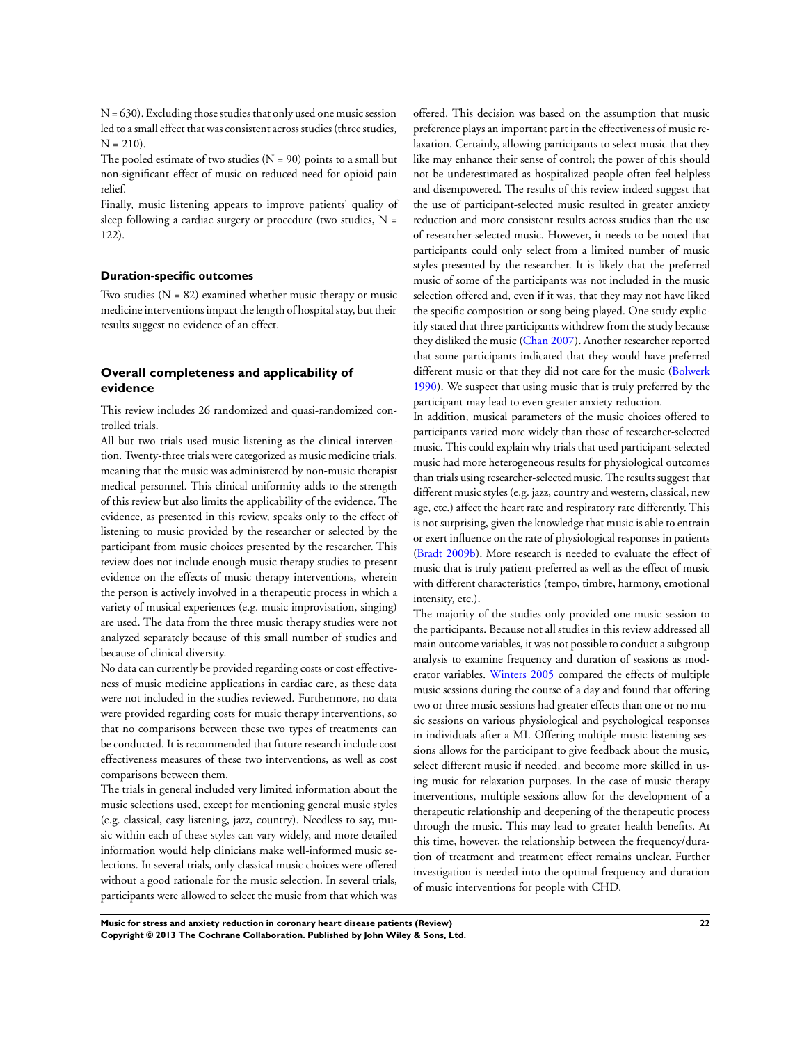N = 630). Excluding those studies that only used one music session led to a small effect that was consistent across studies (three studies, N = 210).

The pooled estimate of two studies (N = 90) points to a small but non-significant effect of music on reduced need for opioid pain relief.

Finally, music listening appears to improve patients' quality of sleep following a cardiac surgery or procedure (two studies, N = 122).

### Duration-specific outcomes

Two studies (N = 82) examined whether music therapy or music medicine interventions impact the length of hospital stay, but their results suggest no evidence of an effect.

## Overall completeness and applicability of evidence

This review includes 26 randomized and quasi-randomized controlled trials.

All but two trials used music listening as the clinical intervention. Twenty-three trials were categorized as music medicine trials, meaning that the music was administered by non-music therapist medical personnel. This clinical uniformity adds to the strength of this review but also limits the applicability of the evidence. The evidence, as presented in this review, speaks only to the effect of listening to music provided by the researcher or selected by the participant from music choices presented by the researcher. This review does not include enough music therapy studies to present evidence on the effects of music therapy interventions, wherein the person is actively involved in a therapeutic process in which a variety of musical experiences (e.g. music improvisation, singing) are used. The data from the three music therapy studies were not analyzed separately because of this small number of studies and because of clinical diversity.

No data can currently be provided regarding costs or cost effectiveness of music medicine applications in cardiac care, as these data were not included in the studies reviewed. Furthermore, no data were provided regarding costs for music therapy interventions, so that no comparisons between these two types of treatments can be conducted. It is recommended that future research include cost effectiveness measures of these two interventions, as well as cost comparisons between them.

The trials in general included very limited information about the music selections used, except for mentioning general music styles (e.g. classical, easy listening, jazz, country). Needless to say, music within each of these styles can vary widely, and more detailed information would help clinicians make well-informed music selections. In several trials, only classical music choices were offered without a good rationale for the music selection. In several trials, participants were allowed to select the music from that which was offered. This decision was based on the assumption that music preference plays an important part in the effectiveness of music relaxation. Certainly, allowing participants to select music that they like may enhance their sense of control; the power of this should not be underestimated as hospitalized people often feel helpless and disempowered. The results of this review indeed suggest that the use of participant-selected music resulted in greater anxiety reduction and more consistent results across studies than the use of researcher-selected music. However, it needs to be noted that participants could only select from a limited number of music styles presented by the researcher. It is likely that the preferred music of some of the participants was not included in the music selection offered and, even if it was, that they may not have liked the specific composition or song being played. One study explicitly stated that three participants withdrew from the study because they disliked the music (Chan 2007). Another researcher reported that some participants indicated that they would have preferred different music or that they did not care for the music (Bolwerk 1990). We suspect that using music that is truly preferred by the participant may lead to even greater anxiety reduction.

In addition, musical parameters of the music choices offered to participants varied more widely than those of researcher-selected music. This could explain why trials that used participant-selected music had more heterogeneous results for physiological outcomes than trials using researcher-selected music. The results suggest that different music styles (e.g. jazz, country and western, classical, new age, etc.) affect the heart rate and respiratory rate differently. This is not surprising, given the knowledge that music is able to entrain or exert influence on the rate of physiological responses in patients (Bradt 2009b). More research is needed to evaluate the effect of music that is truly patient-preferred as well as the effect of music with different characteristics (tempo, timbre, harmony, emotional intensity, etc.).

The majority of the studies only provided one music session to the participants. Because not all studies in this review addressed all main outcome variables, it was not possible to conduct a subgroup analysis to examine frequency and duration of sessions as moderator variables. Winters 2005 compared the effects of multiple music sessions during the course of a day and found that offering two or three music sessions had greater effects than one or no music sessions on various physiological and psychological responses in individuals after a MI. Offering multiple music listening sessions allows for the participant to give feedback about the music, select different music if needed, and become more skilled in using music for relaxation purposes. In the case of music therapy interventions, multiple sessions allow for the development of a therapeutic relationship and deepening of the therapeutic process through the music. This may lead to greater health benefits. At this time, however, the relationship between the frequency/duration of treatment and treatment effect remains unclear. Further investigation is needed into the optimal frequency and duration of music interventions for people with CHD.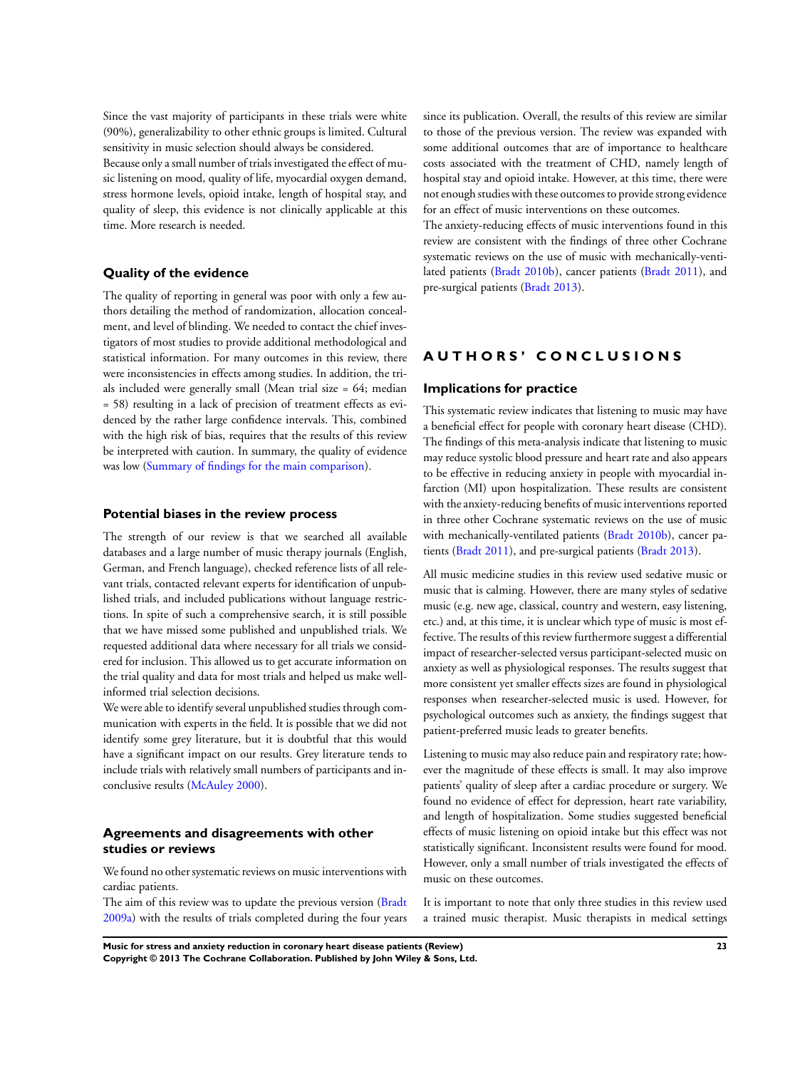Since the vast majority of participants in these trials were white (90%), generalizability to other ethnic groups is limited. Cultural sensitivity in music selection should always be considered.

Because only a small number of trials investigated the effect of music listening on mood, quality of life, myocardial oxygen demand, stress hormone levels, opioid intake, length of hospital stay, and quality of sleep, this evidence is not clinically applicable at this time. More research is needed.

### Quality of the evidence

The quality of reporting in general was poor with only a few authors detailing the method of randomization, allocation concealment, and level of blinding. We needed to contact the chief investigators of most studies to provide additional methodological and statistical information. For many outcomes in this review, there were inconsistencies in effects among studies. In addition, the trials included were generally small (Mean trial size = 64; median = 58) resulting in a lack of precision of treatment effects as evidenced by the rather large confidence intervals. This, combined with the high risk of bias, requires that the results of this review be interpreted with caution. In summary, the quality of evidence was low (Summary of findings for the main comparison).

### Potential biases in the review process

The strength of our review is that we searched all available databases and a large number of music therapy journals (English, German, and French language), checked reference lists of all relevant trials, contacted relevant experts for identification of unpublished trials, and included publications without language restrictions. In spite of such a comprehensive search, it is still possible that we have missed some published and unpublished trials. We requested additional data where necessary for all trials we considered for inclusion. This allowed us to get accurate information on the trial quality and data for most trials and helped us make well-informed trial selection decisions.

We were able to identify several unpublished studies through communication with experts in the field. It is possible that we did not identify some grey literature, but it is doubtful that this would have a significant impact on our results. Grey literature tends to include trials with relatively small numbers of participants and inconclusive results (McAuley 2000).

### Agreements and disagreements with other studies or reviews

We found no other systematic reviews on music interventions with cardiac patients.

The aim of this review was to update the previous version (Bradt 2009a) with the results of trials completed during the four years since its publication. Overall, the results of this review are similar to those of the previous version. The review was expanded with some additional outcomes that are of importance to healthcare costs associated with the treatment of CHD, namely length of hospital stay and opioid intake. However, at this time, there were not enough studies with these outcomes to provide strong evidence for an effect of music interventions on these outcomes.

The anxiety-reducing effects of music interventions found in this review are consistent with the findings of three other Cochrane systematic reviews on the use of music with mechanically-ventilated patients (Bradt 2010b), cancer patients (Bradt 2011), and pre-surgical patients (Bradt 2013).

## AUTHORS' CONCLUSIONS

### Implications for practice

This systematic review indicates that listening to music may have a beneficial effect for people with coronary heart disease (CHD). The findings of this meta-analysis indicate that listening to music may reduce systolic blood pressure and heart rate and also appears to be effective in reducing anxiety in people with myocardial infarction (MI) upon hospitalization. These results are consistent with the anxiety-reducing benefits of music interventions reported in three other Cochrane systematic reviews on the use of music with mechanically-ventilated patients (Bradt 2010b), cancer patients (Bradt 2011), and pre-surgical patients (Bradt 2013).

All music medicine studies in this review used sedative music or music that is calming. However, there are many styles of sedative music (e.g. new age, classical, country and western, easy listening, etc.) and, at this time, it is unclear which type of music is most effective. The results of this review furthermore suggest a differential impact of researcher-selected versus participant-selected music on anxiety as well as physiological responses. The results suggest that more consistent yet smaller effects sizes are found in physiological responses when researcher-selected music is used. However, for psychological outcomes such as anxiety, the findings suggest that patient-preferred music leads to greater benefits.

Listening to music may also reduce pain and respiratory rate; however the magnitude of these effects is small. It may also improve patients' quality of sleep after a cardiac procedure or surgery. We found no evidence of effect for depression, heart rate variability, and length of hospitalization. Some studies suggested beneficial effects of music listening on opioid intake but this effect was not statistically significant. Inconsistent results were found for mood. However, only a small number of trials investigated the effects of music on these outcomes.

It is important to note that only three studies in this review used a trained music therapist. Music therapists in medical settings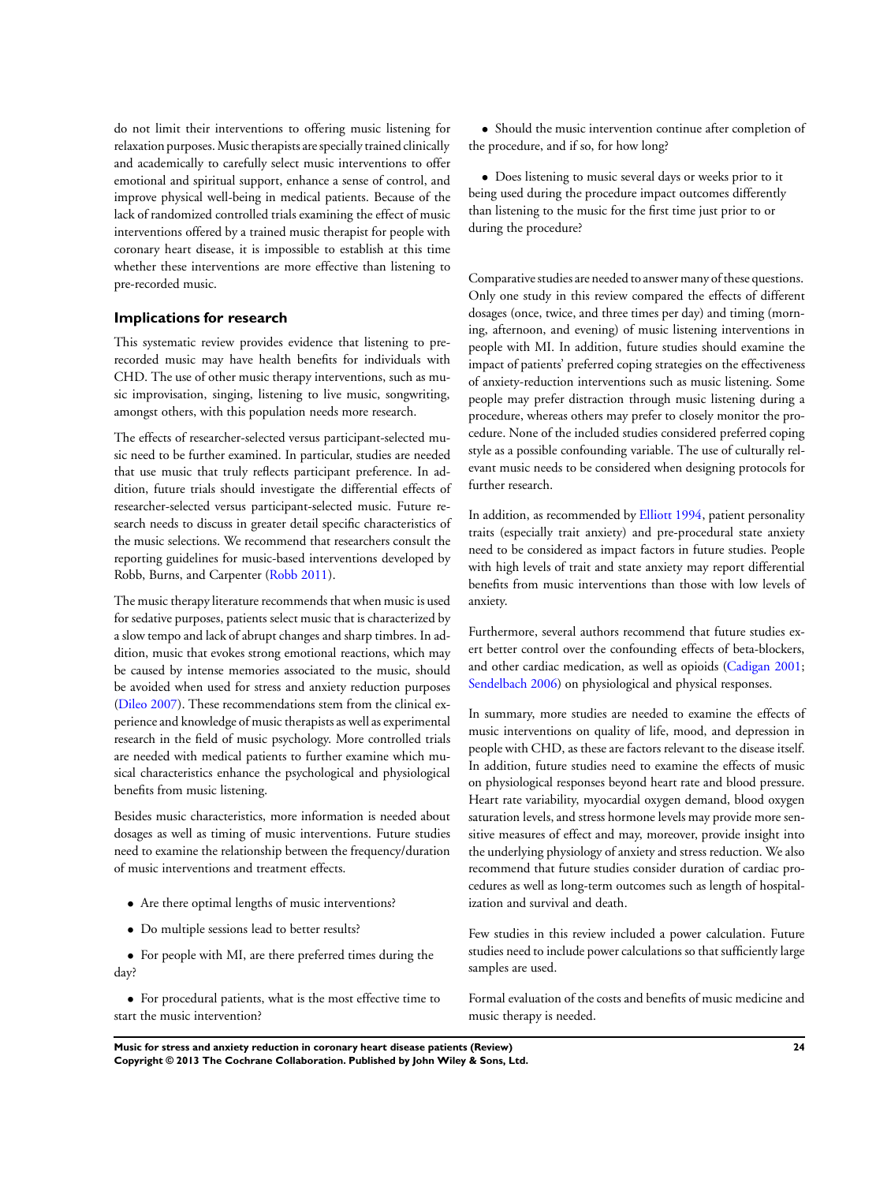do not limit their interventions to offering music listening for relaxation purposes. Music therapists are specially trained clinically and academically to carefully select music interventions to offer emotional and spiritual support, enhance a sense of control, and improve physical well-being in medical patients. Because of the lack of randomized controlled trials examining the effect of music interventions offered by a trained music therapist for people with coronary heart disease, it is impossible to establish at this time whether these interventions are more effective than listening to pre-recorded music.

### Implications for research

This systematic review provides evidence that listening to pre-recorded music may have health benefits for individuals with CHD. The use of other music therapy interventions, such as music improvisation, singing, listening to live music, songwriting, amongst others, with this population needs more research.

The effects of researcher-selected versus participant-selected music need to be further examined. In particular, studies are needed that use music that truly reflects participant preference. In addition, future trials should investigate the differential effects of researcher-selected versus participant-selected music. Future research needs to discuss in greater detail specific characteristics of the music selections. We recommend that researchers consult the reporting guidelines for music-based interventions developed by Robb, Burns, and Carpenter (Robb 2011).

The music therapy literature recommends that when music is used for sedative purposes, patients select music that is characterized by a slow tempo and lack of abrupt changes and sharp timbres. In addition, music that evokes strong emotional reactions, which may be caused by intense memories associated to the music, should be avoided when used for stress and anxiety reduction purposes (Dileo 2007). These recommendations stem from the clinical experience and knowledge of music therapists as well as experimental research in the field of music psychology. More controlled trials are needed with medical patients to further examine which musical characteristics enhance the psychological and physiological benefits from music listening.

Besides music characteristics, more information is needed about dosages as well as timing of music interventions. Future studies need to examine the relationship between the frequency/duration of music interventions and treatment effects.

- Are there optimal lengths of music interventions?
- Do multiple sessions lead to better results?
- For people with MI, are there preferred times during the day?
- For procedural patients, what is the most effective time to start the music intervention?
- Should the music intervention continue after completion of the procedure, and if so, for how long?
- Does listening to music several days or weeks prior to it being used during the procedure impact outcomes differently than listening to the music for the first time just prior to or during the procedure?

Comparative studies are needed to answer many of these questions. Only one study in this review compared the effects of different dosages (once, twice, and three times per day) and timing (morning, afternoon, and evening) of music listening interventions in people with MI. In addition, future studies should examine the impact of patients' preferred coping strategies on the effectiveness of anxiety-reduction interventions such as music listening. Some people may prefer distraction through music listening during a procedure, whereas others may prefer to closely monitor the procedure. None of the included studies considered preferred coping style as a possible confounding variable. The use of culturally relevant music needs to be considered when designing protocols for further research.

In addition, as recommended by Elliott 1994, patient personality traits (especially trait anxiety) and pre-procedural state anxiety need to be considered as impact factors in future studies. People with high levels of trait and state anxiety may report differential benefits from music interventions than those with low levels of anxiety.

Furthermore, several authors recommend that future studies exert better control over the confounding effects of beta-blockers, and other cardiac medication, as well as opioids (Cadigan 2001; Sendelbach 2006) on physiological and physical responses.

In summary, more studies are needed to examine the effects of music interventions on quality of life, mood, and depression in people with CHD, as these are factors relevant to the disease itself. In addition, future studies need to examine the effects of music on physiological responses beyond heart rate and blood pressure. Heart rate variability, myocardial oxygen demand, blood oxygen saturation levels, and stress hormone levels may provide more sensitive measures of effect and may, moreover, provide insight into the underlying physiology of anxiety and stress reduction. We also recommend that future studies consider duration of cardiac procedures as well as long-term outcomes such as length of hospitalization and survival and death.

Few studies in this review included a power calculation. Future studies need to include power calculations so that sufficiently large samples are used.

Formal evaluation of the costs and benefits of music medicine and music therapy is needed.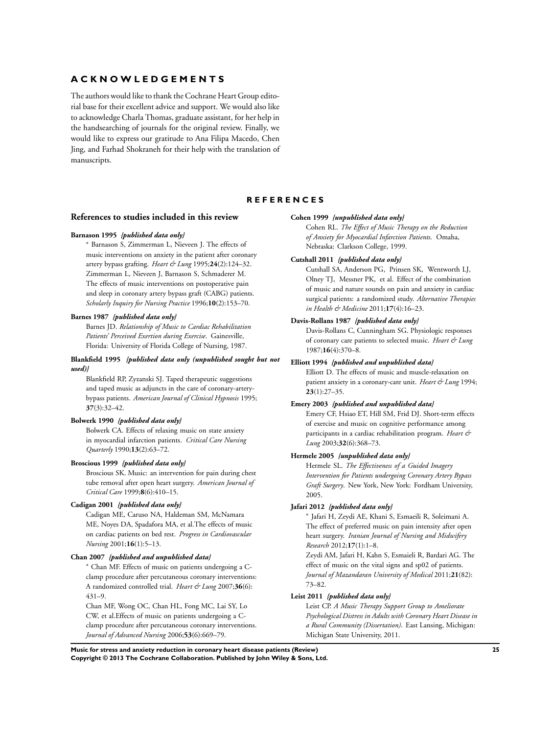## ACKNOWLEDGEMENTS

The authors would like to thank the Cochrane Heart Group editorial base for their excellent advice and support. We would also like to acknowledge Charla Thomas, graduate assistant, for her help in the handsearching of journals for the original review. Finally, we would like to express our gratitude to Ana Filipa Macedo, Chen Jing, and Farhad Shokraneh for their help with the translation of manuscripts.

## REFERENCES

### References to studies included in this review

**Barnason 1995** *{published data only}*

\* Barnason S, Zimmerman L, Nieveen J. The effects of music interventions on anxiety in the patient after coronary artery bypass grafting. *Heart & Lung* 1995;**24**(2):124–32.

Zimmerman L, Nieveen J, Barnason S, Schmaderer M. The effects of music interventions on postoperative pain and sleep in coronary artery bypass graft (CABG) patients. *Scholarly Inquiry for Nursing Practice* 1996;**10**(2):153–70.

**Barnes 1987** *{published data only}*

Barnes JD. *Relationship of Music to Cardiac Rehabilitation Patients' Perceived Exertion during Exercise*. Gainesville, Florida: University of Florida College of Nursing, 1987.

**Blankfield 1995** *{published data only (unpublished sought but not used)}*

Blankfield RP, Zyzanski SJ. Taped therapeutic suggestions and taped music as adjuncts in the care of coronary-artery-bypass patients. *American Journal of Clinical Hypnosis* 1995;**37**(3):32–42.

**Bolwerk 1990** *{published data only}*

Bolwerk CA. Effects of relaxing music on state anxiety in myocardial infarction patients. *Critical Care Nursing Quarterly* 1990;**13**(2):63–72.

**Broscious 1999** *{published data only}*

Broscious SK. Music: an intervention for pain during chest tube removal after open heart surgery. *American Journal of Critical Care* 1999;**8**(6):410–15.

**Cadigan 2001** *{published data only}*

Cadigan ME, Caruso NA, Haldeman SM, McNamara ME, Noyes DA, Spadafora MA, et al.The effects of music on cardiac patients on bed rest. *Progress in Cardiovascular Nursing* 2001;**16**(1):5–13.

**Chan 2007** *{published and unpublished data}*

\* Chan MF. Effects of music on patients undergoing a C-clamp procedure after percutaneous coronary interventions: A randomized controlled trial. *Heart & Lung* 2007;**36**(6): 431–9.

Chan MF, Wong OC, Chan HL, Fong MC, Lai SY, Lo CW, et al.Effects of music on patients undergoing a C-clamp procedure after percutaneous coronary interventions. *Journal of Advanced Nursing* 2006;**53**(6):669–79.

**Cohen 1999** *{unpublished data only}*

Cohen RL. *The Effect of Music Therapy on the Reduction of Anxiety for Myocardial Infarction Patients*. Omaha, Nebraska: Clarkson College, 1999.

**Cutshall 2011** *{published data only}*

Cutshall SA, Anderson PG, Prinsen SK, Wentworth LJ, Olney TJ, Messner PK, et al. Effect of the combination of music and nature sounds on pain and anxiety in cardiac surgical patients: a randomized study. *Alternative Therapies in Health & Medicine* 2011;**17**(4):16–23.

**Davis-Rollans 1987** *{published data only}*

Davis-Rollans C, Cunningham SG. Physiologic responses of coronary care patients to selected music. *Heart & Lung* 1987;**16**(4):370–8.

**Elliott 1994** *{published and unpublished data}*

Elliott D. The effects of music and muscle-relaxation on patient anxiety in a coronary-care unit. *Heart & Lung* 1994; **23**(1):27–35.

**Emery 2003** *{published and unpublished data}*

Emery CF, Hsiao ET, Hill SM, Frid DJ. Short-term effects of exercise and music on cognitive performance among participants in a cardiac rehabilitation program. *Heart & Lung* 2003;**32**(6):368–73.

**Hermele 2005** *{unpublished data only}*

Hermele SL. *The Effectiveness of a Guided Imagery Intervention for Patients undergoing Coronary Artery Bypass Graft Surgery*. New York, New York: Fordham University, 2005.

**Jafari 2012** *{published data only}*

\* Jafari H, Zeydi AE, Khani S, Esmaeili R, Soleimani A. The effect of preferred music on pain intensity after open heart surgery. *Iranian Journal of Nursing and Midwifery Research* 2012;**17**(1):1–8.

Zeydi AM, Jafari H, Kahn S, Esmaieli R, Bardari AG. The effect of music on the vital signs and sp02 of patients. *Journal of Mazandaran University of Medical* 2011;**21**(82): 73–82.

**Leist 2011** *{published data only}*

Leist CP. *A Music Therapy Support Group to Ameliorate Psychological Distress in Adults with Coronary Heart Disease in a Rural Community (Dissertation)*. East Lansing, Michigan: Michigan State University, 2011.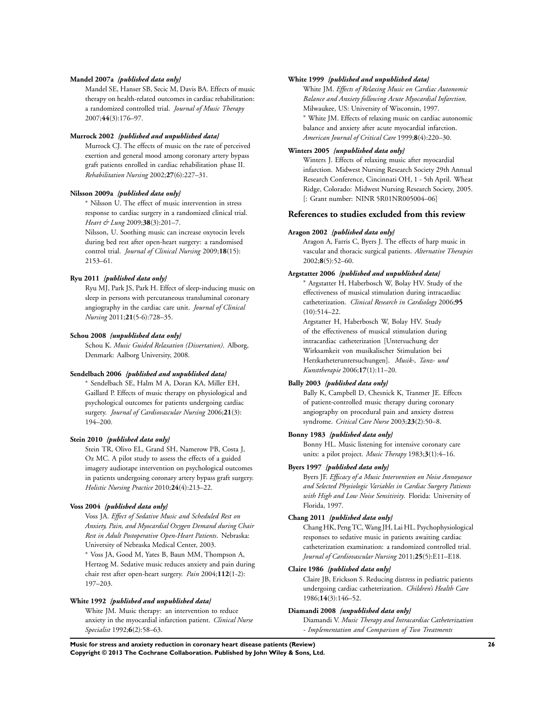**Mandel 2007a** *{published data only}*

Mandel SE, Hanser SB, Secic M, Davis BA. Effects of music therapy on health-related outcomes in cardiac rehabilitation: a randomized controlled trial. *Journal of Music Therapy* 2007;**44**(3):176–97.

**Murrock 2002** *{published and unpublished data}*

Murrock CJ. The effects of music on the rate of perceived exertion and general mood among coronary artery bypass graft patients enrolled in cardiac rehabilitation phase II. *Rehabilitation Nursing* 2002;**27**(6):227–31.

**Nilsson 2009a** *{published data only}*

* Nilsson U. The effect of music intervention in stress response to cardiac surgery in a randomized clinical trial. *Heart & Lung* 2009;**38**(3):201–7.

Nilsson, U. Soothing music can increase oxytocin levels during bed rest after open-heart surgery: a randomised control trial. *Journal of Clinical Nursing* 2009;**18**(15): 2153–61.

**Ryu 2011** *{published data only}*

Ryu MJ, Park JS, Park H. Effect of sleep-inducing music on sleep in persons with percutaneous transluminal coronary angiography in the cardiac care unit. *Journal of Clinical Nursing* 2011;**21**(5-6):728–35.

**Schou 2008** *{unpublished data only}*

Schou K. *Music Guided Relaxation (Dissertation)*. Alborg, Denmark: Aalborg University, 2008.

**Sendelbach 2006** *{published and unpublished data}*

* Sendelbach SE, Halm M A, Doran KA, Miller EH, Gaillard P. Effects of music therapy on physiological and psychological outcomes for patients undergoing cardiac surgery. *Journal of Cardiovascular Nursing* 2006;**21**(3): 194–200.

**Stein 2010** *{published data only}*

Stein TR, Olivo EL, Grand SH, Namerow PB, Costa J, Oz MC. A pilot study to assess the effects of a guided imagery audiotape intervention on psychological outcomes in patients undergoing coronary artery bypass graft surgery. *Holistic Nursing Practice* 2010;**24**(4):213–22.

**Voss 2004** *{published data only}*

Voss JA. *Effect of Sedative Music and Scheduled Rest on Anxiety, Pain, and Myocardial Oxygen Demand during Chair Rest in Adult Postoperative Open-Heart Patients*. Nebraska: University of Nebraska Medical Center, 2003.

* Voss JA, Good M, Yates B, Baun MM, Thompson A, Hertzog M. Sedative music reduces anxiety and pain during chair rest after open-heart surgery. *Pain* 2004;**112**(1-2): 197–203.

**White 1992** *{published and unpublished data}*

White JM. Music therapy: an intervention to reduce anxiety in the myocardial infarction patient. *Clinical Nurse Specialist* 1992;**6**(2):58–63.

**White 1999** *{published and unpublished data}*

White JM. *Effects of Relaxing Music on Cardiac Autonomic Balance and Anxiety following Acute Myocardial Infarction*. Milwaukee, US: University of Wisconsin, 1997.

* White JM. Effects of relaxing music on cardiac autonomic balance and anxiety after acute myocardial infarction. *American Journal of Critical Care* 1999;**8**(4):220–30.

**Winters 2005** *{unpublished data only}*

Winters J. Effects of relaxing music after myocardial infarction. Midwest Nursing Research Society 29th Annual Research Conference, Cincinnati OH, 1 - 5th April. Wheat Ridge, Colorado: Midwest Nursing Research Society, 2005. [: Grant number: NINR 5R01NR005004–06]

## References to studies excluded from this review

**Aragon 2002** *{published data only}*

Aragon A, Farris C, Byers J. The effects of harp music in vascular and thoracic surgical patients. *Alternative Therapies* 2002;**8**(5):52–60.

**Argstatter 2006** *{published and unpublished data}*

* Argstatter H, Haberbosch W, Bolay HV. Study of the effectiveness of musical stimulation during intracardiac catheterization. *Clinical Research in Cardiology* 2006;**95** (10):514–22.

Argstatter H, Haberbosch W, Bolay HV. Study of the effectiveness of musical stimulation during intracardiac catheterization [Untersuchung der Wirksamkeit von musikalischer Stimulation bei Herzkatheteruntersuchungen]. *Musik-, Tanz- und Kunsttherapie* 2006;**17**(1):11–20.

**Bally 2003** *{published data only}*

Bally K, Campbell D, Chesnick K, Tranmer JE. Effects of patient-controlled music therapy during coronary angiography on procedural pain and anxiety distress syndrome. *Critical Care Nurse* 2003;**23**(2):50–8.

**Bonny 1983** *{published data only}*

Bonny HL. Music listening for intensive coronary care units: a pilot project. *Music Therapy* 1983;**3**(1):4–16.

**Byers 1997** *{published data only}*

Byers JF. *Efficacy of a Music Intervention on Noise Annoyance and Selected Physiologic Variables in Cardiac Surgery Patients with High and Low Noise Sensitivity*. Florida: University of Florida, 1997.

**Chang 2011** *{published data only}*

Chang HK, Peng TC, Wang JH, Lai HL. Psychophysiological responses to sedative music in patients awaiting cardiac catheterization examination: a randomized controlled trial. *Journal of Cardiovascular Nursing* 2011;**25**(5):E11–E18.

**Claire 1986** *{published data only}*

Claire JB, Erickson S. Reducing distress in pediatric patients undergoing cardiac catheterization. *Children's Health Care* 1986;**14**(3):146–52.

**Diamandi 2008** *{unpublished data only}*

Diamandi V. *Music Therapy and Intracardiac Catheterization - Implementation and Comparison of Two Treatments*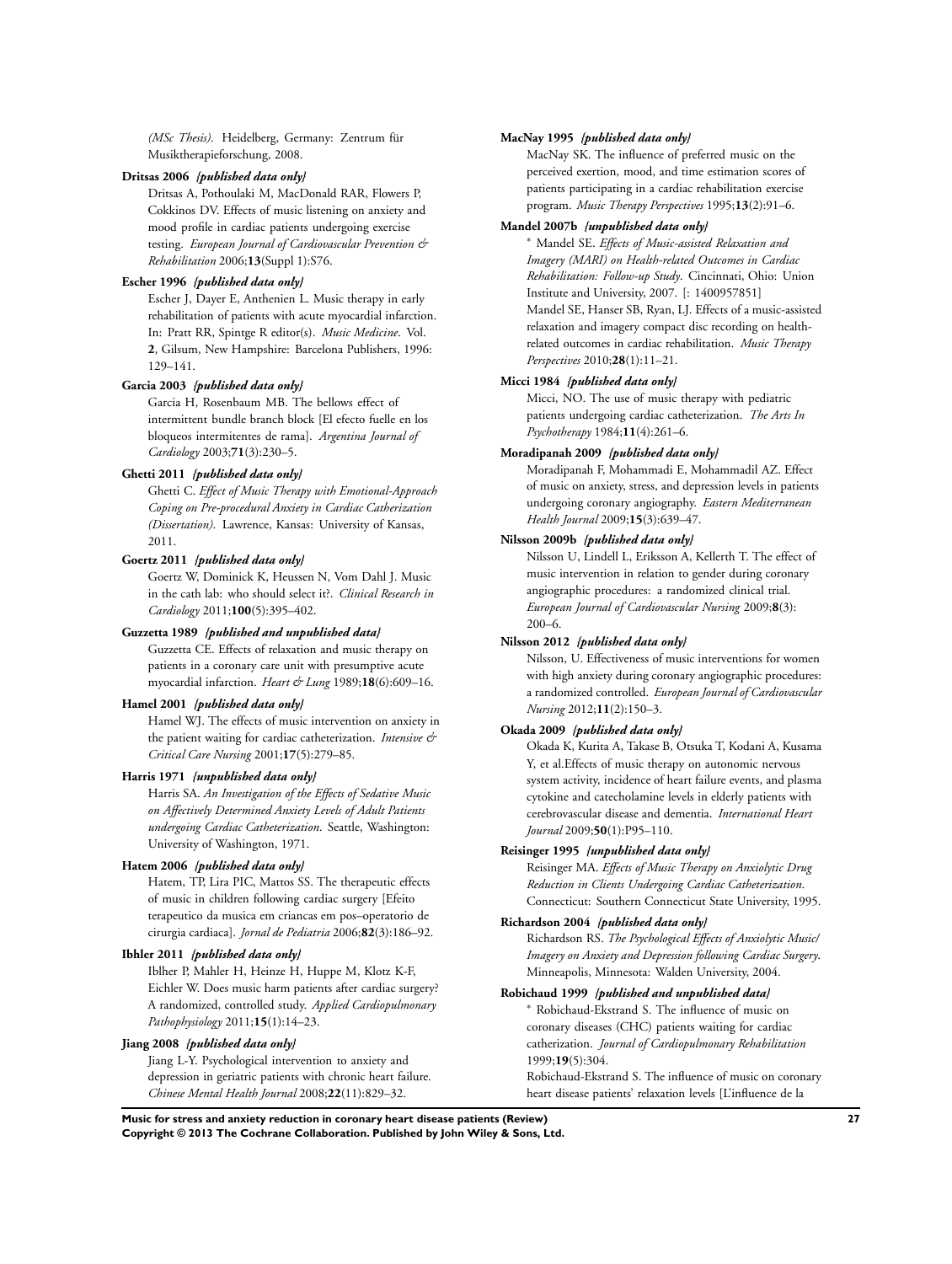*(MSc Thesis)*. Heidelberg, Germany: Zentrum für Musiktherapieforschung, 2008.

**Dritsas 2006** ***{published data only}***

Dritsas A, Pothoulaki M, MacDonald RAR, Flowers P, Cokkinos DV. Effects of music listening on anxiety and mood profile in cardiac patients undergoing exercise testing. *European Journal of Cardiovascular Prevention & Rehabilitation* 2006;**13**(Suppl 1):S76.

**Escher 1996** ***{published data only}***

Escher J, Dayer E, Anthenien L. Music therapy in early rehabilitation of patients with acute myocardial infarction. In: Pratt RR, Spintge R editor(s). *Music Medicine*. Vol. **2**, Gilsum, New Hampshire: Barcelona Publishers, 1996: 129–141.

**Garcia 2003** ***{published data only}***

Garcia H, Rosenbaum MB. The bellows effect of intermittent bundle branch block [El efecto fuelle en los bloqueos intermitentes de rama]. *Argentina Journal of Cardiology* 2003;**71**(3):230–5.

**Ghetti 2011** ***{published data only}***

Ghetti C. *Effect of Music Therapy with Emotional-Approach Coping on Pre-procedural Anxiety in Cardiac Catherization (Dissertation)*. Lawrence, Kansas: University of Kansas, 2011.

**Goertz 2011** ***{published data only}***

Goertz W, Dominick K, Heussen N, Vom Dahl J. Music in the cath lab: who should select it?. *Clinical Research in Cardiology* 2011;**100**(5):395–402.

**Guzzetta 1989** ***{published and unpublished data}***

Guzzetta CE. Effects of relaxation and music therapy on patients in a coronary care unit with presumptive acute myocardial infarction. *Heart & Lung* 1989;**18**(6):609–16.

**Hamel 2001** ***{published data only}***

Hamel WJ. The effects of music intervention on anxiety in the patient waiting for cardiac catheterization. *Intensive & Critical Care Nursing* 2001;**17**(5):279–85.

**Harris 1971** ***{unpublished data only}***

Harris SA. *An Investigation of the Effects of Sedative Music on Affectively Determined Anxiety Levels of Adult Patients undergoing Cardiac Catheterization*. Seattle, Washington: University of Washington, 1971.

**Hatem 2006** ***{published data only}***

Hatem, TP, Lira PIC, Mattos SS. The therapeutic effects of music in children following cardiac surgery [Efeito terapeutico da musica em criancas em pos–operatorio de cirurgia cardiaca]. *Jornal de Pediatria* 2006;**82**(3):186–92.

**Ibhler 2011** ***{published data only}***

Iblher P, Mahler H, Heinze H, Huppe M, Klotz K-F, Eichler W. Does music harm patients after cardiac surgery? A randomized, controlled study. *Applied Cardiopulmonary Pathophysiology* 2011;**15**(1):14–23.

**Jiang 2008** ***{published data only}***

Jiang L-Y. Psychological intervention to anxiety and depression in geriatric patients with chronic heart failure. *Chinese Mental Health Journal* 2008;**22**(11):829–32.

**MacNay 1995** ***{published data only}***

MacNay SK. The influence of preferred music on the perceived exertion, mood, and time estimation scores of patients participating in a cardiac rehabilitation exercise program. *Music Therapy Perspectives* 1995;**13**(2):91–6.

**Mandel 2007b** ***{unpublished data only}***

* Mandel SE. *Effects of Music-assisted Relaxation and Imagery (MARI) on Health-related Outcomes in Cardiac Rehabilitation: Follow-up Study*. Cincinnati, Ohio: Union Institute and University, 2007. [: 1400957851]

Mandel SE, Hanser SB, Ryan, LJ. Effects of a music-assisted relaxation and imagery compact disc recording on health-related outcomes in cardiac rehabilitation. *Music Therapy Perspectives* 2010;**28**(1):11–21.

**Micci 1984** ***{published data only}***

Micci, NO. The use of music therapy with pediatric patients undergoing cardiac catheterization. *The Arts In Psychotherapy* 1984;**11**(4):261–6.

**Moradipanah 2009** ***{published data only}***

Moradipanah F, Mohammadi E, Mohammadil AZ. Effect of music on anxiety, stress, and depression levels in patients undergoing coronary angiography. *Eastern Mediterranean Health Journal* 2009;**15**(3):639–47.

**Nilsson 2009b** ***{published data only}***

Nilsson U, Lindell L, Eriksson A, Kellerth T. The effect of music intervention in relation to gender during coronary angiographic procedures: a randomized clinical trial. *European Journal of Cardiovascular Nursing* 2009;**8**(3): 200–6.

**Nilsson 2012** ***{published data only}***

Nilsson, U. Effectiveness of music interventions for women with high anxiety during coronary angiographic procedures: a randomized controlled. *European Journal of Cardiovascular Nursing* 2012;**11**(2):150–3.

**Okada 2009** ***{published data only}***

Okada K, Kurita A, Takase B, Otsuka T, Kodani A, Kusama Y, et al.Effects of music therapy on autonomic nervous system activity, incidence of heart failure events, and plasma cytokine and catecholamine levels in elderly patients with cerebrovascular disease and dementia. *International Heart Journal* 2009;**50**(1):P95–110.

**Reisinger 1995** ***{unpublished data only}***

Reisinger MA. *Effects of Music Therapy on Anxiolytic Drug Reduction in Clients Undergoing Cardiac Catheterization*. Connecticut: Southern Connecticut State University, 1995.

**Richardson 2004** ***{published data only}***

Richardson RS. *The Psychological Effects of Anxiolytic Music/Imagery on Anxiety and Depression following Cardiac Surgery*. Minneapolis, Minnesota: Walden University, 2004.

**Robichaud 1999** ***{published and unpublished data}***

* Robichaud-Ekstrand S. The influence of music on coronary diseases (CHC) patients waiting for cardiac catherization. *Journal of Cardiopulmonary Rehabilitation* 1999;**19**(5):304.

Robichaud-Ekstrand S. The influence of music on coronary heart disease patients' relaxation levels [L'influence de la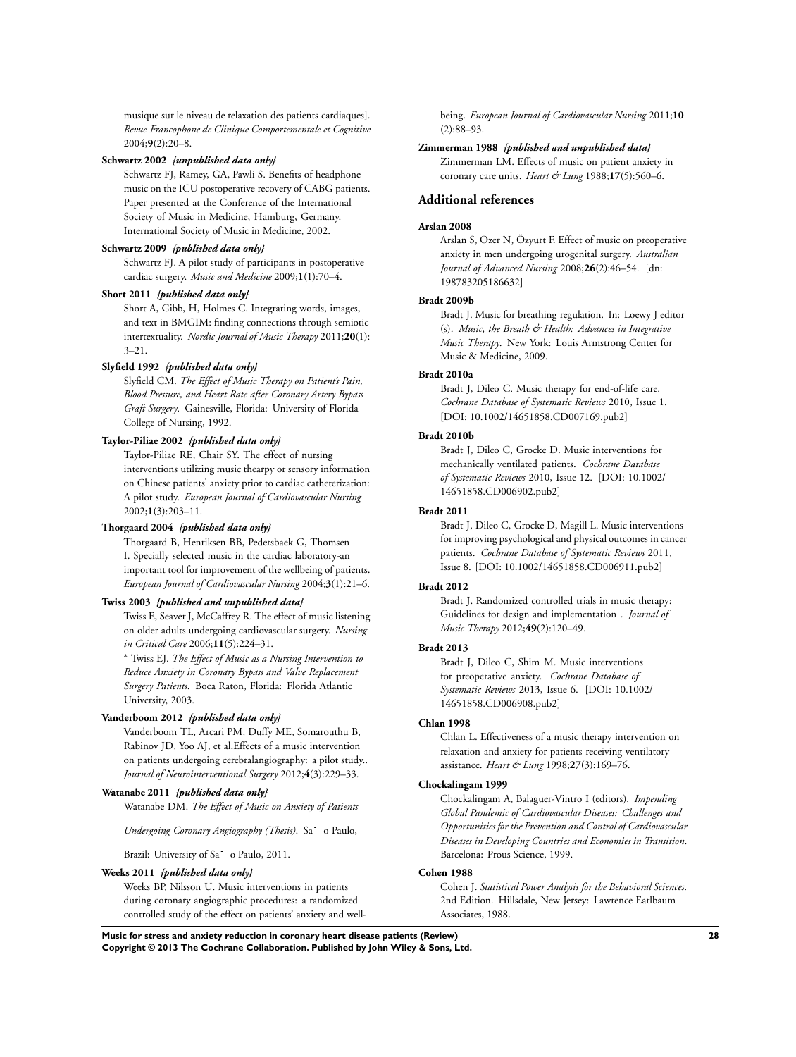musique sur le niveau de relaxation des patients cardiaques]. *Revue Francophone de Clinique Comportementale et Cognitive* 2004;**9**(2):20–8.

**Schwartz 2002** *{unpublished data only}*

Schwartz FJ, Ramey, GA, Pawli S. Benefits of headphone music on the ICU postoperative recovery of CABG patients. Paper presented at the Conference of the International Society of Music in Medicine, Hamburg, Germany. International Society of Music in Medicine, 2002.

**Schwartz 2009** *{published data only}*

Schwartz FJ. A pilot study of participants in postoperative cardiac surgery. *Music and Medicine* 2009;**1**(1):70–4.

**Short 2011** *{published data only}*

Short A, Gibb, H, Holmes C. Integrating words, images, and text in BMGIM: finding connections through semiotic intertextuality. *Nordic Journal of Music Therapy* 2011;**20**(1): 3–21.

**Slyfield 1992** *{published data only}*

Slyfield CM. *The Effect of Music Therapy on Patient's Pain, Blood Pressure, and Heart Rate after Coronary Artery Bypass Graft Surgery*. Gainesville, Florida: University of Florida College of Nursing, 1992.

**Taylor-Piliae 2002** *{published data only}*

Taylor-Piliae RE, Chair SY. The effect of nursing interventions utilizing music thearpy or sensory information on Chinese patients' anxiety prior to cardiac catheterization: A pilot study. *European Journal of Cardiovascular Nursing* 2002;**1**(3):203–11.

**Thorgaard 2004** *{published data only}*

Thorgaard B, Henriksen BB, Pedersbaek G, Thomsen I. Specially selected music in the cardiac laboratory-an important tool for improvement of the wellbeing of patients. *European Journal of Cardiovascular Nursing* 2004;**3**(1):21–6.

**Twiss 2003** *{published and unpublished data}*

Twiss E, Seaver J, McCaffrey R. The effect of music listening on older adults undergoing cardiovascular surgery. *Nursing in Critical Care* 2006;**11**(5):224–31.

* Twiss EJ. *The Effect of Music as a Nursing Intervention to Reduce Anxiety in Coronary Bypass and Valve Replacement Surgery Patients*. Boca Raton, Florida: Florida Atlantic University, 2003.

**Vanderboom 2012** *{published data only}*

Vanderboom TL, Arcari PM, Duffy ME, Somarouthu B, Rabinov JD, Yoo AJ, et al.Effects of a music intervention on patients undergoing cerebralangiography: a pilot study.. *Journal of Neurointerventional Surgery* 2012;**4**(3):229–33.

**Watanabe 2011** *{published data only}*

Watanabe DM. *The Effect of Music on Anxiety of Patients Undergoing Coronary Angiography (Thesis)*. Sa˜ o Paulo, Brazil: University of Sa˜ o Paulo, 2011.

**Weeks 2011** *{published data only}*

Weeks BP, Nilsson U. Music interventions in patients during coronary angiographic procedures: a randomized controlled study of the effect on patients' anxiety and well-being. *European Journal of Cardiovascular Nursing* 2011;**10** (2):88–93.

**Zimmerman 1988** *{published and unpublished data}*

Zimmerman LM. Effects of music on patient anxiety in coronary care units. *Heart & Lung* 1988;**17**(5):560–6.

## Additional references

**Arslan 2008**

Arslan S, Özer N, Özyurt F. Effect of music on preoperative anxiety in men undergoing urogenital surgery. *Australian Journal of Advanced Nursing* 2008;**26**(2):46–54. [dn: 198783205186632]

**Bradt 2009b**

Bradt J. Music for breathing regulation. In: Loewy J editor (s). *Music, the Breath & Health: Advances in Integrative Music Therapy*. New York: Louis Armstrong Center for Music & Medicine, 2009.

**Bradt 2010a**

Bradt J, Dileo C. Music therapy for end-of-life care. *Cochrane Database of Systematic Reviews* 2010, Issue 1. [DOI: 10.1002/14651858.CD007169.pub2]

**Bradt 2010b**

Bradt J, Dileo C, Grocke D. Music interventions for mechanically ventilated patients. *Cochrane Database of Systematic Reviews* 2010, Issue 12. [DOI: 10.1002/14651858.CD006902.pub2]

**Bradt 2011**

Bradt J, Dileo C, Grocke D, Magill L. Music interventions for improving psychological and physical outcomes in cancer patients. *Cochrane Database of Systematic Reviews* 2011, Issue 8. [DOI: 10.1002/14651858.CD006911.pub2]

**Bradt 2012**

Bradt J. Randomized controlled trials in music therapy: Guidelines for design and implementation . *Journal of Music Therapy* 2012;**49**(2):120–49.

**Bradt 2013**

Bradt J, Dileo C, Shim M. Music interventions for preoperative anxiety. *Cochrane Database of Systematic Reviews* 2013, Issue 6. [DOI: 10.1002/14651858.CD006908.pub2]

**Chlan 1998**

Chlan L. Effectiveness of a music therapy intervention on relaxation and anxiety for patients receiving ventilatory assistance. *Heart & Lung* 1998;**27**(3):169–76.

**Chockalingam 1999**

Chockalingam A, Balaguer-Vintro I (editors). *Impending Global Pandemic of Cardiovascular Diseases: Challenges and Opportunities for the Prevention and Control of Cardiovascular Diseases in Developing Countries and Economies in Transition*. Barcelona: Prous Science, 1999.

**Cohen 1988**

Cohen J. *Statistical Power Analysis for the Behavioral Sciences*. 2nd Edition. Hillsdale, New Jersey: Lawrence Earlbaum Associates, 1988.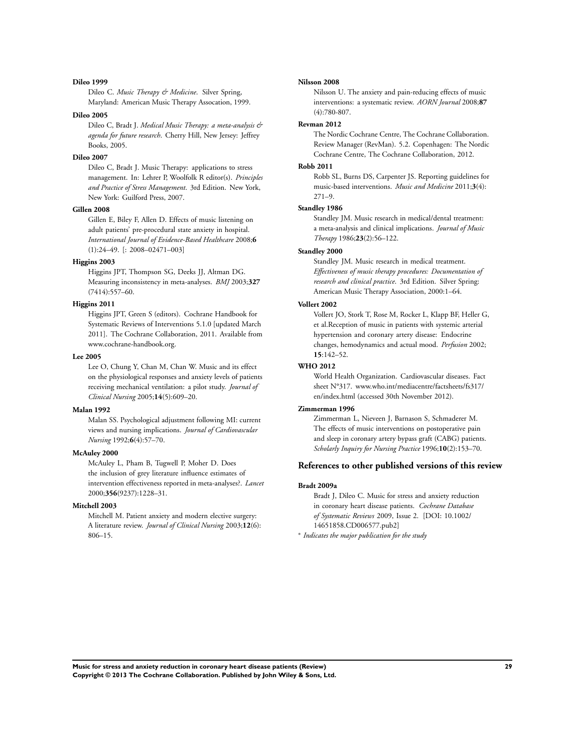**Dileo 1999**

Dileo C. *Music Therapy & Medicine*. Silver Spring, Maryland: American Music Therapy Assocation, 1999.

**Dileo 2005**

Dileo C, Bradt J. *Medical Music Therapy: a meta-analysis & agenda for future research*. Cherry Hill, New Jersey: Jeffrey Books, 2005.

**Dileo 2007**

Dileo C, Bradt J. Music Therapy: applications to stress management. In: Lehrer P, Woolfolk R editor(s). *Principles and Practice of Stress Management*. 3rd Edition. New York, New York: Guilford Press, 2007.

**Gillen 2008**

Gillen E, Biley F, Allen D. Effects of music listening on adult patients' pre-procedural state anxiety in hospital. *International Journal of Evidence-Based Healthcare* 2008;**6** (1):24–49. [: 2008–02471–003]

**Higgins 2003**

Higgins JPT, Thompson SG, Deeks JJ, Altman DG. Measuring inconsistency in meta-analyses. *BMJ* 2003;**327** (7414):557–60.

**Higgins 2011**

Higgins JPT, Green S (editors). Cochrane Handbook for Systematic Reviews of Interventions 5.1.0 [updated March 2011]. The Cochrane Collaboration, 2011. Available from www.cochrane-handbook.org.

**Lee 2005**

Lee O, Chung Y, Chan M, Chan W. Music and its effect on the physiological responses and anxiety levels of patients receiving mechanical ventilation: a pilot study. *Journal of Clinical Nursing* 2005;**14**(5):609–20.

**Malan 1992**

Malan SS. Psychological adjustment following MI: current views and nursing implications. *Journal of Cardiovascular Nursing* 1992;**6**(4):57–70.

**McAuley 2000**

McAuley L, Pham B, Tugwell P, Moher D. Does the inclusion of grey literature influence estimates of intervention effectiveness reported in meta-analyses?. *Lancet* 2000;**356**(9237):1228–31.

**Mitchell 2003**

Mitchell M. Patient anxiety and modern elective surgery: A literature review. *Journal of Clinical Nursing* 2003;**12**(6): 806–15.

**Nilsson 2008**

Nilsson U. The anxiety and pain-reducing effects of music interventions: a systematic review. *AORN Journal* 2008;**87** (4):780-807.

**Revman 2012**

The Nordic Cochrane Centre, The Cochrane Collaboration. Review Manager (RevMan). 5.2. Copenhagen: The Nordic Cochrane Centre, The Cochrane Collaboration, 2012.

**Robb 2011**

Robb SL, Burns DS, Carpenter JS. Reporting guidelines for music-based interventions. *Music and Medicine* 2011;**3**(4): 271–9.

**Standley 1986**

Standley JM. Music research in medical/dental treatment: a meta-analysis and clinical implications. *Journal of Music Therapy* 1986;**23**(2):56–122.

**Standley 2000**

Standley JM. Music research in medical treatment. *Effectiveness of music therapy procedures: Documentation of research and clinical practice*. 3rd Edition. Silver Spring: American Music Therapy Association, 2000:1–64.

**Vollert 2002**

Vollert JO, Stork T, Rose M, Rocker L, Klapp BF, Heller G, et al.Reception of music in patients with systemic arterial hypertension and coronary artery disease: Endocrine changes, hemodynamics and actual mood. *Perfusion* 2002; **15**:142–52.

**WHO 2012**

World Health Organization. Cardiovascular diseases. Fact sheet N°317. www.who.int/mediacentre/factsheets/fs317/en/index.html (accessed 30th November 2012).

**Zimmerman 1996**

Zimmerman L, Nieveen J, Barnason S, Schmaderer M. The effects of music interventions on postoperative pain and sleep in coronary artery bypass graft (CABG) patients. *Scholarly Inquiry for Nursing Practice* 1996;**10**(2):153–70.

## References to other published versions of this review

**Bradt 2009a**

Bradt J, Dileo C. Music for stress and anxiety reduction in coronary heart disease patients. *Cochrane Database of Systematic Reviews* 2009, Issue 2. [DOI: 10.1002/14651858.CD006577.pub2]

* *Indicates the major publication for the study*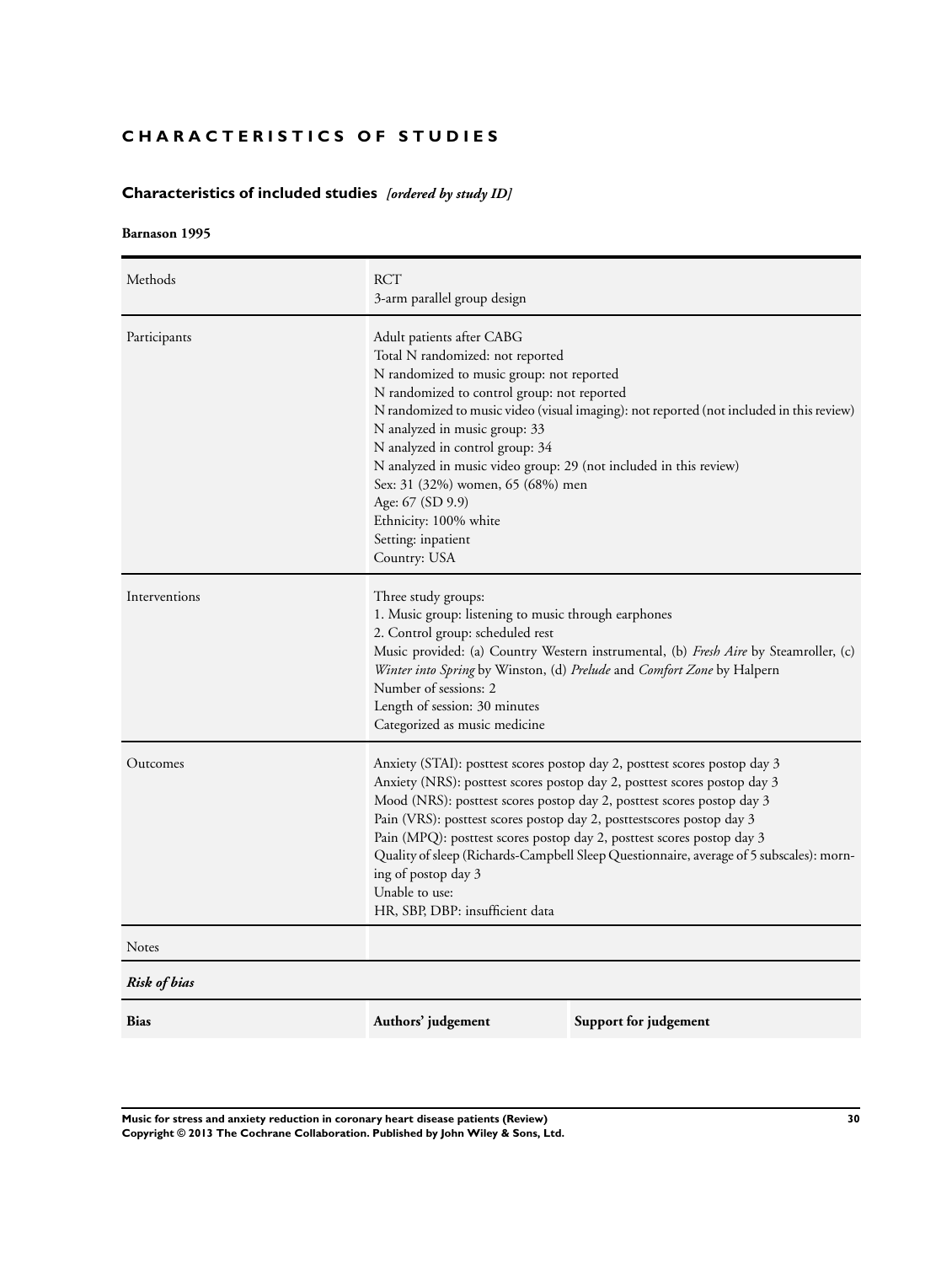# CHARACTERISTICS OF STUDIES

## Characteristics of included studies *[ordered by study ID]*

### Barnason 1995

| | |
|---|---|
| Methods | RCT<br>3-arm parallel group design |
| Participants | Adult patients after CABG<br>Total N randomized: not reported<br>N randomized to music group: not reported<br>N randomized to control group: not reported<br>N randomized to music video (visual imaging): not reported (not included in this review)<br>N analyzed in music group: 33<br>N analyzed in control group: 34<br>N analyzed in music video group: 29 (not included in this review)<br>Sex: 31 (32%) women, 65 (68%) men<br>Age: 67 (SD 9.9)<br>Ethnicity: 100% white<br>Setting: inpatient<br>Country: USA |
| Interventions | Three study groups:<br>1. Music group: listening to music through earphones<br>2. Control group: scheduled rest<br>Music provided: (a) Country Western instrumental, (b) *Fresh Aire* by Steamroller, (c) *Winter into Spring* by Winston, (d) *Prelude* and *Comfort Zone* by Halpern<br>Number of sessions: 2<br>Length of session: 30 minutes<br>Categorized as music medicine |
| Outcomes | Anxiety (STAI): posttest scores postop day 2, posttest scores postop day 3<br>Anxiety (NRS): posttest scores postop day 2, posttest scores postop day 3<br>Mood (NRS): posttest scores postop day 2, posttest scores postop day 3<br>Pain (VRS): posttest scores postop day 2, posttestscores postop day 3<br>Pain (MPQ): posttest scores postop day 2, posttest scores postop day 3<br>Quality of sleep (Richards-Campbell Sleep Questionnaire, average of 5 subscales): morning of postop day 3<br>Unable to use:<br>HR, SBP, DBP: insufficient data |
| Notes | |

*Risk of bias*

| Bias | Authors' judgement | Support for judgement |
|---|---|---|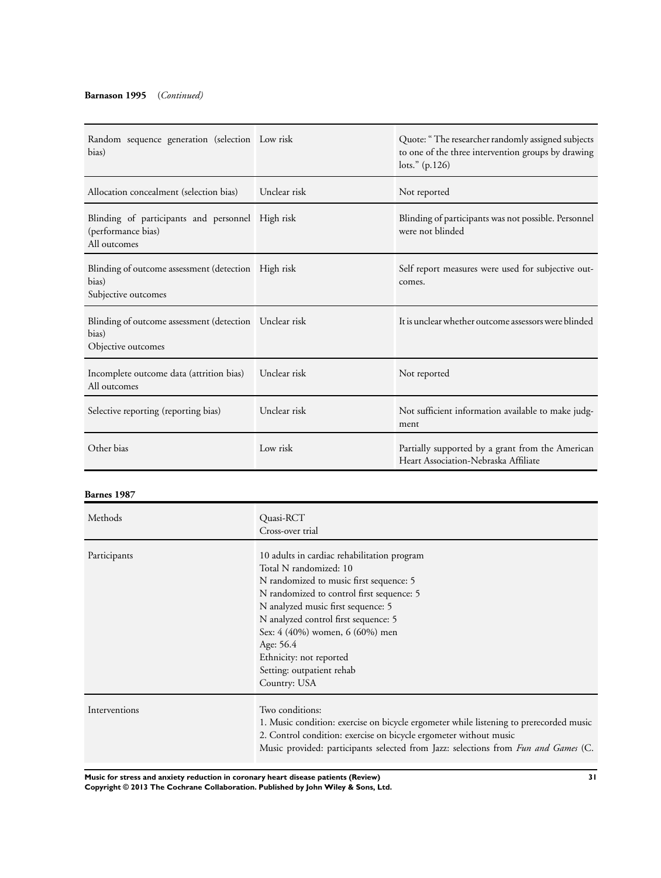**Barnason 1995** (*Continued*)

| | | |
|---|---|---|
| Random sequence generation (selection bias) | Low risk | Quote: " The researcher randomly assigned subjects to one of the three intervention groups by drawing lots." (p.126) |
| Allocation concealment (selection bias) | Unclear risk | Not reported |
| Blinding of participants and personnel (performance bias)<br>All outcomes | High risk | Blinding of participants was not possible. Personnel were not blinded |
| Blinding of outcome assessment (detection bias)<br>Subjective outcomes | High risk | Self report measures were used for subjective outcomes. |
| Blinding of outcome assessment (detection bias)<br>Objective outcomes | Unclear risk | It is unclear whether outcome assessors were blinded |
| Incomplete outcome data (attrition bias)<br>All outcomes | Unclear risk | Not reported |
| Selective reporting (reporting bias) | Unclear risk | Not sufficient information available to make judgment |
| Other bias | Low risk | Partially supported by a grant from the American Heart Association-Nebraska Affiliate |

**Barnes 1987**

| | |
|---|---|
| Methods | Quasi-RCT<br>Cross-over trial |
| Participants | 10 adults in cardiac rehabilitation program<br>Total N randomized: 10<br>N randomized to music first sequence: 5<br>N randomized to control first sequence: 5<br>N analyzed music first sequence: 5<br>N analyzed control first sequence: 5<br>Sex: 4 (40%) women, 6 (60%) men<br>Age: 56.4<br>Ethnicity: not reported<br>Setting: outpatient rehab<br>Country: USA |
| Interventions | Two conditions:<br>1. Music condition: exercise on bicycle ergometer while listening to prerecorded music<br>2. Control condition: exercise on bicycle ergometer without music<br>Music provided: participants selected from Jazz: selections from *Fun and Games* (C. |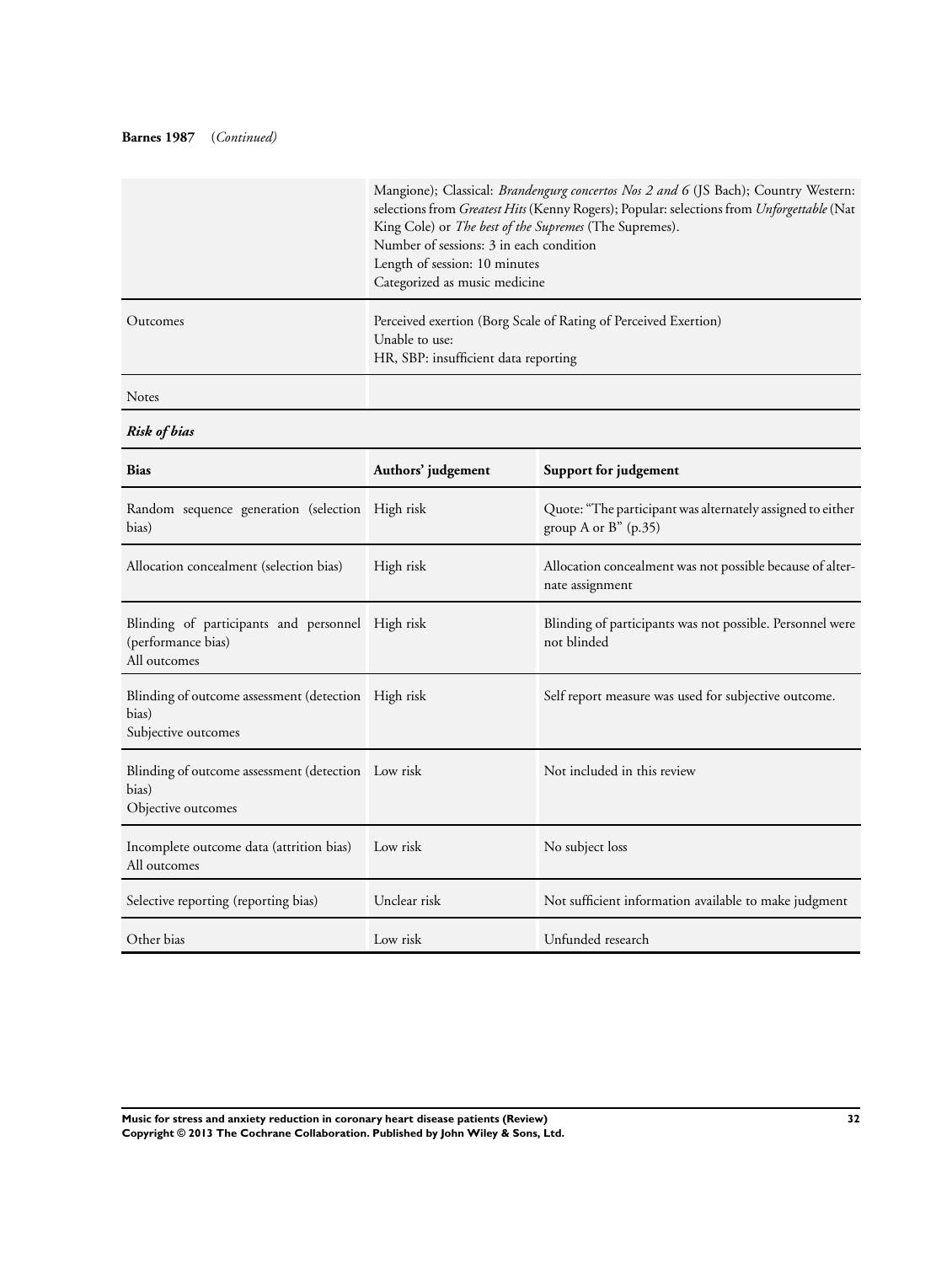**Barnes 1987** (*Continued*)

| | |
|---|---|
| | Mangione); Classical: *Brandengurg concertos Nos 2 and 6* (JS Bach); Country Western: selections from *Greatest Hits* (Kenny Rogers); Popular: selections from *Unforgettable* (Nat King Cole) or *The best of the Supremes* (The Supremes).<br>Number of sessions: 3 in each condition<br>Length of session: 10 minutes<br>Categorized as music medicine |
| Outcomes | Perceived exertion (Borg Scale of Rating of Perceived Exertion)<br>Unable to use:<br>HR, SBP: insufficient data reporting |
| Notes | |

***Risk of bias***

| Bias | Authors' judgement | Support for judgement |
|---|---|---|
| Random sequence generation (selection bias) | High risk | Quote: "The participant was alternately assigned to either group A or B" (p.35) |
| Allocation concealment (selection bias) | High risk | Allocation concealment was not possible because of alternate assignment |
| Blinding of participants and personnel (performance bias)<br>All outcomes | High risk | Blinding of participants was not possible. Personnel were not blinded |
| Blinding of outcome assessment (detection bias)<br>Subjective outcomes | High risk | Self report measure was used for subjective outcome. |
| Blinding of outcome assessment (detection bias)<br>Objective outcomes | Low risk | Not included in this review |
| Incomplete outcome data (attrition bias)<br>All outcomes | Low risk | No subject loss |
| Selective reporting (reporting bias) | Unclear risk | Not sufficient information available to make judgment |
| Other bias | Low risk | Unfunded research |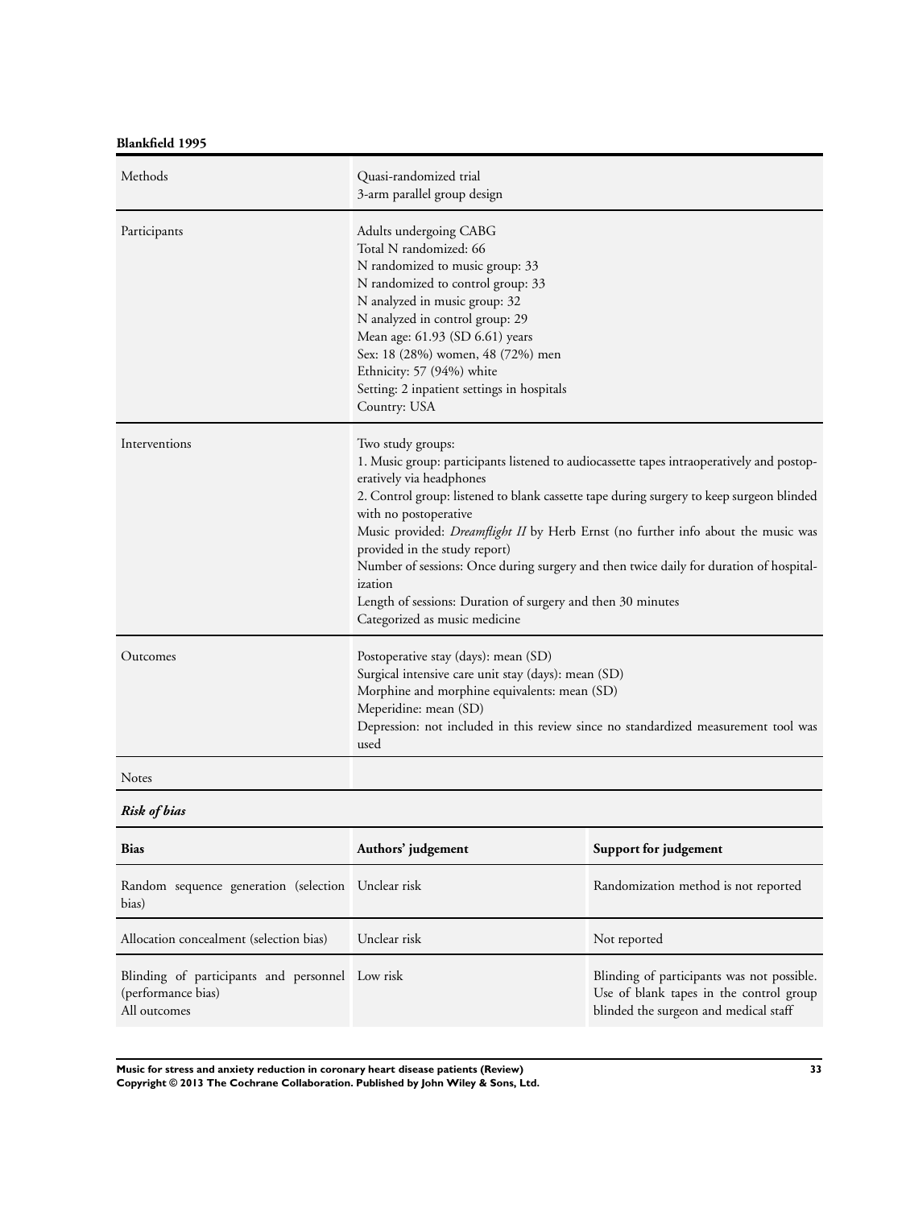**Blankfield 1995**

| | |
|---|---|
| Methods | Quasi-randomized trial<br>3-arm parallel group design |
| Participants | Adults undergoing CABG<br>Total N randomized: 66<br>N randomized to music group: 33<br>N randomized to control group: 33<br>N analyzed in music group: 32<br>N analyzed in control group: 29<br>Mean age: 61.93 (SD 6.61) years<br>Sex: 18 (28%) women, 48 (72%) men<br>Ethnicity: 57 (94%) white<br>Setting: 2 inpatient settings in hospitals<br>Country: USA |
| Interventions | Two study groups:<br>1. Music group: participants listened to audiocassette tapes intraoperatively and postoperatively via headphones<br>2. Control group: listened to blank cassette tape during surgery to keep surgeon blinded with no postoperative<br>Music provided: *Dreamflight II* by Herb Ernst (no further info about the music was provided in the study report)<br>Number of sessions: Once during surgery and then twice daily for duration of hospitalization<br>Length of sessions: Duration of surgery and then 30 minutes<br>Categorized as music medicine |
| Outcomes | Postoperative stay (days): mean (SD)<br>Surgical intensive care unit stay (days): mean (SD)<br>Morphine and morphine equivalents: mean (SD)<br>Meperidine: mean (SD)<br>Depression: not included in this review since no standardized measurement tool was used |
| Notes | |

***Risk of bias***

| Bias | Authors' judgement | Support for judgement |
|---|---|---|
| Random sequence generation (selection bias) | Unclear risk | Randomization method is not reported |
| Allocation concealment (selection bias) | Unclear risk | Not reported |
| Blinding of participants and personnel (performance bias)<br>All outcomes | Low risk | Blinding of participants was not possible. Use of blank tapes in the control group blinded the surgeon and medical staff |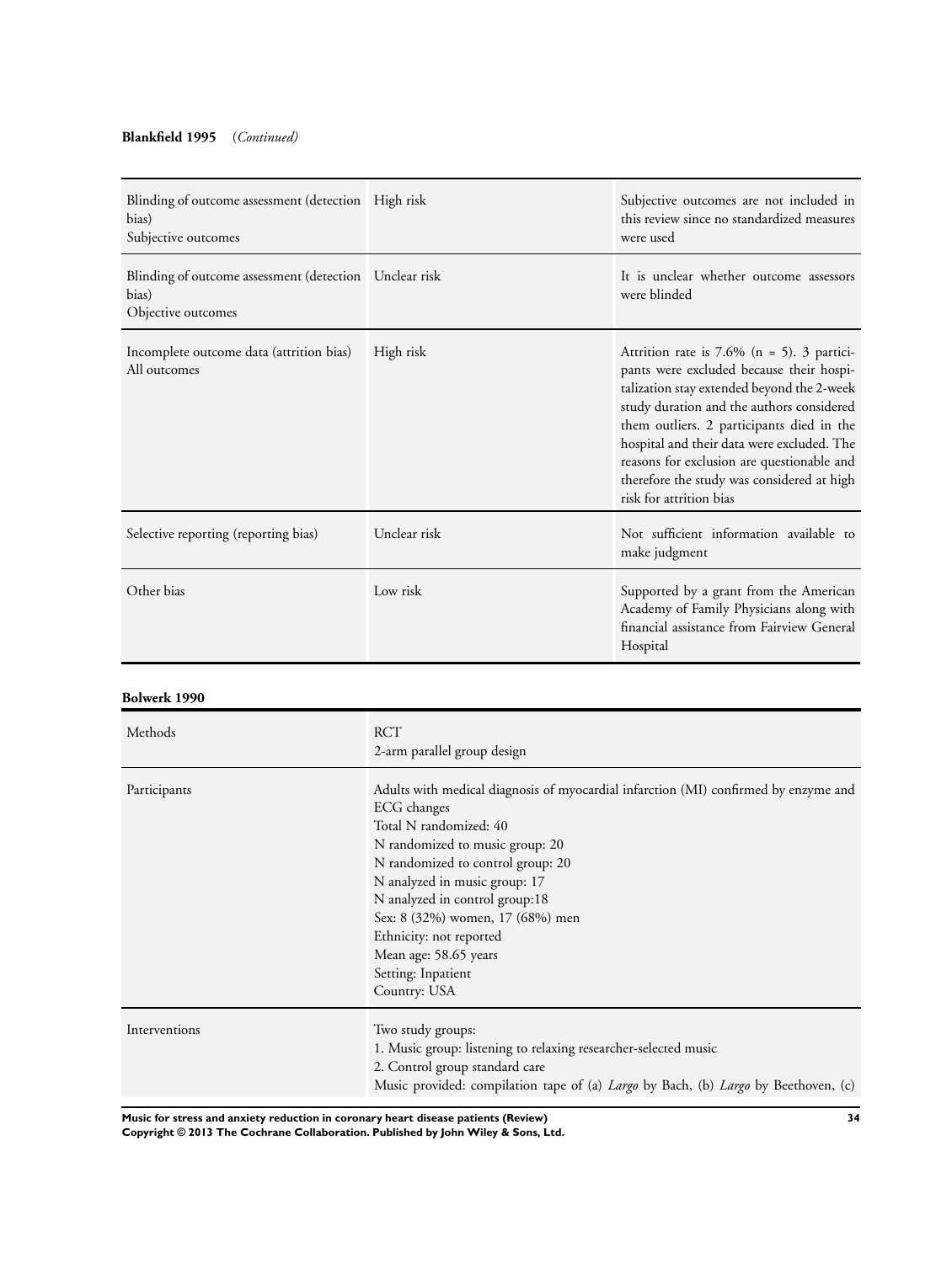**Blankfield 1995** (*Continued*)

| | | |
|---|---|---|
| Blinding of outcome assessment (detection bias)<br>Subjective outcomes | High risk | Subjective outcomes are not included in this review since no standardized measures were used |
| Blinding of outcome assessment (detection bias)<br>Objective outcomes | Unclear risk | It is unclear whether outcome assessors were blinded |
| Incomplete outcome data (attrition bias)<br>All outcomes | High risk | Attrition rate is 7.6% (n = 5). 3 participants were excluded because their hospitalization stay extended beyond the 2-week study duration and the authors considered them outliers. 2 participants died in the hospital and their data were excluded. The reasons for exclusion are questionable and therefore the study was considered at high risk for attrition bias |
| Selective reporting (reporting bias) | Unclear risk | Not sufficient information available to make judgment |
| Other bias | Low risk | Supported by a grant from the American Academy of Family Physicians along with financial assistance from Fairview General Hospital |

**Bolwerk 1990**

| | |
|---|---|
| Methods | RCT<br>2-arm parallel group design |
| Participants | Adults with medical diagnosis of myocardial infarction (MI) confirmed by enzyme and ECG changes<br>Total N randomized: 40<br>N randomized to music group: 20<br>N randomized to control group: 20<br>N analyzed in music group: 17<br>N analyzed in control group:18<br>Sex: 8 (32%) women, 17 (68%) men<br>Ethnicity: not reported<br>Mean age: 58.65 years<br>Setting: Inpatient<br>Country: USA |
| Interventions | Two study groups:<br>1. Music group: listening to relaxing researcher-selected music<br>2. Control group standard care<br>Music provided: compilation tape of (a) *Largo* by Bach, (b) *Largo* by Beethoven, (c) |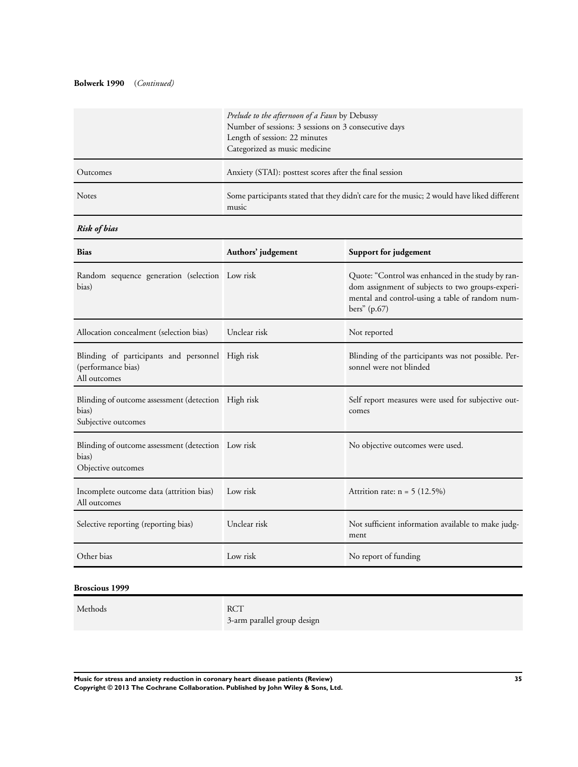**Bolwerk 1990** (*Continued*)

| | |
|---|---|
| | *Prelude to the afternoon of a Faun* by Debussy<br>Number of sessions: 3 sessions on 3 consecutive days<br>Length of session: 22 minutes<br>Categorized as music medicine |
| Outcomes | Anxiety (STAI): posttest scores after the final session |
| Notes | Some participants stated that they didn't care for the music; 2 would have liked different music |

***Risk of bias***

| Bias | Authors' judgement | Support for judgement |
|---|---|---|
| Random sequence generation (selection bias) | Low risk | Quote: "Control was enhanced in the study by random assignment of subjects to two groups-experimental and control-using a table of random numbers" (p.67) |
| Allocation concealment (selection bias) | Unclear risk | Not reported |
| Blinding of participants and personnel (performance bias)<br>All outcomes | High risk | Blinding of the participants was not possible. Personnel were not blinded |
| Blinding of outcome assessment (detection bias)<br>Subjective outcomes | High risk | Self report measures were used for subjective outcomes |
| Blinding of outcome assessment (detection bias)<br>Objective outcomes | Low risk | No objective outcomes were used. |
| Incomplete outcome data (attrition bias)<br>All outcomes | Low risk | Attrition rate: n = 5 (12.5%) |
| Selective reporting (reporting bias) | Unclear risk | Not sufficient information available to make judgment |
| Other bias | Low risk | No report of funding |

**Broscious 1999**

| | |
|---|---|
| Methods | RCT<br>3-arm parallel group design |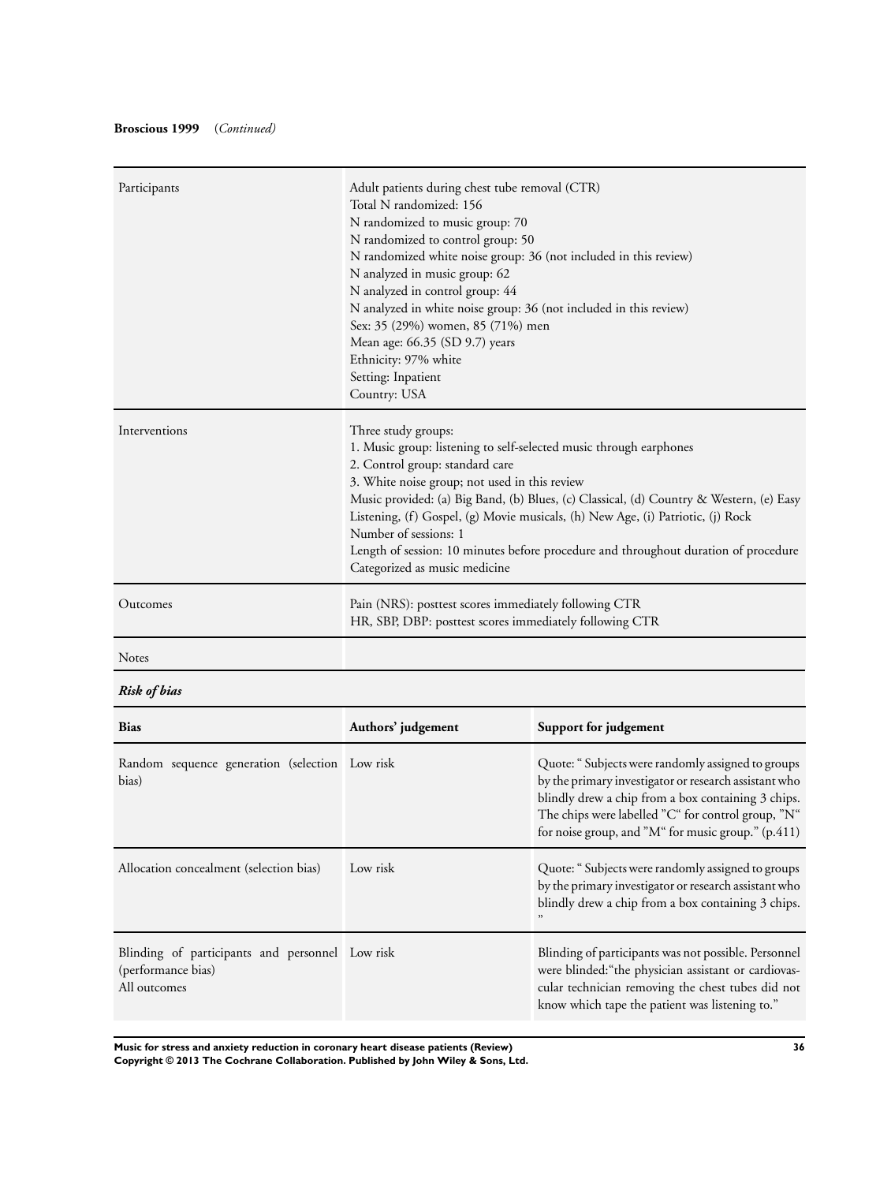**Broscious 1999** (*Continued*)

| | |
|---|---|
| Participants | Adult patients during chest tube removal (CTR)<br>Total N randomized: 156<br>N randomized to music group: 70<br>N randomized to control group: 50<br>N randomized white noise group: 36 (not included in this review)<br>N analyzed in music group: 62<br>N analyzed in control group: 44<br>N analyzed in white noise group: 36 (not included in this review)<br>Sex: 35 (29%) women, 85 (71%) men<br>Mean age: 66.35 (SD 9.7) years<br>Ethnicity: 97% white<br>Setting: Inpatient<br>Country: USA |
| Interventions | Three study groups:<br>1. Music group: listening to self-selected music through earphones<br>2. Control group: standard care<br>3. White noise group; not used in this review<br>Music provided: (a) Big Band, (b) Blues, (c) Classical, (d) Country & Western, (e) Easy Listening, (f) Gospel, (g) Movie musicals, (h) New Age, (i) Patriotic, (j) Rock<br>Number of sessions: 1<br>Length of session: 10 minutes before procedure and throughout duration of procedure<br>Categorized as music medicine |
| Outcomes | Pain (NRS): posttest scores immediately following CTR<br>HR, SBP, DBP: posttest scores immediately following CTR |
| Notes | |

***Risk of bias***

| Bias | Authors' judgement | Support for judgement |
|---|---|---|
| Random sequence generation (selection bias) | Low risk | Quote: " Subjects were randomly assigned to groups by the primary investigator or research assistant who blindly drew a chip from a box containing 3 chips. The chips were labelled "C" for control group, "N" for noise group, and "M" for music group." (p.411) |
| Allocation concealment (selection bias) | Low risk | Quote: " Subjects were randomly assigned to groups by the primary investigator or research assistant who blindly drew a chip from a box containing 3 chips. " |
| Blinding of participants and personnel (performance bias)<br>All outcomes | Low risk | Blinding of participants was not possible. Personnel were blinded:"the physician assistant or cardiovascular technician removing the chest tubes did not know which tape the patient was listening to." |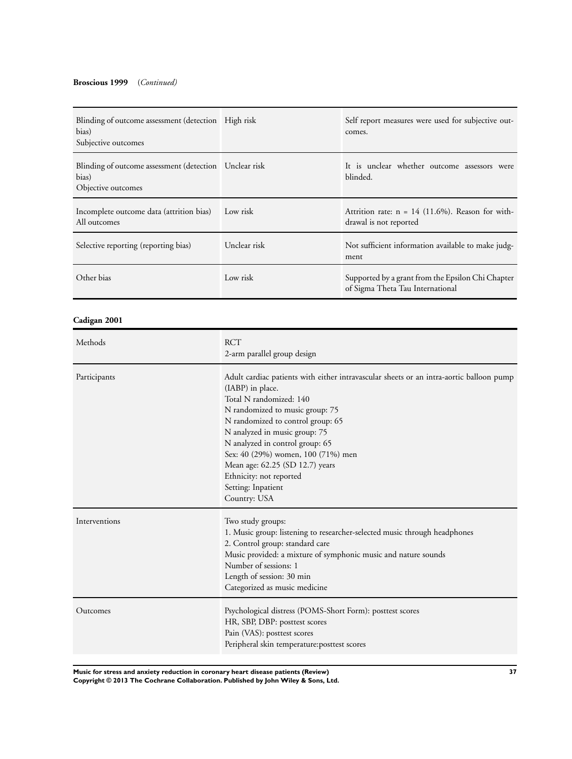**Broscious 1999** (*Continued*)

| | | |
|---|---|---|
| Blinding of outcome assessment (detection bias)<br>Subjective outcomes | High risk | Self report measures were used for subjective outcomes. |
| Blinding of outcome assessment (detection bias)<br>Objective outcomes | Unclear risk | It is unclear whether outcome assessors were blinded. |
| Incomplete outcome data (attrition bias)<br>All outcomes | Low risk | Attrition rate: n = 14 (11.6%). Reason for withdrawal is not reported |
| Selective reporting (reporting bias) | Unclear risk | Not sufficient information available to make judgment |
| Other bias | Low risk | Supported by a grant from the Epsilon Chi Chapter of Sigma Theta Tau International |

**Cadigan 2001**

| | |
|---|---|
| Methods | RCT<br>2-arm parallel group design |
| Participants | Adult cardiac patients with either intravascular sheets or an intra-aortic balloon pump (IABP) in place.<br>Total N randomized: 140<br>N randomized to music group: 75<br>N randomized to control group: 65<br>N analyzed in music group: 75<br>N analyzed in control group: 65<br>Sex: 40 (29%) women, 100 (71%) men<br>Mean age: 62.25 (SD 12.7) years<br>Ethnicity: not reported<br>Setting: Inpatient<br>Country: USA |
| Interventions | Two study groups:<br>1. Music group: listening to researcher-selected music through headphones<br>2. Control group: standard care<br>Music provided: a mixture of symphonic music and nature sounds<br>Number of sessions: 1<br>Length of session: 30 min<br>Categorized as music medicine |
| Outcomes | Psychological distress (POMS-Short Form): posttest scores<br>HR, SBP, DBP: posttest scores<br>Pain (VAS): posttest scores<br>Peripheral skin temperature:posttest scores |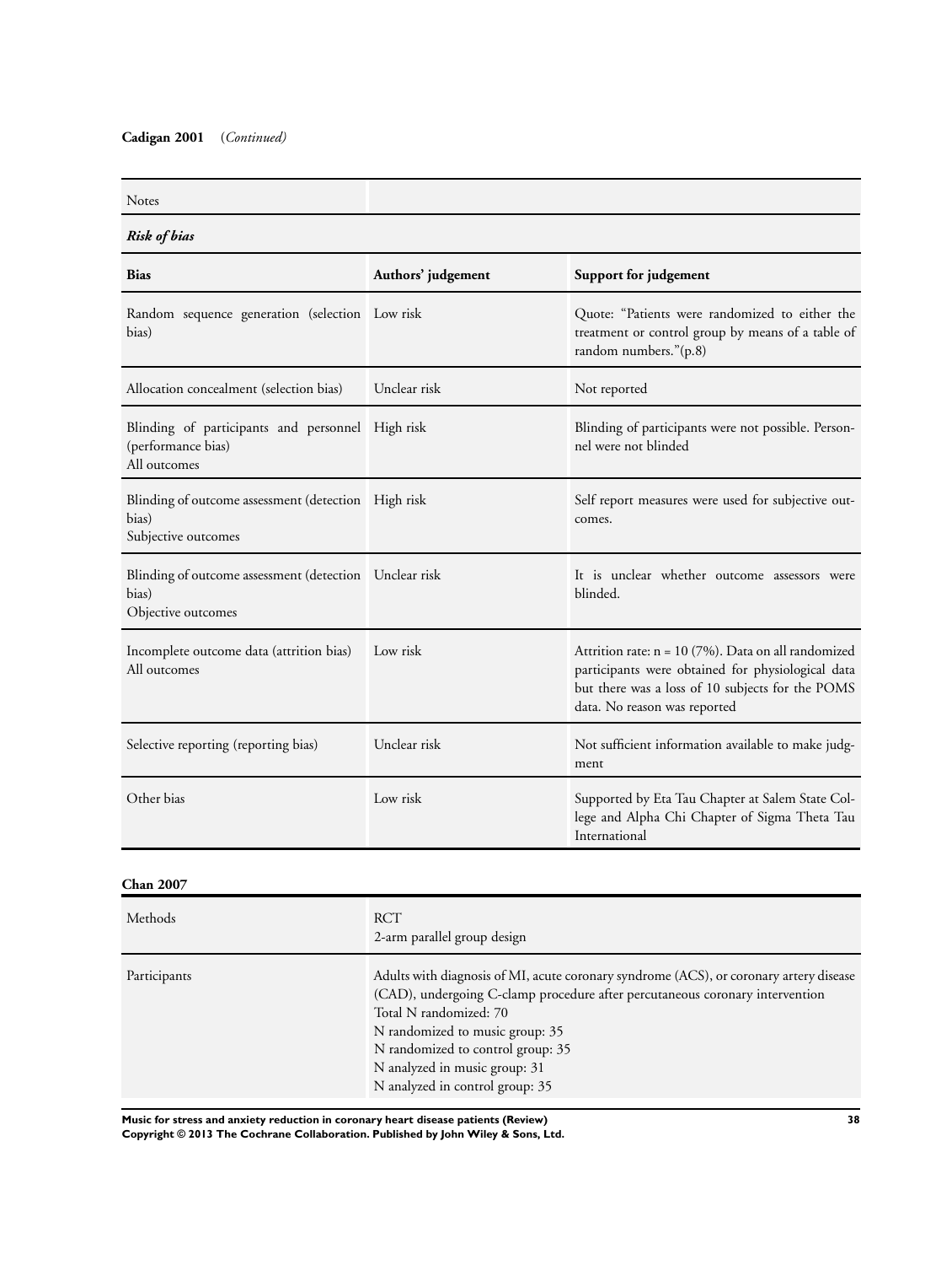**Cadigan 2001** (*Continued*)

| Notes | | |
|---|---|---|
| ***Risk of bias*** | | |
| **Bias** | **Authors' judgement** | **Support for judgement** |
| Random sequence generation (selection bias) | Low risk | Quote: "Patients were randomized to either the treatment or control group by means of a table of random numbers."(p.8) |
| Allocation concealment (selection bias) | Unclear risk | Not reported |
| Blinding of participants and personnel (performance bias)<br>All outcomes | High risk | Blinding of participants were not possible. Personnel were not blinded |
| Blinding of outcome assessment (detection bias)<br>Subjective outcomes | High risk | Self report measures were used for subjective outcomes. |
| Blinding of outcome assessment (detection bias)<br>Objective outcomes | Unclear risk | It is unclear whether outcome assessors were blinded. |
| Incomplete outcome data (attrition bias)<br>All outcomes | Low risk | Attrition rate: n = 10 (7%). Data on all randomized participants were obtained for physiological data but there was a loss of 10 subjects for the POMS data. No reason was reported |
| Selective reporting (reporting bias) | Unclear risk | Not sufficient information available to make judgment |
| Other bias | Low risk | Supported by Eta Tau Chapter at Salem State College and Alpha Chi Chapter of Sigma Theta Tau International |

**Chan 2007**

| Methods | RCT<br>2-arm parallel group design |
|---|---|
| Participants | Adults with diagnosis of MI, acute coronary syndrome (ACS), or coronary artery disease (CAD), undergoing C-clamp procedure after percutaneous coronary intervention<br>Total N randomized: 70<br>N randomized to music group: 35<br>N randomized to control group: 35<br>N analyzed in music group: 31<br>N analyzed in control group: 35 |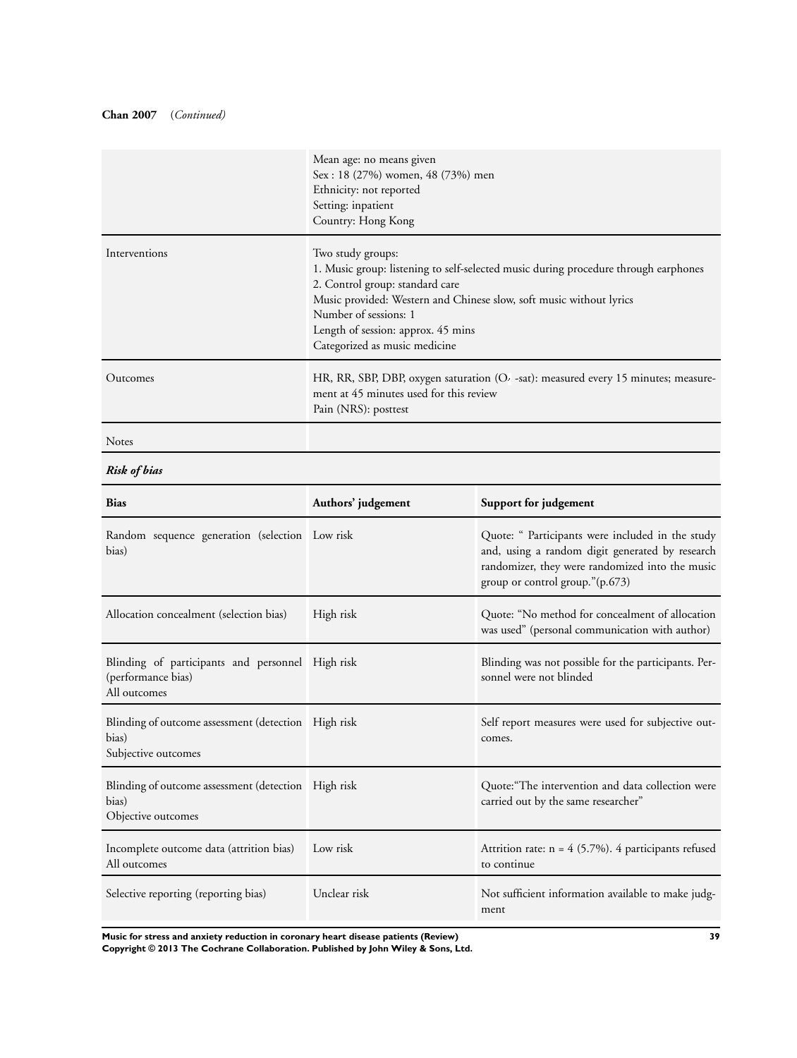**Chan 2007** (*Continued*)

| | |
|---|---|
| | Mean age: no means given<br>Sex : 18 (27%) women, 48 (73%) men<br>Ethnicity: not reported<br>Setting: inpatient<br>Country: Hong Kong |
| Interventions | Two study groups:<br>1. Music group: listening to self-selected music during procedure through earphones<br>2. Control group: standard care<br>Music provided: Western and Chinese slow, soft music without lyrics<br>Number of sessions: 1<br>Length of session: approx. 45 mins<br>Categorized as music medicine |
| Outcomes | HR, RR, SBP, DBP, oxygen saturation ($O_2$ -sat): measured every 15 minutes; measurement at 45 minutes used for this review<br>Pain (NRS): posttest |
| Notes | |

***Risk of bias***

| Bias | Authors' judgement | Support for judgement |
|---|---|---|
| Random sequence generation (selection bias) | Low risk | Quote: " Participants were included in the study and, using a random digit generated by research randomizer, they were randomized into the music group or control group."(p.673) |
| Allocation concealment (selection bias) | High risk | Quote: "No method for concealment of allocation was used" (personal communication with author) |
| Blinding of participants and personnel (performance bias)<br>All outcomes | High risk | Blinding was not possible for the participants. Personnel were not blinded |
| Blinding of outcome assessment (detection bias)<br>Subjective outcomes | High risk | Self report measures were used for subjective outcomes. |
| Blinding of outcome assessment (detection bias)<br>Objective outcomes | High risk | Quote:"The intervention and data collection were carried out by the same researcher" |
| Incomplete outcome data (attrition bias)<br>All outcomes | Low risk | Attrition rate: n = 4 (5.7%). 4 participants refused to continue |
| Selective reporting (reporting bias) | Unclear risk | Not sufficient information available to make judgment |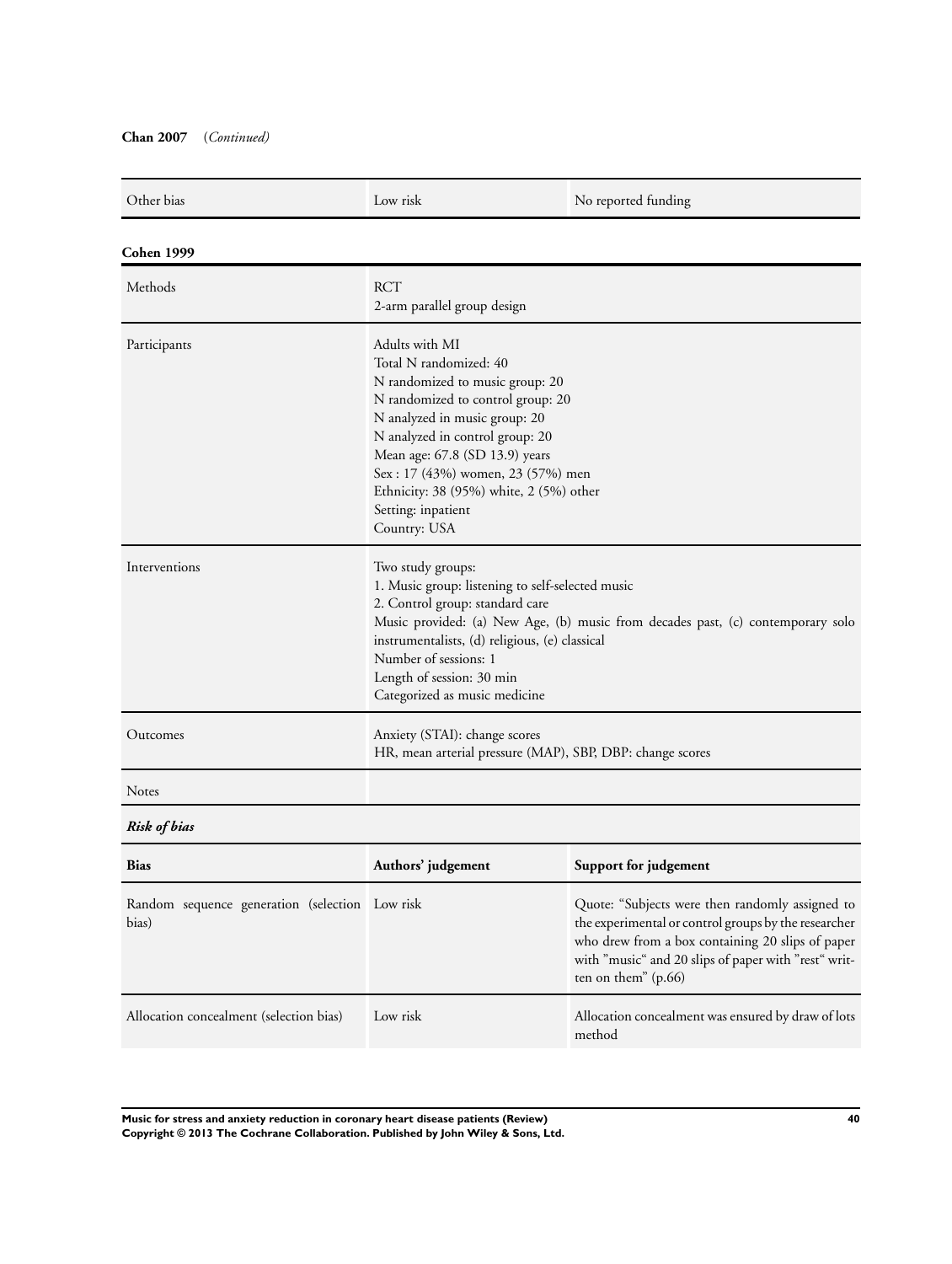**Chan 2007** (*Continued*)

| | | |
|---|---|---|
| Other bias | Low risk | No reported funding |

**Cohen 1999**

| | |
|---|---|
| Methods | RCT<br>2-arm parallel group design |
| Participants | Adults with MI<br>Total N randomized: 40<br>N randomized to music group: 20<br>N randomized to control group: 20<br>N analyzed in music group: 20<br>N analyzed in control group: 20<br>Mean age: 67.8 (SD 13.9) years<br>Sex : 17 (43%) women, 23 (57%) men<br>Ethnicity: 38 (95%) white, 2 (5%) other<br>Setting: inpatient<br>Country: USA |
| Interventions | Two study groups:<br>1. Music group: listening to self-selected music<br>2. Control group: standard care<br>Music provided: (a) New Age, (b) music from decades past, (c) contemporary solo instrumentalists, (d) religious, (e) classical<br>Number of sessions: 1<br>Length of session: 30 min<br>Categorized as music medicine |
| Outcomes | Anxiety (STAI): change scores<br>HR, mean arterial pressure (MAP), SBP, DBP: change scores |
| Notes | |

***Risk of bias***

| Bias | Authors' judgement | Support for judgement |
|---|---|---|
| Random sequence generation (selection bias) | Low risk | Quote: "Subjects were then randomly assigned to the experimental or control groups by the researcher who drew from a box containing 20 slips of paper with "music" and 20 slips of paper with "rest" written on them" (p.66) |
| Allocation concealment (selection bias) | Low risk | Allocation concealment was ensured by draw of lots method |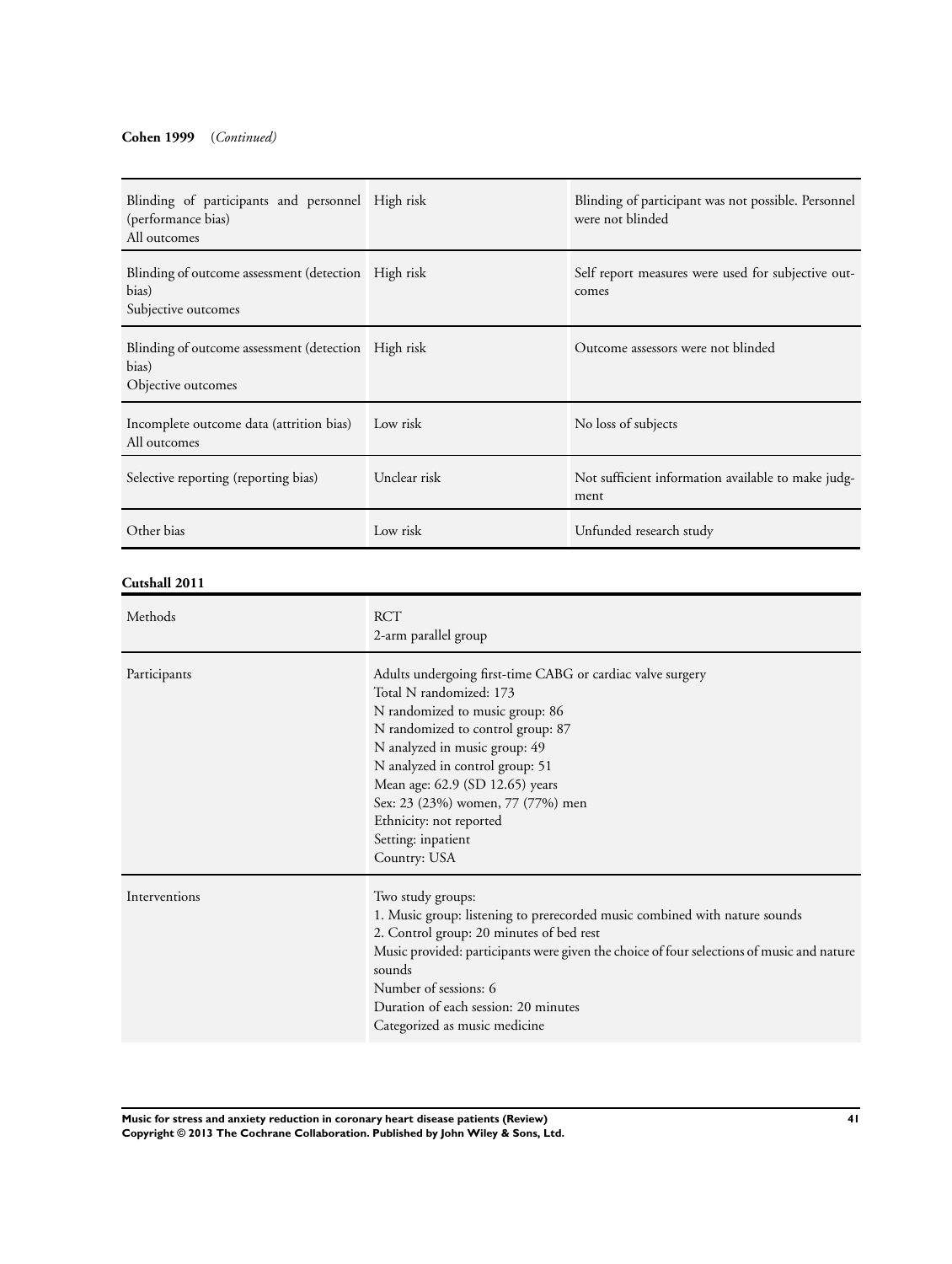**Cohen 1999** (*Continued*)

| | | |
|---|---|---|
| Blinding of participants and personnel (performance bias)<br>All outcomes | High risk | Blinding of participant was not possible. Personnel were not blinded |
| Blinding of outcome assessment (detection bias)<br>Subjective outcomes | High risk | Self report measures were used for subjective outcomes |
| Blinding of outcome assessment (detection bias)<br>Objective outcomes | High risk | Outcome assessors were not blinded |
| Incomplete outcome data (attrition bias)<br>All outcomes | Low risk | No loss of subjects |
| Selective reporting (reporting bias) | Unclear risk | Not sufficient information available to make judgment |
| Other bias | Low risk | Unfunded research study |

**Cutshall 2011**

| | |
|---|---|
| Methods | RCT<br>2-arm parallel group |
| Participants | Adults undergoing first-time CABG or cardiac valve surgery<br>Total N randomized: 173<br>N randomized to music group: 86<br>N randomized to control group: 87<br>N analyzed in music group: 49<br>N analyzed in control group: 51<br>Mean age: 62.9 (SD 12.65) years<br>Sex: 23 (23%) women, 77 (77%) men<br>Ethnicity: not reported<br>Setting: inpatient<br>Country: USA |
| Interventions | Two study groups:<br>1. Music group: listening to prerecorded music combined with nature sounds<br>2. Control group: 20 minutes of bed rest<br>Music provided: participants were given the choice of four selections of music and nature sounds<br>Number of sessions: 6<br>Duration of each session: 20 minutes<br>Categorized as music medicine |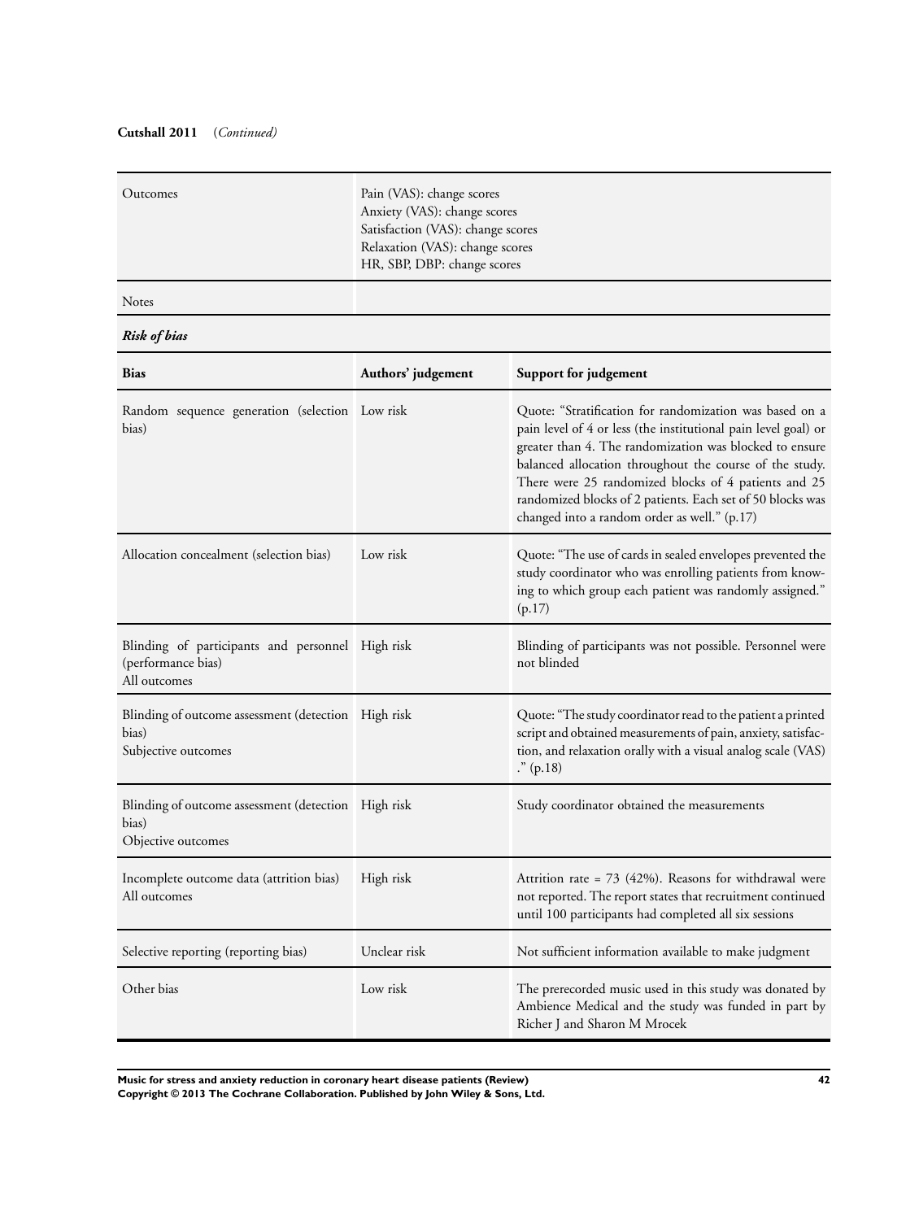**Cutshall 2011** *(Continued)*

| | |
|---|---|
| Outcomes | Pain (VAS): change scores<br>Anxiety (VAS): change scores<br>Satisfaction (VAS): change scores<br>Relaxation (VAS): change scores<br>HR, SBP, DBP: change scores |
| Notes | |

***Risk of bias***

| Bias | Authors' judgement | Support for judgement |
|---|---|---|
| Random sequence generation (selection bias) | Low risk | Quote: "Stratification for randomization was based on a pain level of 4 or less (the institutional pain level goal) or greater than 4. The randomization was blocked to ensure balanced allocation throughout the course of the study. There were 25 randomized blocks of 4 patients and 25 randomized blocks of 2 patients. Each set of 50 blocks was changed into a random order as well." (p.17) |
| Allocation concealment (selection bias) | Low risk | Quote: "The use of cards in sealed envelopes prevented the study coordinator who was enrolling patients from knowing to which group each patient was randomly assigned." (p.17) |
| Blinding of participants and personnel (performance bias)<br>All outcomes | High risk | Blinding of participants was not possible. Personnel were not blinded |
| Blinding of outcome assessment (detection bias)<br>Subjective outcomes | High risk | Quote: "The study coordinator read to the patient a printed script and obtained measurements of pain, anxiety, satisfaction, and relaxation orally with a visual analog scale (VAS) ." (p.18) |
| Blinding of outcome assessment (detection bias)<br>Objective outcomes | High risk | Study coordinator obtained the measurements |
| Incomplete outcome data (attrition bias)<br>All outcomes | High risk | Attrition rate = 73 (42%). Reasons for withdrawal were not reported. The report states that recruitment continued until 100 participants had completed all six sessions |
| Selective reporting (reporting bias) | Unclear risk | Not sufficient information available to make judgment |
| Other bias | Low risk | The prerecorded music used in this study was donated by Ambience Medical and the study was funded in part by Richer J and Sharon M Mrocek |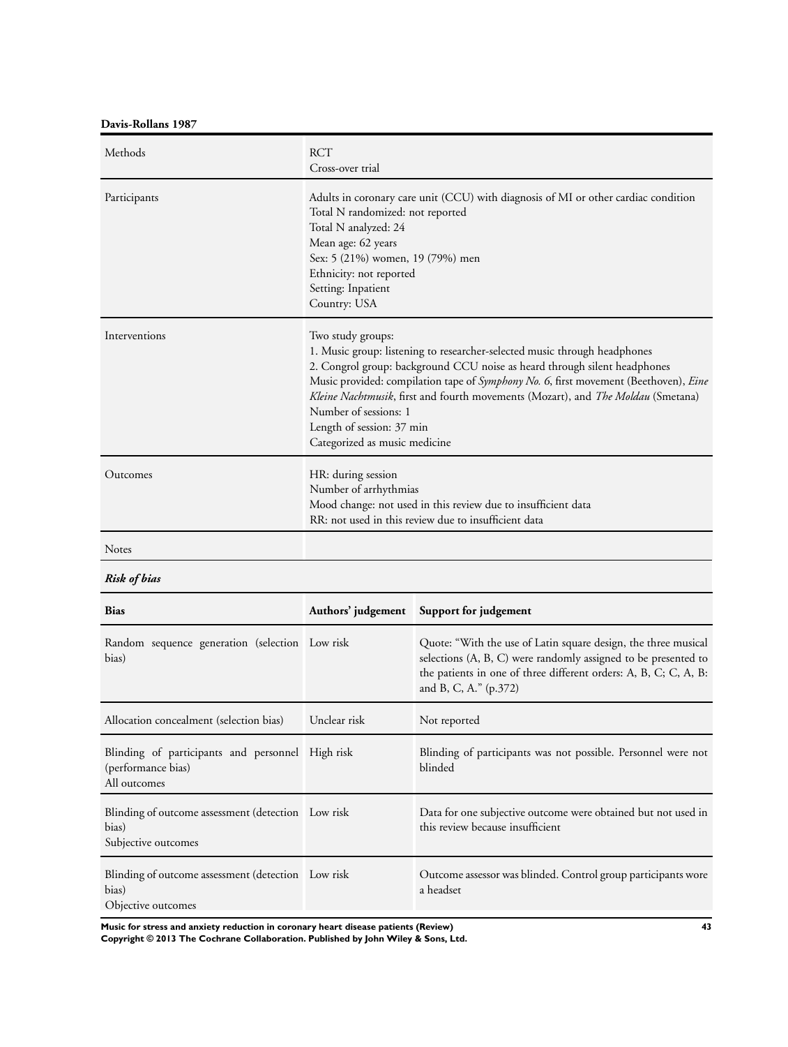**Davis-Rollans 1987**

| | |
|---|---|
| Methods | RCT<br>Cross-over trial |
| Participants | Adults in coronary care unit (CCU) with diagnosis of MI or other cardiac condition<br>Total N randomized: not reported<br>Total N analyzed: 24<br>Mean age: 62 years<br>Sex: 5 (21%) women, 19 (79%) men<br>Ethnicity: not reported<br>Setting: Inpatient<br>Country: USA |
| Interventions | Two study groups:<br>1. Music group: listening to researcher-selected music through headphones<br>2. Congrol group: background CCU noise as heard through silent headphones<br>Music provided: compilation tape of *Symphony No. 6*, first movement (Beethoven), *Eine Kleine Nachtmusik*, first and fourth movements (Mozart), and *The Moldau* (Smetana)<br>Number of sessions: 1<br>Length of session: 37 min<br>Categorized as music medicine |
| Outcomes | HR: during session<br>Number of arrhythmias<br>Mood change: not used in this review due to insufficient data<br>RR: not used in this review due to insufficient data |
| Notes | |

***Risk of bias***

| Bias | Authors' judgement | Support for judgement |
|---|---|---|
| Random sequence generation (selection bias) | Low risk | Quote: "With the use of Latin square design, the three musical selections (A, B, C) were randomly assigned to be presented to the patients in one of three different orders: A, B, C; C, A, B: and B, C, A." (p.372) |
| Allocation concealment (selection bias) | Unclear risk | Not reported |
| Blinding of participants and personnel (performance bias)<br>All outcomes | High risk | Blinding of participants was not possible. Personnel were not blinded |
| Blinding of outcome assessment (detection bias)<br>Subjective outcomes | Low risk | Data for one subjective outcome were obtained but not used in this review because insufficient |
| Blinding of outcome assessment (detection bias)<br>Objective outcomes | Low risk | Outcome assessor was blinded. Control group participants wore a headset |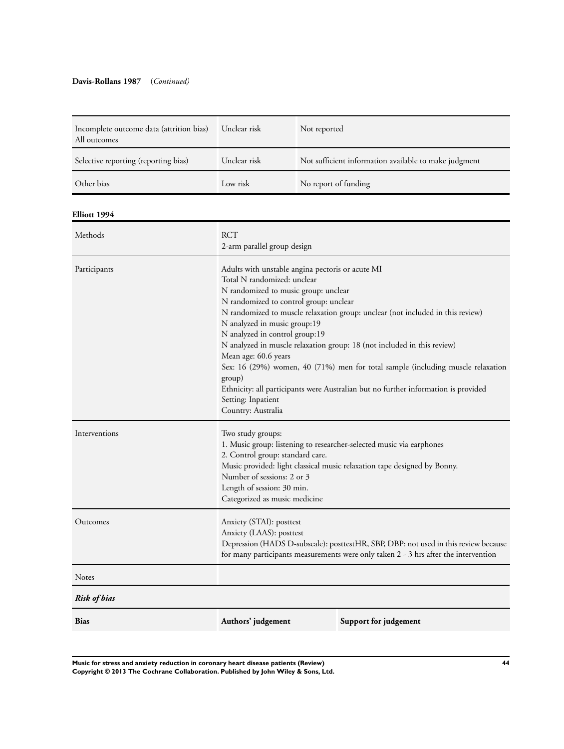**Davis-Rollans 1987** (*Continued*)

| | | |
|---|---|---|
| Incomplete outcome data (attrition bias) All outcomes | Unclear risk | Not reported |
| Selective reporting (reporting bias) | Unclear risk | Not sufficient information available to make judgment |
| Other bias | Low risk | No report of funding |

**Elliott 1994**

| | |
|---|---|
| Methods | RCT<br>2-arm parallel group design |
| Participants | Adults with unstable angina pectoris or acute MI<br>Total N randomized: unclear<br>N randomized to music group: unclear<br>N randomized to control group: unclear<br>N randomized to muscle relaxation group: unclear (not included in this review)<br>N analyzed in music group:19<br>N analyzed in control group:19<br>N analyzed in muscle relaxation group: 18 (not included in this review)<br>Mean age: 60.6 years<br>Sex: 16 (29%) women, 40 (71%) men for total sample (including muscle relaxation group)<br>Ethnicity: all participants were Australian but no further information is provided<br>Setting: Inpatient<br>Country: Australia |
| Interventions | Two study groups:<br>1. Music group: listening to researcher-selected music via earphones<br>2. Control group: standard care.<br>Music provided: light classical music relaxation tape designed by Bonny.<br>Number of sessions: 2 or 3<br>Length of session: 30 min.<br>Categorized as music medicine |
| Outcomes | Anxiety (STAI): posttest<br>Anxiety (LAAS): posttest<br>Depression (HADS D-subscale): posttestHR, SBP, DBP: not used in this review because for many participants measurements were only taken 2 - 3 hrs after the intervention |
| Notes | |

***Risk of bias***

| Bias | Authors' judgement | Support for judgement |
|---|---|---|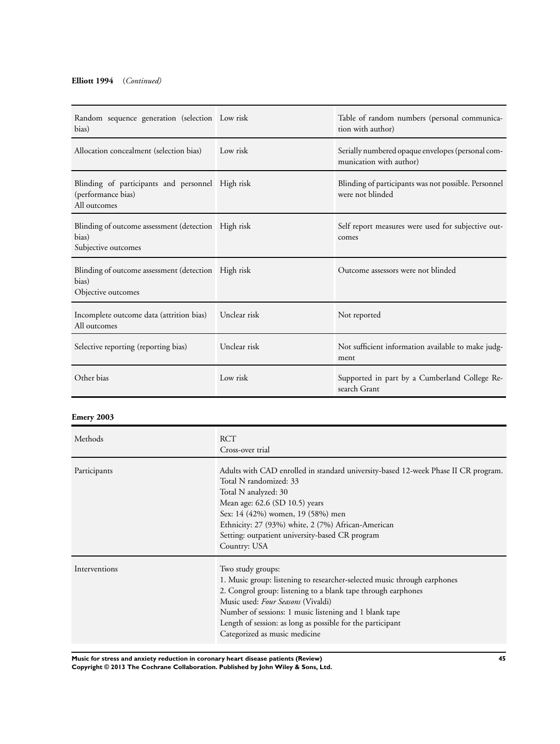**Elliott 1994** (*Continued*)

| | | |
|---|---|---|
| Random sequence generation (selection bias) | Low risk | Table of random numbers (personal communication with author) |
| Allocation concealment (selection bias) | Low risk | Serially numbered opaque envelopes (personal communication with author) |
| Blinding of participants and personnel (performance bias)<br>All outcomes | High risk | Blinding of participants was not possible. Personnel were not blinded |
| Blinding of outcome assessment (detection bias)<br>Subjective outcomes | High risk | Self report measures were used for subjective outcomes |
| Blinding of outcome assessment (detection bias)<br>Objective outcomes | High risk | Outcome assessors were not blinded |
| Incomplete outcome data (attrition bias)<br>All outcomes | Unclear risk | Not reported |
| Selective reporting (reporting bias) | Unclear risk | Not sufficient information available to make judgment |
| Other bias | Low risk | Supported in part by a Cumberland College Research Grant |

**Emery 2003**

| | |
|---|---|
| Methods | RCT<br>Cross-over trial |
| Participants | Adults with CAD enrolled in standard university-based 12-week Phase II CR program.<br>Total N randomized: 33<br>Total N analyzed: 30<br>Mean age: 62.6 (SD 10.5) years<br>Sex: 14 (42%) women, 19 (58%) men<br>Ethnicity: 27 (93%) white, 2 (7%) African-American<br>Setting: outpatient university-based CR program<br>Country: USA |
| Interventions | Two study groups:<br>1. Music group: listening to researcher-selected music through earphones<br>2. Congrol group: listening to a blank tape through earphones<br>Music used: *Four Seasons* (Vivaldi)<br>Number of sessions: 1 music listening and 1 blank tape<br>Length of session: as long as possible for the participant<br>Categorized as music medicine |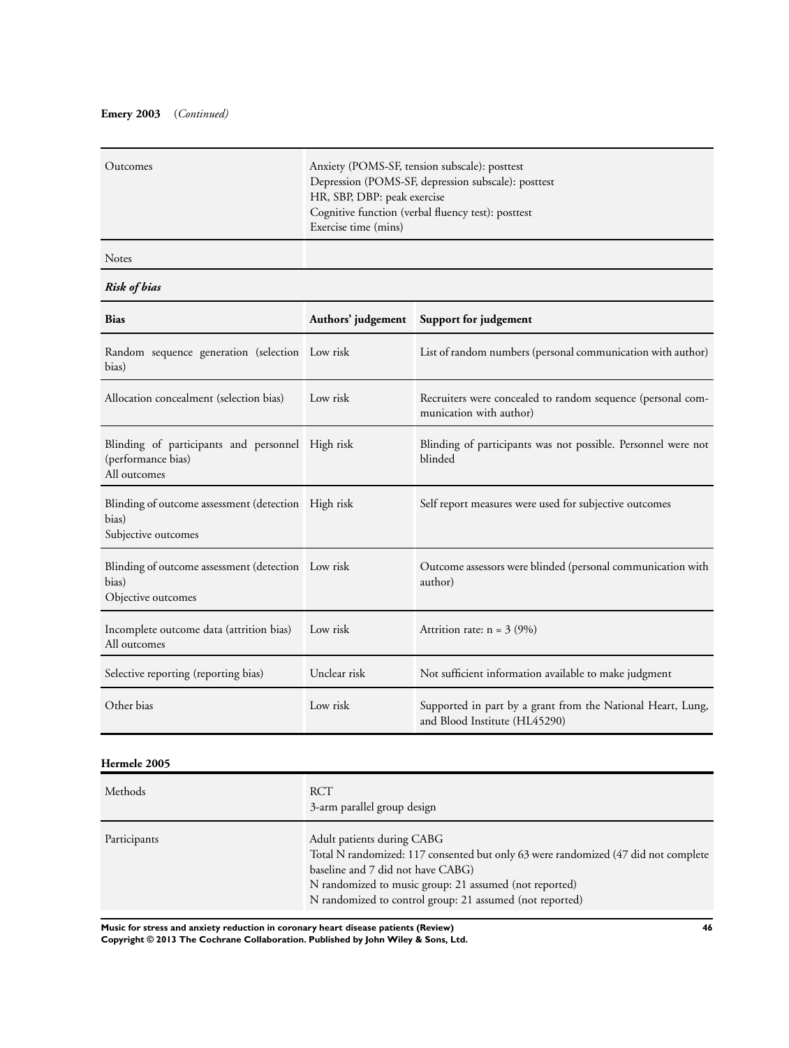**Emery 2003** *(Continued)*

| | |
|---|---|
| Outcomes | Anxiety (POMS-SF, tension subscale): posttest<br>Depression (POMS-SF, depression subscale): posttest<br>HR, SBP, DBP: peak exercise<br>Cognitive function (verbal fluency test): posttest<br>Exercise time (mins) |
| Notes | |

***Risk of bias***

| Bias | Authors' judgement | Support for judgement |
|---|---|---|
| Random sequence generation (selection bias) | Low risk | List of random numbers (personal communication with author) |
| Allocation concealment (selection bias) | Low risk | Recruiters were concealed to random sequence (personal communication with author) |
| Blinding of participants and personnel (performance bias)<br>All outcomes | High risk | Blinding of participants was not possible. Personnel were not blinded |
| Blinding of outcome assessment (detection bias)<br>Subjective outcomes | High risk | Self report measures were used for subjective outcomes |
| Blinding of outcome assessment (detection bias)<br>Objective outcomes | Low risk | Outcome assessors were blinded (personal communication with author) |
| Incomplete outcome data (attrition bias)<br>All outcomes | Low risk | Attrition rate: n = 3 (9%) |
| Selective reporting (reporting bias) | Unclear risk | Not sufficient information available to make judgment |
| Other bias | Low risk | Supported in part by a grant from the National Heart, Lung, and Blood Institute (HL45290) |

**Hermele 2005**

| | |
|---|---|
| Methods | RCT<br>3-arm parallel group design |
| Participants | Adult patients during CABG<br>Total N randomized: 117 consented but only 63 were randomized (47 did not complete baseline and 7 did not have CABG)<br>N randomized to music group: 21 assumed (not reported)<br>N randomized to control group: 21 assumed (not reported) |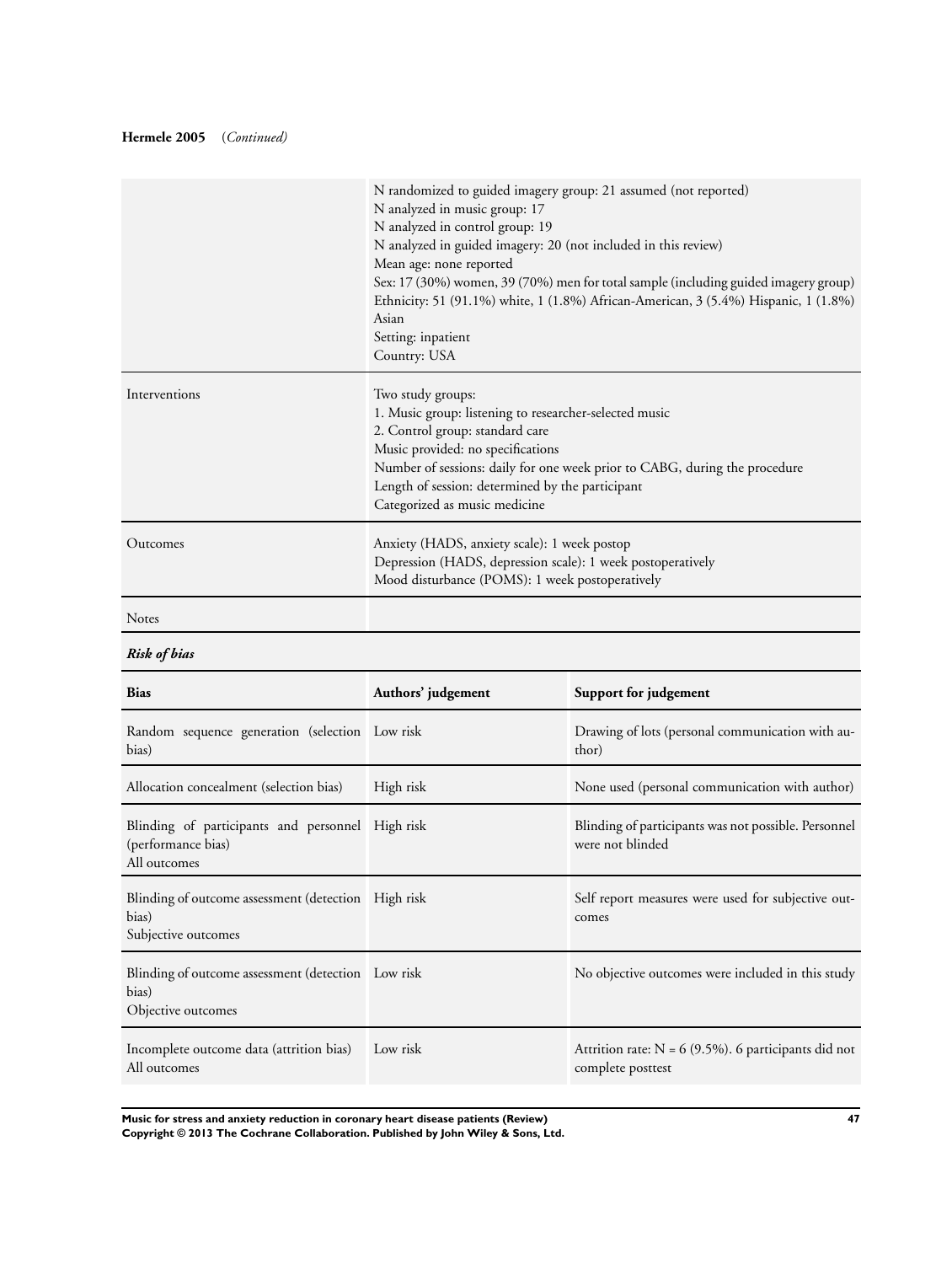**Hermele 2005** (*Continued*)

| | |
|---|---|
| | N randomized to guided imagery group: 21 assumed (not reported)<br>N analyzed in music group: 17<br>N analyzed in control group: 19<br>N analyzed in guided imagery: 20 (not included in this review)<br>Mean age: none reported<br>Sex: 17 (30%) women, 39 (70%) men for total sample (including guided imagery group)<br>Ethnicity: 51 (91.1%) white, 1 (1.8%) African-American, 3 (5.4%) Hispanic, 1 (1.8%) Asian<br>Setting: inpatient<br>Country: USA |
| Interventions | Two study groups:<br>1. Music group: listening to researcher-selected music<br>2. Control group: standard care<br>Music provided: no specifications<br>Number of sessions: daily for one week prior to CABG, during the procedure<br>Length of session: determined by the participant<br>Categorized as music medicine |
| Outcomes | Anxiety (HADS, anxiety scale): 1 week postop<br>Depression (HADS, depression scale): 1 week postoperatively<br>Mood disturbance (POMS): 1 week postoperatively |
| Notes | |

***Risk of bias***

| Bias | Authors' judgement | Support for judgement |
|---|---|---|
| Random sequence generation (selection bias) | Low risk | Drawing of lots (personal communication with author) |
| Allocation concealment (selection bias) | High risk | None used (personal communication with author) |
| Blinding of participants and personnel (performance bias)<br>All outcomes | High risk | Blinding of participants was not possible. Personnel were not blinded |
| Blinding of outcome assessment (detection bias)<br>Subjective outcomes | High risk | Self report measures were used for subjective outcomes |
| Blinding of outcome assessment (detection bias)<br>Objective outcomes | Low risk | No objective outcomes were included in this study |
| Incomplete outcome data (attrition bias)<br>All outcomes | Low risk | Attrition rate: N = 6 (9.5%). 6 participants did not complete posttest |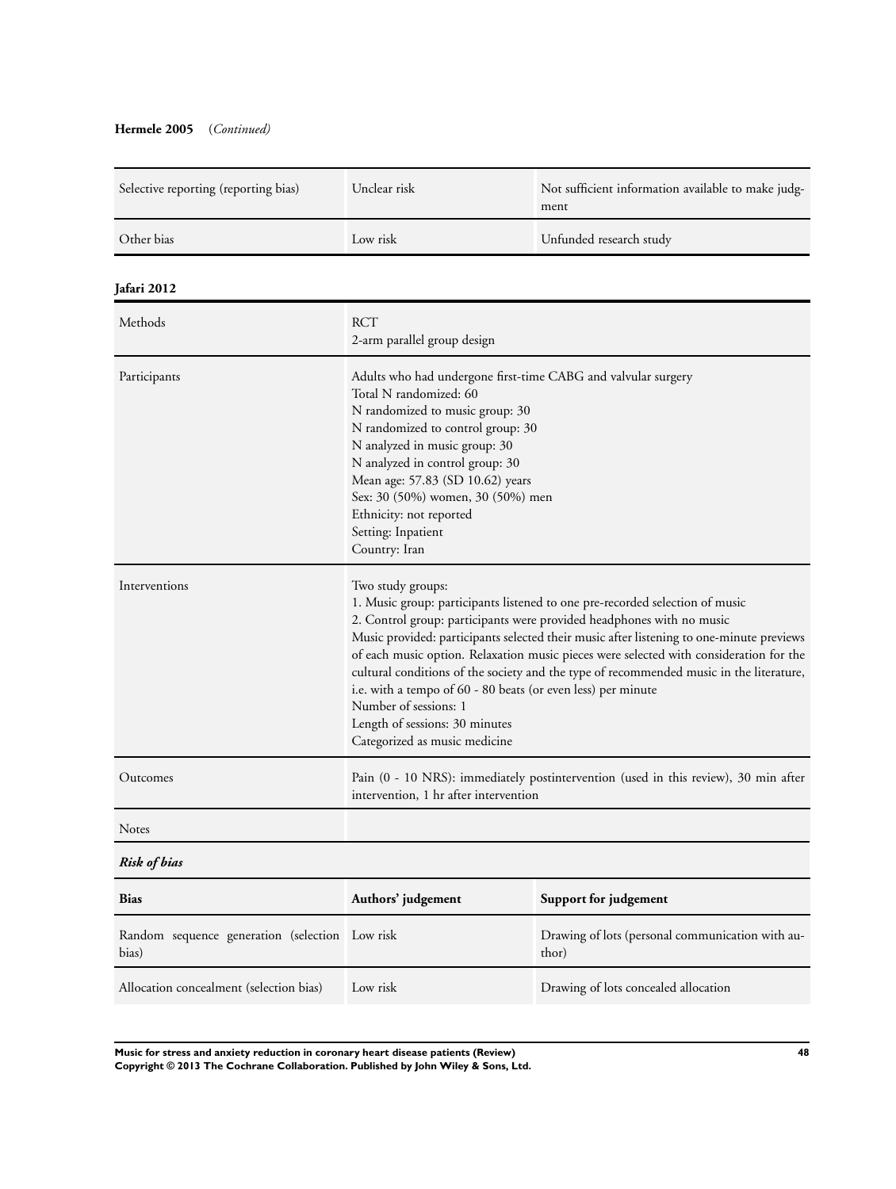**Hermele 2005** (*Continued*)

| | | |
|---|---|---|
| Selective reporting (reporting bias) | Unclear risk | Not sufficient information available to make judgment |
| Other bias | Low risk | Unfunded research study |

**Jafari 2012**

| | |
|---|---|
| Methods | RCT<br>2-arm parallel group design |
| Participants | Adults who had undergone first-time CABG and valvular surgery<br>Total N randomized: 60<br>N randomized to music group: 30<br>N randomized to control group: 30<br>N analyzed in music group: 30<br>N analyzed in control group: 30<br>Mean age: 57.83 (SD 10.62) years<br>Sex: 30 (50%) women, 30 (50%) men<br>Ethnicity: not reported<br>Setting: Inpatient<br>Country: Iran |
| Interventions | Two study groups:<br>1. Music group: participants listened to one pre-recorded selection of music<br>2. Control group: participants were provided headphones with no music<br>Music provided: participants selected their music after listening to one-minute previews of each music option. Relaxation music pieces were selected with consideration for the cultural conditions of the society and the type of recommended music in the literature, i.e. with a tempo of 60 - 80 beats (or even less) per minute<br>Number of sessions: 1<br>Length of sessions: 30 minutes<br>Categorized as music medicine |
| Outcomes | Pain (0 - 10 NRS): immediately postintervention (used in this review), 30 min after intervention, 1 hr after intervention |
| Notes | |

***Risk of bias***

| Bias | Authors' judgement | Support for judgement |
|---|---|---|
| Random sequence generation (selection bias) | Low risk | Drawing of lots (personal communication with author) |
| Allocation concealment (selection bias) | Low risk | Drawing of lots concealed allocation |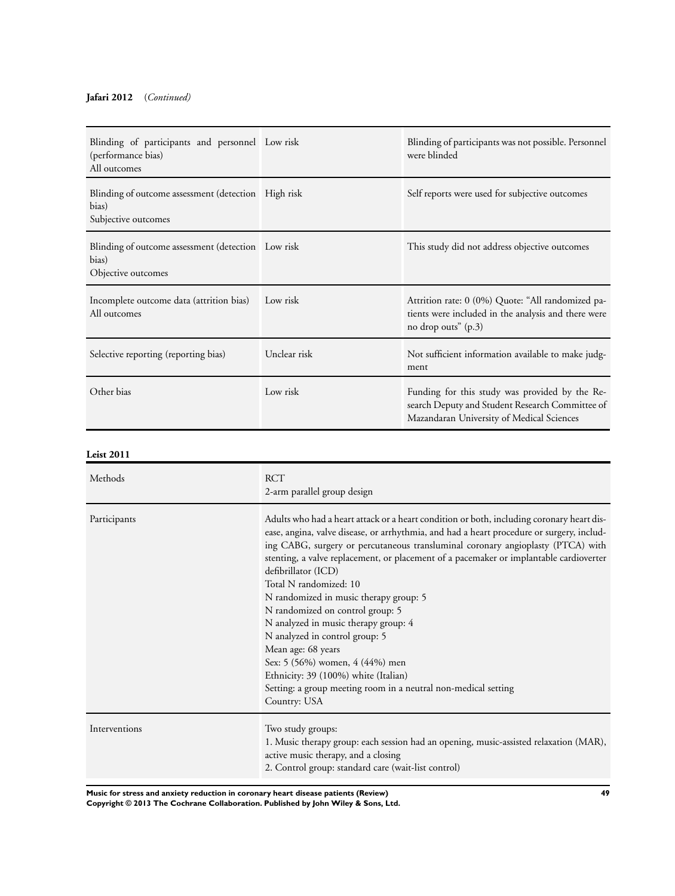**Jafari 2012** (*Continued*)

| | | |
|---|---|---|
| Blinding of participants and personnel (performance bias)<br>All outcomes | Low risk | Blinding of participants was not possible. Personnel were blinded |
| Blinding of outcome assessment (detection bias)<br>Subjective outcomes | High risk | Self reports were used for subjective outcomes |
| Blinding of outcome assessment (detection bias)<br>Objective outcomes | Low risk | This study did not address objective outcomes |
| Incomplete outcome data (attrition bias)<br>All outcomes | Low risk | Attrition rate: 0 (0%) Quote: "All randomized patients were included in the analysis and there were no drop outs" (p.3) |
| Selective reporting (reporting bias) | Unclear risk | Not sufficient information available to make judgment |
| Other bias | Low risk | Funding for this study was provided by the Research Deputy and Student Research Committee of Mazandaran University of Medical Sciences |

**Leist 2011**

| | |
|---|---|
| Methods | RCT<br>2-arm parallel group design |
| Participants | Adults who had a heart attack or a heart condition or both, including coronary heart disease, angina, valve disease, or arrhythmia, and had a heart procedure or surgery, including CABG, surgery or percutaneous transluminal coronary angioplasty (PTCA) with stenting, a valve replacement, or placement of a pacemaker or implantable cardioverter defibrillator (ICD)<br>Total N randomized: 10<br>N randomized in music therapy group: 5<br>N randomized on control group: 5<br>N analyzed in music therapy group: 4<br>N analyzed in control group: 5<br>Mean age: 68 years<br>Sex: 5 (56%) women, 4 (44%) men<br>Ethnicity: 39 (100%) white (Italian)<br>Setting: a group meeting room in a neutral non-medical setting<br>Country: USA |
| Interventions | Two study groups:<br>1. Music therapy group: each session had an opening, music-assisted relaxation (MAR), active music therapy, and a closing<br>2. Control group: standard care (wait-list control) |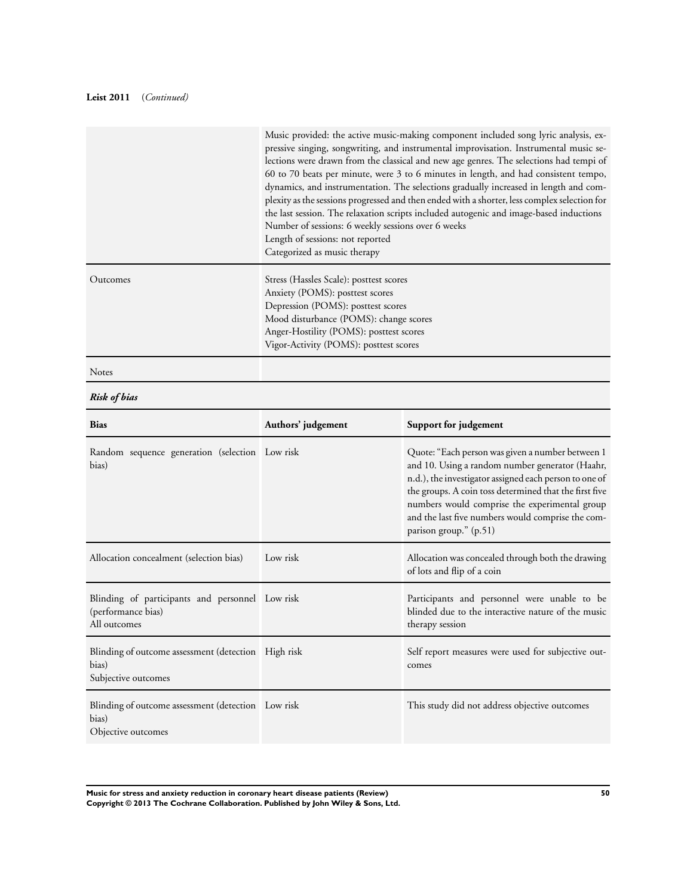**Leist 2011** (*Continued*)

| | |
|---|---|
| | Music provided: the active music-making component included song lyric analysis, expressive singing, songwriting, and instrumental improvisation. Instrumental music selections were drawn from the classical and new age genres. The selections had tempi of 60 to 70 beats per minute, were 3 to 6 minutes in length, and had consistent tempo, dynamics, and instrumentation. The selections gradually increased in length and complexity as the sessions progressed and then ended with a shorter, less complex selection for the last session. The relaxation scripts included autogenic and image-based inductions<br>Number of sessions: 6 weekly sessions over 6 weeks<br>Length of sessions: not reported<br>Categorized as music therapy |
| Outcomes | Stress (Hassles Scale): posttest scores<br>Anxiety (POMS): posttest scores<br>Depression (POMS): posttest scores<br>Mood disturbance (POMS): change scores<br>Anger-Hostility (POMS): posttest scores<br>Vigor-Activity (POMS): posttest scores |
| Notes | |

***Risk of bias***

| Bias | Authors' judgement | Support for judgement |
|---|---|---|
| Random sequence generation (selection bias) | Low risk | Quote: "Each person was given a number between 1 and 10. Using a random number generator (Haahr, n.d.), the investigator assigned each person to one of the groups. A coin toss determined that the first five numbers would comprise the experimental group and the last five numbers would comprise the comparison group." (p.51) |
| Allocation concealment (selection bias) | Low risk | Allocation was concealed through both the drawing of lots and flip of a coin |
| Blinding of participants and personnel (performance bias)<br>All outcomes | Low risk | Participants and personnel were unable to be blinded due to the interactive nature of the music therapy session |
| Blinding of outcome assessment (detection bias)<br>Subjective outcomes | High risk | Self report measures were used for subjective outcomes |
| Blinding of outcome assessment (detection bias)<br>Objective outcomes | Low risk | This study did not address objective outcomes |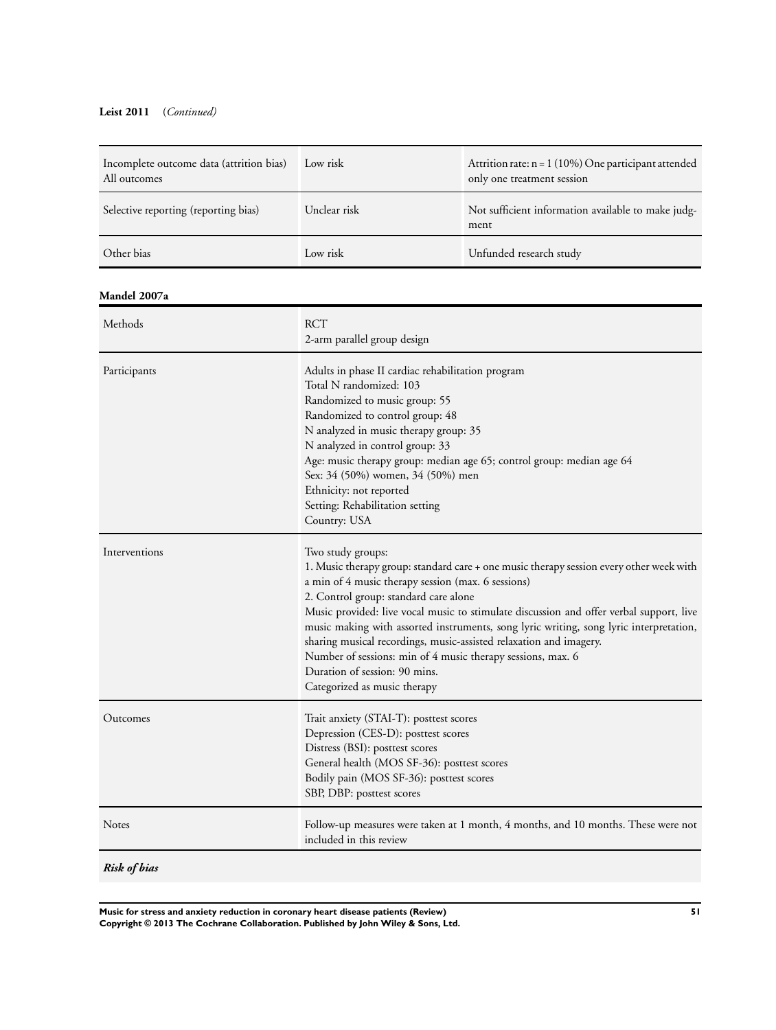**Leist 2011** (*Continued*)

| | | |
|---|---|---|
| Incomplete outcome data (attrition bias) All outcomes | Low risk | Attrition rate: n = 1 (10%) One participant attended only one treatment session |
| Selective reporting (reporting bias) | Unclear risk | Not sufficient information available to make judgment |
| Other bias | Low risk | Unfunded research study |

**Mandel 2007a**

| | |
|---|---|
| Methods | RCT<br>2-arm parallel group design |
| Participants | Adults in phase II cardiac rehabilitation program<br>Total N randomized: 103<br>Randomized to music group: 55<br>Randomized to control group: 48<br>N analyzed in music therapy group: 35<br>N analyzed in control group: 33<br>Age: music therapy group: median age 65; control group: median age 64<br>Sex: 34 (50%) women, 34 (50%) men<br>Ethnicity: not reported<br>Setting: Rehabilitation setting<br>Country: USA |
| Interventions | Two study groups:<br>1. Music therapy group: standard care + one music therapy session every other week with a min of 4 music therapy session (max. 6 sessions)<br>2. Control group: standard care alone<br>Music provided: live vocal music to stimulate discussion and offer verbal support, live music making with assorted instruments, song lyric writing, song lyric interpretation, sharing musical recordings, music-assisted relaxation and imagery.<br>Number of sessions: min of 4 music therapy sessions, max. 6<br>Duration of session: 90 mins.<br>Categorized as music therapy |
| Outcomes | Trait anxiety (STAI-T): posttest scores<br>Depression (CES-D): posttest scores<br>Distress (BSI): posttest scores<br>General health (MOS SF-36): posttest scores<br>Bodily pain (MOS SF-36): posttest scores<br>SBP, DBP: posttest scores |
| Notes | Follow-up measures were taken at 1 month, 4 months, and 10 months. These were not included in this review |

***Risk of bias***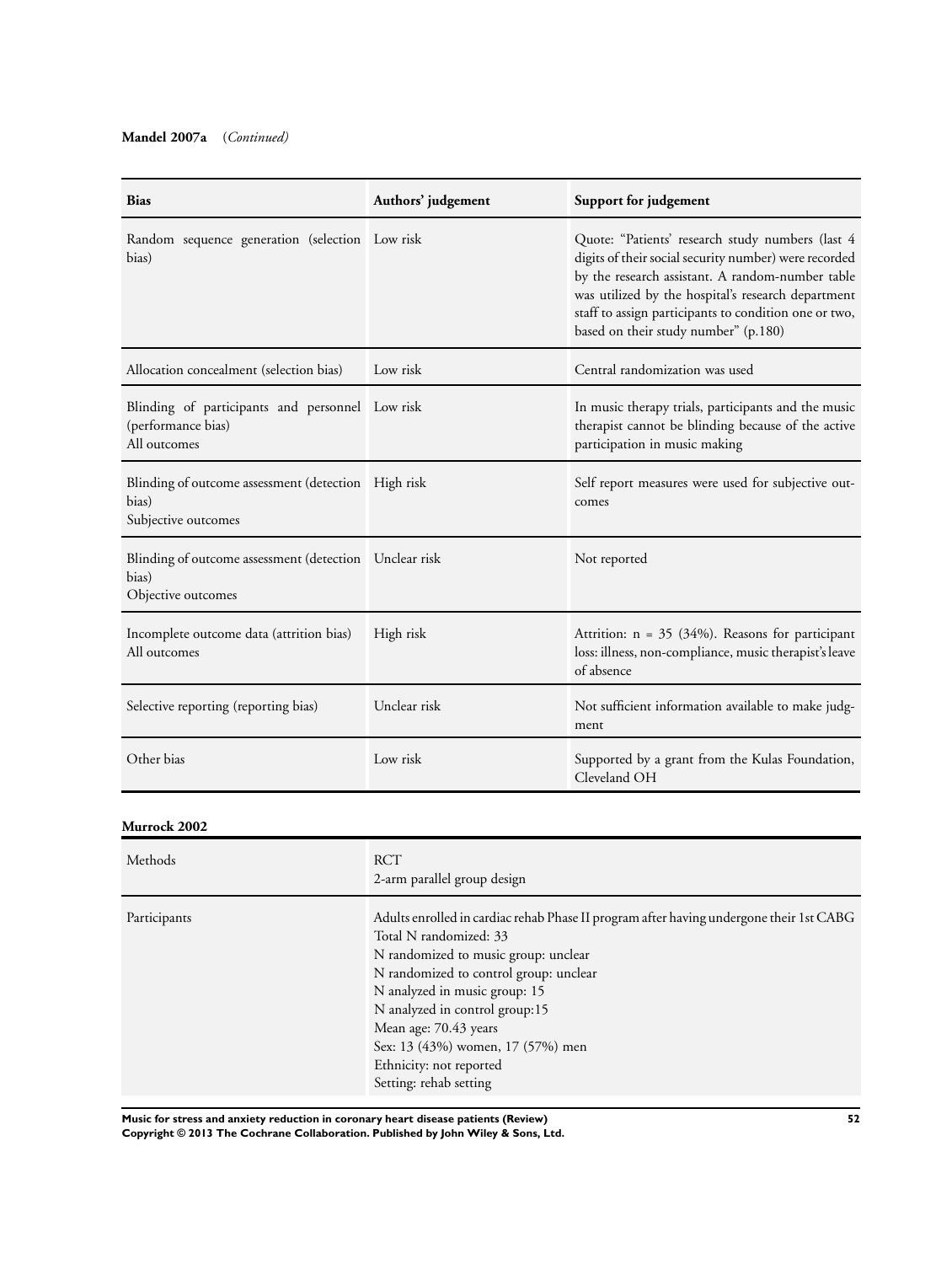**Mandel 2007a** (*Continued*)

| Bias | Authors' judgement | Support for judgement |
|---|---|---|
| Random sequence generation (selection bias) | Low risk | Quote: "Patients' research study numbers (last 4 digits of their social security number) were recorded by the research assistant. A random-number table was utilized by the hospital's research department staff to assign participants to condition one or two, based on their study number" (p.180) |
| Allocation concealment (selection bias) | Low risk | Central randomization was used |
| Blinding of participants and personnel (performance bias)<br>All outcomes | Low risk | In music therapy trials, participants and the music therapist cannot be blinding because of the active participation in music making |
| Blinding of outcome assessment (detection bias)<br>Subjective outcomes | High risk | Self report measures were used for subjective outcomes |
| Blinding of outcome assessment (detection bias)<br>Objective outcomes | Unclear risk | Not reported |
| Incomplete outcome data (attrition bias)<br>All outcomes | High risk | Attrition: n = 35 (34%). Reasons for participant loss: illness, non-compliance, music therapist's leave of absence |
| Selective reporting (reporting bias) | Unclear risk | Not sufficient information available to make judgment |
| Other bias | Low risk | Supported by a grant from the Kulas Foundation, Cleveland OH |

**Murrock 2002**

| | |
|---|---|
| Methods | RCT<br>2-arm parallel group design |
| Participants | Adults enrolled in cardiac rehab Phase II program after having undergone their 1st CABG<br>Total N randomized: 33<br>N randomized to music group: unclear<br>N randomized to control group: unclear<br>N analyzed in music group: 15<br>N analyzed in control group:15<br>Mean age: 70.43 years<br>Sex: 13 (43%) women, 17 (57%) men<br>Ethnicity: not reported<br>Setting: rehab setting |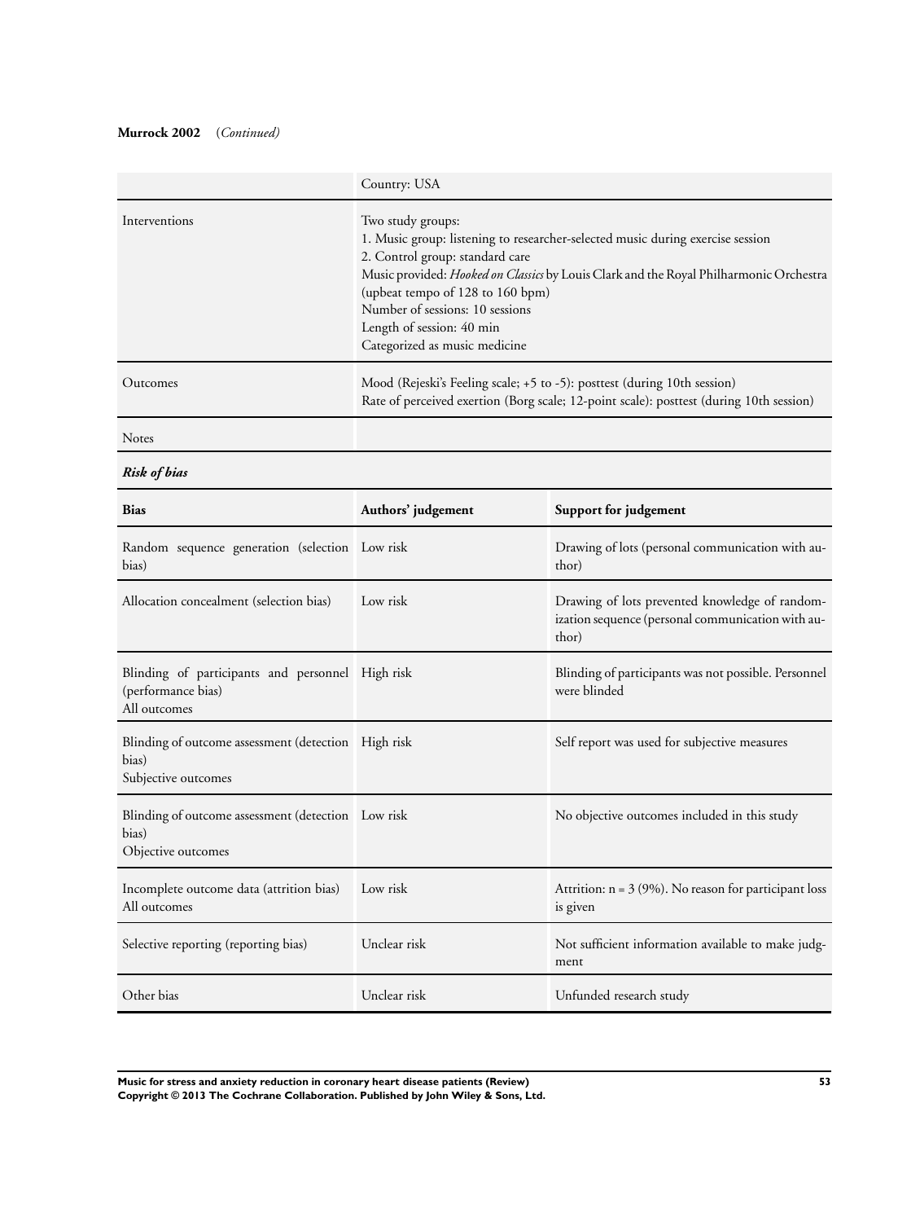**Murrock 2002** (*Continued*)

| | |
|---|---|
| | Country: USA |
| Interventions | Two study groups:<br>1. Music group: listening to researcher-selected music during exercise session<br>2. Control group: standard care<br>Music provided: *Hooked on Classics* by Louis Clark and the Royal Philharmonic Orchestra (upbeat tempo of 128 to 160 bpm)<br>Number of sessions: 10 sessions<br>Length of session: 40 min<br>Categorized as music medicine |
| Outcomes | Mood (Rejeski's Feeling scale; +5 to -5): posttest (during 10th session)<br>Rate of perceived exertion (Borg scale; 12-point scale): posttest (during 10th session) |
| Notes | |

***Risk of bias***

| Bias | Authors' judgement | Support for judgement |
|---|---|---|
| Random sequence generation (selection bias) | Low risk | Drawing of lots (personal communication with author) |
| Allocation concealment (selection bias) | Low risk | Drawing of lots prevented knowledge of randomization sequence (personal communication with author) |
| Blinding of participants and personnel (performance bias)<br>All outcomes | High risk | Blinding of participants was not possible. Personnel were blinded |
| Blinding of outcome assessment (detection bias)<br>Subjective outcomes | High risk | Self report was used for subjective measures |
| Blinding of outcome assessment (detection bias)<br>Objective outcomes | Low risk | No objective outcomes included in this study |
| Incomplete outcome data (attrition bias)<br>All outcomes | Low risk | Attrition: n = 3 (9%). No reason for participant loss is given |
| Selective reporting (reporting bias) | Unclear risk | Not sufficient information available to make judgment |
| Other bias | Unclear risk | Unfunded research study |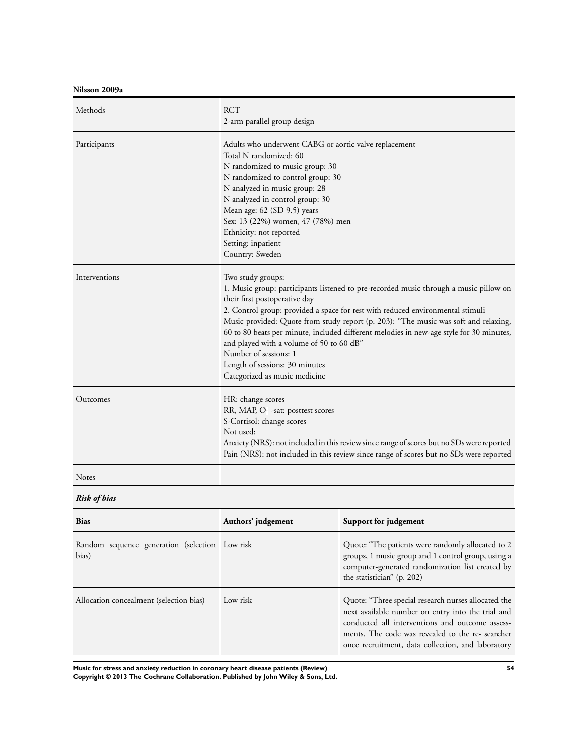**Nilsson 2009a**

| | |
|---|---|
| Methods | RCT<br>2-arm parallel group design |
| Participants | Adults who underwent CABG or aortic valve replacement<br>Total N randomized: 60<br>N randomized to music group: 30<br>N randomized to control group: 30<br>N analyzed in music group: 28<br>N analyzed in control group: 30<br>Mean age: 62 (SD 9.5) years<br>Sex: 13 (22%) women, 47 (78%) men<br>Ethnicity: not reported<br>Setting: inpatient<br>Country: Sweden |
| Interventions | Two study groups:<br>1. Music group: participants listened to pre-recorded music through a music pillow on their first postoperative day<br>2. Control group: provided a space for rest with reduced environmental stimuli<br>Music provided: Quote from study report (p. 203): "The music was soft and relaxing, 60 to 80 beats per minute, included different melodies in new-age style for 30 minutes, and played with a volume of 50 to 60 dB"<br>Number of sessions: 1<br>Length of sessions: 30 minutes<br>Categorized as music medicine |
| Outcomes | HR: change scores<br>RR, MAP, $O_2$ -sat: posttest scores<br>S-Cortisol: change scores<br>Not used:<br>Anxiety (NRS): not included in this review since range of scores but no SDs were reported<br>Pain (NRS): not included in this review since range of scores but no SDs were reported |
| Notes | |

***Risk of bias***

| Bias | Authors' judgement | Support for judgement |
|---|---|---|
| Random sequence generation (selection bias) | Low risk | Quote: "The patients were randomly allocated to 2 groups, 1 music group and 1 control group, using a computer-generated randomization list created by the statistician" (p. 202) |
| Allocation concealment (selection bias) | Low risk | Quote: "Three special research nurses allocated the next available number on entry into the trial and conducted all interventions and outcome assessments. The code was revealed to the re- searcher once recruitment, data collection, and laboratory |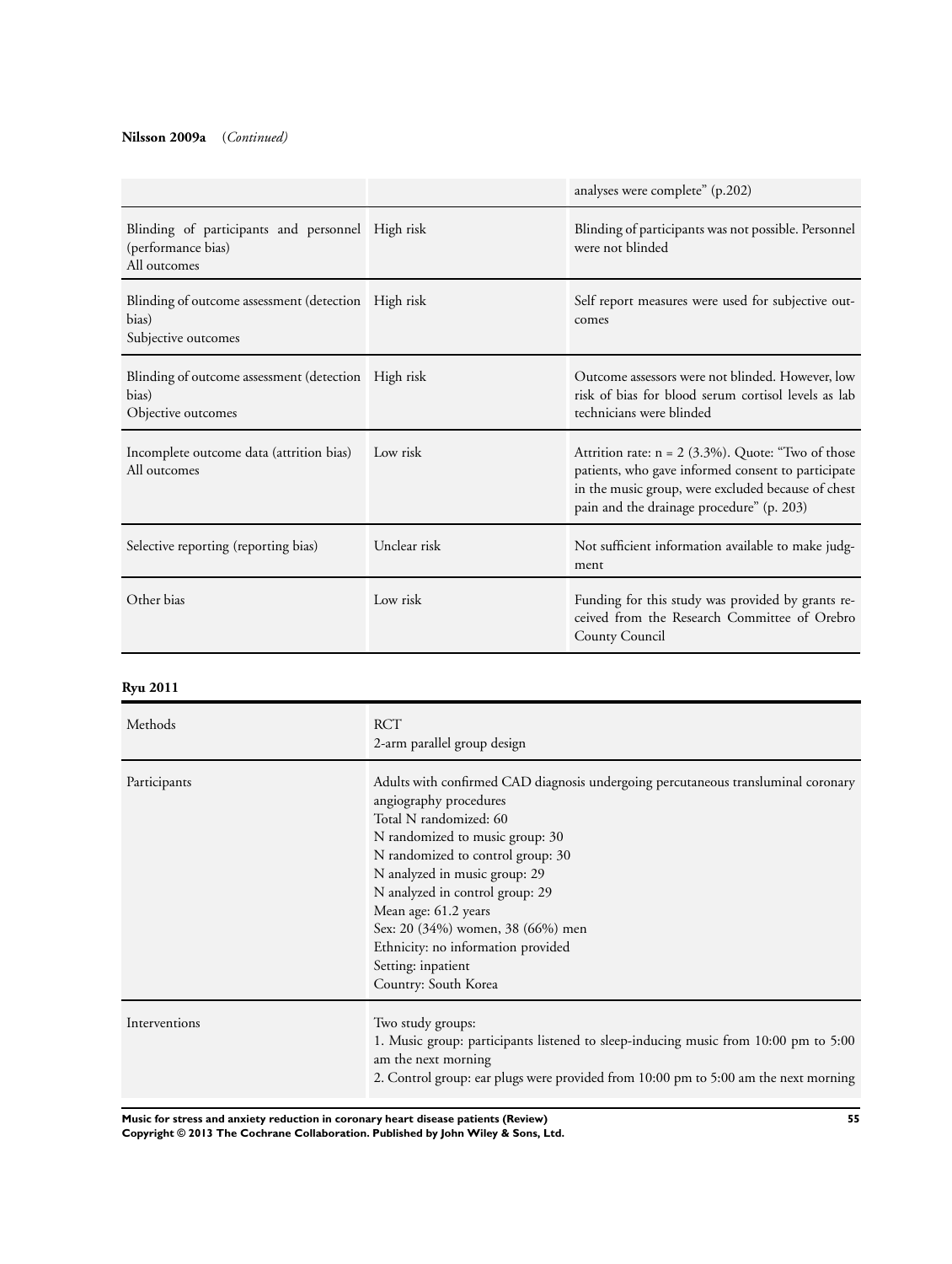**Nilsson 2009a** (*Continued*)

| | | |
|---|---|---|
| | | analyses were complete" (p.202) |
| Blinding of participants and personnel (performance bias)<br>All outcomes | High risk | Blinding of participants was not possible. Personnel were not blinded |
| Blinding of outcome assessment (detection bias)<br>Subjective outcomes | High risk | Self report measures were used for subjective outcomes |
| Blinding of outcome assessment (detection bias)<br>Objective outcomes | High risk | Outcome assessors were not blinded. However, low risk of bias for blood serum cortisol levels as lab technicians were blinded |
| Incomplete outcome data (attrition bias)<br>All outcomes | Low risk | Attrition rate: n = 2 (3.3%). Quote: "Two of those patients, who gave informed consent to participate in the music group, were excluded because of chest pain and the drainage procedure" (p. 203) |
| Selective reporting (reporting bias) | Unclear risk | Not sufficient information available to make judgment |
| Other bias | Low risk | Funding for this study was provided by grants received from the Research Committee of Orebro County Council |

**Ryu 2011**

| | |
|---|---|
| Methods | RCT<br>2-arm parallel group design |
| Participants | Adults with confirmed CAD diagnosis undergoing percutaneous transluminal coronary angiography procedures<br>Total N randomized: 60<br>N randomized to music group: 30<br>N randomized to control group: 30<br>N analyzed in music group: 29<br>N analyzed in control group: 29<br>Mean age: 61.2 years<br>Sex: 20 (34%) women, 38 (66%) men<br>Ethnicity: no information provided<br>Setting: inpatient<br>Country: South Korea |
| Interventions | Two study groups:<br>1. Music group: participants listened to sleep-inducing music from 10:00 pm to 5:00 am the next morning<br>2. Control group: ear plugs were provided from 10:00 pm to 5:00 am the next morning |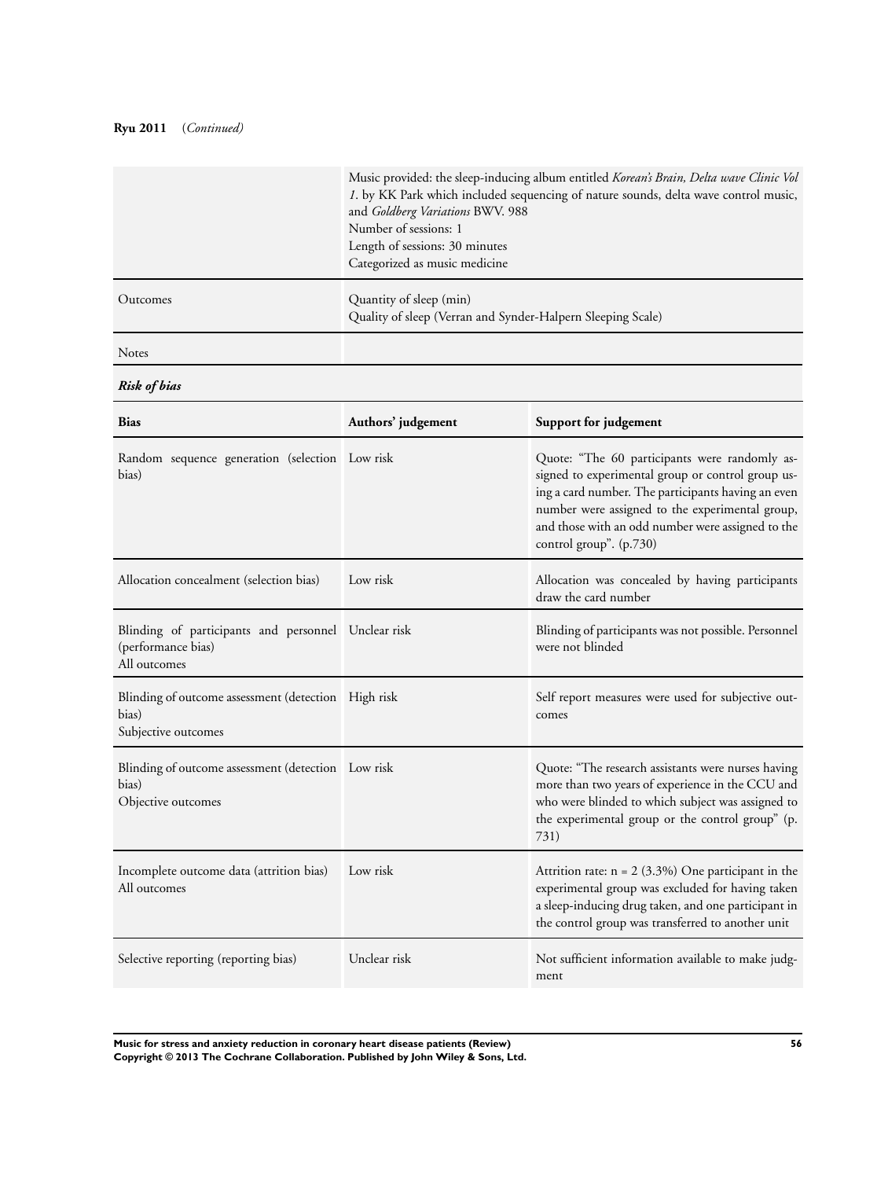**Ryu 2011** (*Continued*)

| | |
|---|---|
| | Music provided: the sleep-inducing album entitled *Korean's Brain, Delta wave Clinic Vol 1*. by KK Park which included sequencing of nature sounds, delta wave control music, and *Goldberg Variations* BWV. 988<br>Number of sessions: 1<br>Length of sessions: 30 minutes<br>Categorized as music medicine |
| Outcomes | Quantity of sleep (min)<br>Quality of sleep (Verran and Synder-Halpern Sleeping Scale) |
| Notes | |

***Risk of bias***

| Bias | Authors' judgement | Support for judgement |
|---|---|---|
| Random sequence generation (selection bias) | Low risk | Quote: "The 60 participants were randomly assigned to experimental group or control group using a card number. The participants having an even number were assigned to the experimental group, and those with an odd number were assigned to the control group". (p.730) |
| Allocation concealment (selection bias) | Low risk | Allocation was concealed by having participants draw the card number |
| Blinding of participants and personnel (performance bias)<br>All outcomes | Unclear risk | Blinding of participants was not possible. Personnel were not blinded |
| Blinding of outcome assessment (detection bias)<br>Subjective outcomes | High risk | Self report measures were used for subjective outcomes |
| Blinding of outcome assessment (detection bias)<br>Objective outcomes | Low risk | Quote: "The research assistants were nurses having more than two years of experience in the CCU and who were blinded to which subject was assigned to the experimental group or the control group" (p. 731) |
| Incomplete outcome data (attrition bias)<br>All outcomes | Low risk | Attrition rate: n = 2 (3.3%) One participant in the experimental group was excluded for having taken a sleep-inducing drug taken, and one participant in the control group was transferred to another unit |
| Selective reporting (reporting bias) | Unclear risk | Not sufficient information available to make judgment |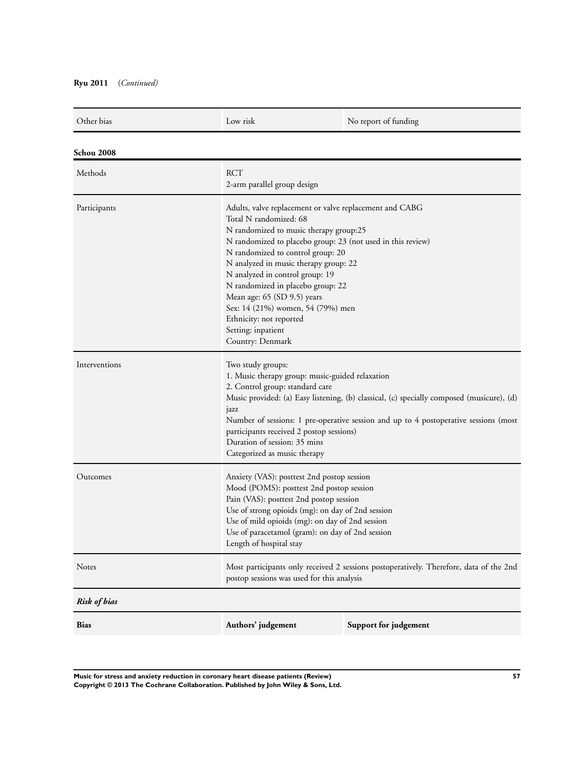**Ryu 2011** (*Continued*)

| | | |
|---|---|---|
| Other bias | Low risk | No report of funding |

**Schou 2008**

| | |
|---|---|
| Methods | RCT<br>2-arm parallel group design |
| Participants | Adults, valve replacement or valve replacement and CABG<br>Total N randomized: 68<br>N randomized to music therapy group:25<br>N randomized to placebo group: 23 (not used in this review)<br>N randomized to control group: 20<br>N analyzed in music therapy group: 22<br>N analyzed in control group: 19<br>N randomized in placebo group: 22<br>Mean age: 65 (SD 9.5) years<br>Sex: 14 (21%) women, 54 (79%) men<br>Ethnicity: not reported<br>Setting: inpatient<br>Country: Denmark |
| Interventions | Two study groups:<br>1. Music therapy group: music-guided relaxation<br>2. Control group: standard care<br>Music provided: (a) Easy listening, (b) classical, (c) specially composed (musicure), (d) jazz<br>Number of sessions: 1 pre-operative session and up to 4 postoperative sessions (most participants received 2 postop sessions)<br>Duration of session: 35 mins<br>Categorized as music therapy |
| Outcomes | Anxiety (VAS): posttest 2nd postop session<br>Mood (POMS): posttest 2nd postop session<br>Pain (VAS): posttest 2nd postop session<br>Use of strong opioids (mg): on day of 2nd session<br>Use of mild opioids (mg): on day of 2nd session<br>Use of paracetamol (gram): on day of 2nd session<br>Length of hospital stay |
| Notes | Most participants only received 2 sessions postoperatively. Therefore, data of the 2nd postop sessions was used for this analysis |

***Risk of bias***

| **Bias** | **Authors' judgement** | **Support for judgement** |
|---|---|---|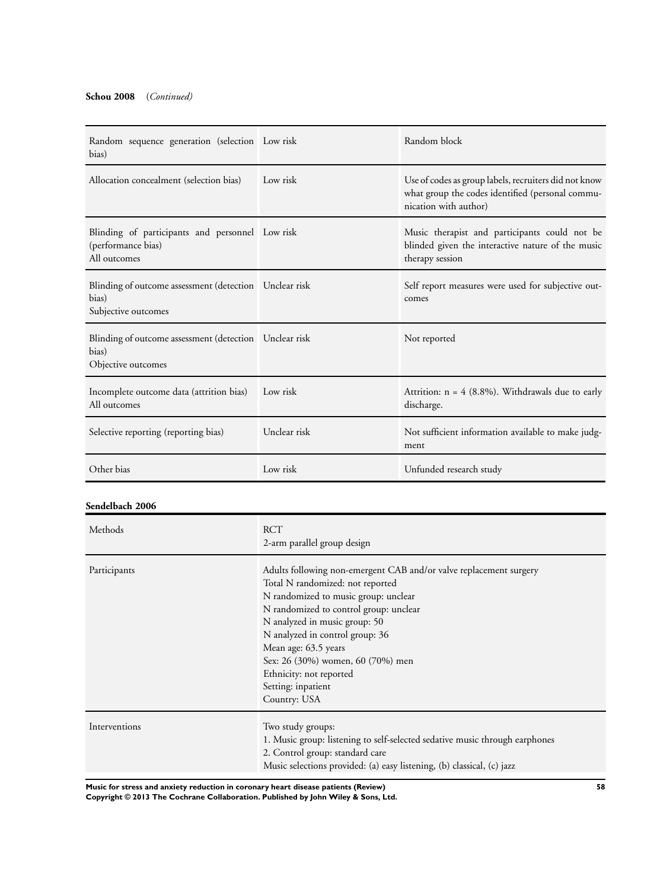**Schou 2008** (*Continued*)

| | | |
|---|---|---|
| Random sequence generation (selection bias) | Low risk | Random block |
| Allocation concealment (selection bias) | Low risk | Use of codes as group labels, recruiters did not know what group the codes identified (personal communication with author) |
| Blinding of participants and personnel (performance bias)<br>All outcomes | Low risk | Music therapist and participants could not be blinded given the interactive nature of the music therapy session |
| Blinding of outcome assessment (detection bias)<br>Subjective outcomes | Unclear risk | Self report measures were used for subjective outcomes |
| Blinding of outcome assessment (detection bias)<br>Objective outcomes | Unclear risk | Not reported |
| Incomplete outcome data (attrition bias)<br>All outcomes | Low risk | Attrition: n = 4 (8.8%). Withdrawals due to early discharge. |
| Selective reporting (reporting bias) | Unclear risk | Not sufficient information available to make judgment |
| Other bias | Low risk | Unfunded research study |

**Sendelbach 2006**

| | |
|---|---|
| Methods | RCT<br>2-arm parallel group design |
| Participants | Adults following non-emergent CAB and/or valve replacement surgery<br>Total N randomized: not reported<br>N randomized to music group: unclear<br>N randomized to control group: unclear<br>N analyzed in music group: 50<br>N analyzed in control group: 36<br>Mean age: 63.5 years<br>Sex: 26 (30%) women, 60 (70%) men<br>Ethnicity: not reported<br>Setting: inpatient<br>Country: USA |
| Interventions | Two study groups:<br>1. Music group: listening to self-selected sedative music through earphones<br>2. Control group: standard care<br>Music selections provided: (a) easy listening, (b) classical, (c) jazz |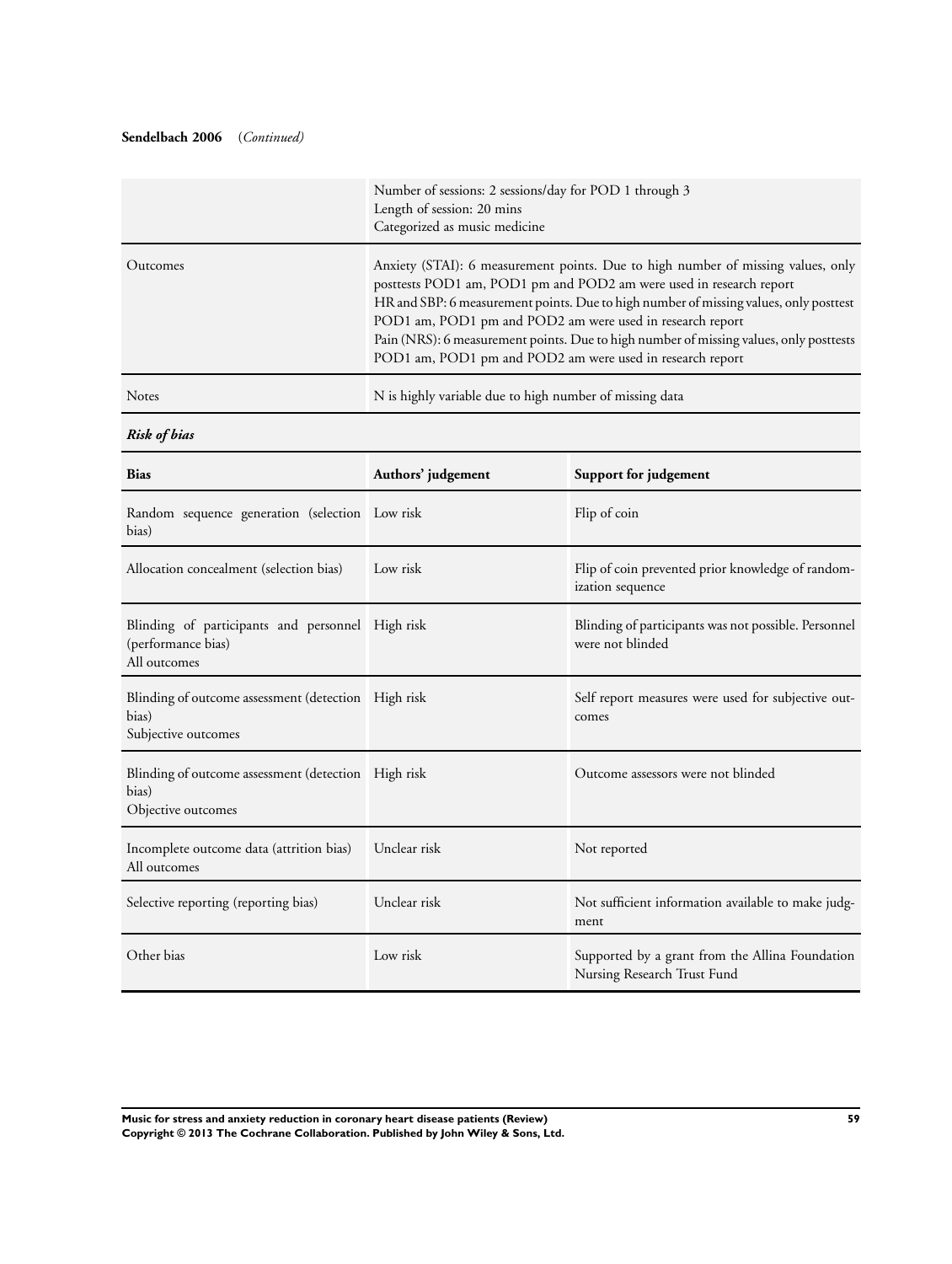**Sendelbach 2006** (*Continued*)

| | |
|---|---|
| | Number of sessions: 2 sessions/day for POD 1 through 3<br>Length of session: 20 mins<br>Categorized as music medicine |
| Outcomes | Anxiety (STAI): 6 measurement points. Due to high number of missing values, only posttests POD1 am, POD1 pm and POD2 am were used in research report<br>HR and SBP: 6 measurement points. Due to high number of missing values, only posttest POD1 am, POD1 pm and POD2 am were used in research report<br>Pain (NRS): 6 measurement points. Due to high number of missing values, only posttests POD1 am, POD1 pm and POD2 am were used in research report |
| Notes | N is highly variable due to high number of missing data |

***Risk of bias***

| Bias | Authors' judgement | Support for judgement |
|---|---|---|
| Random sequence generation (selection bias) | Low risk | Flip of coin |
| Allocation concealment (selection bias) | Low risk | Flip of coin prevented prior knowledge of randomization sequence |
| Blinding of participants and personnel (performance bias)<br>All outcomes | High risk | Blinding of participants was not possible. Personnel were not blinded |
| Blinding of outcome assessment (detection bias)<br>Subjective outcomes | High risk | Self report measures were used for subjective outcomes |
| Blinding of outcome assessment (detection bias)<br>Objective outcomes | High risk | Outcome assessors were not blinded |
| Incomplete outcome data (attrition bias)<br>All outcomes | Unclear risk | Not reported |
| Selective reporting (reporting bias) | Unclear risk | Not sufficient information available to make judgment |
| Other bias | Low risk | Supported by a grant from the Allina Foundation Nursing Research Trust Fund |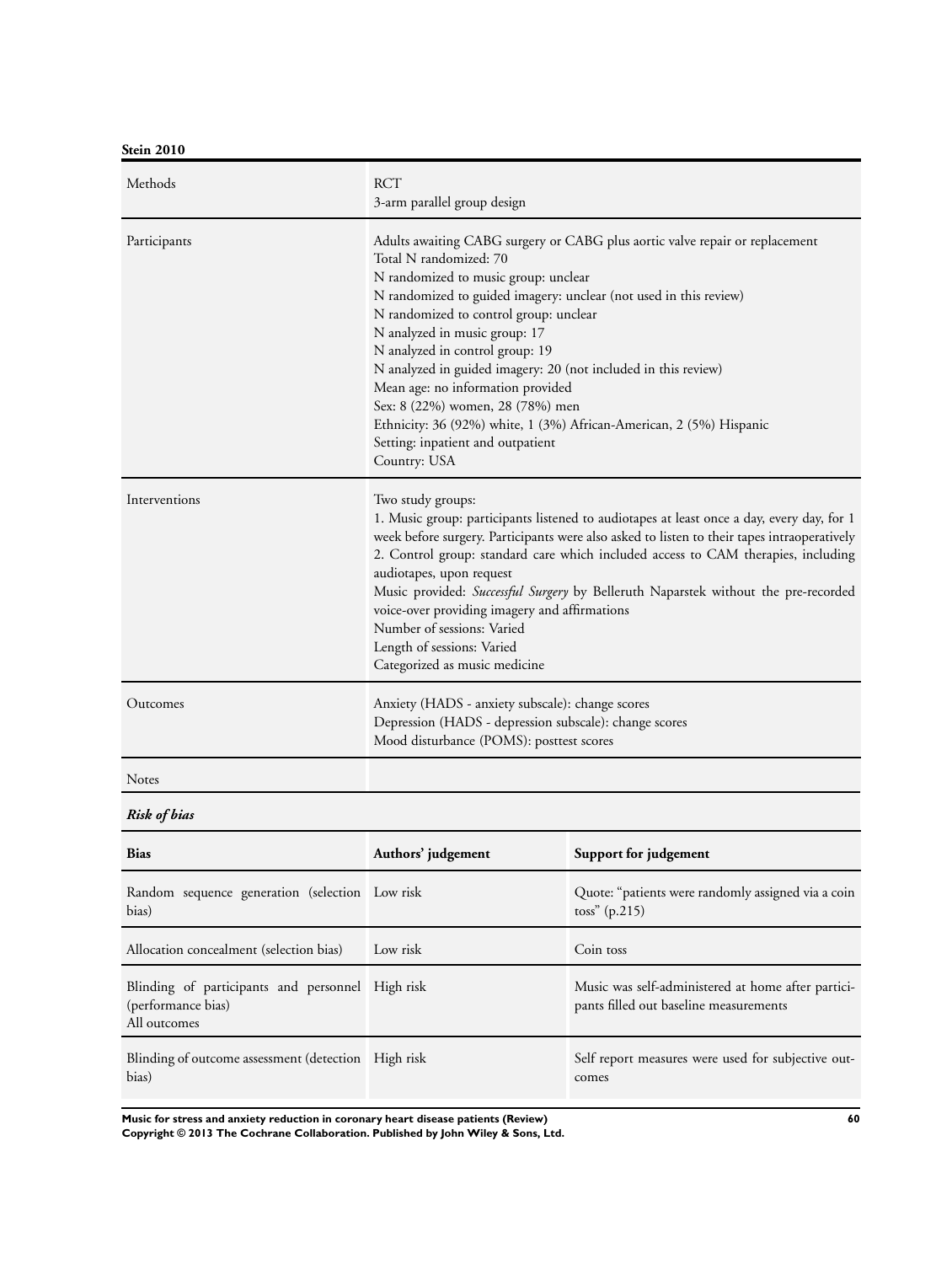**Stein 2010**

| | |
|---|---|
| Methods | RCT<br>3-arm parallel group design |
| Participants | Adults awaiting CABG surgery or CABG plus aortic valve repair or replacement<br>Total N randomized: 70<br>N randomized to music group: unclear<br>N randomized to guided imagery: unclear (not used in this review)<br>N randomized to control group: unclear<br>N analyzed in music group: 17<br>N analyzed in control group: 19<br>N analyzed in guided imagery: 20 (not included in this review)<br>Mean age: no information provided<br>Sex: 8 (22%) women, 28 (78%) men<br>Ethnicity: 36 (92%) white, 1 (3%) African-American, 2 (5%) Hispanic<br>Setting: inpatient and outpatient<br>Country: USA |
| Interventions | Two study groups:<br>1. Music group: participants listened to audiotapes at least once a day, every day, for 1 week before surgery. Participants were also asked to listen to their tapes intraoperatively<br>2. Control group: standard care which included access to CAM therapies, including audiotapes, upon request<br>Music provided: *Successful Surgery* by Belleruth Naparstek without the pre-recorded voice-over providing imagery and affirmations<br>Number of sessions: Varied<br>Length of sessions: Varied<br>Categorized as music medicine |
| Outcomes | Anxiety (HADS - anxiety subscale): change scores<br>Depression (HADS - depression subscale): change scores<br>Mood disturbance (POMS): posttest scores |
| Notes | |

***Risk of bias***

| Bias | Authors' judgement | Support for judgement |
|---|---|---|
| Random sequence generation (selection bias) | Low risk | Quote: "patients were randomly assigned via a coin toss" (p.215) |
| Allocation concealment (selection bias) | Low risk | Coin toss |
| Blinding of participants and personnel (performance bias)<br>All outcomes | High risk | Music was self-administered at home after participants filled out baseline measurements |
| Blinding of outcome assessment (detection bias) | High risk | Self report measures were used for subjective outcomes |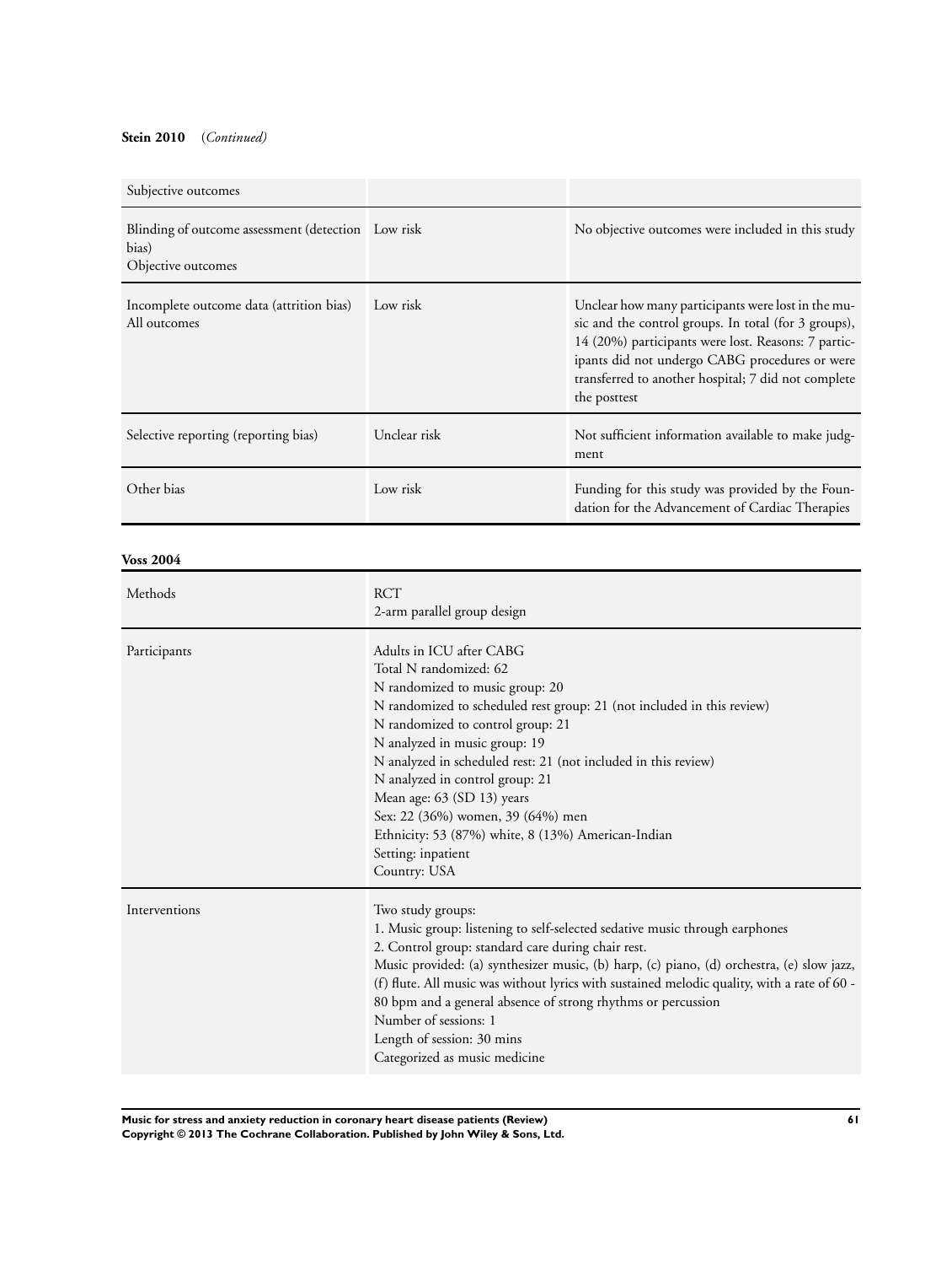**Stein 2010** (*Continued*)

| | | |
|---|---|---|
| Subjective outcomes | | |
| Blinding of outcome assessment (detection bias)<br>Objective outcomes | Low risk | No objective outcomes were included in this study |
| Incomplete outcome data (attrition bias)<br>All outcomes | Low risk | Unclear how many participants were lost in the music and the control groups. In total (for 3 groups), 14 (20%) participants were lost. Reasons: 7 participants did not undergo CABG procedures or were transferred to another hospital; 7 did not complete the posttest |
| Selective reporting (reporting bias) | Unclear risk | Not sufficient information available to make judgment |
| Other bias | Low risk | Funding for this study was provided by the Foundation for the Advancement of Cardiac Therapies |

**Voss 2004**

| | |
|---|---|
| Methods | RCT<br>2-arm parallel group design |
| Participants | Adults in ICU after CABG<br>Total N randomized: 62<br>N randomized to music group: 20<br>N randomized to scheduled rest group: 21 (not included in this review)<br>N randomized to control group: 21<br>N analyzed in music group: 19<br>N analyzed in scheduled rest: 21 (not included in this review)<br>N analyzed in control group: 21<br>Mean age: 63 (SD 13) years<br>Sex: 22 (36%) women, 39 (64%) men<br>Ethnicity: 53 (87%) white, 8 (13%) American-Indian<br>Setting: inpatient<br>Country: USA |
| Interventions | Two study groups:<br>1. Music group: listening to self-selected sedative music through earphones<br>2. Control group: standard care during chair rest.<br>Music provided: (a) synthesizer music, (b) harp, (c) piano, (d) orchestra, (e) slow jazz, (f) flute. All music was without lyrics with sustained melodic quality, with a rate of 60 - 80 bpm and a general absence of strong rhythms or percussion<br>Number of sessions: 1<br>Length of session: 30 mins<br>Categorized as music medicine |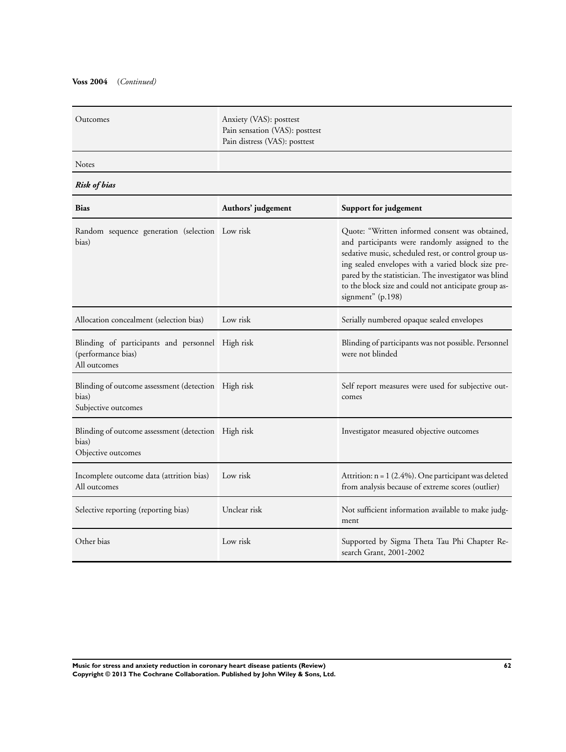**Voss 2004** (*Continued*)

| | |
|---|---|
| Outcomes | Anxiety (VAS): posttest<br>Pain sensation (VAS): posttest<br>Pain distress (VAS): posttest |
| Notes | |

***Risk of bias***

| Bias | Authors' judgement | Support for judgement |
|---|---|---|
| Random sequence generation (selection bias) | Low risk | Quote: "Written informed consent was obtained, and participants were randomly assigned to the sedative music, scheduled rest, or control group using sealed envelopes with a varied block size prepared by the statistician. The investigator was blind to the block size and could not anticipate group assignment" (p.198) |
| Allocation concealment (selection bias) | Low risk | Serially numbered opaque sealed envelopes |
| Blinding of participants and personnel (performance bias)<br>All outcomes | High risk | Blinding of participants was not possible. Personnel were not blinded |
| Blinding of outcome assessment (detection bias)<br>Subjective outcomes | High risk | Self report measures were used for subjective outcomes |
| Blinding of outcome assessment (detection bias)<br>Objective outcomes | High risk | Investigator measured objective outcomes |
| Incomplete outcome data (attrition bias)<br>All outcomes | Low risk | Attrition: n = 1 (2.4%). One participant was deleted from analysis because of extreme scores (outlier) |
| Selective reporting (reporting bias) | Unclear risk | Not sufficient information available to make judgment |
| Other bias | Low risk | Supported by Sigma Theta Tau Phi Chapter Research Grant, 2001-2002 |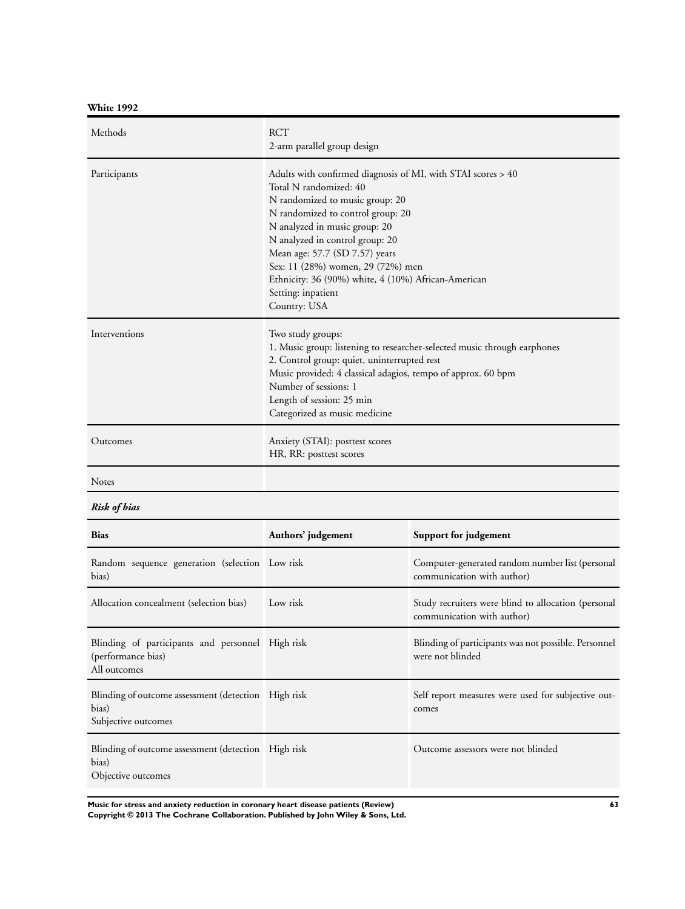**White 1992**

| | |
|---|---|
| Methods | RCT<br>2-arm parallel group design |
| Participants | Adults with confirmed diagnosis of MI, with STAI scores > 40<br>Total N randomized: 40<br>N randomized to music group: 20<br>N randomized to control group: 20<br>N analyzed in music group: 20<br>N analyzed in control group: 20<br>Mean age: 57.7 (SD 7.57) years<br>Sex: 11 (28%) women, 29 (72%) men<br>Ethnicity: 36 (90%) white, 4 (10%) African-American<br>Setting: inpatient<br>Country: USA |
| Interventions | Two study groups:<br>1. Music group: listening to researcher-selected music through earphones<br>2. Control group: quiet, uninterrupted rest<br>Music provided: 4 classical adagios, tempo of approx. 60 bpm<br>Number of sessions: 1<br>Length of session: 25 min<br>Categorized as music medicine |
| Outcomes | Anxiety (STAI): posttest scores<br>HR, RR: posttest scores |
| Notes | |

***Risk of bias***

| Bias | Authors' judgement | Support for judgement |
|---|---|---|
| Random sequence generation (selection bias) | Low risk | Computer-generated random number list (personal communication with author) |
| Allocation concealment (selection bias) | Low risk | Study recruiters were blind to allocation (personal communication with author) |
| Blinding of participants and personnel (performance bias)<br>All outcomes | High risk | Blinding of participants was not possible. Personnel were not blinded |
| Blinding of outcome assessment (detection bias)<br>Subjective outcomes | High risk | Self report measures were used for subjective outcomes |
| Blinding of outcome assessment (detection bias)<br>Objective outcomes | High risk | Outcome assessors were not blinded |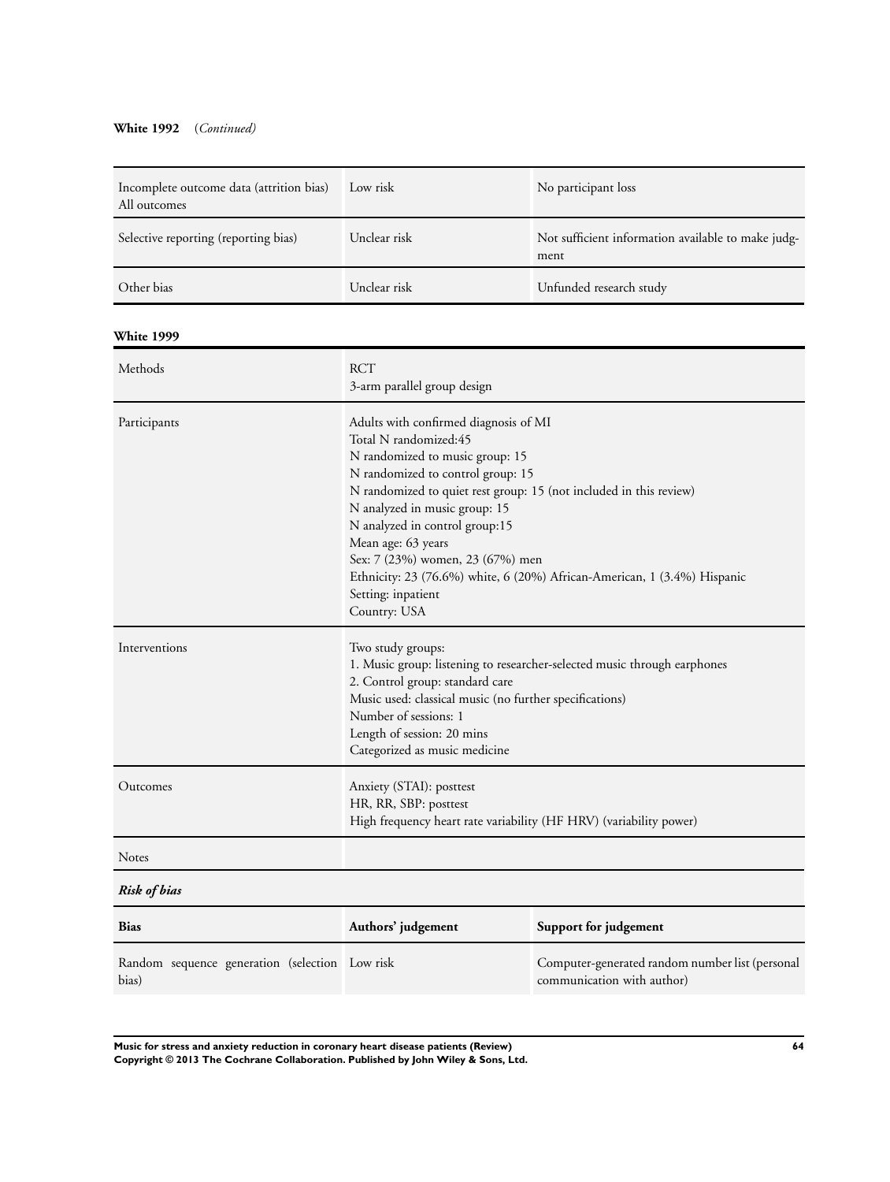**White 1992** (*Continued*)

| | | |
|---|---|---|
| Incomplete outcome data (attrition bias) All outcomes | Low risk | No participant loss |
| Selective reporting (reporting bias) | Unclear risk | Not sufficient information available to make judgment |
| Other bias | Unclear risk | Unfunded research study |

**White 1999**

| | |
|---|---|
| Methods | RCT<br>3-arm parallel group design |
| Participants | Adults with confirmed diagnosis of MI<br>Total N randomized:45<br>N randomized to music group: 15<br>N randomized to control group: 15<br>N randomized to quiet rest group: 15 (not included in this review)<br>N analyzed in music group: 15<br>N analyzed in control group:15<br>Mean age: 63 years<br>Sex: 7 (23%) women, 23 (67%) men<br>Ethnicity: 23 (76.6%) white, 6 (20%) African-American, 1 (3.4%) Hispanic<br>Setting: inpatient<br>Country: USA |
| Interventions | Two study groups:<br>1. Music group: listening to researcher-selected music through earphones<br>2. Control group: standard care<br>Music used: classical music (no further specifications)<br>Number of sessions: 1<br>Length of session: 20 mins<br>Categorized as music medicine |
| Outcomes | Anxiety (STAI): posttest<br>HR, RR, SBP: posttest<br>High frequency heart rate variability (HF HRV) (variability power) |
| Notes | |

***Risk of bias***

| Bias | Authors' judgement | Support for judgement |
|---|---|---|
| Random sequence generation (selection bias) | Low risk | Computer-generated random number list (personal communication with author) |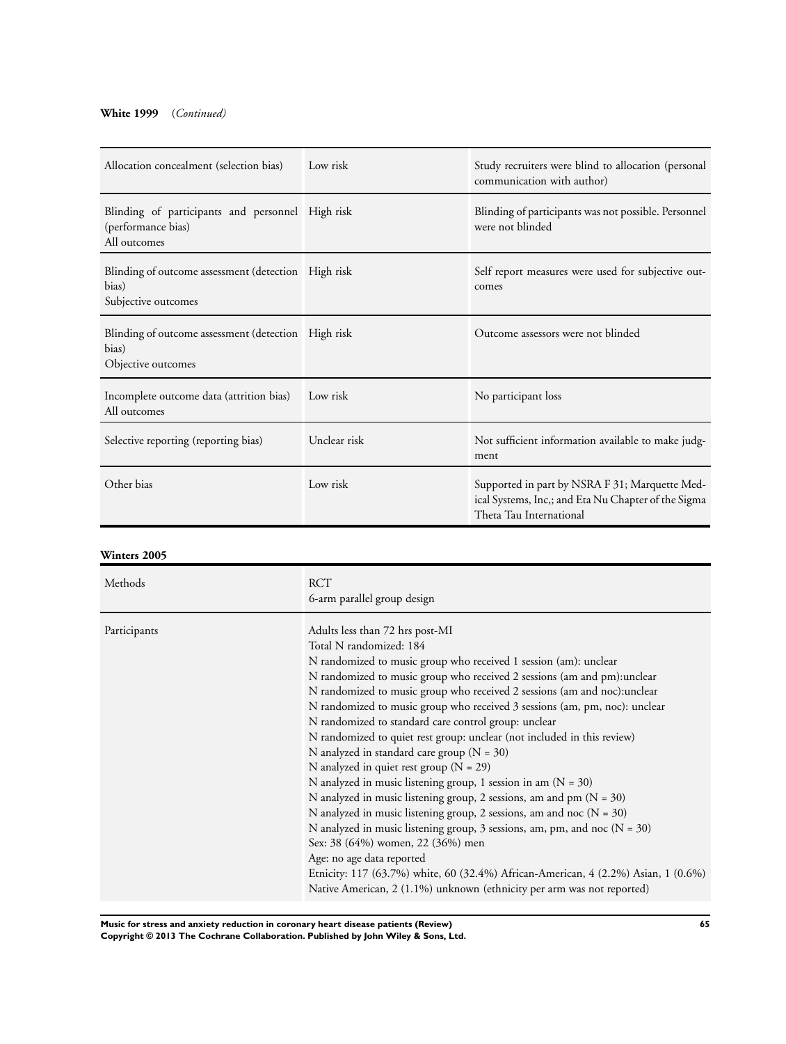**White 1999** *(Continued)*

| | | |
|---|---|---|
| Allocation concealment (selection bias) | Low risk | Study recruiters were blind to allocation (personal communication with author) |
| Blinding of participants and personnel (performance bias)<br>All outcomes | High risk | Blinding of participants was not possible. Personnel were not blinded |
| Blinding of outcome assessment (detection bias)<br>Subjective outcomes | High risk | Self report measures were used for subjective outcomes |
| Blinding of outcome assessment (detection bias)<br>Objective outcomes | High risk | Outcome assessors were not blinded |
| Incomplete outcome data (attrition bias)<br>All outcomes | Low risk | No participant loss |
| Selective reporting (reporting bias) | Unclear risk | Not sufficient information available to make judgment |
| Other bias | Low risk | Supported in part by NSRA F 31; Marquette Medical Systems, Inc,; and Eta Nu Chapter of the Sigma Theta Tau International |

**Winters 2005**

| | |
|---|---|
| Methods | RCT<br>6-arm parallel group design |
| Participants | Adults less than 72 hrs post-MI<br>Total N randomized: 184<br>N randomized to music group who received 1 session (am): unclear<br>N randomized to music group who received 2 sessions (am and pm):unclear<br>N randomized to music group who received 2 sessions (am and noc):unclear<br>N randomized to music group who received 3 sessions (am, pm, noc): unclear<br>N randomized to standard care control group: unclear<br>N randomized to quiet rest group: unclear (not included in this review)<br>N analyzed in standard care group (N = 30)<br>N analyzed in quiet rest group (N = 29)<br>N analyzed in music listening group, 1 session in am (N = 30)<br>N analyzed in music listening group, 2 sessions, am and pm (N = 30)<br>N analyzed in music listening group, 2 sessions, am and noc (N = 30)<br>N analyzed in music listening group, 3 sessions, am, pm, and noc (N = 30)<br>Sex: 38 (64%) women, 22 (36%) men<br>Age: no age data reported<br>Etnicity: 117 (63.7%) white, 60 (32.4%) African-American, 4 (2.2%) Asian, 1 (0.6%) Native American, 2 (1.1%) unknown (ethnicity per arm was not reported) |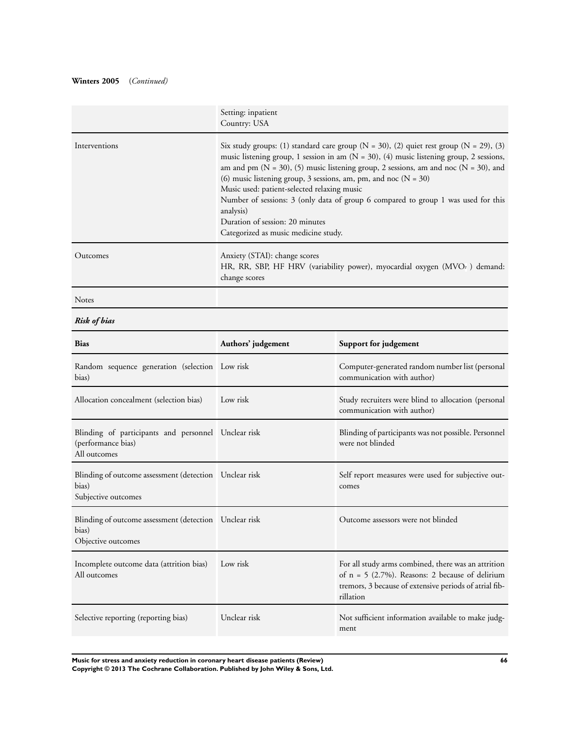**Winters 2005** (*Continued*)

| | |
|---|---|
| | Setting: inpatient<br>Country: USA |
| Interventions | Six study groups: (1) standard care group (N = 30), (2) quiet rest group (N = 29), (3) music listening group, 1 session in am (N = 30), (4) music listening group, 2 sessions, am and pm (N = 30), (5) music listening group, 2 sessions, am and noc (N = 30), and (6) music listening group, 3 sessions, am, pm, and noc (N = 30)<br>Music used: patient-selected relaxing music<br>Number of sessions: 3 (only data of group 6 compared to group 1 was used for this analysis)<br>Duration of session: 20 minutes<br>Categorized as music medicine study. |
| Outcomes | Anxiety (STAI): change scores<br>HR, RR, SBP, HF HRV (variability power), myocardial oxygen ($MVO_2$) demand: change scores |
| Notes | |

***Risk of bias***

| Bias | Authors' judgement | Support for judgement |
|---|---|---|
| Random sequence generation (selection bias) | Low risk | Computer-generated random number list (personal communication with author) |
| Allocation concealment (selection bias) | Low risk | Study recruiters were blind to allocation (personal communication with author) |
| Blinding of participants and personnel (performance bias)<br>All outcomes | Unclear risk | Blinding of participants was not possible. Personnel were not blinded |
| Blinding of outcome assessment (detection bias)<br>Subjective outcomes | Unclear risk | Self report measures were used for subjective outcomes |
| Blinding of outcome assessment (detection bias)<br>Objective outcomes | Unclear risk | Outcome assessors were not blinded |
| Incomplete outcome data (attrition bias)<br>All outcomes | Low risk | For all study arms combined, there was an attrition of n = 5 (2.7%). Reasons: 2 because of delirium tremors, 3 because of extensive periods of atrial fibrillation |
| Selective reporting (reporting bias) | Unclear risk | Not sufficient information available to make judgment |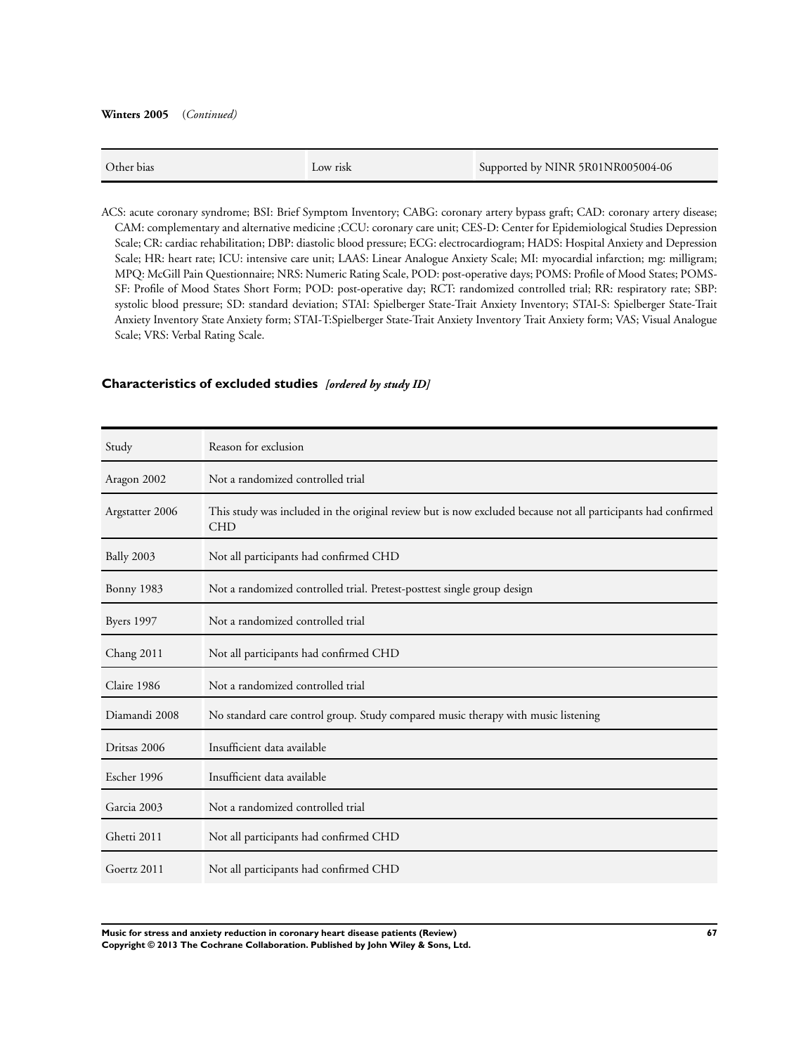**Winters 2005** (*Continued*)

| | | |
|---|---|---|
| Other bias | Low risk | Supported by NINR 5R01NR005004-06 |

ACS: acute coronary syndrome; BSI: Brief Symptom Inventory; CABG: coronary artery bypass graft; CAD: coronary artery disease; CAM: complementary and alternative medicine ;CCU: coronary care unit; CES-D: Center for Epidemiological Studies Depression Scale; CR: cardiac rehabilitation; DBP: diastolic blood pressure; ECG: electrocardiogram; HADS: Hospital Anxiety and Depression Scale; HR: heart rate; ICU: intensive care unit; LAAS: Linear Analogue Anxiety Scale; MI: myocardial infarction; mg: milligram; MPQ: McGill Pain Questionnaire; NRS: Numeric Rating Scale, POD: post-operative days; POMS: Profile of Mood States; POMS-SF: Profile of Mood States Short Form; POD: post-operative day; RCT: randomized controlled trial; RR: respiratory rate; SBP: systolic blood pressure; SD: standard deviation; STAI: Spielberger State-Trait Anxiety Inventory; STAI-S: Spielberger State-Trait Anxiety Inventory State Anxiety form; STAI-T:Spielberger State-Trait Anxiety Inventory Trait Anxiety form; VAS; Visual Analogue Scale; VRS: Verbal Rating Scale.

## Characteristics of excluded studies *[ordered by study ID]*

| Study | Reason for exclusion |
|---|---|
| Aragon 2002 | Not a randomized controlled trial |
| Argstatter 2006 | This study was included in the original review but is now excluded because not all participants had confirmed CHD |
| Bally 2003 | Not all participants had confirmed CHD |
| Bonny 1983 | Not a randomized controlled trial. Pretest-posttest single group design |
| Byers 1997 | Not a randomized controlled trial |
| Chang 2011 | Not all participants had confirmed CHD |
| Claire 1986 | Not a randomized controlled trial |
| Diamandi 2008 | No standard care control group. Study compared music therapy with music listening |
| Dritsas 2006 | Insufficient data available |
| Escher 1996 | Insufficient data available |
| Garcia 2003 | Not a randomized controlled trial |
| Ghetti 2011 | Not all participants had confirmed CHD |
| Goertz 2011 | Not all participants had confirmed CHD |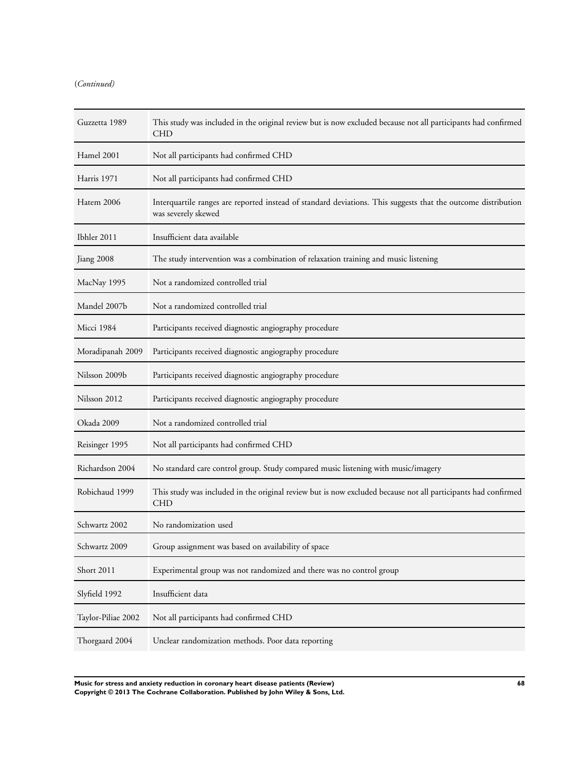(*Continued*)

| | |
|---|---|
| Guzzetta 1989 | This study was included in the original review but is now excluded because not all participants had confirmed CHD |
| Hamel 2001 | Not all participants had confirmed CHD |
| Harris 1971 | Not all participants had confirmed CHD |
| Hatem 2006 | Interquartile ranges are reported instead of standard deviations. This suggests that the outcome distribution was severely skewed |
| Ibhler 2011 | Insufficient data available |
| Jiang 2008 | The study intervention was a combination of relaxation training and music listening |
| MacNay 1995 | Not a randomized controlled trial |
| Mandel 2007b | Not a randomized controlled trial |
| Micci 1984 | Participants received diagnostic angiography procedure |
| Moradipanah 2009 | Participants received diagnostic angiography procedure |
| Nilsson 2009b | Participants received diagnostic angiography procedure |
| Nilsson 2012 | Participants received diagnostic angiography procedure |
| Okada 2009 | Not a randomized controlled trial |
| Reisinger 1995 | Not all participants had confirmed CHD |
| Richardson 2004 | No standard care control group. Study compared music listening with music/imagery |
| Robichaud 1999 | This study was included in the original review but is now excluded because not all participants had confirmed CHD |
| Schwartz 2002 | No randomization used |
| Schwartz 2009 | Group assignment was based on availability of space |
| Short 2011 | Experimental group was not randomized and there was no control group |
| Slyfield 1992 | Insufficient data |
| Taylor-Piliae 2002 | Not all participants had confirmed CHD |
| Thorgaard 2004 | Unclear randomization methods. Poor data reporting |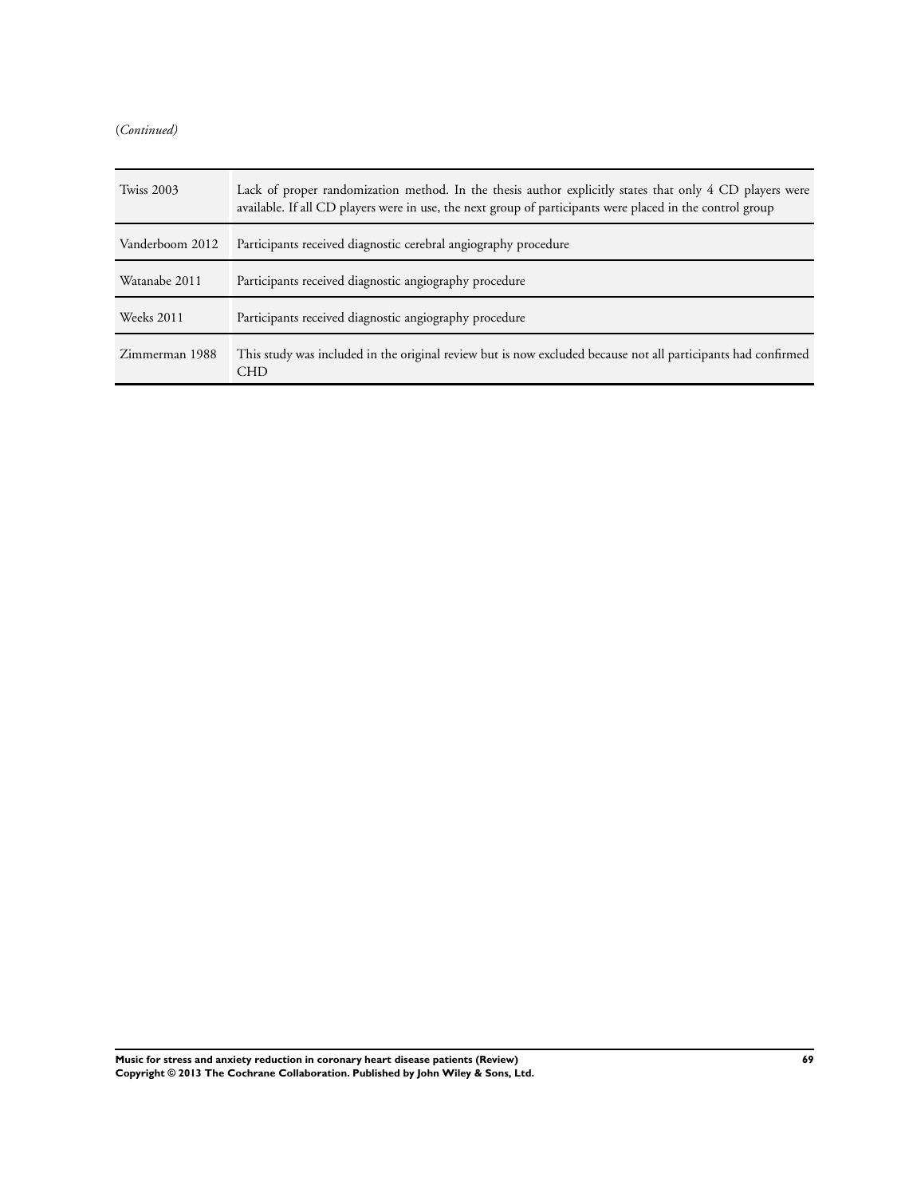(*Continued*)

| | |
|---|---|
| Twiss 2003 | Lack of proper randomization method. In the thesis author explicitly states that only 4 CD players were available. If all CD players were in use, the next group of participants were placed in the control group |
| Vanderboom 2012 | Participants received diagnostic cerebral angiography procedure |
| Watanabe 2011 | Participants received diagnostic angiography procedure |
| Weeks 2011 | Participants received diagnostic angiography procedure |
| Zimmerman 1988 | This study was included in the original review but is now excluded because not all participants had confirmed CHD |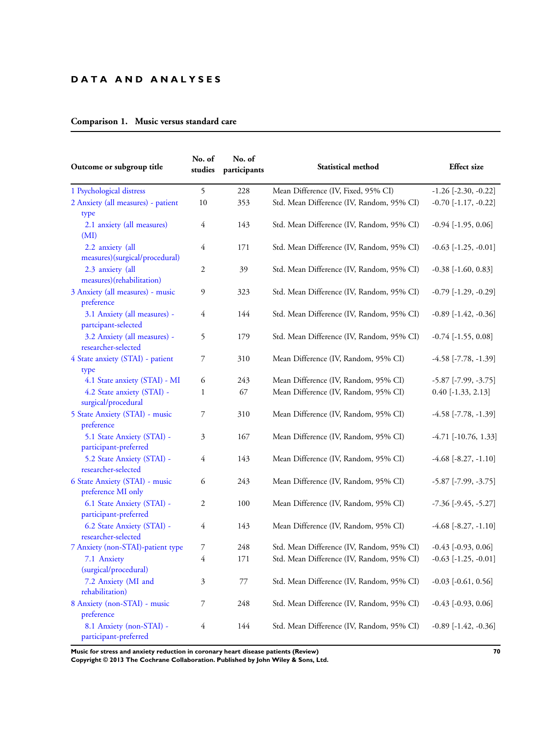# DATA AND ANALYSES

## Comparison 1. Music versus standard care

| Outcome or subgroup title | No. of studies | No. of participants | Statistical method | Effect size |
|---|---|---|---|---|
| 1 Psychological distress | 5 | 228 | Mean Difference (IV, Fixed, 95% CI) | -1.26 [-2.30, -0.22] |
| 2 Anxiety (all measures) - patient type | 10 | 353 | Std. Mean Difference (IV, Random, 95% CI) | -0.70 [-1.17, -0.22] |
| 2.1 anxiety (all measures) (MI) | 4 | 143 | Std. Mean Difference (IV, Random, 95% CI) | -0.94 [-1.95, 0.06] |
| 2.2 anxiety (all measures)(surgical/procedural) | 4 | 171 | Std. Mean Difference (IV, Random, 95% CI) | -0.63 [-1.25, -0.01] |
| 2.3 anxiety (all measures)(rehabilitation) | 2 | 39 | Std. Mean Difference (IV, Random, 95% CI) | -0.38 [-1.60, 0.83] |
| 3 Anxiety (all measures) - music preference | 9 | 323 | Std. Mean Difference (IV, Random, 95% CI) | -0.79 [-1.29, -0.29] |
| 3.1 Anxiety (all measures) - partcipant-selected | 4 | 144 | Std. Mean Difference (IV, Random, 95% CI) | -0.89 [-1.42, -0.36] |
| 3.2 Anxiety (all measures) - researcher-selected | 5 | 179 | Std. Mean Difference (IV, Random, 95% CI) | -0.74 [-1.55, 0.08] |
| 4 State anxiety (STAI) - patient type | 7 | 310 | Mean Difference (IV, Random, 95% CI) | -4.58 [-7.78, -1.39] |
| 4.1 State anxiety (STAI) - MI | 6 | 243 | Mean Difference (IV, Random, 95% CI) | -5.87 [-7.99, -3.75] |
| 4.2 State anxiety (STAI) - surgical/procedural | 1 | 67 | Mean Difference (IV, Random, 95% CI) | 0.40 [-1.33, 2.13] |
| 5 State Anxiety (STAI) - music preference | 7 | 310 | Mean Difference (IV, Random, 95% CI) | -4.58 [-7.78, -1.39] |
| 5.1 State Anxiety (STAI) - participant-preferred | 3 | 167 | Mean Difference (IV, Random, 95% CI) | -4.71 [-10.76, 1.33] |
| 5.2 State Anxiety (STAI) - researcher-selected | 4 | 143 | Mean Difference (IV, Random, 95% CI) | -4.68 [-8.27, -1.10] |
| 6 State Anxiety (STAI) - music preference MI only | 6 | 243 | Mean Difference (IV, Random, 95% CI) | -5.87 [-7.99, -3.75] |
| 6.1 State Anxiety (STAI) - participant-preferred | 2 | 100 | Mean Difference (IV, Random, 95% CI) | -7.36 [-9.45, -5.27] |
| 6.2 State Anxiety (STAI) - researcher-selected | 4 | 143 | Mean Difference (IV, Random, 95% CI) | -4.68 [-8.27, -1.10] |
| 7 Anxiety (non-STAI)-patient type | 7 | 248 | Std. Mean Difference (IV, Random, 95% CI) | -0.43 [-0.93, 0.06] |
| 7.1 Anxiety (surgical/procedural) | 4 | 171 | Std. Mean Difference (IV, Random, 95% CI) | -0.63 [-1.25, -0.01] |
| 7.2 Anxiety (MI and rehabilitation) | 3 | 77 | Std. Mean Difference (IV, Random, 95% CI) | -0.03 [-0.61, 0.56] |
| 8 Anxiety (non-STAI) - music preference | 7 | 248 | Std. Mean Difference (IV, Random, 95% CI) | -0.43 [-0.93, 0.06] |
| 8.1 Anxiety (non-STAI) - participant-preferred | 4 | 144 | Std. Mean Difference (IV, Random, 95% CI) | -0.89 [-1.42, -0.36] |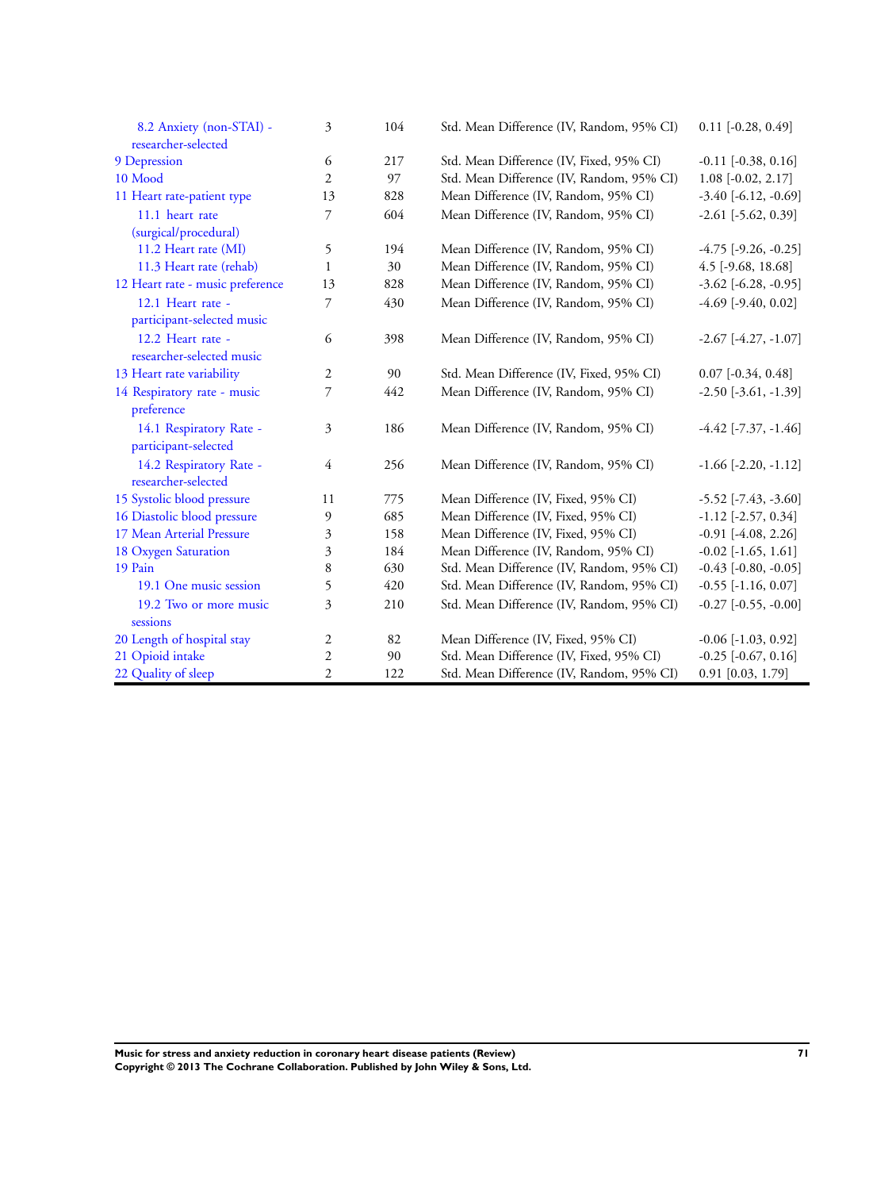| | | | | |
|---|---|---|---|---|
| 8.2 Anxiety (non-STAI) - researcher-selected | 3 | 104 | Std. Mean Difference (IV, Random, 95% CI) | 0.11 [-0.28, 0.49] |
| 9 Depression | 6 | 217 | Std. Mean Difference (IV, Fixed, 95% CI) | -0.11 [-0.38, 0.16] |
| 10 Mood | 2 | 97 | Std. Mean Difference (IV, Random, 95% CI) | 1.08 [-0.02, 2.17] |
| 11 Heart rate-patient type | 13 | 828 | Mean Difference (IV, Random, 95% CI) | -3.40 [-6.12, -0.69] |
| 11.1 heart rate (surgical/procedural) | 7 | 604 | Mean Difference (IV, Random, 95% CI) | -2.61 [-5.62, 0.39] |
| 11.2 Heart rate (MI) | 5 | 194 | Mean Difference (IV, Random, 95% CI) | -4.75 [-9.26, -0.25] |
| 11.3 Heart rate (rehab) | 1 | 30 | Mean Difference (IV, Random, 95% CI) | 4.5 [-9.68, 18.68] |
| 12 Heart rate - music preference | 13 | 828 | Mean Difference (IV, Random, 95% CI) | -3.62 [-6.28, -0.95] |
| 12.1 Heart rate - participant-selected music | 7 | 430 | Mean Difference (IV, Random, 95% CI) | -4.69 [-9.40, 0.02] |
| 12.2 Heart rate - researcher-selected music | 6 | 398 | Mean Difference (IV, Random, 95% CI) | -2.67 [-4.27, -1.07] |
| 13 Heart rate variability | 2 | 90 | Std. Mean Difference (IV, Fixed, 95% CI) | 0.07 [-0.34, 0.48] |
| 14 Respiratory rate - music preference | 7 | 442 | Mean Difference (IV, Random, 95% CI) | -2.50 [-3.61, -1.39] |
| 14.1 Respiratory Rate - participant-selected | 3 | 186 | Mean Difference (IV, Random, 95% CI) | -4.42 [-7.37, -1.46] |
| 14.2 Respiratory Rate - researcher-selected | 4 | 256 | Mean Difference (IV, Random, 95% CI) | -1.66 [-2.20, -1.12] |
| 15 Systolic blood pressure | 11 | 775 | Mean Difference (IV, Fixed, 95% CI) | -5.52 [-7.43, -3.60] |
| 16 Diastolic blood pressure | 9 | 685 | Mean Difference (IV, Fixed, 95% CI) | -1.12 [-2.57, 0.34] |
| 17 Mean Arterial Pressure | 3 | 158 | Mean Difference (IV, Fixed, 95% CI) | -0.91 [-4.08, 2.26] |
| 18 Oxygen Saturation | 3 | 184 | Mean Difference (IV, Random, 95% CI) | -0.02 [-1.65, 1.61] |
| 19 Pain | 8 | 630 | Std. Mean Difference (IV, Random, 95% CI) | -0.43 [-0.80, -0.05] |
| 19.1 One music session | 5 | 420 | Std. Mean Difference (IV, Random, 95% CI) | -0.55 [-1.16, 0.07] |
| 19.2 Two or more music sessions | 3 | 210 | Std. Mean Difference (IV, Random, 95% CI) | -0.27 [-0.55, -0.00] |
| 20 Length of hospital stay | 2 | 82 | Mean Difference (IV, Fixed, 95% CI) | -0.06 [-1.03, 0.92] |
| 21 Opioid intake | 2 | 90 | Std. Mean Difference (IV, Fixed, 95% CI) | -0.25 [-0.67, 0.16] |
| 22 Quality of sleep | 2 | 122 | Std. Mean Difference (IV, Random, 95% CI) | 0.91 [0.03, 1.79] |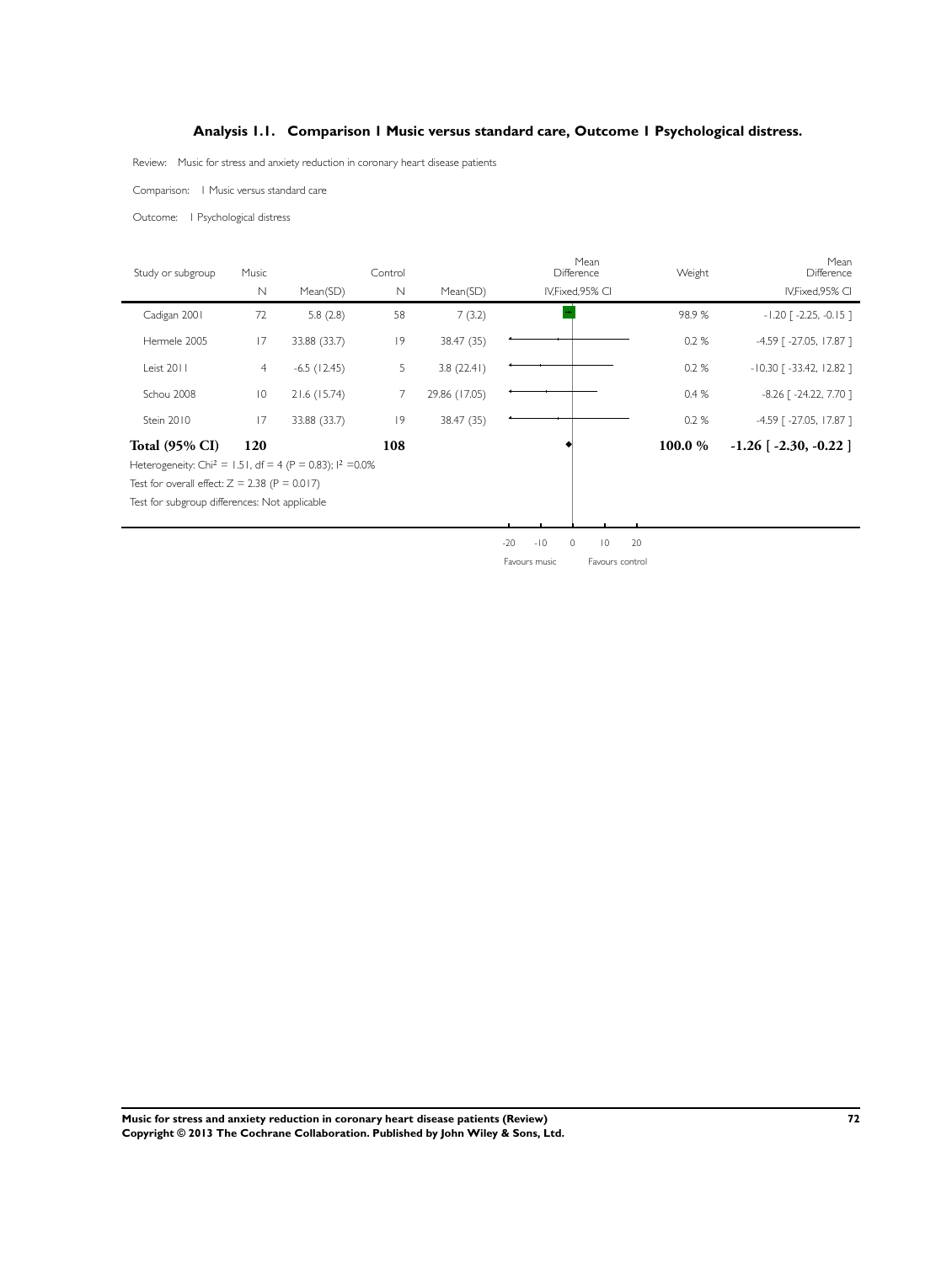## Analysis 1.1. Comparison 1 Music versus standard care, Outcome 1 Psychological distress.

Review: Music for stress and anxiety reduction in coronary heart disease patients

Comparison: 1 Music versus standard care

Outcome: 1 Psychological distress

| Study or subgroup | Music N | Mean(SD) | Control N | Mean(SD) | Mean Difference IV,Fixed,95% CI | Weight | Mean Difference IV,Fixed,95% CI |
|---|---|---|---|---|---|---|---|
| Cadigan 2001 | 72 | 5.8 (2.8) | 58 | 7 (3.2) | | 98.9 % | -1.20 [ -2.25, -0.15 ] |
| Hermele 2005 | 17 | 33.88 (33.7) | 19 | 38.47 (35) | | 0.2 % | -4.59 [ -27.05, 17.87 ] |
| Leist 2011 | 4 | -6.5 (12.45) | 5 | 3.8 (22.41) | | 0.2 % | -10.30 [ -33.42, 12.82 ] |
| Schou 2008 | 10 | 21.6 (15.74) | 7 | 29.86 (17.05) | | 0.4 % | -8.26 [ -24.22, 7.70 ] |
| Stein 2010 | 17 | 33.88 (33.7) | 19 | 38.47 (35) | | 0.2 % | -4.59 [ -27.05, 17.87 ] |
| **Total (95% CI)** | **120** | | **108** | | | **100.0 %** | **-1.26 [ -2.30, -0.22 ]** |

Heterogeneity: $Chi^2 = 1.51$, $df = 4$ ($P = 0.83$); $I^2 = 0.0\%$

Test for overall effect: $Z = 2.38$ ($P = 0.017$)

Test for subgroup differences: Not applicable

-20 -10 0 10 20

Favours music Favours control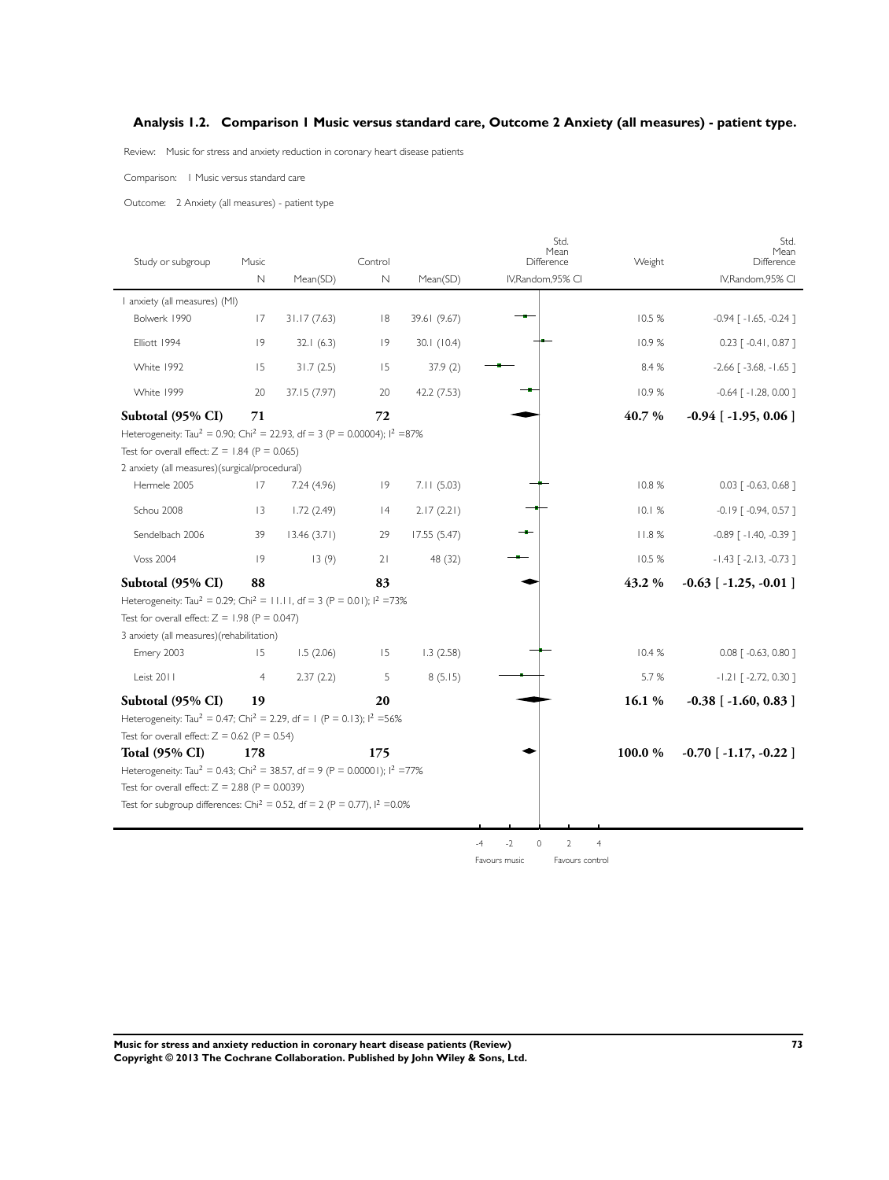## Analysis 1.2. Comparison 1 Music versus standard care, Outcome 2 Anxiety (all measures) - patient type.

Review: Music for stress and anxiety reduction in coronary heart disease patients

Comparison: 1 Music versus standard care

Outcome: 2 Anxiety (all measures) - patient type

| Study or subgroup | Music N | Mean(SD) | Control N | Mean(SD) | Std. Mean Difference IV,Random,95% CI | Weight | Std. Mean Difference IV,Random,95% CI |
|---|---|---|---|---|---|---|---|
| **1 anxiety (all measures) (MI)** | | | | | | | |
| Bolwerk 1990 | 17 | 31.17 (7.63) | 18 | 39.61 (9.67) | | 10.5 % | -0.94 [ -1.65, -0.24 ] |
| Elliott 1994 | 19 | 32.1 (6.3) | 19 | 30.1 (10.4) | | 10.9 % | 0.23 [ -0.41, 0.87 ] |
| White 1992 | 15 | 31.7 (2.5) | 15 | 37.9 (2) | | 8.4 % | -2.66 [ -3.68, -1.65 ] |
| White 1999 | 20 | 37.15 (7.97) | 20 | 42.2 (7.53) | | 10.9 % | -0.64 [ -1.28, 0.00 ] |
| **Subtotal (95% CI)** | **71** | | **72** | | | **40.7 %** | **-0.94 [ -1.95, 0.06 ]** |
| Heterogeneity: $Tau^2 = 0.90$; $Chi^2 = 22.93$, df = 3 (P = 0.00004); $I^2$ =87% | | | | | | | |
| Test for overall effect: Z = 1.84 (P = 0.065) | | | | | | | |
| **2 anxiety (all measures)(surgical/procedural)** | | | | | | | |
| Hermele 2005 | 17 | 7.24 (4.96) | 19 | 7.11 (5.03) | | 10.8 % | 0.03 [ -0.63, 0.68 ] |
| Schou 2008 | 13 | 1.72 (2.49) | 14 | 2.17 (2.21) | | 10.1 % | -0.19 [ -0.94, 0.57 ] |
| Sendelbach 2006 | 39 | 13.46 (3.71) | 29 | 17.55 (5.47) | | 11.8 % | -0.89 [ -1.40, -0.39 ] |
| Voss 2004 | 19 | 13 (9) | 21 | 48 (32) | | 10.5 % | -1.43 [ -2.13, -0.73 ] |
| **Subtotal (95% CI)** | **88** | | **83** | | | **43.2 %** | **-0.63 [ -1.25, -0.01 ]** |
| Heterogeneity: $Tau^2 = 0.29$; $Chi^2 = 11.11$, df = 3 (P = 0.01); $I^2$ =73% | | | | | | | |
| Test for overall effect: Z = 1.98 (P = 0.047) | | | | | | | |
| **3 anxiety (all measures)(rehabilitation)** | | | | | | | |
| Emery 2003 | 15 | 1.5 (2.06) | 15 | 1.3 (2.58) | | 10.4 % | 0.08 [ -0.63, 0.80 ] |
| Leist 2011 | 4 | 2.37 (2.2) | 5 | 8 (5.15) | | 5.7 % | -1.21 [ -2.72, 0.30 ] |
| **Subtotal (95% CI)** | **19** | | **20** | | | **16.1 %** | **-0.38 [ -1.60, 0.83 ]** |
| Heterogeneity: $Tau^2 = 0.47$; $Chi^2 = 2.29$, df = 1 (P = 0.13); $I^2$ =56% | | | | | | | |
| Test for overall effect: Z = 0.62 (P = 0.54) | | | | | | | |
| **Total (95% CI)** | **178** | | **175** | | | **100.0 %** | **-0.70 [ -1.17, -0.22 ]** |
| Heterogeneity: $Tau^2 = 0.43$; $Chi^2 = 38.57$, df = 9 (P = 0.00001); $I^2$ =77% | | | | | | | |
| Test for overall effect: Z = 2.88 (P = 0.0039) | | | | | | | |
| Test for subgroup differences: $Chi^2 = 0.52$, df = 2 (P = 0.77), $I^2$ =0.0% | | | | | | | |

-4 -2 0 2 4

Favours music Favours control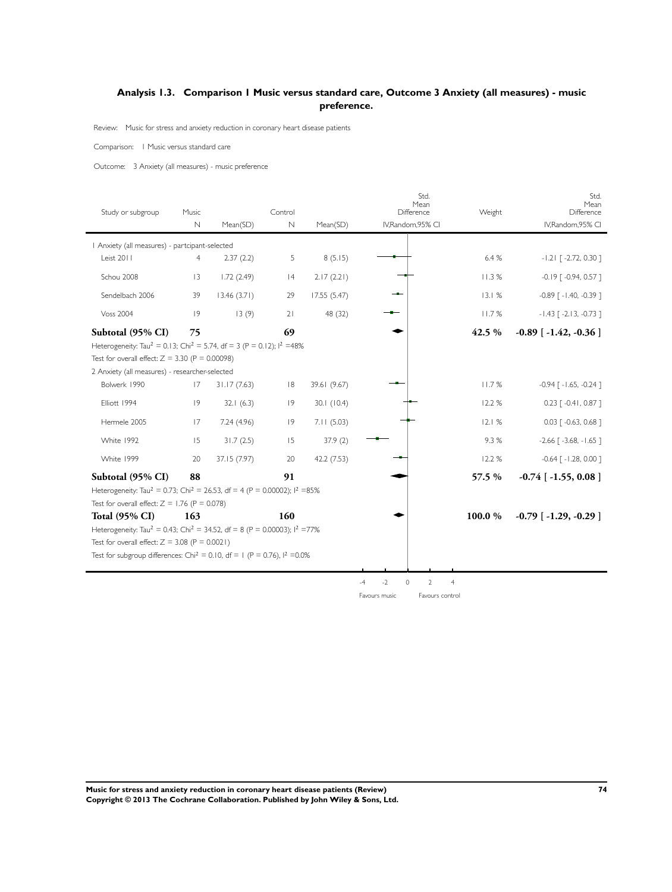## Analysis 1.3. Comparison 1 Music versus standard care, Outcome 3 Anxiety (all measures) - music preference.

Review: Music for stress and anxiety reduction in coronary heart disease patients

Comparison: 1 Music versus standard care

Outcome: 3 Anxiety (all measures) - music preference

| Study or subgroup | Music N | Mean(SD) | Control N | Mean(SD) | Std. Mean Difference IV,Random,95% CI | Weight | Std. Mean Difference IV,Random,95% CI |
|---|---|---|---|---|---|---|---|
| 1 Anxiety (all measures) - partcipant-selected | | | | | | | |
| Leist 2011 | 4 | 2.37 (2.2) | 5 | 8 (5.15) | | 6.4 % | -1.21 [ -2.72, 0.30 ] |
| Schou 2008 | 13 | 1.72 (2.49) | 14 | 2.17 (2.21) | | 11.3 % | -0.19 [ -0.94, 0.57 ] |
| Sendelbach 2006 | 39 | 13.46 (3.71) | 29 | 17.55 (5.47) | | 13.1 % | -0.89 [ -1.40, -0.39 ] |
| Voss 2004 | 19 | 13 (9) | 21 | 48 (32) | | 11.7 % | -1.43 [ -2.13, -0.73 ] |
| **Subtotal (95% CI)** | **75** | | **69** | | | **42.5 %** | **-0.89 [ -1.42, -0.36 ]** |
| Heterogeneity: $Tau^2 = 0.13$; $Chi^2 = 5.74$, df = 3 (P = 0.12); $I^2$ =48% | | | | | | | |
| Test for overall effect: Z = 3.30 (P = 0.00098) | | | | | | | |
| 2 Anxiety (all measures) - researcher-selected | | | | | | | |
| Bolwerk 1990 | 17 | 31.17 (7.63) | 18 | 39.61 (9.67) | | 11.7 % | -0.94 [ -1.65, -0.24 ] |
| Elliott 1994 | 19 | 32.1 (6.3) | 19 | 30.1 (10.4) | | 12.2 % | 0.23 [ -0.41, 0.87 ] |
| Hermele 2005 | 17 | 7.24 (4.96) | 19 | 7.11 (5.03) | | 12.1 % | 0.03 [ -0.63, 0.68 ] |
| White 1992 | 15 | 31.7 (2.5) | 15 | 37.9 (2) | | 9.3 % | -2.66 [ -3.68, -1.65 ] |
| White 1999 | 20 | 37.15 (7.97) | 20 | 42.2 (7.53) | | 12.2 % | -0.64 [ -1.28, 0.00 ] |
| **Subtotal (95% CI)** | **88** | | **91** | | | **57.5 %** | **-0.74 [ -1.55, 0.08 ]** |
| Heterogeneity: $Tau^2 = 0.73$; $Chi^2 = 26.53$, df = 4 (P = 0.00002); $I^2$ =85% | | | | | | | |
| Test for overall effect: Z = 1.76 (P = 0.078) | | | | | | | |
| **Total (95% CI)** | **163** | | **160** | | | **100.0 %** | **-0.79 [ -1.29, -0.29 ]** |
| Heterogeneity: $Tau^2 = 0.43$; $Chi^2 = 34.52$, df = 8 (P = 0.00003); $I^2$ =77% | | | | | | | |
| Test for overall effect: Z = 3.08 (P = 0.0021) | | | | | | | |
| Test for subgroup differences: $Chi^2 = 0.10$, df = 1 (P = 0.76), $I^2$ =0.0% | | | | | | | |

-4 -2 0 2 4

Favours music Favours control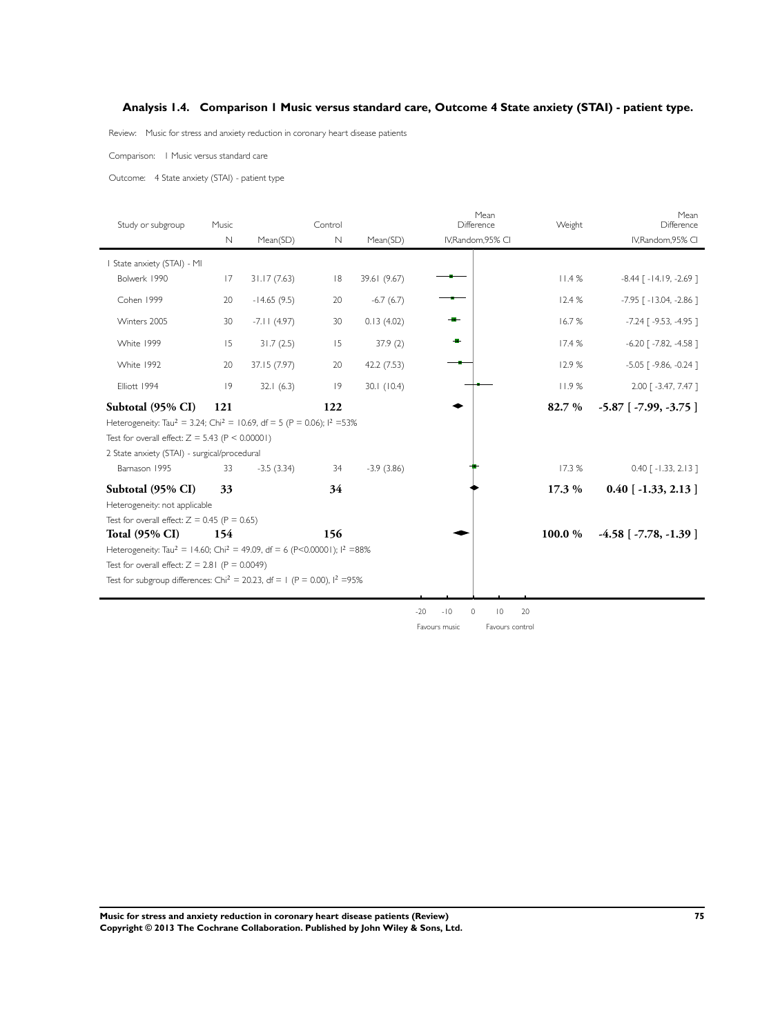### Analysis 1.4. Comparison 1 Music versus standard care, Outcome 4 State anxiety (STAI) - patient type.

Review: Music for stress and anxiety reduction in coronary heart disease patients

Comparison: 1 Music versus standard care

Outcome: 4 State anxiety (STAI) - patient type

| Study or subgroup | Music N | Mean(SD) | Control N | Mean(SD) | Mean Difference IV,Random,95% CI | Weight | Mean Difference IV,Random,95% CI |
|---|---|---|---|---|---|---|---|
| 1 State anxiety (STAI) - MI | | | | | | | |
| Bolwerk 1990 | 17 | 31.17 (7.63) | 18 | 39.61 (9.67) | | 11.4 % | -8.44 [ -14.19, -2.69 ] |
| Cohen 1999 | 20 | -14.65 (9.5) | 20 | -6.7 (6.7) | | 12.4 % | -7.95 [ -13.04, -2.86 ] |
| Winters 2005 | 30 | -7.11 (4.97) | 30 | 0.13 (4.02) | | 16.7 % | -7.24 [ -9.53, -4.95 ] |
| White 1999 | 15 | 31.7 (2.5) | 15 | 37.9 (2) | | 17.4 % | -6.20 [ -7.82, -4.58 ] |
| White 1992 | 20 | 37.15 (7.97) | 20 | 42.2 (7.53) | | 12.9 % | -5.05 [ -9.86, -0.24 ] |
| Elliott 1994 | 19 | 32.1 (6.3) | 19 | 30.1 (10.4) | | 11.9 % | 2.00 [ -3.47, 7.47 ] |
| **Subtotal (95% CI)** | **121** | | **122** | | | **82.7 %** | **-5.87 [ -7.99, -3.75 ]** |
| Heterogeneity: $Tau^2 = 3.24$; $Chi^2 = 10.69$, df = 5 (P = 0.06); $I^2 = 53\%$ | | | | | | | |
| Test for overall effect: Z = 5.43 (P < 0.00001) | | | | | | | |
| 2 State anxiety (STAI) - surgical/procedural | | | | | | | |
| Barnason 1995 | 33 | -3.5 (3.34) | 34 | -3.9 (3.86) | | 17.3 % | 0.40 [ -1.33, 2.13 ] |
| **Subtotal (95% CI)** | **33** | | **34** | | | **17.3 %** | **0.40 [ -1.33, 2.13 ]** |
| Heterogeneity: not applicable | | | | | | | |
| Test for overall effect: Z = 0.45 (P = 0.65) | | | | | | | |
| **Total (95% CI)** | **154** | | **156** | | | **100.0 %** | **-4.58 [ -7.78, -1.39 ]** |
| Heterogeneity: $Tau^2 = 14.60$; $Chi^2 = 49.09$, df = 6 (P<0.00001); $I^2 = 88\%$ | | | | | | | |
| Test for overall effect: Z = 2.81 (P = 0.0049) | | | | | | | |
| Test for subgroup differences: $Chi^2 = 20.23$, df = 1 (P = 0.00), $I^2 = 95\%$ | | | | | | | |

-20 -10 0 10 20

Favours music Favours control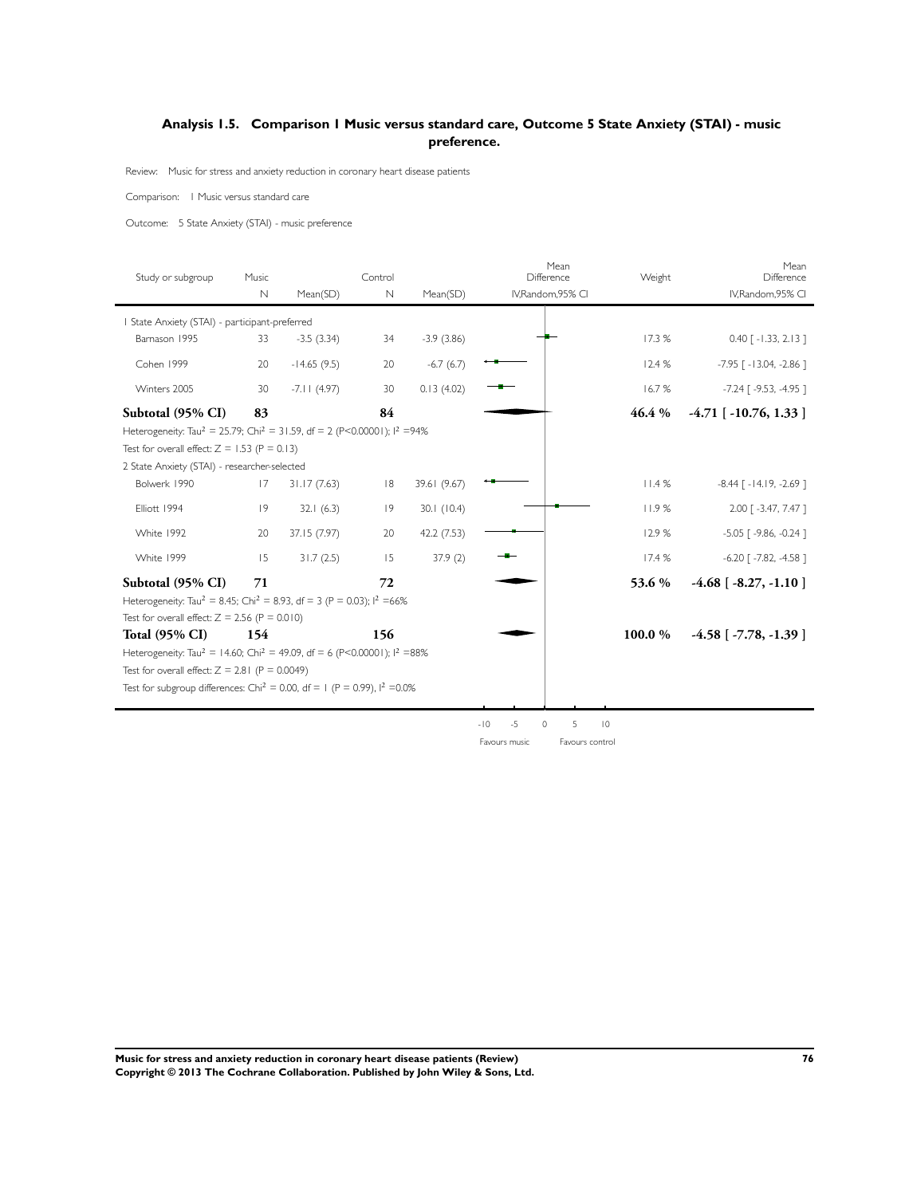### Analysis 1.5. Comparison 1 Music versus standard care, Outcome 5 State Anxiety (STAI) - music preference.

Review: Music for stress and anxiety reduction in coronary heart disease patients

Comparison: 1 Music versus standard care

Outcome: 5 State Anxiety (STAI) - music preference

| Study or subgroup | Music N | Mean(SD) | Control N | Mean(SD) | Mean Difference IV,Random,95% CI | Weight | Mean Difference IV,Random,95% CI |
|---|---|---|---|---|---|---|---|
| 1 State Anxiety (STAI) - participant-preferred | | | | | | | |
| Barnason 1995 | 33 | -3.5 (3.34) | 34 | -3.9 (3.86) | | 17.3 % | 0.40 [ -1.33, 2.13 ] |
| Cohen 1999 | 20 | -14.65 (9.5) | 20 | -6.7 (6.7) | | 12.4 % | -7.95 [ -13.04, -2.86 ] |
| Winters 2005 | 30 | -7.11 (4.97) | 30 | 0.13 (4.02) | | 16.7 % | -7.24 [ -9.53, -4.95 ] |
| **Subtotal (95% CI)** | **83** | | **84** | | | **46.4 %** | **-4.71 [ -10.76, 1.33 ]** |
| Heterogeneity: $Tau^2 = 25.79$; $Chi^2 = 31.59$, df = 2 (P<0.00001); $I^2$ =94% | | | | | | | |
| Test for overall effect: Z = 1.53 (P = 0.13) | | | | | | | |
| 2 State Anxiety (STAI) - researcher-selected | | | | | | | |
| Bolwerk 1990 | 17 | 31.17 (7.63) | 18 | 39.61 (9.67) | | 11.4 % | -8.44 [ -14.19, -2.69 ] |
| Elliott 1994 | 19 | 32.1 (6.3) | 19 | 30.1 (10.4) | | 11.9 % | 2.00 [ -3.47, 7.47 ] |
| White 1992 | 20 | 37.15 (7.97) | 20 | 42.2 (7.53) | | 12.9 % | -5.05 [ -9.86, -0.24 ] |
| White 1999 | 15 | 31.7 (2.5) | 15 | 37.9 (2) | | 17.4 % | -6.20 [ -7.82, -4.58 ] |
| **Subtotal (95% CI)** | **71** | | **72** | | | **53.6 %** | **-4.68 [ -8.27, -1.10 ]** |
| Heterogeneity: $Tau^2 = 8.45$; $Chi^2 = 8.93$, df = 3 (P = 0.03); $I^2$ =66% | | | | | | | |
| Test for overall effect: Z = 2.56 (P = 0.010) | | | | | | | |
| **Total (95% CI)** | **154** | | **156** | | | **100.0 %** | **-4.58 [ -7.78, -1.39 ]** |
| Heterogeneity: $Tau^2 = 14.60$; $Chi^2 = 49.09$, df = 6 (P<0.00001); $I^2$ =88% | | | | | | | |
| Test for overall effect: Z = 2.81 (P = 0.0049) | | | | | | | |
| Test for subgroup differences: $Chi^2 = 0.00$, df = 1 (P = 0.99), $I^2$ =0.0% | | | | | | | |

-10 -5 0 5 10

Favours music Favours control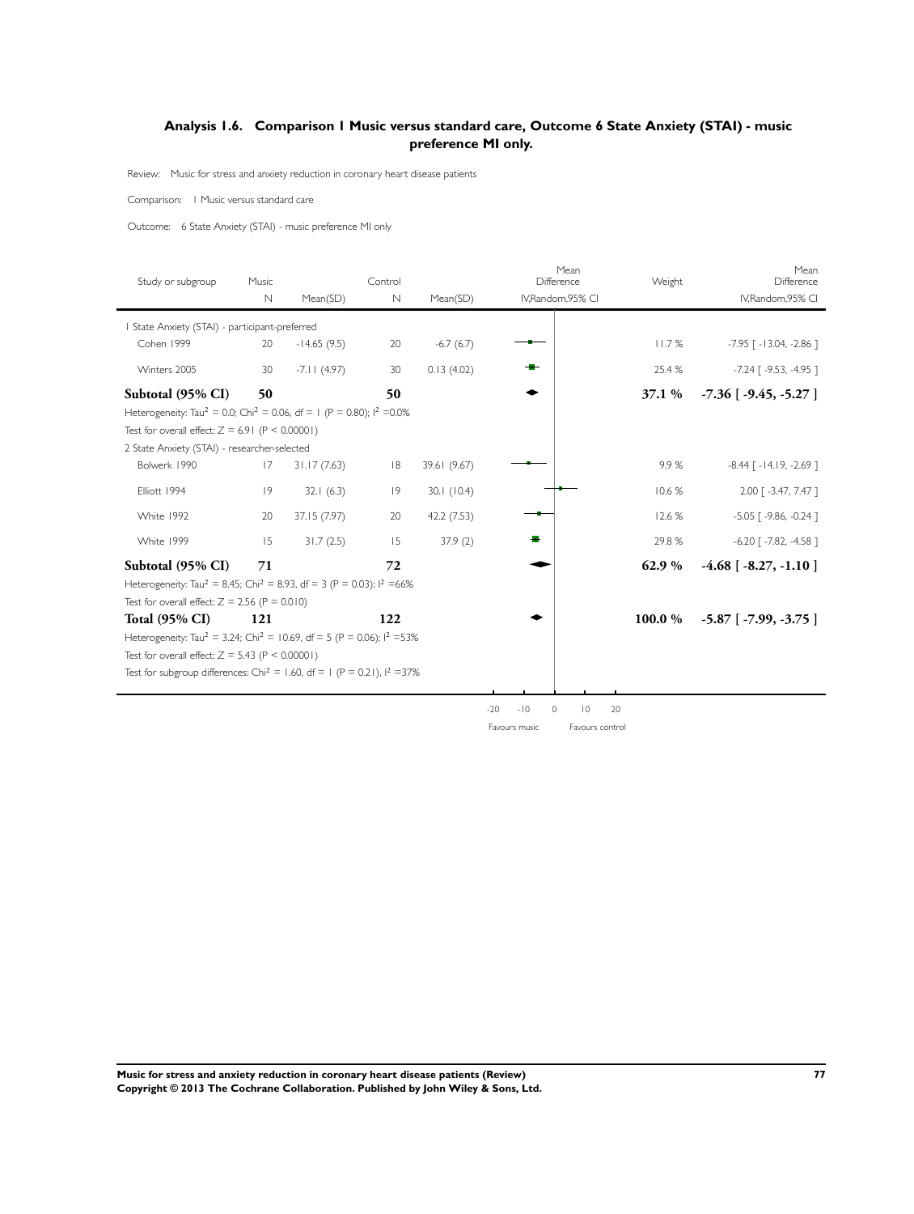## Analysis 1.6. Comparison 1 Music versus standard care, Outcome 6 State Anxiety (STAI) - music preference MI only.

Review: Music for stress and anxiety reduction in coronary heart disease patients

Comparison: 1 Music versus standard care

Outcome: 6 State Anxiety (STAI) - music preference MI only

| Study or subgroup | Music N | Music Mean(SD) | Control N | Control Mean(SD) | Mean Difference IV,Random,95% CI | Weight | Mean Difference IV,Random,95% CI |
|---|---|---|---|---|---|---|---|
| **1 State Anxiety (STAI) - participant-preferred** | | | | | | | |
| Cohen 1999 | 20 | -14.65 (9.5) | 20 | -6.7 (6.7) | | 11.7 % | -7.95 [ -13.04, -2.86 ] |
| Winters 2005 | 30 | -7.11 (4.97) | 30 | 0.13 (4.02) | | 25.4 % | -7.24 [ -9.53, -4.95 ] |
| **Subtotal (95% CI)** | **50** | | **50** | | | **37.1 %** | **-7.36 [ -9.45, -5.27 ]** |
| Heterogeneity: $Tau^2 = 0.0$; $Chi^2 = 0.06$, $df = 1$ ($P = 0.80$); $I^2 = 0.0\%$ | | | | | | | |
| Test for overall effect: $Z = 6.91$ ($P < 0.00001$) | | | | | | | |
| **2 State Anxiety (STAI) - researcher-selected** | | | | | | | |
| Bolwerk 1990 | 17 | 31.17 (7.63) | 18 | 39.61 (9.67) | | 9.9 % | -8.44 [ -14.19, -2.69 ] |
| Elliott 1994 | 19 | 32.1 (6.3) | 19 | 30.1 (10.4) | | 10.6 % | 2.00 [ -3.47, 7.47 ] |
| White 1992 | 20 | 37.15 (7.97) | 20 | 42.2 (7.53) | | 12.6 % | -5.05 [ -9.86, -0.24 ] |
| White 1999 | 15 | 31.7 (2.5) | 15 | 37.9 (2) | | 29.8 % | -6.20 [ -7.82, -4.58 ] |
| **Subtotal (95% CI)** | **71** | | **72** | | | **62.9 %** | **-4.68 [ -8.27, -1.10 ]** |
| Heterogeneity: $Tau^2 = 8.45$; $Chi^2 = 8.93$, $df = 3$ ($P = 0.03$); $I^2 = 66\%$ | | | | | | | |
| Test for overall effect: $Z = 2.56$ ($P = 0.010$) | | | | | | | |
| **Total (95% CI)** | **121** | | **122** | | | **100.0 %** | **-5.87 [ -7.99, -3.75 ]** |
| Heterogeneity: $Tau^2 = 3.24$; $Chi^2 = 10.69$, $df = 5$ ($P = 0.06$); $I^2 = 53\%$ | | | | | | | |
| Test for overall effect: $Z = 5.43$ ($P < 0.00001$) | | | | | | | |
| Test for subgroup differences: $Chi^2 = 1.60$, $df = 1$ ($P = 0.21$), $I^2 = 37\%$ | | | | | | | |

-20 -10 0 10 20

Favours music Favours control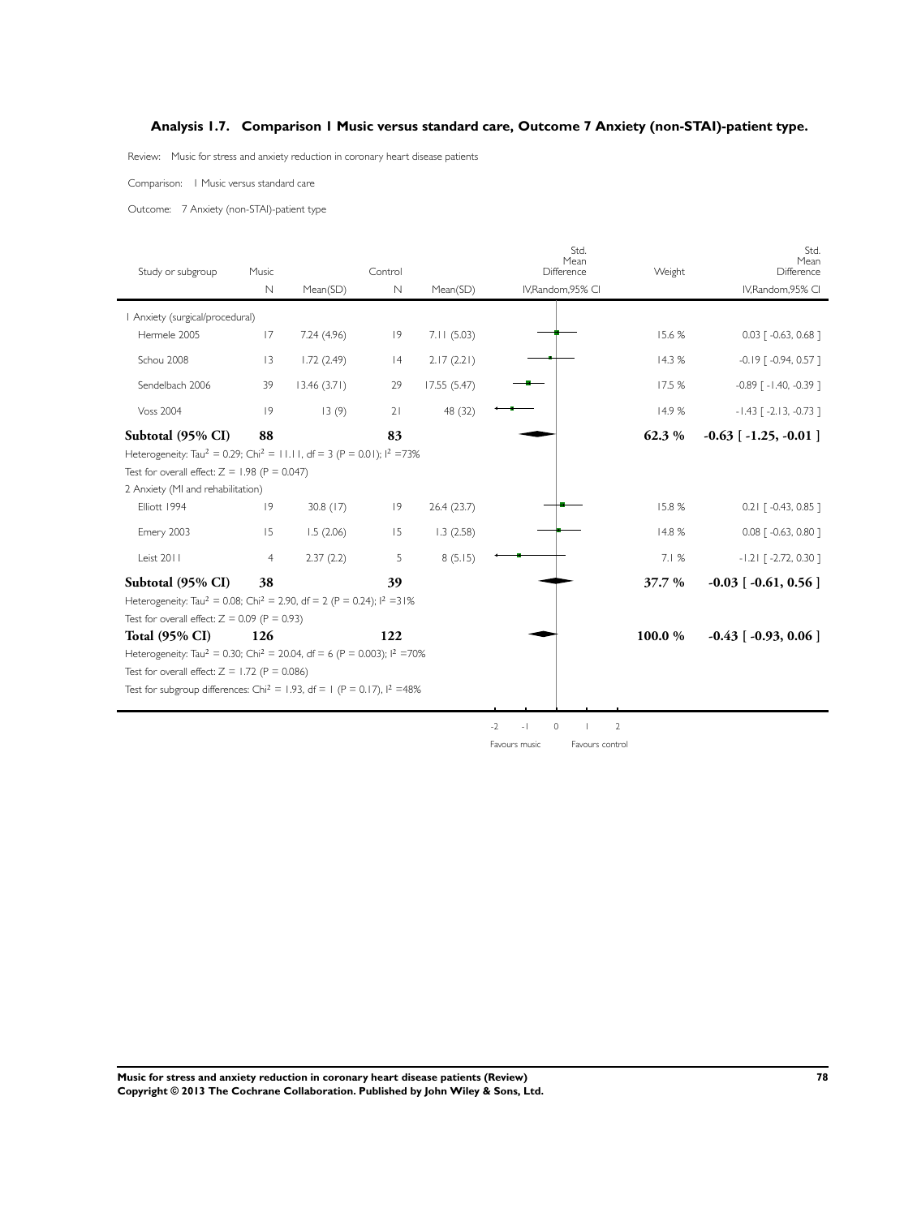## Analysis 1.7. Comparison 1 Music versus standard care, Outcome 7 Anxiety (non-STAI)-patient type.

Review: Music for stress and anxiety reduction in coronary heart disease patients

Comparison: 1 Music versus standard care

Outcome: 7 Anxiety (non-STAI)-patient type

| Study or subgroup | Music N | Music Mean(SD) | Control N | Control Mean(SD) | Std. Mean Difference IV,Random,95% CI | Weight | Std. Mean Difference IV,Random,95% CI |
|---|---|---|---|---|---|---|---|
| **1 Anxiety (surgical/procedural)** | | | | | | | |
| Hermele 2005 | 17 | 7.24 (4.96) | 19 | 7.11 (5.03) | | 15.6 % | 0.03 [ -0.63, 0.68 ] |
| Schou 2008 | 13 | 1.72 (2.49) | 14 | 2.17 (2.21) | | 14.3 % | -0.19 [ -0.94, 0.57 ] |
| Sendelbach 2006 | 39 | 13.46 (3.71) | 29 | 17.55 (5.47) | | 17.5 % | -0.89 [ -1.40, -0.39 ] |
| Voss 2004 | 19 | 13 (9) | 21 | 48 (32) | | 14.9 % | -1.43 [ -2.13, -0.73 ] |
| **Subtotal (95% CI)** | **88** | | **83** | | | **62.3 %** | **-0.63 [ -1.25, -0.01 ]** |
| Heterogeneity: $Tau^2 = 0.29$; $Chi^2 = 11.11$, df = 3 (P = 0.01); $I^2 = 73\%$ | | | | | | | |
| Test for overall effect: Z = 1.98 (P = 0.047) | | | | | | | |
| **2 Anxiety (MI and rehabilitation)** | | | | | | | |
| Elliott 1994 | 19 | 30.8 (17) | 19 | 26.4 (23.7) | | 15.8 % | 0.21 [ -0.43, 0.85 ] |
| Emery 2003 | 15 | 1.5 (2.06) | 15 | 1.3 (2.58) | | 14.8 % | 0.08 [ -0.63, 0.80 ] |
| Leist 2011 | 4 | 2.37 (2.2) | 5 | 8 (5.15) | | 7.1 % | -1.21 [ -2.72, 0.30 ] |
| **Subtotal (95% CI)** | **38** | | **39** | | | **37.7 %** | **-0.03 [ -0.61, 0.56 ]** |
| Heterogeneity: $Tau^2 = 0.08$; $Chi^2 = 2.90$, df = 2 (P = 0.24); $I^2 = 31\%$ | | | | | | | |
| Test for overall effect: Z = 0.09 (P = 0.93) | | | | | | | |
| **Total (95% CI)** | **126** | | **122** | | | **100.0 %** | **-0.43 [ -0.93, 0.06 ]** |
| Heterogeneity: $Tau^2 = 0.30$; $Chi^2 = 20.04$, df = 6 (P = 0.003); $I^2 = 70\%$ | | | | | | | |
| Test for overall effect: Z = 1.72 (P = 0.086) | | | | | | | |
| Test for subgroup differences: $Chi^2 = 1.93$, df = 1 (P = 0.17), $I^2 = 48\%$ | | | | | | | |

-2 -1 0 1 2

Favours music Favours control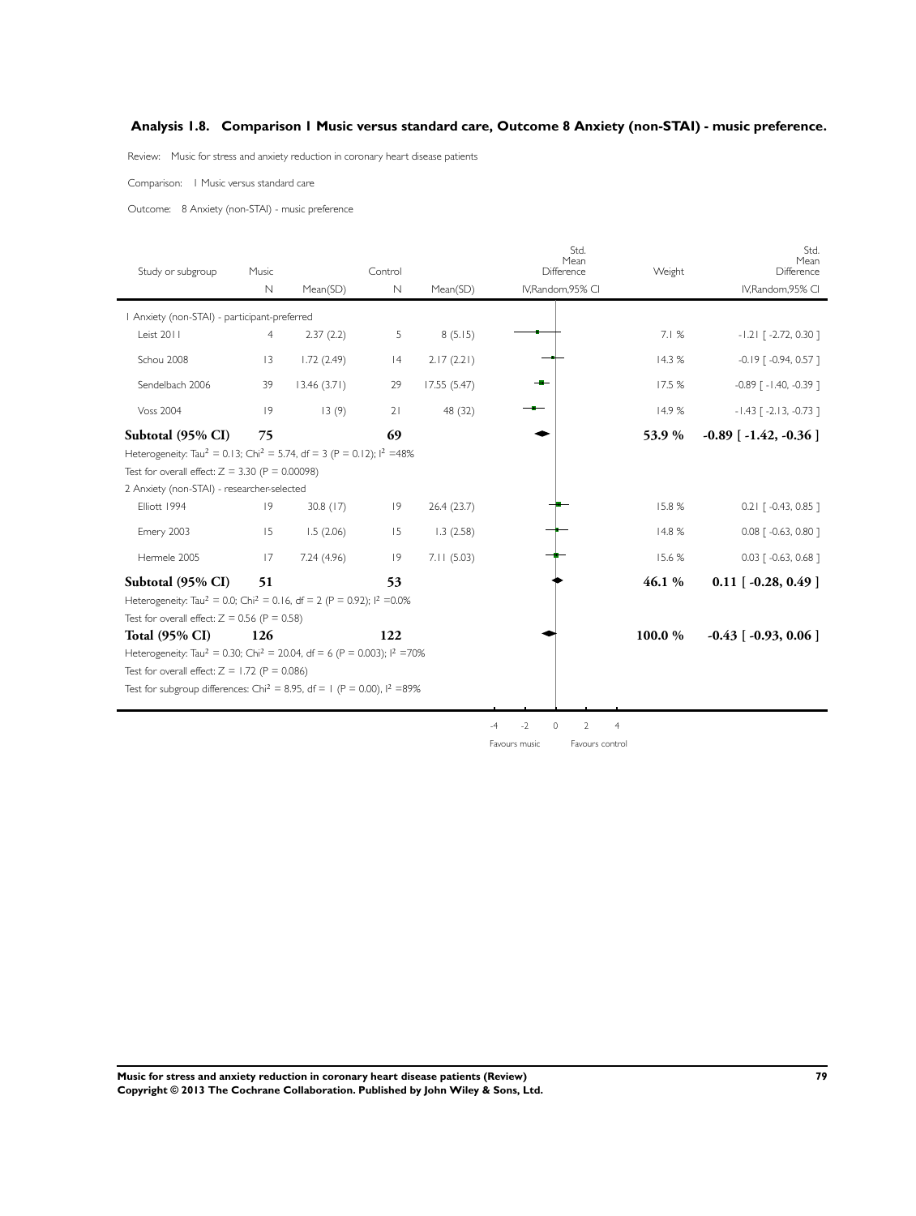## Analysis 1.8. Comparison 1 Music versus standard care, Outcome 8 Anxiety (non-STAI) - music preference.

Review: Music for stress and anxiety reduction in coronary heart disease patients

Comparison: 1 Music versus standard care

Outcome: 8 Anxiety (non-STAI) - music preference

| Study or subgroup | Music N | Music Mean(SD) | Control N | Control Mean(SD) | Std. Mean Difference IV,Random,95% CI | Weight | Std. Mean Difference IV,Random,95% CI |
|---|---|---|---|---|---|---|---|
| 1 Anxiety (non-STAI) - participant-preferred | | | | | | | |
| Leist 2011 | 4 | 2.37 (2.2) | 5 | 8 (5.15) | | 7.1 % | -1.21 [ -2.72, 0.30 ] |
| Schou 2008 | 13 | 1.72 (2.49) | 14 | 2.17 (2.21) | | 14.3 % | -0.19 [ -0.94, 0.57 ] |
| Sendelbach 2006 | 39 | 13.46 (3.71) | 29 | 17.55 (5.47) | | 17.5 % | -0.89 [ -1.40, -0.39 ] |
| Voss 2004 | 19 | 13 (9) | 21 | 48 (32) | | 14.9 % | -1.43 [ -2.13, -0.73 ] |
| **Subtotal (95% CI)** | **75** | | **69** | | | **53.9 %** | **-0.89 [ -1.42, -0.36 ]** |
| Heterogeneity: $Tau^2 = 0.13$; $Chi^2 = 5.74$, df = 3 (P = 0.12); $I^2$ =48% | | | | | | | |
| Test for overall effect: Z = 3.30 (P = 0.00098) | | | | | | | |
| 2 Anxiety (non-STAI) - researcher-selected | | | | | | | |
| Elliott 1994 | 19 | 30.8 (17) | 19 | 26.4 (23.7) | | 15.8 % | 0.21 [ -0.43, 0.85 ] |
| Emery 2003 | 15 | 1.5 (2.06) | 15 | 1.3 (2.58) | | 14.8 % | 0.08 [ -0.63, 0.80 ] |
| Hermele 2005 | 17 | 7.24 (4.96) | 19 | 7.11 (5.03) | | 15.6 % | 0.03 [ -0.63, 0.68 ] |
| **Subtotal (95% CI)** | **51** | | **53** | | | **46.1 %** | **0.11 [ -0.28, 0.49 ]** |
| Heterogeneity: $Tau^2 = 0.0$; $Chi^2 = 0.16$, df = 2 (P = 0.92); $I^2$ =0.0% | | | | | | | |
| Test for overall effect: Z = 0.56 (P = 0.58) | | | | | | | |
| **Total (95% CI)** | **126** | | **122** | | | **100.0 %** | **-0.43 [ -0.93, 0.06 ]** |
| Heterogeneity: $Tau^2 = 0.30$; $Chi^2 = 20.04$, df = 6 (P = 0.003); $I^2$ =70% | | | | | | | |
| Test for overall effect: Z = 1.72 (P = 0.086) | | | | | | | |
| Test for subgroup differences: $Chi^2 = 8.95$, df = 1 (P = 0.00), $I^2$ =89% | | | | | | | |

-4 -2 0 2 4

Favours music Favours control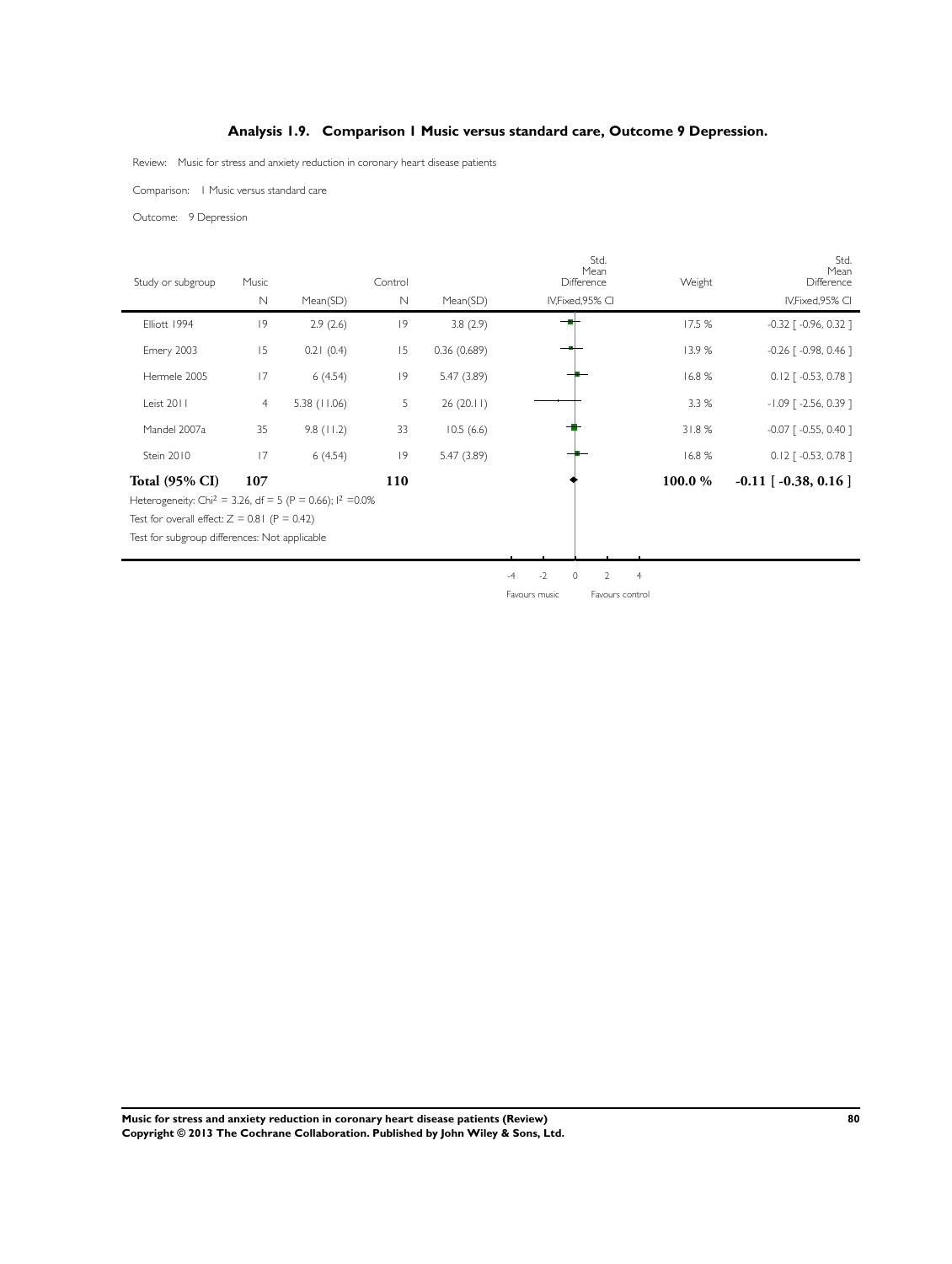## Analysis 1.9. Comparison 1 Music versus standard care, Outcome 9 Depression.

Review: Music for stress and anxiety reduction in coronary heart disease patients

Comparison: 1 Music versus standard care

Outcome: 9 Depression

| Study or subgroup | Music | | Control | | Std. Mean Difference | Weight | Std. Mean Difference |
|---|---|---|---|---|---|---|---|
| | N | Mean(SD) | N | Mean(SD) | IV,Fixed,95% CI | | IV,Fixed,95% CI |
| Elliott 1994 | 19 | 2.9 (2.6) | 19 | 3.8 (2.9) | | 17.5 % | -0.32 [ -0.96, 0.32 ] |
| Emery 2003 | 15 | 0.21 (0.4) | 15 | 0.36 (0.689) | | 13.9 % | -0.26 [ -0.98, 0.46 ] |
| Hermele 2005 | 17 | 6 (4.54) | 19 | 5.47 (3.89) | | 16.8 % | 0.12 [ -0.53, 0.78 ] |
| Leist 2011 | 4 | 5.38 (11.06) | 5 | 26 (20.11) | | 3.3 % | -1.09 [ -2.56, 0.39 ] |
| Mandel 2007a | 35 | 9.8 (11.2) | 33 | 10.5 (6.6) | | 31.8 % | -0.07 [ -0.55, 0.40 ] |
| Stein 2010 | 17 | 6 (4.54) | 19 | 5.47 (3.89) | | 16.8 % | 0.12 [ -0.53, 0.78 ] |
| **Total (95% CI)** | **107** | | **110** | | | **100.0 %** | **-0.11 [ -0.38, 0.16 ]** |

Heterogeneity: $Chi^2 = 3.26$, df = 5 (P = 0.66); $I^2 = 0.0\%$

Test for overall effect: Z = 0.81 (P = 0.42)

Test for subgroup differences: Not applicable

-4 -2 0 2 4

Favours music Favours control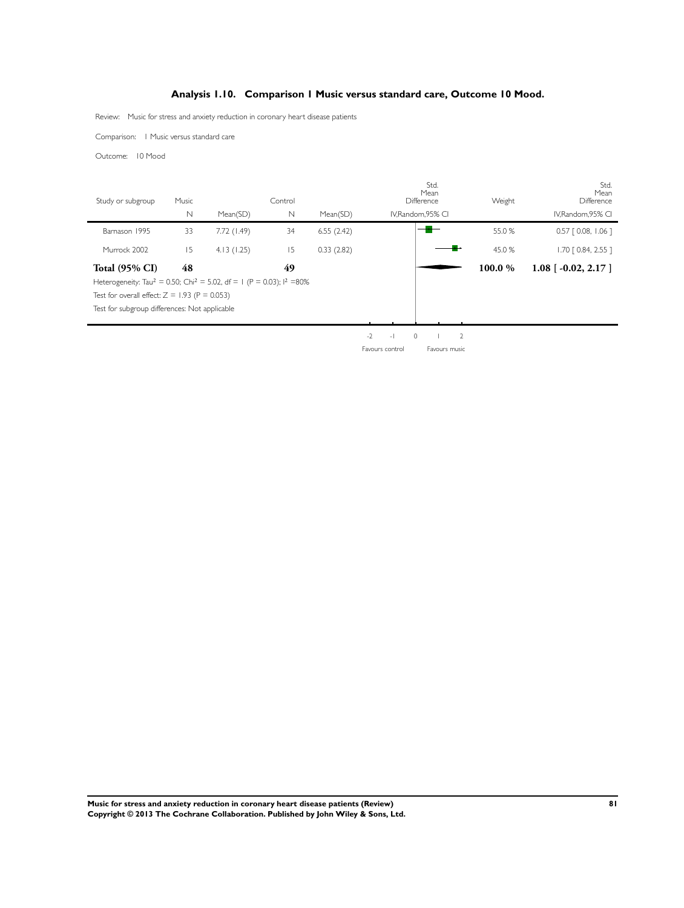## Analysis 1.10. Comparison 1 Music versus standard care, Outcome 10 Mood.

Review: Music for stress and anxiety reduction in coronary heart disease patients

Comparison: 1 Music versus standard care

Outcome: 10 Mood

| Study or subgroup | Music N | Music Mean(SD) | Control N | Control Mean(SD) | Std. Mean Difference IV,Random,95% CI | Weight | Std. Mean Difference IV,Random,95% CI |
|---|---|---|---|---|---|---|---|
| Barnason 1995 | 33 | 7.72 (1.49) | 34 | 6.55 (2.42) | | 55.0 % | 0.57 [ 0.08, 1.06 ] |
| Murrock 2002 | 15 | 4.13 (1.25) | 15 | 0.33 (2.82) | | 45.0 % | 1.70 [ 0.84, 2.55 ] |
| **Total (95% CI)** | **48** | | **49** | | | **100.0 %** | **1.08 [ -0.02, 2.17 ]** |

Heterogeneity: $Tau^2 = 0.50$; $Chi^2 = 5.02$, df = 1 (P = 0.03); $I^2 = 80\%$

Test for overall effect: Z = 1.93 (P = 0.053)

Test for subgroup differences: Not applicable

-2 -1 0 1 2

Favours control Favours music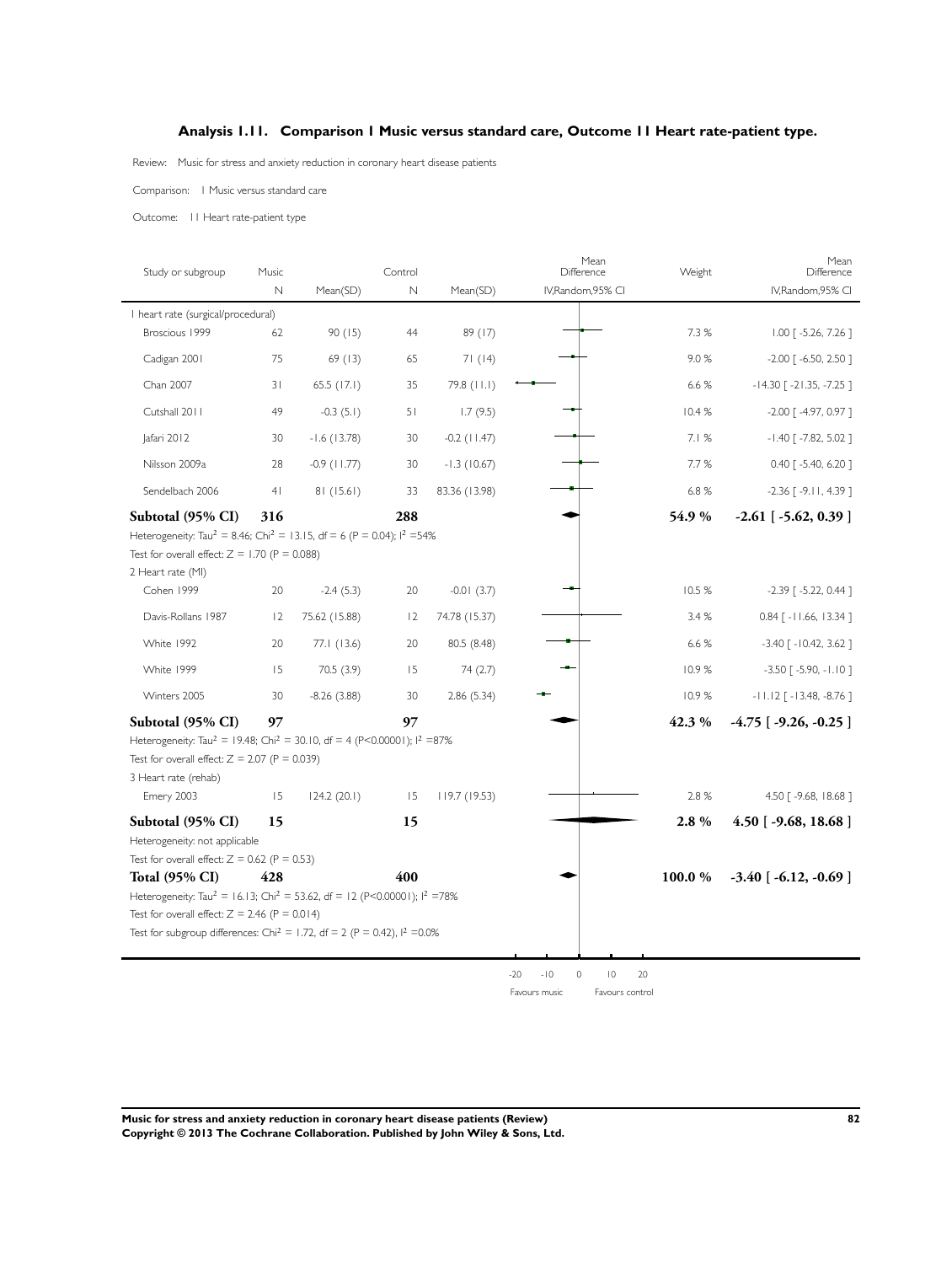## Analysis 1.11. Comparison 1 Music versus standard care, Outcome 11 Heart rate-patient type.

Review: Music for stress and anxiety reduction in coronary heart disease patients

Comparison: 1 Music versus standard care

Outcome: 11 Heart rate-patient type

| Study or subgroup | Music N | Mean(SD) | Control N | Mean(SD) | Mean Difference IV,Random,95% CI | Weight | Mean Difference IV,Random,95% CI |
|---|---|---|---|---|---|---|---|
| 1 heart rate (surgical/procedural) | | | | | | | |
| Broscious 1999 | 62 | 90 (15) | 44 | 89 (17) | | 7.3 % | 1.00 [ -5.26, 7.26 ] |
| Cadigan 2001 | 75 | 69 (13) | 65 | 71 (14) | | 9.0 % | -2.00 [ -6.50, 2.50 ] |
| Chan 2007 | 31 | 65.5 (17.1) | 35 | 79.8 (11.1) | | 6.6 % | -14.30 [ -21.35, -7.25 ] |
| Cutshall 2011 | 49 | -0.3 (5.1) | 51 | 1.7 (9.5) | | 10.4 % | -2.00 [ -4.97, 0.97 ] |
| Jafari 2012 | 30 | -1.6 (13.78) | 30 | -0.2 (11.47) | | 7.1 % | -1.40 [ -7.82, 5.02 ] |
| Nilsson 2009a | 28 | -0.9 (11.77) | 30 | -1.3 (10.67) | | 7.7 % | 0.40 [ -5.40, 6.20 ] |
| Sendelbach 2006 | 41 | 81 (15.61) | 33 | 83.36 (13.98) | | 6.8 % | -2.36 [ -9.11, 4.39 ] |
| **Subtotal (95% CI)** | **316** | | **288** | | | **54.9 %** | **-2.61 [ -5.62, 0.39 ]** |
| Heterogeneity: $Tau^2 = 8.46$; $Chi^2 = 13.15$, df = 6 (P = 0.04); $I^2$ =54% | | | | | | | |
| Test for overall effect: Z = 1.70 (P = 0.088) | | | | | | | |
| 2 Heart rate (MI) | | | | | | | |
| Cohen 1999 | 20 | -2.4 (5.3) | 20 | -0.01 (3.7) | | 10.5 % | -2.39 [ -5.22, 0.44 ] |
| Davis-Rollans 1987 | 12 | 75.62 (15.88) | 12 | 74.78 (15.37) | | 3.4 % | 0.84 [ -11.66, 13.34 ] |
| White 1992 | 20 | 77.1 (13.6) | 20 | 80.5 (8.48) | | 6.6 % | -3.40 [ -10.42, 3.62 ] |
| White 1999 | 15 | 70.5 (3.9) | 15 | 74 (2.7) | | 10.9 % | -3.50 [ -5.90, -1.10 ] |
| Winters 2005 | 30 | -8.26 (3.88) | 30 | 2.86 (5.34) | | 10.9 % | -11.12 [ -13.48, -8.76 ] |
| **Subtotal (95% CI)** | **97** | | **97** | | | **42.3 %** | **-4.75 [ -9.26, -0.25 ]** |
| Heterogeneity: $Tau^2 = 19.48$; $Chi^2 = 30.10$, df = 4 (P<0.00001); $I^2$ =87% | | | | | | | |
| Test for overall effect: Z = 2.07 (P = 0.039) | | | | | | | |
| 3 Heart rate (rehab) | | | | | | | |
| Emery 2003 | 15 | 124.2 (20.1) | 15 | 119.7 (19.53) | | 2.8 % | 4.50 [ -9.68, 18.68 ] |
| **Subtotal (95% CI)** | **15** | | **15** | | | **2.8 %** | **4.50 [ -9.68, 18.68 ]** |
| Heterogeneity: not applicable | | | | | | | |
| Test for overall effect: Z = 0.62 (P = 0.53) | | | | | | | |
| **Total (95% CI)** | **428** | | **400** | | | **100.0 %** | **-3.40 [ -6.12, -0.69 ]** |
| Heterogeneity: $Tau^2 = 16.13$; $Chi^2 = 53.62$, df = 12 (P<0.00001); $I^2$ =78% | | | | | | | |
| Test for overall effect: Z = 2.46 (P = 0.014) | | | | | | | |
| Test for subgroup differences: $Chi^2 = 1.72$, df = 2 (P = 0.42), $I^2$ =0.0% | | | | | | | |

-20 -10 0 10 20

Favours music Favours control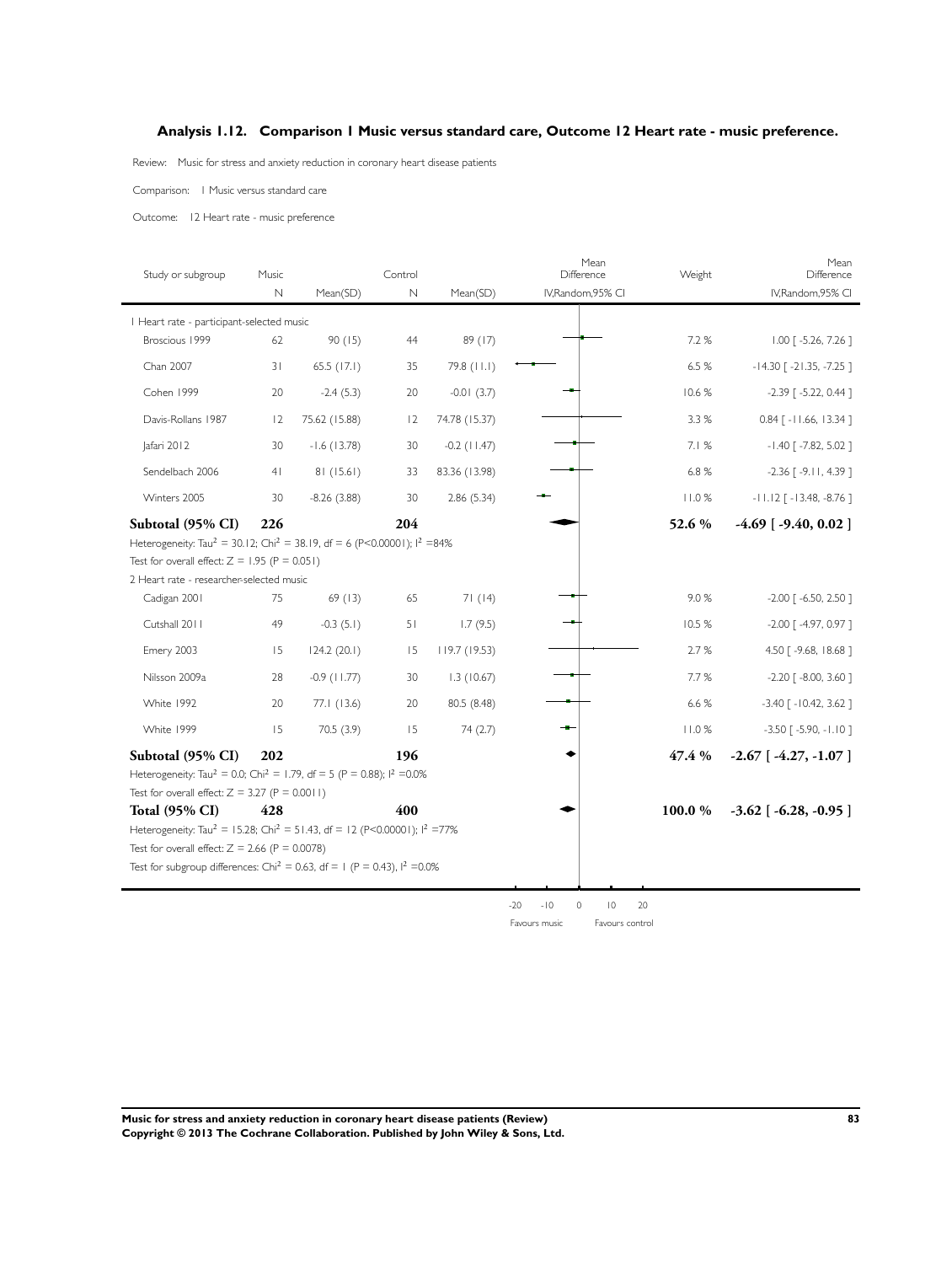## Analysis 1.12. Comparison 1 Music versus standard care, Outcome 12 Heart rate - music preference.

Review: Music for stress and anxiety reduction in coronary heart disease patients

Comparison: 1 Music versus standard care

Outcome: 12 Heart rate - music preference

| Study or subgroup | Music N | Music Mean(SD) | Control N | Control Mean(SD) | Weight | Mean Difference IV,Random,95% CI |
|---|---|---|---|---|---|---|
| **1 Heart rate - participant-selected music** | | | | | | |
| Broscious 1999 | 62 | 90 (15) | 44 | 89 (17) | 7.2 % | 1.00 [ -5.26, 7.26 ] |
| Chan 2007 | 31 | 65.5 (17.1) | 35 | 79.8 (11.1) | 6.5 % | -14.30 [ -21.35, -7.25 ] |
| Cohen 1999 | 20 | -2.4 (5.3) | 20 | -0.01 (3.7) | 10.6 % | -2.39 [ -5.22, 0.44 ] |
| Davis-Rollans 1987 | 12 | 75.62 (15.88) | 12 | 74.78 (15.37) | 3.3 % | 0.84 [ -11.66, 13.34 ] |
| Jafari 2012 | 30 | -1.6 (13.78) | 30 | -0.2 (11.47) | 7.1 % | -1.40 [ -7.82, 5.02 ] |
| Sendelbach 2006 | 41 | 81 (15.61) | 33 | 83.36 (13.98) | 6.8 % | -2.36 [ -9.11, 4.39 ] |
| Winters 2005 | 30 | -8.26 (3.88) | 30 | 2.86 (5.34) | 11.0 % | -11.12 [ -13.48, -8.76 ] |
| **Subtotal (95% CI)** | **226** | | **204** | | **52.6 %** | **-4.69 [ -9.40, 0.02 ]** |

Heterogeneity: $Tau^2 = 30.12$; $Chi^2 = 38.19$, df = 6 ($P<0.00001$); $I^2 = 84\%$

Test for overall effect: $Z = 1.95$ ($P = 0.051$)

| Study or subgroup | Music N | Music Mean(SD) | Control N | Control Mean(SD) | Weight | Mean Difference IV,Random,95% CI |
|---|---|---|---|---|---|---|
| **2 Heart rate - researcher-selected music** | | | | | | |
| Cadigan 2001 | 75 | 69 (13) | 65 | 71 (14) | 9.0 % | -2.00 [ -6.50, 2.50 ] |
| Cutshall 2011 | 49 | -0.3 (5.1) | 51 | 1.7 (9.5) | 10.5 % | -2.00 [ -4.97, 0.97 ] |
| Emery 2003 | 15 | 124.2 (20.1) | 15 | 119.7 (19.53) | 2.7 % | 4.50 [ -9.68, 18.68 ] |
| Nilsson 2009a | 28 | -0.9 (11.77) | 30 | 1.3 (10.67) | 7.7 % | -2.20 [ -8.00, 3.60 ] |
| White 1992 | 20 | 77.1 (13.6) | 20 | 80.5 (8.48) | 6.6 % | -3.40 [ -10.42, 3.62 ] |
| White 1999 | 15 | 70.5 (3.9) | 15 | 74 (2.7) | 11.0 % | -3.50 [ -5.90, -1.10 ] |
| **Subtotal (95% CI)** | **202** | | **196** | | **47.4 %** | **-2.67 [ -4.27, -1.07 ]** |
| **Total (95% CI)** | **428** | | **400** | | **100.0 %** | **-3.62 [ -6.28, -0.95 ]** |

Heterogeneity (subgroup 2): $Tau^2 = 0.0$; $Chi^2 = 1.79$, df = 5 ($P = 0.88$); $I^2 = 0.0\%$

Test for overall effect: $Z = 3.27$ ($P = 0.0011$)

Heterogeneity (total): $Tau^2 = 15.28$; $Chi^2 = 51.43$, df = 12 ($P<0.00001$); $I^2 = 77\%$

Test for overall effect: $Z = 2.66$ ($P = 0.0078$)

Test for subgroup differences: $Chi^2 = 0.63$, df = 1 ($P = 0.43$), $I^2 = 0.0\%$

-20 -10 0 10 20

Favours music Favours control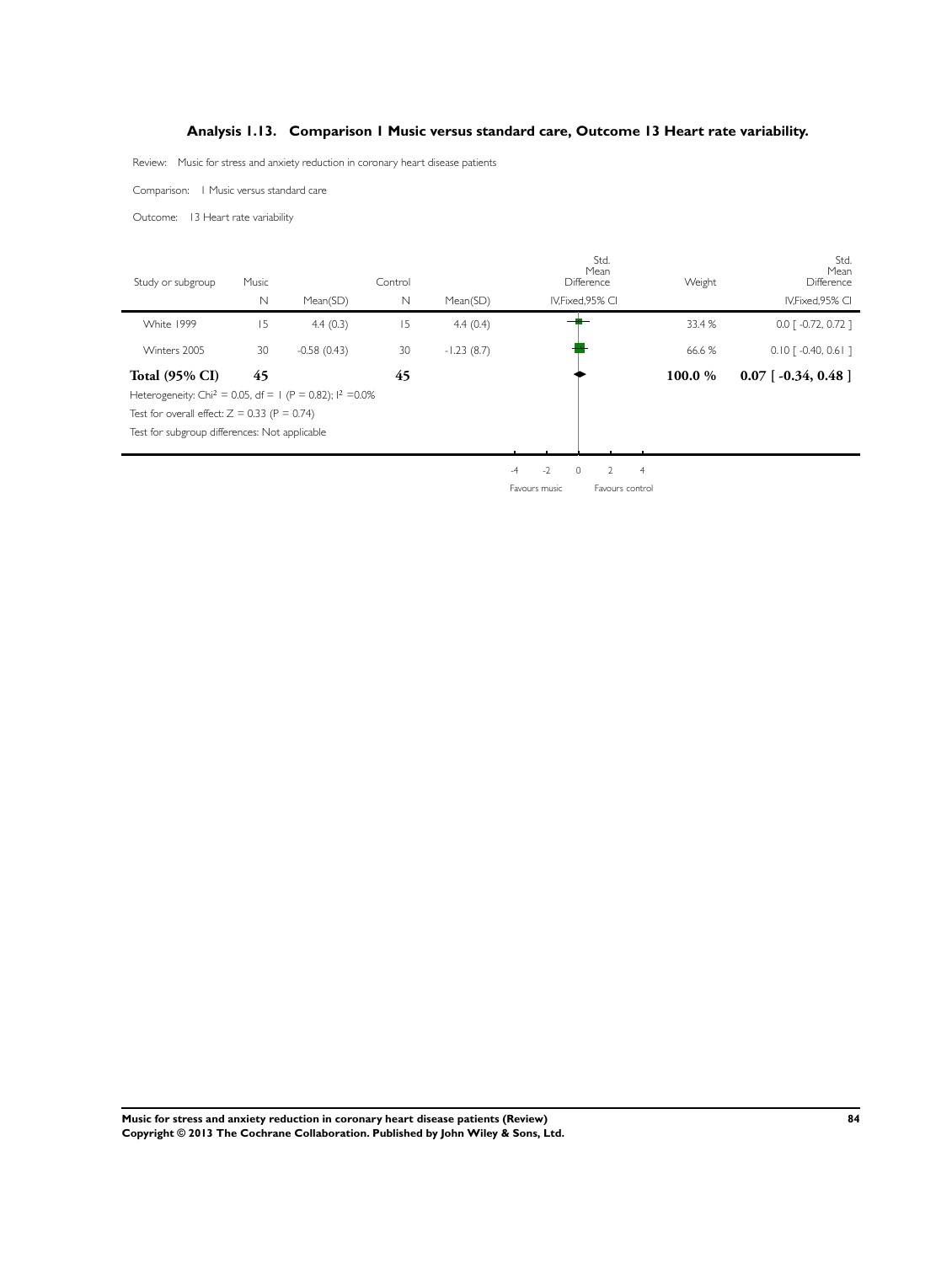## Analysis 1.13. Comparison 1 Music versus standard care, Outcome 13 Heart rate variability.

Review: Music for stress and anxiety reduction in coronary heart disease patients

Comparison: 1 Music versus standard care

Outcome: 13 Heart rate variability

| Study or subgroup | Music N | Music Mean(SD) | Control N | Control Mean(SD) | Std. Mean Difference IV,Fixed,95% CI | Weight | Std. Mean Difference IV,Fixed,95% CI |
|---|---|---|---|---|---|---|---|
| White 1999 | 15 | 4.4 (0.3) | 15 | 4.4 (0.4) | | 33.4 % | 0.0 [ -0.72, 0.72 ] |
| Winters 2005 | 30 | -0.58 (0.43) | 30 | -1.23 (8.7) | | 66.6 % | 0.10 [ -0.40, 0.61 ] |
| **Total (95% CI)** | **45** | | **45** | | | **100.0 %** | **0.07 [ -0.34, 0.48 ]** |

Heterogeneity: Chi$^2$ = 0.05, df = 1 (P = 0.82); I$^2$ =0.0%

Test for overall effect: Z = 0.33 (P = 0.74)

Test for subgroup differences: Not applicable

-4 -2 0 2 4

Favours music Favours control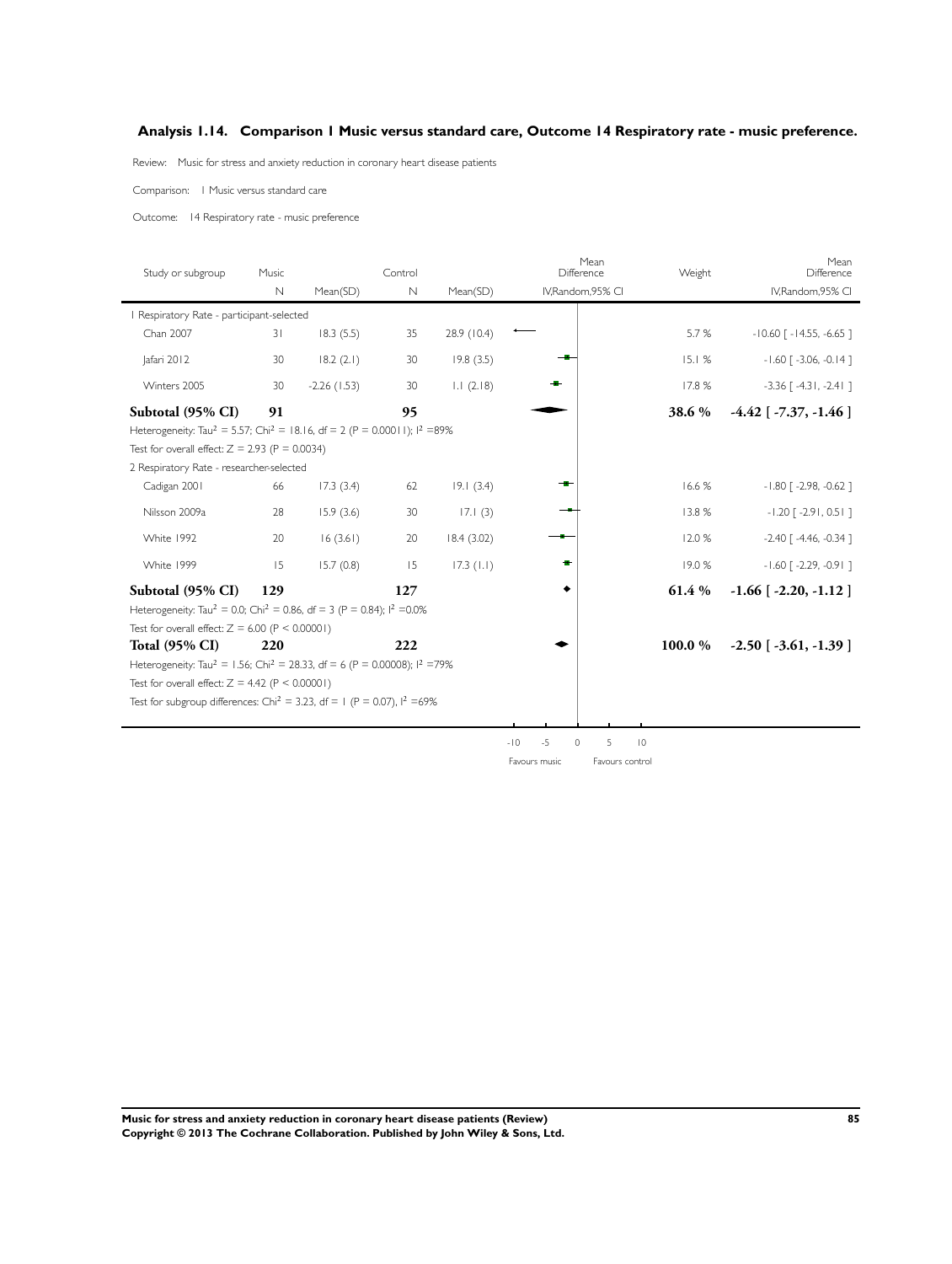## Analysis 1.14. Comparison 1 Music versus standard care, Outcome 14 Respiratory rate - music preference.

Review: Music for stress and anxiety reduction in coronary heart disease patients

Comparison: 1 Music versus standard care

Outcome: 14 Respiratory rate - music preference

| Study or subgroup | Music N | Music Mean(SD) | Control N | Control Mean(SD) | Mean Difference IV,Random,95% CI | Weight | Mean Difference IV,Random,95% CI |
|---|---|---|---|---|---|---|---|
| 1 Respiratory Rate - participant-selected | | | | | | | |
| Chan 2007 | 31 | 18.3 (5.5) | 35 | 28.9 (10.4) | | 5.7 % | -10.60 [ -14.55, -6.65 ] |
| Jafari 2012 | 30 | 18.2 (2.1) | 30 | 19.8 (3.5) | | 15.1 % | -1.60 [ -3.06, -0.14 ] |
| Winters 2005 | 30 | -2.26 (1.53) | 30 | 1.1 (2.18) | | 17.8 % | -3.36 [ -4.31, -2.41 ] |
| **Subtotal (95% CI)** | **91** | | **95** | | | **38.6 %** | **-4.42 [ -7.37, -1.46 ]** |
| Heterogeneity: $Tau^2 = 5.57$; $Chi^2 = 18.16$, df = 2 (P = 0.00011); $I^2 = 89\%$ | | | | | | | |
| Test for overall effect: Z = 2.93 (P = 0.0034) | | | | | | | |
| 2 Respiratory Rate - researcher-selected | | | | | | | |
| Cadigan 2001 | 66 | 17.3 (3.4) | 62 | 19.1 (3.4) | | 16.6 % | -1.80 [ -2.98, -0.62 ] |
| Nilsson 2009a | 28 | 15.9 (3.6) | 30 | 17.1 (3) | | 13.8 % | -1.20 [ -2.91, 0.51 ] |
| White 1992 | 20 | 16 (3.61) | 20 | 18.4 (3.02) | | 12.0 % | -2.40 [ -4.46, -0.34 ] |
| White 1999 | 15 | 15.7 (0.8) | 15 | 17.3 (1.1) | | 19.0 % | -1.60 [ -2.29, -0.91 ] |
| **Subtotal (95% CI)** | **129** | | **127** | | | **61.4 %** | **-1.66 [ -2.20, -1.12 ]** |
| Heterogeneity: $Tau^2 = 0.0$; $Chi^2 = 0.86$, df = 3 (P = 0.84); $I^2 = 0.0\%$ | | | | | | | |
| Test for overall effect: Z = 6.00 (P < 0.00001) | | | | | | | |
| **Total (95% CI)** | **220** | | **222** | | | **100.0 %** | **-2.50 [ -3.61, -1.39 ]** |
| Heterogeneity: $Tau^2 = 1.56$; $Chi^2 = 28.33$, df = 6 (P = 0.00008); $I^2 = 79\%$ | | | | | | | |
| Test for overall effect: Z = 4.42 (P < 0.00001) | | | | | | | |
| Test for subgroup differences: $Chi^2 = 3.23$, df = 1 (P = 0.07), $I^2 = 69\%$ | | | | | | | |

-10 -5 0 5 10

Favours music Favours control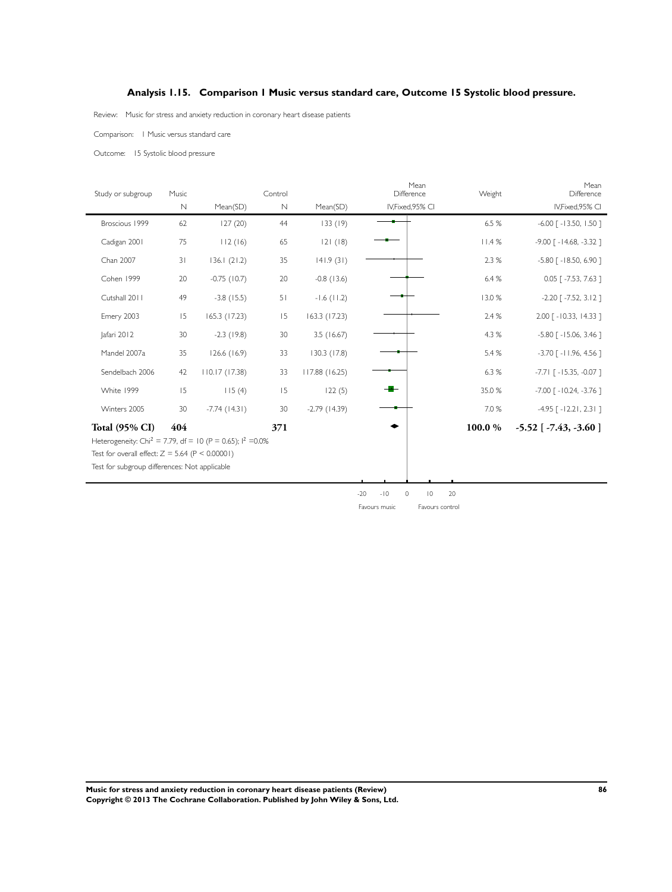## Analysis 1.15. Comparison 1 Music versus standard care, Outcome 15 Systolic blood pressure.

Review: Music for stress and anxiety reduction in coronary heart disease patients

Comparison: 1 Music versus standard care

Outcome: 15 Systolic blood pressure

| Study or subgroup | Music N | Mean(SD) | Control N | Mean(SD) | Mean Difference IV,Fixed,95% CI | Weight | Mean Difference IV,Fixed,95% CI |
|---|---|---|---|---|---|---|---|
| Broscious 1999 | 62 | 127 (20) | 44 | 133 (19) | | 6.5 % | -6.00 [ -13.50, 1.50 ] |
| Cadigan 2001 | 75 | 112 (16) | 65 | 121 (18) | | 11.4 % | -9.00 [ -14.68, -3.32 ] |
| Chan 2007 | 31 | 136.1 (21.2) | 35 | 141.9 (31) | | 2.3 % | -5.80 [ -18.50, 6.90 ] |
| Cohen 1999 | 20 | -0.75 (10.7) | 20 | -0.8 (13.6) | | 6.4 % | 0.05 [ -7.53, 7.63 ] |
| Cutshall 2011 | 49 | -3.8 (15.5) | 51 | -1.6 (11.2) | | 13.0 % | -2.20 [ -7.52, 3.12 ] |
| Emery 2003 | 15 | 165.3 (17.23) | 15 | 163.3 (17.23) | | 2.4 % | 2.00 [ -10.33, 14.33 ] |
| Jafari 2012 | 30 | -2.3 (19.8) | 30 | 3.5 (16.67) | | 4.3 % | -5.80 [ -15.06, 3.46 ] |
| Mandel 2007a | 35 | 126.6 (16.9) | 33 | 130.3 (17.8) | | 5.4 % | -3.70 [ -11.96, 4.56 ] |
| Sendelbach 2006 | 42 | 110.17 (17.38) | 33 | 117.88 (16.25) | | 6.3 % | -7.71 [ -15.35, -0.07 ] |
| White 1999 | 15 | 115 (4) | 15 | 122 (5) | | 35.0 % | -7.00 [ -10.24, -3.76 ] |
| Winters 2005 | 30 | -7.74 (14.31) | 30 | -2.79 (14.39) | | 7.0 % | -4.95 [ -12.21, 2.31 ] |
| **Total (95% CI)** | **404** | | **371** | | | **100.0 %** | **-5.52 [ -7.43, -3.60 ]** |

Heterogeneity: $Chi^2 = 7.79$, df = 10 ($P = 0.65$); $I^2 = 0.0\%$

Test for overall effect: $Z = 5.64$ ($P < 0.00001$)

Test for subgroup differences: Not applicable

-20 -10 0 10 20

Favours music Favours control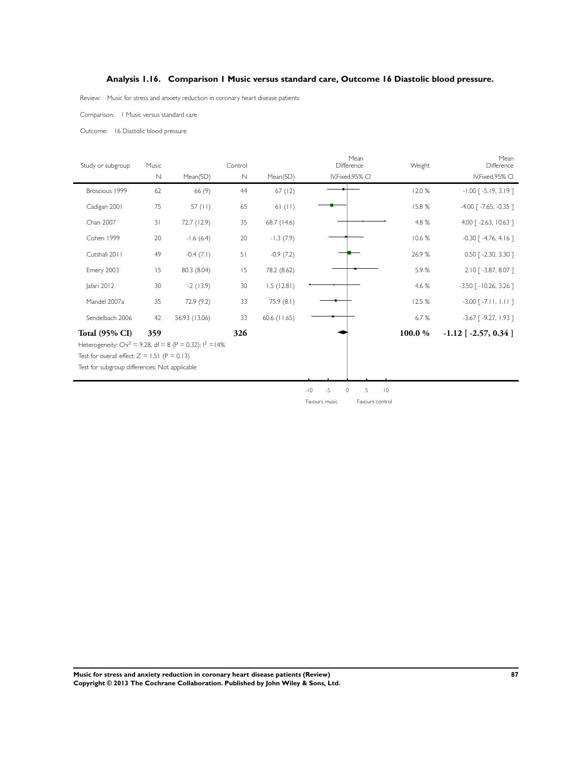## Analysis 1.16. Comparison 1 Music versus standard care, Outcome 16 Diastolic blood pressure.

Review: Music for stress and anxiety reduction in coronary heart disease patients

Comparison: 1 Music versus standard care

Outcome: 16 Diastolic blood pressure

| Study or subgroup | Music N | Mean(SD) | Control N | Mean(SD) | Mean Difference IV,Fixed,95% CI | Weight | Mean Difference IV,Fixed,95% CI |
|---|---|---|---|---|---|---|---|
| Broscious 1999 | 62 | 66 (9) | 44 | 67 (12) | | 12.0 % | -1.00 [ -5.19, 3.19 ] |
| Cadigan 2001 | 75 | 57 (11) | 65 | 61 (11) | | 15.8 % | -4.00 [ -7.65, -0.35 ] |
| Chan 2007 | 31 | 72.7 (12.9) | 35 | 68.7 (14.6) | | 4.8 % | 4.00 [ -2.63, 10.63 ] |
| Cohen 1999 | 20 | -1.6 (6.4) | 20 | -1.3 (7.9) | | 10.6 % | -0.30 [ -4.76, 4.16 ] |
| Cutshall 2011 | 49 | -0.4 (7.1) | 51 | -0.9 (7.2) | | 26.9 % | 0.50 [ -2.30, 3.30 ] |
| Emery 2003 | 15 | 80.3 (8.04) | 15 | 78.2 (8.62) | | 5.9 % | 2.10 [ -3.87, 8.07 ] |
| Jafari 2012 | 30 | -2 (13.9) | 30 | 1.5 (12.81) | | 4.6 % | -3.50 [ -10.26, 3.26 ] |
| Mandel 2007a | 35 | 72.9 (9.2) | 33 | 75.9 (8.1) | | 12.5 % | -3.00 [ -7.11, 1.11 ] |
| Sendelbach 2006 | 42 | 56.93 (13.06) | 33 | 60.6 (11.65) | | 6.7 % | -3.67 [ -9.27, 1.93 ] |
| **Total (95% CI)** | **359** | | **326** | | | **100.0 %** | **-1.12 [ -2.57, 0.34 ]** |

Heterogeneity: $Chi^2 = 9.28$, df = 8 (P = 0.32); $I^2 = 14\%$

Test for overall effect: Z = 1.51 (P = 0.13)

Test for subgroup differences: Not applicable

-10 -5 0 5 10

Favours music Favours control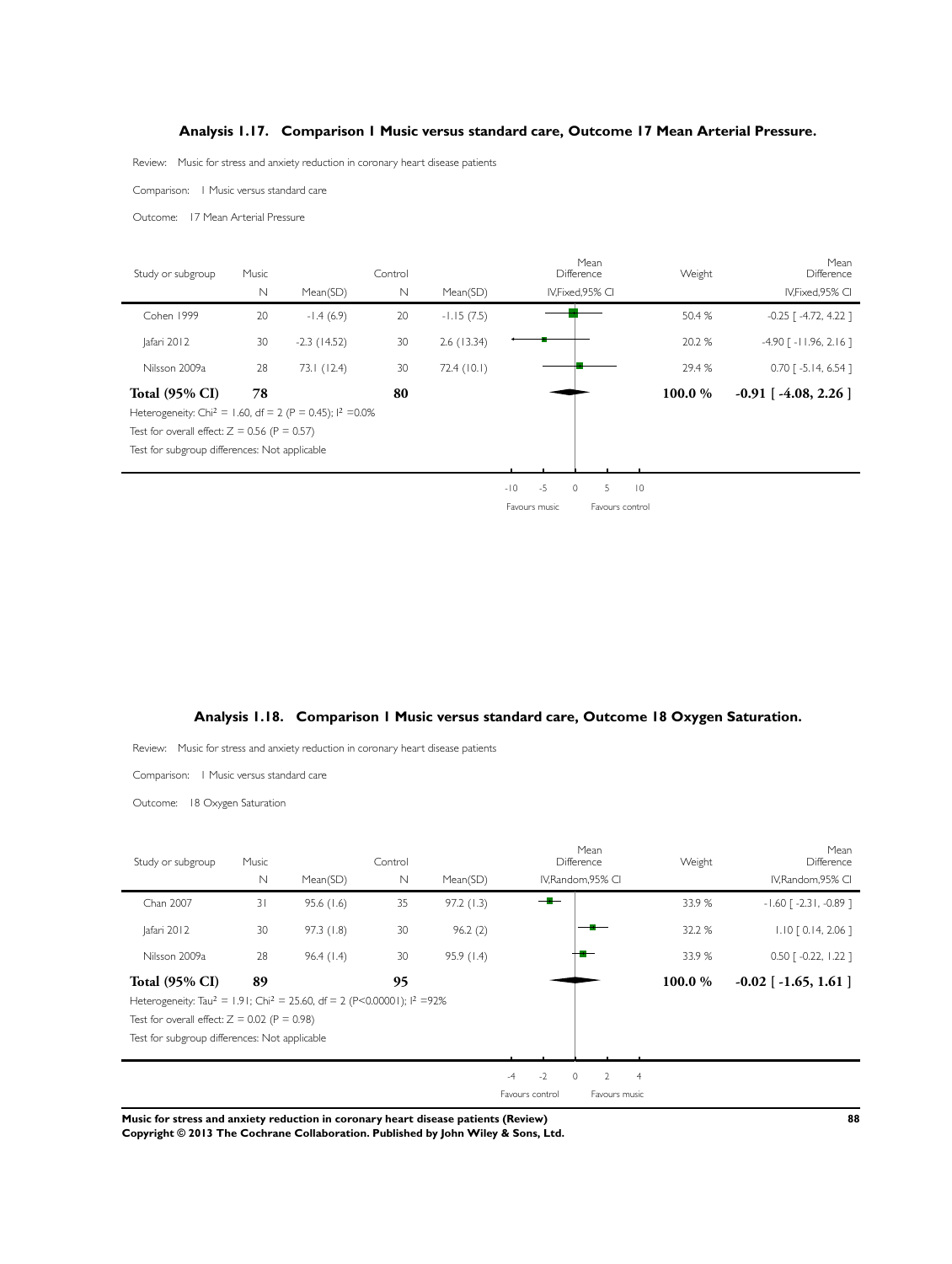## Analysis 1.17. Comparison 1 Music versus standard care, Outcome 17 Mean Arterial Pressure.

Review: Music for stress and anxiety reduction in coronary heart disease patients

Comparison: 1 Music versus standard care

Outcome: 17 Mean Arterial Pressure

| Study or subgroup | Music N | Mean(SD) | Control N | Mean(SD) | Mean Difference IV,Fixed,95% CI | Weight | Mean Difference IV,Fixed,95% CI |
|---|---|---|---|---|---|---|---|
| Cohen 1999 | 20 | -1.4 (6.9) | 20 | -1.15 (7.5) | | 50.4 % | -0.25 [ -4.72, 4.22 ] |
| Jafari 2012 | 30 | -2.3 (14.52) | 30 | 2.6 (13.34) | | 20.2 % | -4.90 [ -11.96, 2.16 ] |
| Nilsson 2009a | 28 | 73.1 (12.4) | 30 | 72.4 (10.1) | | 29.4 % | 0.70 [ -5.14, 6.54 ] |
| **Total (95% CI)** | **78** | | **80** | | | **100.0 %** | **-0.91 [ -4.08, 2.26 ]** |

Heterogeneity: $Chi^2 = 1.60$, df = 2 (P = 0.45); $I^2 = 0.0\%$

Test for overall effect: Z = 0.56 (P = 0.57)

Test for subgroup differences: Not applicable

-10 -5 0 5 10

Favours music | Favours control

## Analysis 1.18. Comparison 1 Music versus standard care, Outcome 18 Oxygen Saturation.

Review: Music for stress and anxiety reduction in coronary heart disease patients

Comparison: 1 Music versus standard care

Outcome: 18 Oxygen Saturation

| Study or subgroup | Music N | Mean(SD) | Control N | Mean(SD) | Mean Difference IV,Random,95% CI | Weight | Mean Difference IV,Random,95% CI |
|---|---|---|---|---|---|---|---|
| Chan 2007 | 31 | 95.6 (1.6) | 35 | 97.2 (1.3) | | 33.9 % | -1.60 [ -2.31, -0.89 ] |
| Jafari 2012 | 30 | 97.3 (1.8) | 30 | 96.2 (2) | | 32.2 % | 1.10 [ 0.14, 2.06 ] |
| Nilsson 2009a | 28 | 96.4 (1.4) | 30 | 95.9 (1.4) | | 33.9 % | 0.50 [ -0.22, 1.22 ] |
| **Total (95% CI)** | **89** | | **95** | | | **100.0 %** | **-0.02 [ -1.65, 1.61 ]** |

Heterogeneity: $Tau^2 = 1.91$; $Chi^2 = 25.60$, df = 2 (P<0.00001); $I^2 = 92\%$

Test for overall effect: Z = 0.02 (P = 0.98)

Test for subgroup differences: Not applicable

-4 -2 0 2 4

Favours control | Favours music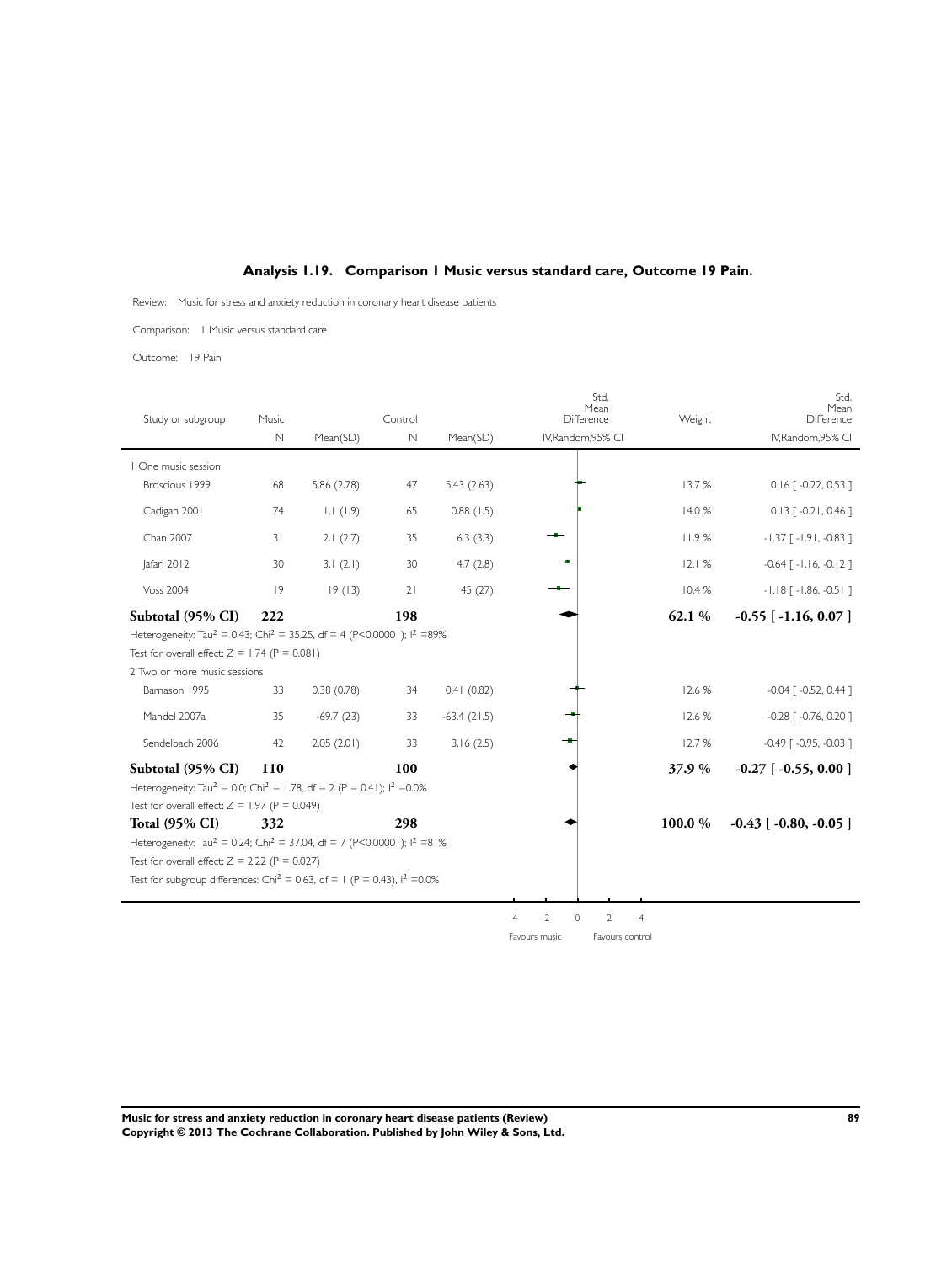## Analysis 1.19. Comparison 1 Music versus standard care, Outcome 19 Pain.

Review: Music for stress and anxiety reduction in coronary heart disease patients

Comparison: 1 Music versus standard care

Outcome: 19 Pain

| Study or subgroup | Music N | Mean(SD) | Control N | Mean(SD) | Std. Mean Difference IV,Random,95% CI | Weight | Std. Mean Difference IV,Random,95% CI |
|---|---|---|---|---|---|---|---|
| 1 One music session | | | | | | | |
| Broscious 1999 | 68 | 5.86 (2.78) | 47 | 5.43 (2.63) | | 13.7 % | 0.16 [ -0.22, 0.53 ] |
| Cadigan 2001 | 74 | 1.1 (1.9) | 65 | 0.88 (1.5) | | 14.0 % | 0.13 [ -0.21, 0.46 ] |
| Chan 2007 | 31 | 2.1 (2.7) | 35 | 6.3 (3.3) | | 11.9 % | -1.37 [ -1.91, -0.83 ] |
| Jafari 2012 | 30 | 3.1 (2.1) | 30 | 4.7 (2.8) | | 12.1 % | -0.64 [ -1.16, -0.12 ] |
| Voss 2004 | 19 | 19 (13) | 21 | 45 (27) | | 10.4 % | -1.18 [ -1.86, -0.51 ] |
| **Subtotal (95% CI)** | **222** | | **198** | | | **62.1 %** | **-0.55 [ -1.16, 0.07 ]** |
| Heterogeneity: $Tau^2 = 0.43$; $Chi^2 = 35.25$, df = 4 (P<0.00001); $I^2$ =89% | | | | | | | |
| Test for overall effect: Z = 1.74 (P = 0.081) | | | | | | | |
| 2 Two or more music sessions | | | | | | | |
| Barnason 1995 | 33 | 0.38 (0.78) | 34 | 0.41 (0.82) | | 12.6 % | -0.04 [ -0.52, 0.44 ] |
| Mandel 2007a | 35 | -69.7 (23) | 33 | -63.4 (21.5) | | 12.6 % | -0.28 [ -0.76, 0.20 ] |
| Sendelbach 2006 | 42 | 2.05 (2.01) | 33 | 3.16 (2.5) | | 12.7 % | -0.49 [ -0.95, -0.03 ] |
| **Subtotal (95% CI)** | **110** | | **100** | | | **37.9 %** | **-0.27 [ -0.55, 0.00 ]** |
| Heterogeneity: $Tau^2 = 0.0$; $Chi^2 = 1.78$, df = 2 (P = 0.41); $I^2$ =0.0% | | | | | | | |
| Test for overall effect: Z = 1.97 (P = 0.049) | | | | | | | |
| **Total (95% CI)** | **332** | | **298** | | | **100.0 %** | **-0.43 [ -0.80, -0.05 ]** |
| Heterogeneity: $Tau^2 = 0.24$; $Chi^2 = 37.04$, df = 7 (P<0.00001); $I^2$ =81% | | | | | | | |
| Test for overall effect: Z = 2.22 (P = 0.027) | | | | | | | |
| Test for subgroup differences: $Chi^2 = 0.63$, df = 1 (P = 0.43), $I^2$ =0.0% | | | | | | | |

-4 -2 0 2 4

Favours music Favours control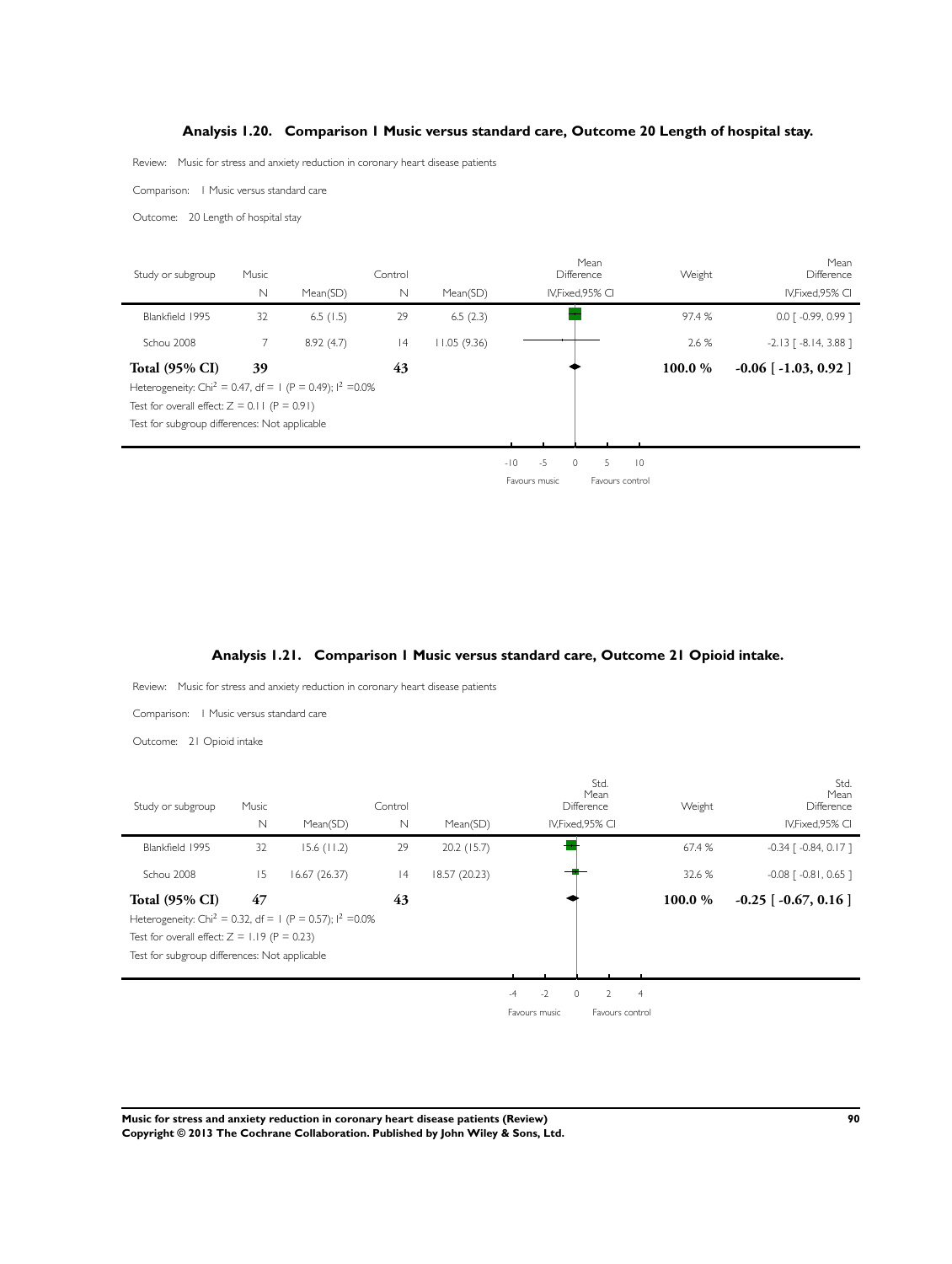## Analysis 1.20. Comparison 1 Music versus standard care, Outcome 20 Length of hospital stay.

Review: Music for stress and anxiety reduction in coronary heart disease patients

Comparison: 1 Music versus standard care

Outcome: 20 Length of hospital stay

| Study or subgroup | Music N | Mean(SD) | Control N | Mean(SD) | Mean Difference IV,Fixed,95% CI | Weight | Mean Difference IV,Fixed,95% CI |
|---|---|---|---|---|---|---|---|
| Blankfield 1995 | 32 | 6.5 (1.5) | 29 | 6.5 (2.3) | | 97.4 % | 0.0 [ -0.99, 0.99 ] |
| Schou 2008 | 7 | 8.92 (4.7) | 14 | 11.05 (9.36) | | 2.6 % | -2.13 [ -8.14, 3.88 ] |
| **Total (95% CI)** | **39** | | **43** | | | **100.0 %** | **-0.06 [ -1.03, 0.92 ]** |

Heterogeneity: $Chi^2 = 0.47$, df = 1 (P = 0.49); $I^2$ =0.0%

Test for overall effect: Z = 0.11 (P = 0.91)

Test for subgroup differences: Not applicable

-10 -5 0 5 10

Favours music Favours control

## Analysis 1.21. Comparison 1 Music versus standard care, Outcome 21 Opioid intake.

Review: Music for stress and anxiety reduction in coronary heart disease patients

Comparison: 1 Music versus standard care

Outcome: 21 Opioid intake

| Study or subgroup | Music N | Mean(SD) | Control N | Mean(SD) | Std. Mean Difference IV,Fixed,95% CI | Weight | Std. Mean Difference IV,Fixed,95% CI |
|---|---|---|---|---|---|---|---|
| Blankfield 1995 | 32 | 15.6 (11.2) | 29 | 20.2 (15.7) | | 67.4 % | -0.34 [ -0.84, 0.17 ] |
| Schou 2008 | 15 | 16.67 (26.37) | 14 | 18.57 (20.23) | | 32.6 % | -0.08 [ -0.81, 0.65 ] |
| **Total (95% CI)** | **47** | | **43** | | | **100.0 %** | **-0.25 [ -0.67, 0.16 ]** |

Heterogeneity: $Chi^2 = 0.32$, df = 1 (P = 0.57); $I^2$ =0.0%

Test for overall effect: Z = 1.19 (P = 0.23)

Test for subgroup differences: Not applicable

-4 -2 0 2 4

Favours music Favours control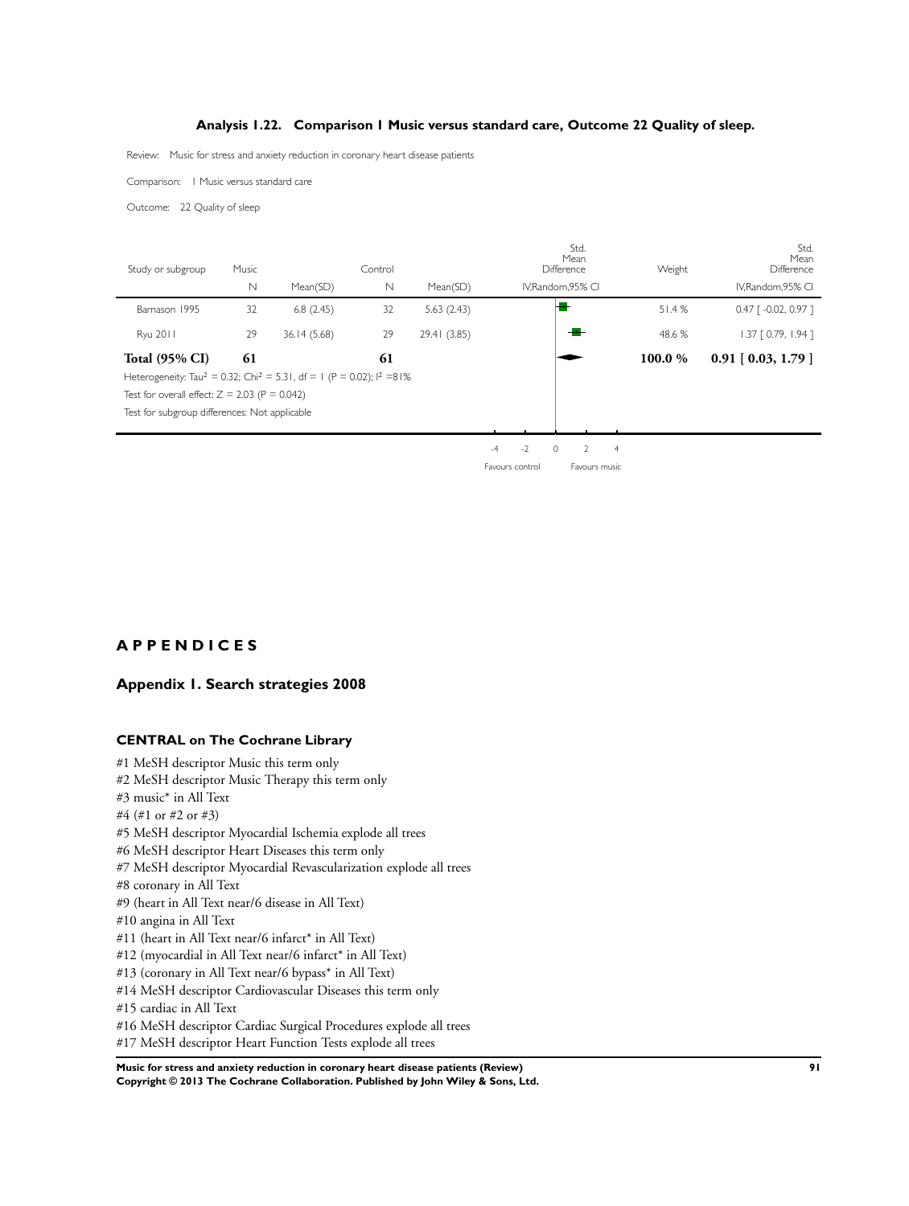### Analysis 1.22. Comparison 1 Music versus standard care, Outcome 22 Quality of sleep.

Review: Music for stress and anxiety reduction in coronary heart disease patients

Comparison: 1 Music versus standard care

Outcome: 22 Quality of sleep

| Study or subgroup | Music N | Mean(SD) | Control N | Mean(SD) | Std. Mean Difference IV,Random,95% CI | Weight | Std. Mean Difference IV,Random,95% CI |
|---|---|---|---|---|---|---|---|
| Barnason 1995 | 32 | 6.8 (2.45) | 32 | 5.63 (2.43) | | 51.4 % | 0.47 [ -0.02, 0.97 ] |
| Ryu 2011 | 29 | 36.14 (5.68) | 29 | 29.41 (3.85) | | 48.6 % | 1.37 [ 0.79, 1.94 ] |
| **Total (95% CI)** | **61** | | **61** | | | **100.0 %** | **0.91 [ 0.03, 1.79 ]** |

Heterogeneity: $Tau^2 = 0.32$; $Chi^2 = 5.31$, df = 1 (P = 0.02); $I^2 = 81\%$

Test for overall effect: Z = 2.03 (P = 0.042)

Test for subgroup differences: Not applicable

-4 -2 0 2 4

Favours control Favours music

# APPENDICES

## Appendix 1. Search strategies 2008

### CENTRAL on The Cochrane Library

#1 MeSH descriptor Music this term only
#2 MeSH descriptor Music Therapy this term only
#3 music* in All Text
#4 (#1 or #2 or #3)
#5 MeSH descriptor Myocardial Ischemia explode all trees
#6 MeSH descriptor Heart Diseases this term only
#7 MeSH descriptor Myocardial Revascularization explode all trees
#8 coronary in All Text
#9 (heart in All Text near/6 disease in All Text)
#10 angina in All Text
#11 (heart in All Text near/6 infarct* in All Text)
#12 (myocardial in All Text near/6 infarct* in All Text)
#13 (coronary in All Text near/6 bypass* in All Text)
#14 MeSH descriptor Cardiovascular Diseases this term only
#15 cardiac in All Text
#16 MeSH descriptor Cardiac Surgical Procedures explode all trees
#17 MeSH descriptor Heart Function Tests explode all trees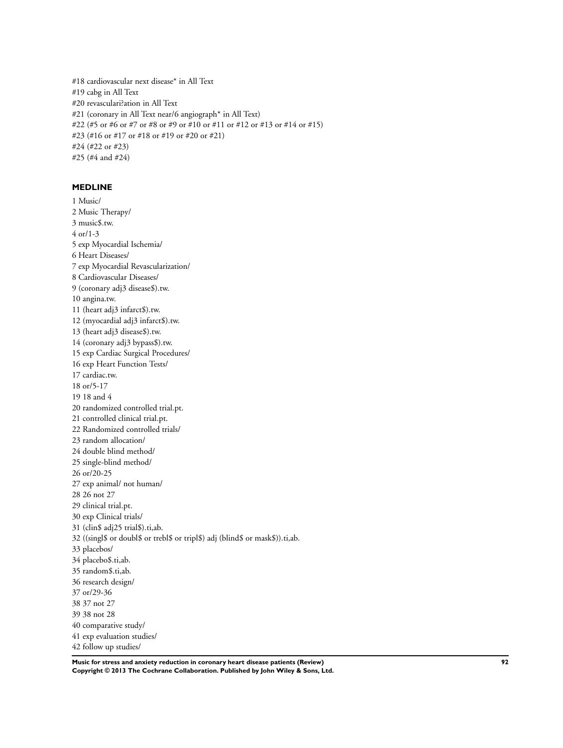#18 cardiovascular next disease* in All Text
#19 cabg in All Text
#20 revasculari?ation in All Text
#21 (coronary in All Text near/6 angiograph* in All Text)
#22 (#5 or #6 or #7 or #8 or #9 or #10 or #11 or #12 or #13 or #14 or #15)
#23 (#16 or #17 or #18 or #19 or #20 or #21)
#24 (#22 or #23)
#25 (#4 and #24)

### MEDLINE

1 Music/
2 Music Therapy/
3 music$.tw.
4 or/1-3
5 exp Myocardial Ischemia/
6 Heart Diseases/
7 exp Myocardial Revascularization/
8 Cardiovascular Diseases/
9 (coronary adj3 disease$).tw.
10 angina.tw.
11 (heart adj3 infarct$).tw.
12 (myocardial adj3 infarct$).tw.
13 (heart adj3 disease$).tw.
14 (coronary adj3 bypass$).tw.
15 exp Cardiac Surgical Procedures/
16 exp Heart Function Tests/
17 cardiac.tw.
18 or/5-17
19 18 and 4
20 randomized controlled trial.pt.
21 controlled clinical trial.pt.
22 Randomized controlled trials/
23 random allocation/
24 double blind method/
25 single-blind method/
26 or/20-25
27 exp animal/ not human/
28 26 not 27
29 clinical trial.pt.
30 exp Clinical trials/
31 (clin$ adj25 trial$).ti,ab.
32 ((singl$ or doubl$ or trebl$ or tripl$) adj (blind$ or mask$)).ti,ab.
33 placebos/
34 placebo$.ti,ab.
35 random$.ti,ab.
36 research design/
37 or/29-36
38 37 not 27
39 38 not 28
40 comparative study/
41 exp evaluation studies/
42 follow up studies/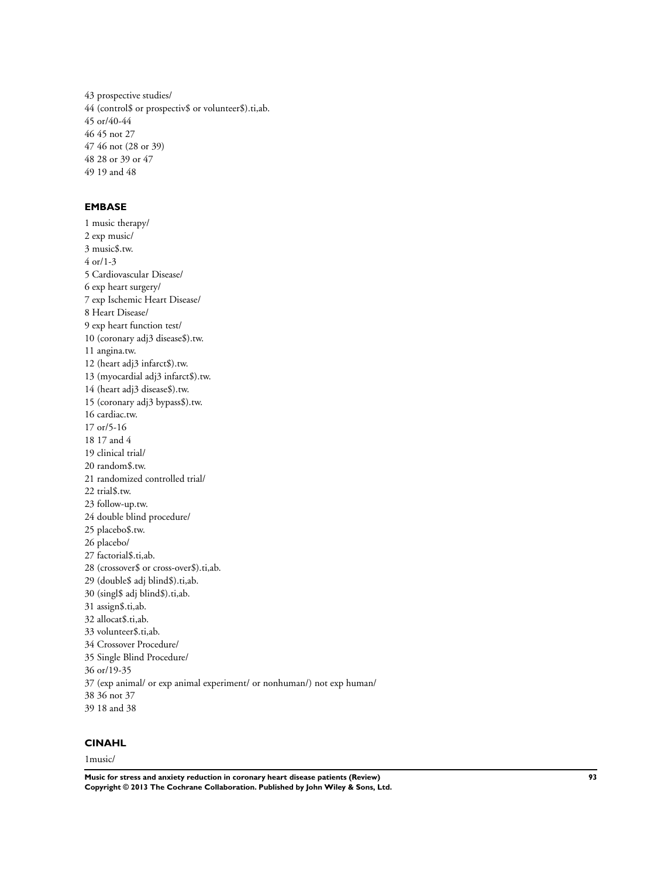43 prospective studies/
44 (control$ or prospectiv$ or volunteer$).ti,ab.
45 or/40-44
46 45 not 27
47 46 not (28 or 39)
48 28 or 39 or 47
49 19 and 48

### EMBASE

1 music therapy/
2 exp music/
3 music$.tw.
4 or/1-3
5 Cardiovascular Disease/
6 exp heart surgery/
7 exp Ischemic Heart Disease/
8 Heart Disease/
9 exp heart function test/
10 (coronary adj3 disease$).tw.
11 angina.tw.
12 (heart adj3 infarct$).tw.
13 (myocardial adj3 infarct$).tw.
14 (heart adj3 disease$).tw.
15 (coronary adj3 bypass$).tw.
16 cardiac.tw.
17 or/5-16
18 17 and 4
19 clinical trial/
20 random$.tw.
21 randomized controlled trial/
22 trial$.tw.
23 follow-up.tw.
24 double blind procedure/
25 placebo$.tw.
26 placebo/
27 factorial$.ti,ab.
28 (crossover$ or cross-over$).ti,ab.
29 (double$ adj blind$).ti,ab.
30 (singl$ adj blind$).ti,ab.
31 assign$.ti,ab.
32 allocat$.ti,ab.
33 volunteer$.ti,ab.
34 Crossover Procedure/
35 Single Blind Procedure/
36 or/19-35
37 (exp animal/ or exp animal experiment/ or nonhuman/) not exp human/
38 36 not 37
39 18 and 38

### CINAHL

1music/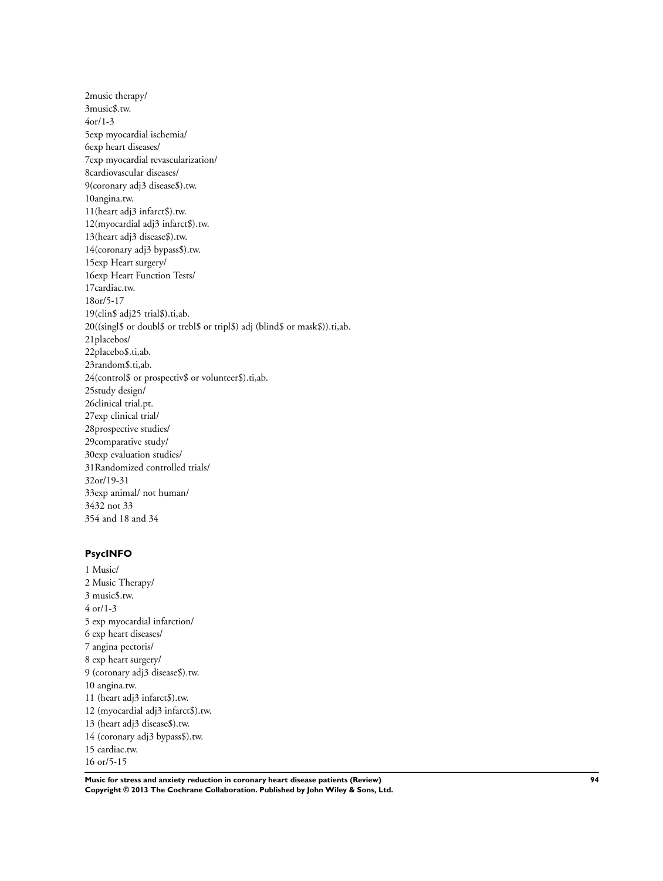2music therapy/
3music$.tw.
4or/1-3
5exp myocardial ischemia/
6exp heart diseases/
7exp myocardial revascularization/
8cardiovascular diseases/
9(coronary adj3 disease$).tw.
10angina.tw.
11(heart adj3 infarct$).tw.
12(myocardial adj3 infarct$).tw.
13(heart adj3 disease$).tw.
14(coronary adj3 bypass$).tw.
15exp Heart surgery/
16exp Heart Function Tests/
17cardiac.tw.
18or/5-17
19(clin$ adj25 trial$).ti,ab.
20((singl$ or doubl$ or trebl$ or tripl$) adj (blind$ or mask$)).ti,ab.
21placebos/
22placebo$.ti,ab.
23random$.ti,ab.
24(control$ or prospectiv$ or volunteer$).ti,ab.
25study design/
26clinical trial.pt.
27exp clinical trial/
28prospective studies/
29comparative study/
30exp evaluation studies/
31Randomized controlled trials/
32or/19-31
33exp animal/ not human/
3432 not 33
354 and 18 and 34

### PsycINFO

1 Music/
2 Music Therapy/
3 music$.tw.
4 or/1-3
5 exp myocardial infarction/
6 exp heart diseases/
7 angina pectoris/
8 exp heart surgery/
9 (coronary adj3 disease$).tw.
10 angina.tw.
11 (heart adj3 infarct$).tw.
12 (myocardial adj3 infarct$).tw.
13 (heart adj3 disease$).tw.
14 (coronary adj3 bypass$).tw.
15 cardiac.tw.
16 or/5-15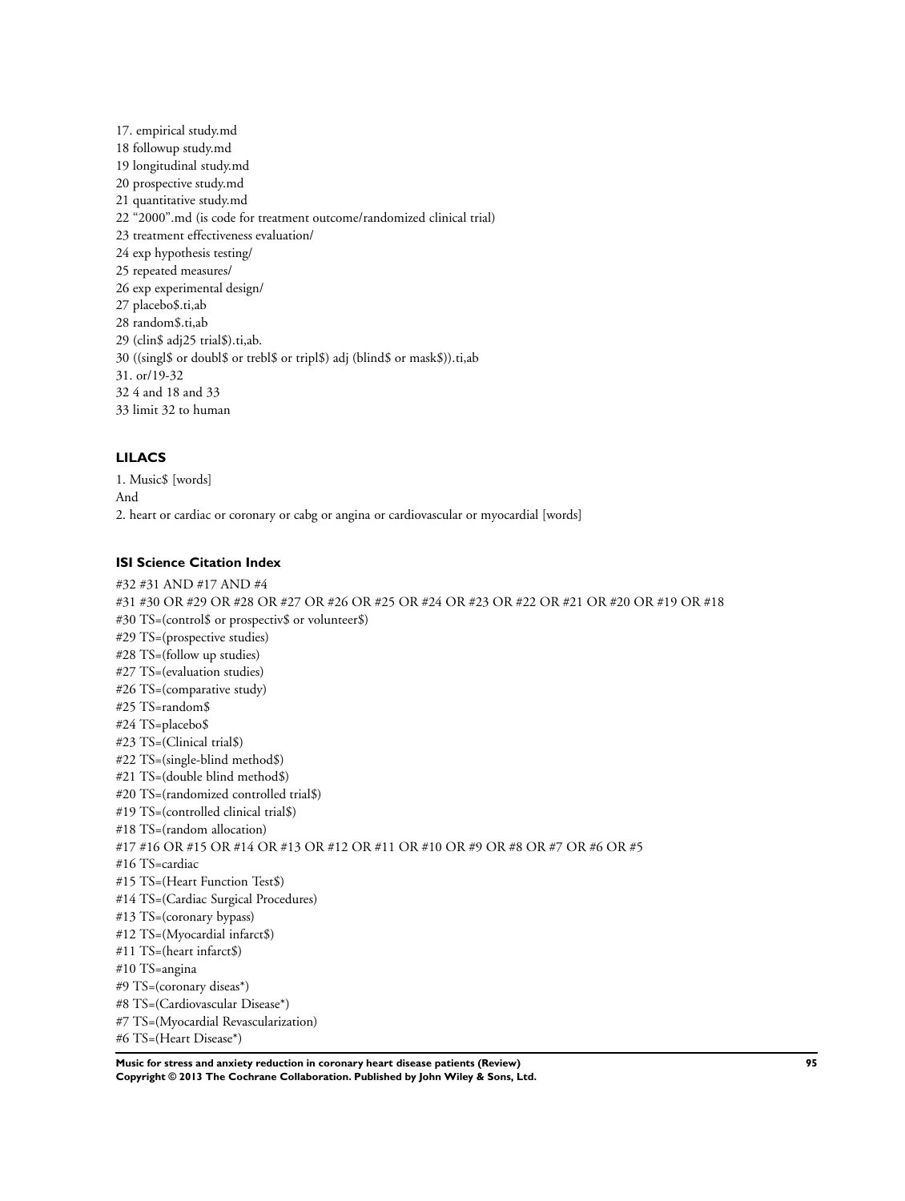17. empirical study.md
18 followup study.md
19 longitudinal study.md
20 prospective study.md
21 quantitative study.md
22 "2000".md (is code for treatment outcome/randomized clinical trial)
23 treatment effectiveness evaluation/
24 exp hypothesis testing/
25 repeated measures/
26 exp experimental design/
27 placebo$.ti,ab
28 random$.ti,ab
29 (clin$ adj25 trial$).ti,ab.
30 ((singl$ or doubl$ or trebl$ or tripl$) adj (blind$ or mask$)).ti,ab
31. or/19-32
32 4 and 18 and 33
33 limit 32 to human

### LILACS

1. Music$ [words]
And
2. heart or cardiac or coronary or cabg or angina or cardiovascular or myocardial [words]

### ISI Science Citation Index

#32 #31 AND #17 AND #4
#31 #30 OR #29 OR #28 OR #27 OR #26 OR #25 OR #24 OR #23 OR #22 OR #21 OR #20 OR #19 OR #18
#30 TS=(control$ or prospectiv$ or volunteer$)
#29 TS=(prospective studies)
#28 TS=(follow up studies)
#27 TS=(evaluation studies)
#26 TS=(comparative study)
#25 TS=random$
#24 TS=placebo$
#23 TS=(Clinical trial$)
#22 TS=(single-blind method$)
#21 TS=(double blind method$)
#20 TS=(randomized controlled trial$)
#19 TS=(controlled clinical trial$)
#18 TS=(random allocation)
#17 #16 OR #15 OR #14 OR #13 OR #12 OR #11 OR #10 OR #9 OR #8 OR #7 OR #6 OR #5
#16 TS=cardiac
#15 TS=(Heart Function Test$)
#14 TS=(Cardiac Surgical Procedures)
#13 TS=(coronary bypass)
#12 TS=(Myocardial infarct$)
#11 TS=(heart infarct$)
#10 TS=angina
#9 TS=(coronary diseas*)
#8 TS=(Cardiovascular Disease*)
#7 TS=(Myocardial Revascularization)
#6 TS=(Heart Disease*)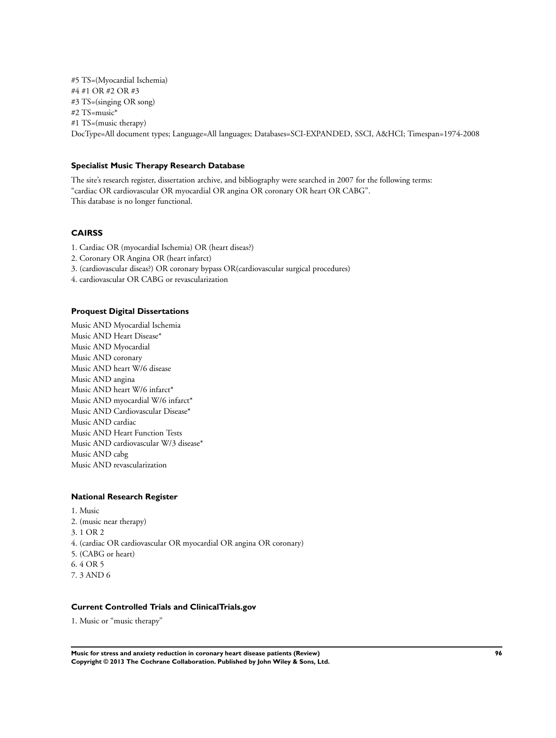#5 TS=(Myocardial Ischemia)
#4 #1 OR #2 OR #3
#3 TS=(singing OR song)
#2 TS=music*
#1 TS=(music therapy)
DocType=All document types; Language=All languages; Databases=SCI-EXPANDED, SSCI, A&HCI; Timespan=1974-2008

### Specialist Music Therapy Research Database

The site's research register, dissertation archive, and bibliography were searched in 2007 for the following terms:
"cardiac OR cardiovascular OR myocardial OR angina OR coronary OR heart OR CABG".
This database is no longer functional.

### CAIRSS

1. Cardiac OR (myocardial Ischemia) OR (heart diseas?)
2. Coronary OR Angina OR (heart infarct)
3. (cardiovascular diseas?) OR coronary bypass OR(cardiovascular surgical procedures)
4. cardiovascular OR CABG or revascularization

### Proquest Digital Dissertations

Music AND Myocardial Ischemia
Music AND Heart Disease*
Music AND Myocardial
Music AND coronary
Music AND heart W/6 disease
Music AND angina
Music AND heart W/6 infarct*
Music AND myocardial W/6 infarct*
Music AND Cardiovascular Disease*
Music AND cardiac
Music AND Heart Function Tests
Music AND cardiovascular W/3 disease*
Music AND cabg
Music AND revascularization

### National Research Register

1. Music
2. (music near therapy)
3. 1 OR 2
4. (cardiac OR cardiovascular OR myocardial OR angina OR coronary)
5. (CABG or heart)
6. 4 OR 5
7. 3 AND 6

### Current Controlled Trials and ClinicalTrials.gov

1. Music or "music therapy"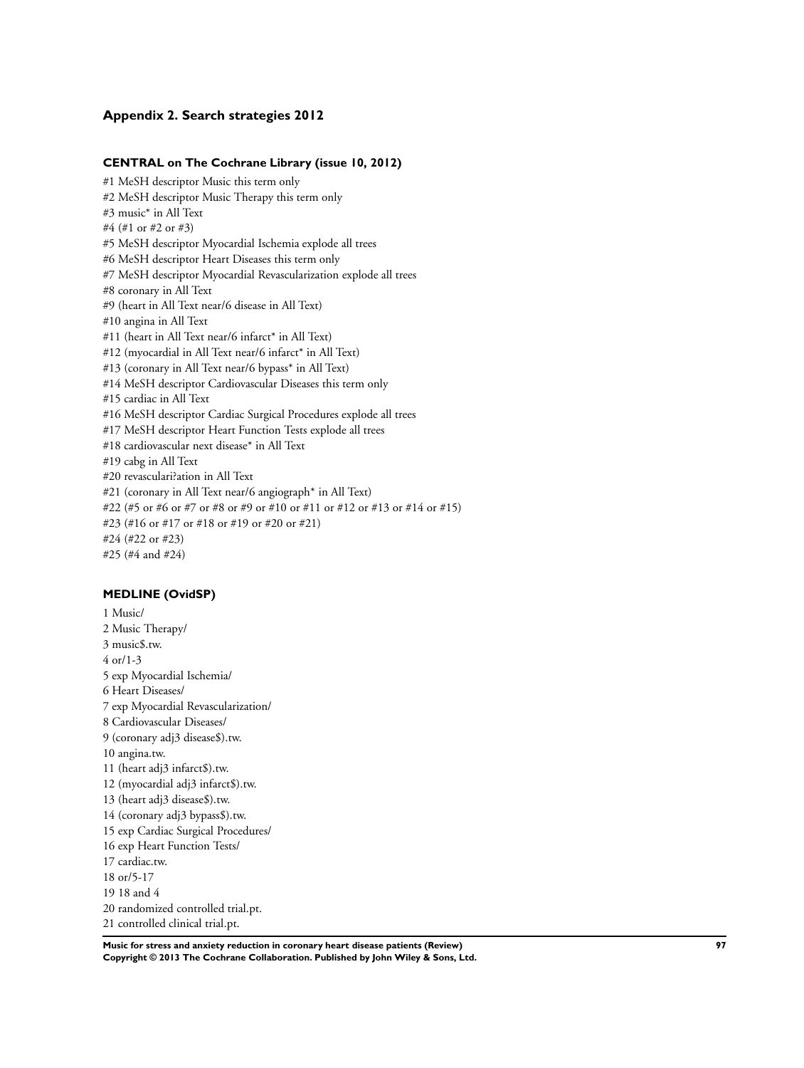## Appendix 2. Search strategies 2012

### CENTRAL on The Cochrane Library (issue 10, 2012)

#1 MeSH descriptor Music this term only
#2 MeSH descriptor Music Therapy this term only
#3 music* in All Text
#4 (#1 or #2 or #3)
#5 MeSH descriptor Myocardial Ischemia explode all trees
#6 MeSH descriptor Heart Diseases this term only
#7 MeSH descriptor Myocardial Revascularization explode all trees
#8 coronary in All Text
#9 (heart in All Text near/6 disease in All Text)
#10 angina in All Text
#11 (heart in All Text near/6 infarct* in All Text)
#12 (myocardial in All Text near/6 infarct* in All Text)
#13 (coronary in All Text near/6 bypass* in All Text)
#14 MeSH descriptor Cardiovascular Diseases this term only
#15 cardiac in All Text
#16 MeSH descriptor Cardiac Surgical Procedures explode all trees
#17 MeSH descriptor Heart Function Tests explode all trees
#18 cardiovascular next disease* in All Text
#19 cabg in All Text
#20 revasculari?ation in All Text
#21 (coronary in All Text near/6 angiograph* in All Text)
#22 (#5 or #6 or #7 or #8 or #9 or #10 or #11 or #12 or #13 or #14 or #15)
#23 (#16 or #17 or #18 or #19 or #20 or #21)
#24 (#22 or #23)
#25 (#4 and #24)

### MEDLINE (OvidSP)

1 Music/
2 Music Therapy/
3 music$.tw.
4 or/1-3
5 exp Myocardial Ischemia/
6 Heart Diseases/
7 exp Myocardial Revascularization/
8 Cardiovascular Diseases/
9 (coronary adj3 disease$).tw.
10 angina.tw.
11 (heart adj3 infarct$).tw.
12 (myocardial adj3 infarct$).tw.
13 (heart adj3 disease$).tw.
14 (coronary adj3 bypass$).tw.
15 exp Cardiac Surgical Procedures/
16 exp Heart Function Tests/
17 cardiac.tw.
18 or/5-17
19 18 and 4
20 randomized controlled trial.pt.
21 controlled clinical trial.pt.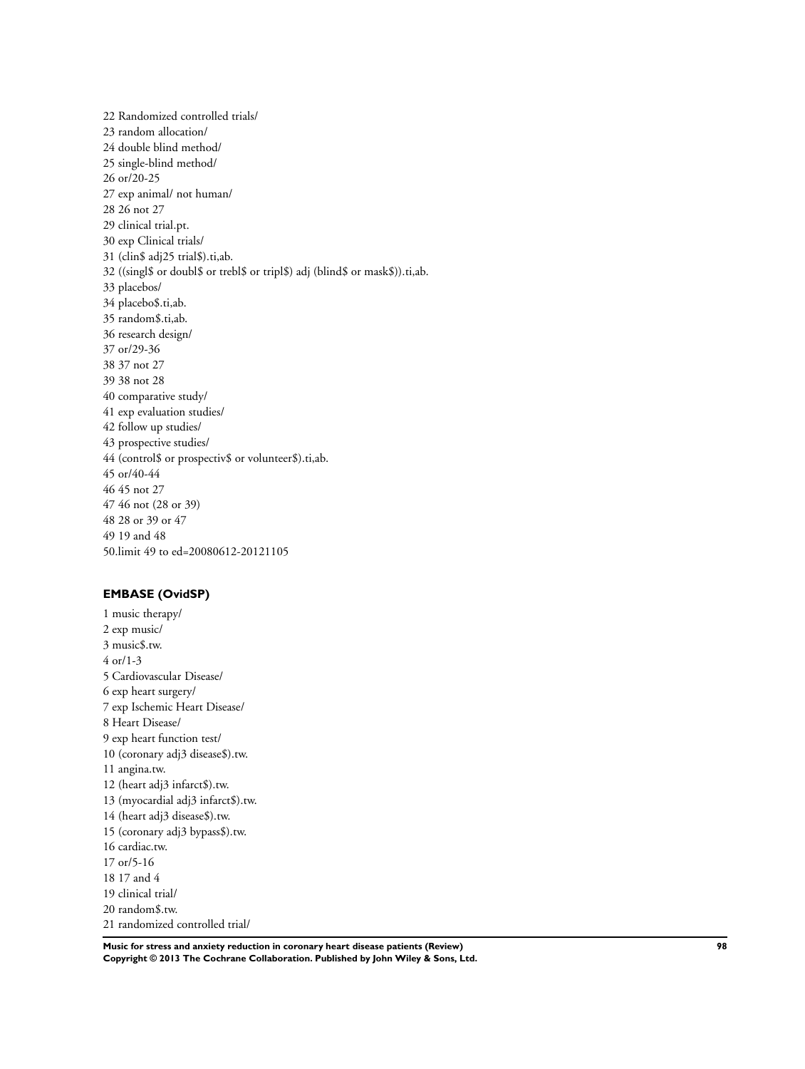22 Randomized controlled trials/
23 random allocation/
24 double blind method/
25 single-blind method/
26 or/20-25
27 exp animal/ not human/
28 26 not 27
29 clinical trial.pt.
30 exp Clinical trials/
31 (clin$ adj25 trial$).ti,ab.
32 ((singl$ or doubl$ or trebl$ or tripl$) adj (blind$ or mask$)).ti,ab.
33 placebos/
34 placebo$.ti,ab.
35 random$.ti,ab.
36 research design/
37 or/29-36
38 37 not 27
39 38 not 28
40 comparative study/
41 exp evaluation studies/
42 follow up studies/
43 prospective studies/
44 (control$ or prospectiv$ or volunteer$).ti,ab.
45 or/40-44
46 45 not 27
47 46 not (28 or 39)
48 28 or 39 or 47
49 19 and 48
50.limit 49 to ed=20080612-20121105

### EMBASE (OvidSP)

1 music therapy/
2 exp music/
3 music$.tw.
4 or/1-3
5 Cardiovascular Disease/
6 exp heart surgery/
7 exp Ischemic Heart Disease/
8 Heart Disease/
9 exp heart function test/
10 (coronary adj3 disease$).tw.
11 angina.tw.
12 (heart adj3 infarct$).tw.
13 (myocardial adj3 infarct$).tw.
14 (heart adj3 disease$).tw.
15 (coronary adj3 bypass$).tw.
16 cardiac.tw.
17 or/5-16
18 17 and 4
19 clinical trial/
20 random$.tw.
21 randomized controlled trial/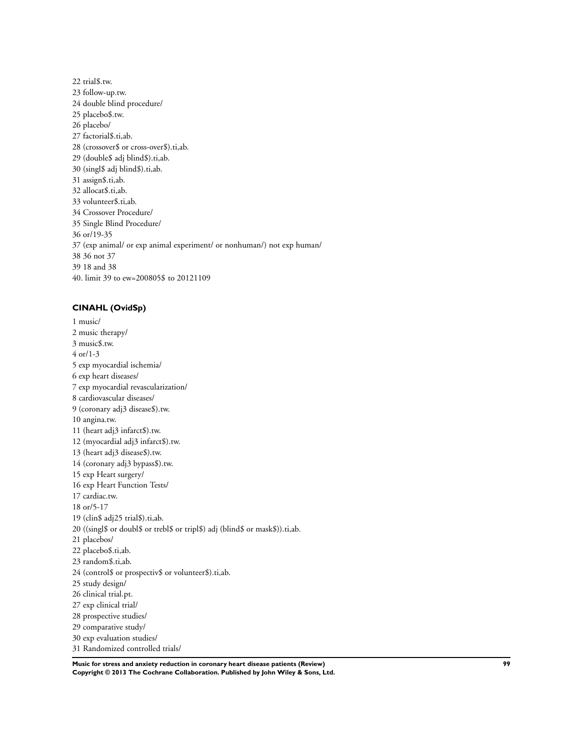22 trial$.tw.
23 follow-up.tw.
24 double blind procedure/
25 placebo$.tw.
26 placebo/
27 factorial$.ti,ab.
28 (crossover$ or cross-over$).ti,ab.
29 (double$ adj blind$).ti,ab.
30 (singl$ adj blind$).ti,ab.
31 assign$.ti,ab.
32 allocat$.ti,ab.
33 volunteer$.ti,ab.
34 Crossover Procedure/
35 Single Blind Procedure/
36 or/19-35
37 (exp animal/ or exp animal experiment/ or nonhuman/) not exp human/
38 36 not 37
39 18 and 38
40. limit 39 to ew=200805$ to 20121109

### CINAHL (OvidSp)

1 music/
2 music therapy/
3 music$.tw.
4 or/1-3
5 exp myocardial ischemia/
6 exp heart diseases/
7 exp myocardial revascularization/
8 cardiovascular diseases/
9 (coronary adj3 disease$).tw.
10 angina.tw.
11 (heart adj3 infarct$).tw.
12 (myocardial adj3 infarct$).tw.
13 (heart adj3 disease$).tw.
14 (coronary adj3 bypass$).tw.
15 exp Heart surgery/
16 exp Heart Function Tests/
17 cardiac.tw.
18 or/5-17
19 (clin$ adj25 trial$).ti,ab.
20 ((singl$ or doubl$ or trebl$ or tripl$) adj (blind$ or mask$)).ti,ab.
21 placebos/
22 placebo$.ti,ab.
23 random$.ti,ab.
24 (control$ or prospectiv$ or volunteer$).ti,ab.
25 study design/
26 clinical trial.pt.
27 exp clinical trial/
28 prospective studies/
29 comparative study/
30 exp evaluation studies/
31 Randomized controlled trials/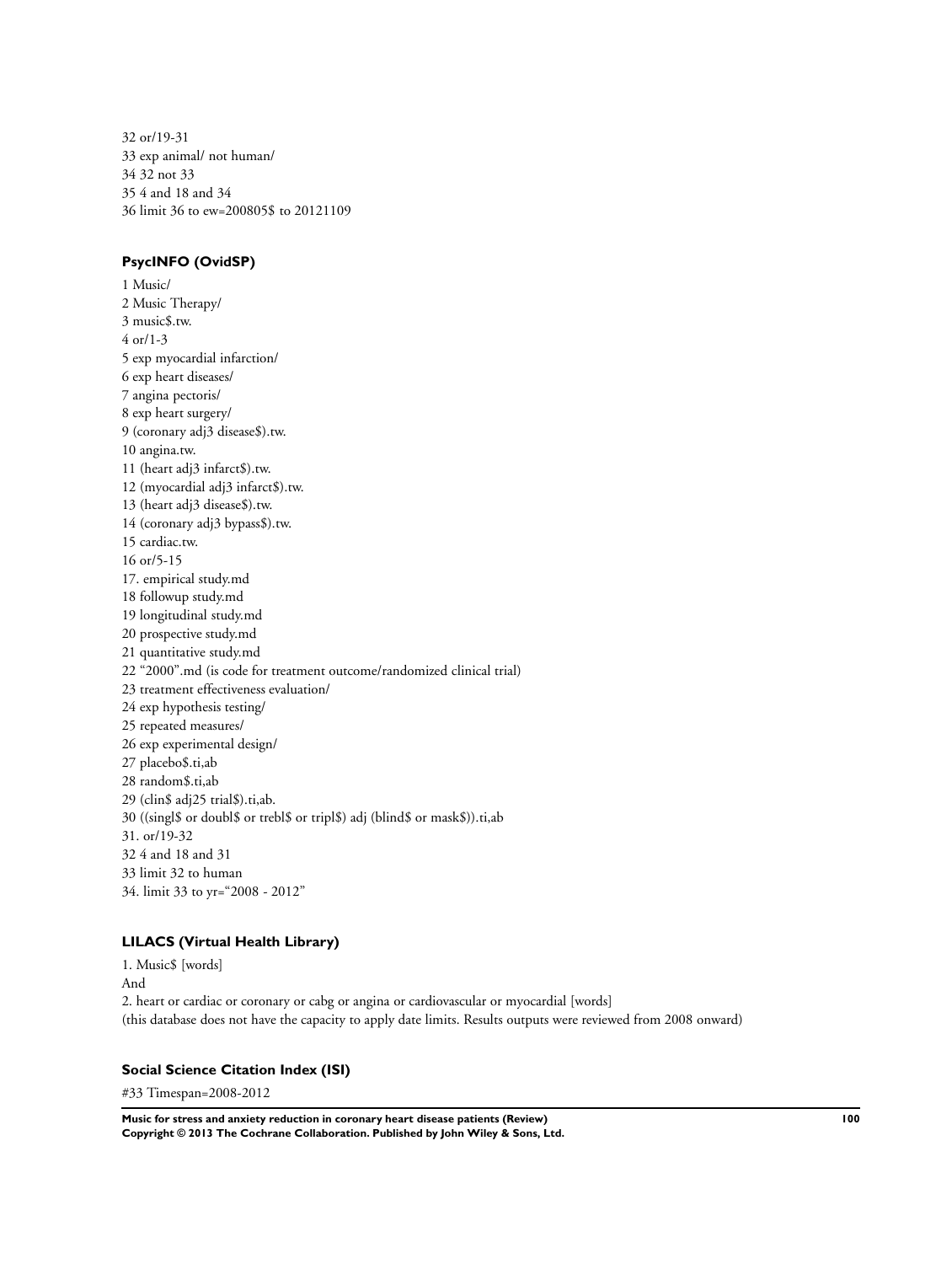32 or/19-31
33 exp animal/ not human/
34 32 not 33
35 4 and 18 and 34
36 limit 36 to ew=200805$ to 20121109

### PsycINFO (OvidSP)

1 Music/
2 Music Therapy/
3 music$.tw.
4 or/1-3
5 exp myocardial infarction/
6 exp heart diseases/
7 angina pectoris/
8 exp heart surgery/
9 (coronary adj3 disease$).tw.
10 angina.tw.
11 (heart adj3 infarct$).tw.
12 (myocardial adj3 infarct$).tw.
13 (heart adj3 disease$).tw.
14 (coronary adj3 bypass$).tw.
15 cardiac.tw.
16 or/5-15
17. empirical study.md
18 followup study.md
19 longitudinal study.md
20 prospective study.md
21 quantitative study.md
22 "2000".md (is code for treatment outcome/randomized clinical trial)
23 treatment effectiveness evaluation/
24 exp hypothesis testing/
25 repeated measures/
26 exp experimental design/
27 placebo$.ti,ab
28 random$.ti,ab
29 (clin$ adj25 trial$).ti,ab.
30 ((singl$ or doubl$ or trebl$ or tripl$) adj (blind$ or mask$)).ti,ab
31. or/19-32
32 4 and 18 and 31
33 limit 32 to human
34. limit 33 to yr="2008 - 2012"

### LILACS (Virtual Health Library)

1. Music$ [words]
And
2. heart or cardiac or coronary or cabg or angina or cardiovascular or myocardial [words]
(this database does not have the capacity to apply date limits. Results outputs were reviewed from 2008 onward)

### Social Science Citation Index (ISI)

#33 Timespan=2008-2012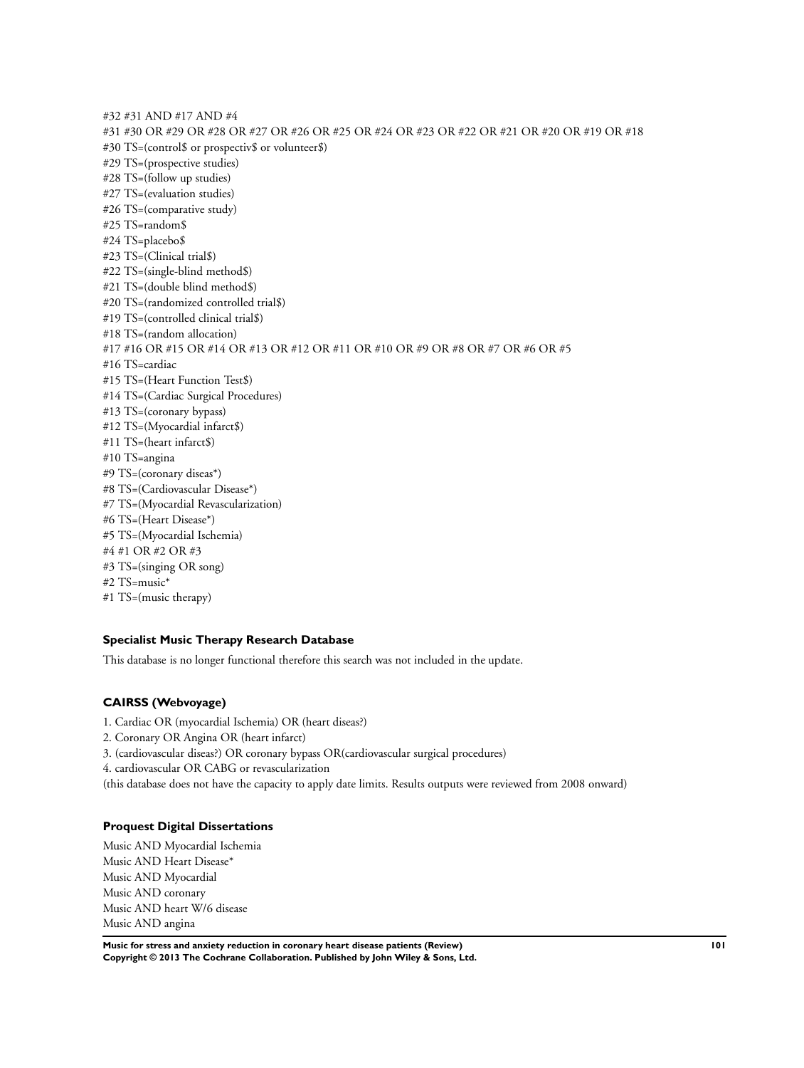#32 #31 AND #17 AND #4
#31 #30 OR #29 OR #28 OR #27 OR #26 OR #25 OR #24 OR #23 OR #22 OR #21 OR #20 OR #19 OR #18
#30 TS=(control$ or prospectiv$ or volunteer$)
#29 TS=(prospective studies)
#28 TS=(follow up studies)
#27 TS=(evaluation studies)
#26 TS=(comparative study)
#25 TS=random$
#24 TS=placebo$
#23 TS=(Clinical trial$)
#22 TS=(single-blind method$)
#21 TS=(double blind method$)
#20 TS=(randomized controlled trial$)
#19 TS=(controlled clinical trial$)
#18 TS=(random allocation)
#17 #16 OR #15 OR #14 OR #13 OR #12 OR #11 OR #10 OR #9 OR #8 OR #7 OR #6 OR #5
#16 TS=cardiac
#15 TS=(Heart Function Test$)
#14 TS=(Cardiac Surgical Procedures)
#13 TS=(coronary bypass)
#12 TS=(Myocardial infarct$)
#11 TS=(heart infarct$)
#10 TS=angina
#9 TS=(coronary diseas*)
#8 TS=(Cardiovascular Disease*)
#7 TS=(Myocardial Revascularization)
#6 TS=(Heart Disease*)
#5 TS=(Myocardial Ischemia)
#4 #1 OR #2 OR #3
#3 TS=(singing OR song)
#2 TS=music*
#1 TS=(music therapy)

### Specialist Music Therapy Research Database

This database is no longer functional therefore this search was not included in the update.

### CAIRSS (Webvoyage)

1. Cardiac OR (myocardial Ischemia) OR (heart diseas?)
2. Coronary OR Angina OR (heart infarct)
3. (cardiovascular diseas?) OR coronary bypass OR(cardiovascular surgical procedures)
4. cardiovascular OR CABG or revascularization

(this database does not have the capacity to apply date limits. Results outputs were reviewed from 2008 onward)

### Proquest Digital Dissertations

Music AND Myocardial Ischemia
Music AND Heart Disease*
Music AND Myocardial
Music AND coronary
Music AND heart W/6 disease
Music AND angina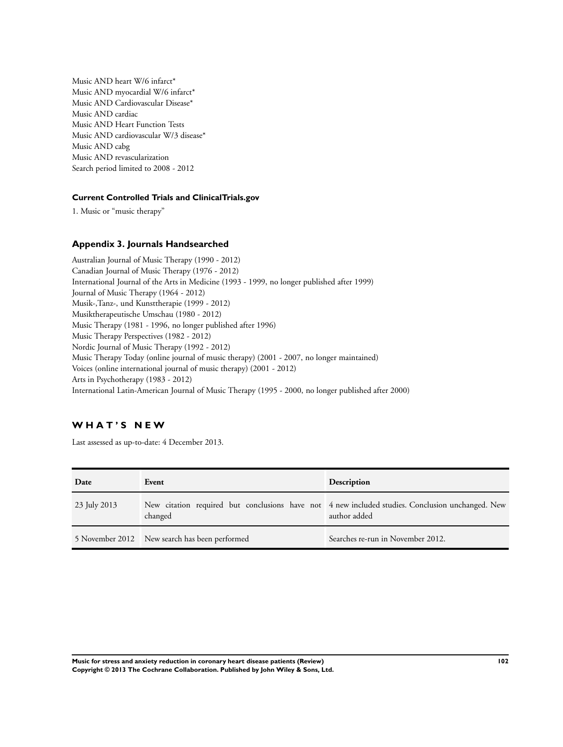Music AND heart W/6 infarct*
Music AND myocardial W/6 infarct*
Music AND Cardiovascular Disease*
Music AND cardiac
Music AND Heart Function Tests
Music AND cardiovascular W/3 disease*
Music AND cabg
Music AND revascularization
Search period limited to 2008 - 2012

### Current Controlled Trials and ClinicalTrials.gov

1. Music or "music therapy"

## Appendix 3. Journals Handsearched

Australian Journal of Music Therapy (1990 - 2012)
Canadian Journal of Music Therapy (1976 - 2012)
International Journal of the Arts in Medicine (1993 - 1999, no longer published after 1999)
Journal of Music Therapy (1964 - 2012)
Musik-,Tanz-, und Kunsttherapie (1999 - 2012)
Musiktherapeutische Umschau (1980 - 2012)
Music Therapy (1981 - 1996, no longer published after 1996)
Music Therapy Perspectives (1982 - 2012)
Nordic Journal of Music Therapy (1992 - 2012)
Music Therapy Today (online journal of music therapy) (2001 - 2007, no longer maintained)
Voices (online international journal of music therapy) (2001 - 2012)
Arts in Psychotherapy (1983 - 2012)
International Latin-American Journal of Music Therapy (1995 - 2000, no longer published after 2000)

# WHAT'S NEW

Last assessed as up-to-date: 4 December 2013.

| Date | Event | Description |
|---|---|---|
| 23 July 2013 | New citation required but conclusions have not changed | 4 new included studies. Conclusion unchanged. New author added |
| 5 November 2012 | New search has been performed | Searches re-run in November 2012. |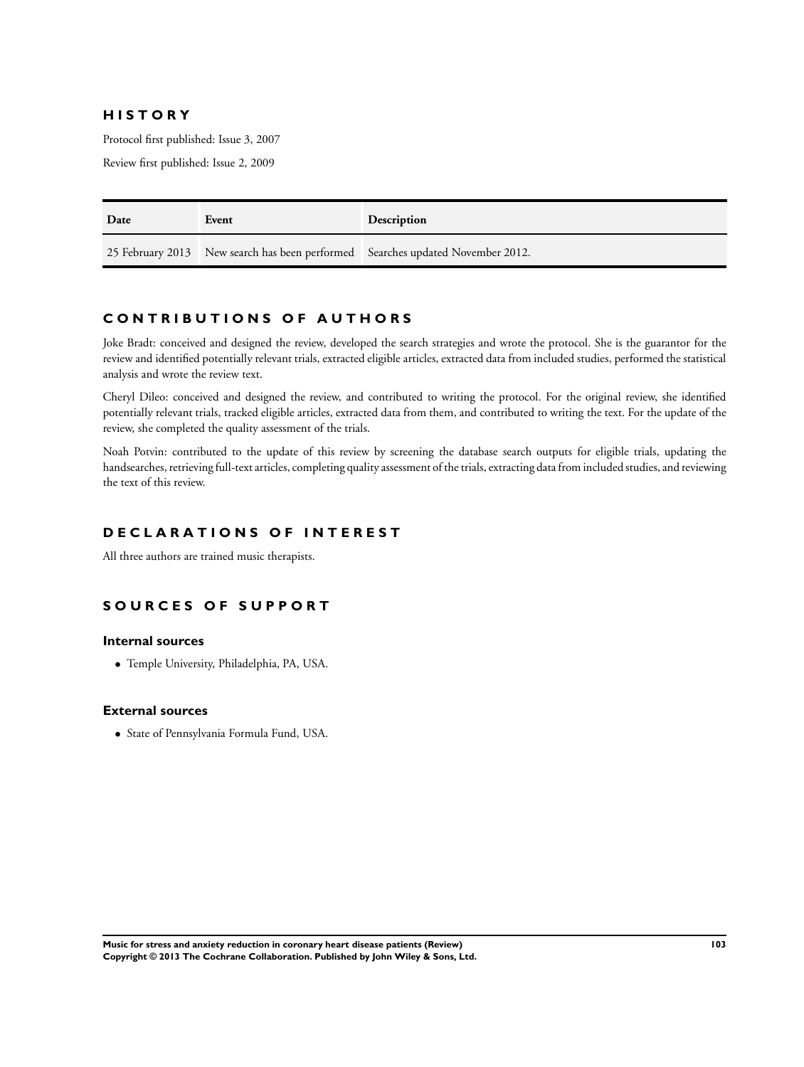## HISTORY

Protocol first published: Issue 3, 2007

Review first published: Issue 2, 2009

| Date | Event | Description |
| --- | --- | --- |
| 25 February 2013 | New search has been performed | Searches updated November 2012. |

## CONTRIBUTIONS OF AUTHORS

Joke Bradt: conceived and designed the review, developed the search strategies and wrote the protocol. She is the guarantor for the review and identified potentially relevant trials, extracted eligible articles, extracted data from included studies, performed the statistical analysis and wrote the review text.

Cheryl Dileo: conceived and designed the review, and contributed to writing the protocol. For the original review, she identified potentially relevant trials, tracked eligible articles, extracted data from them, and contributed to writing the text. For the update of the review, she completed the quality assessment of the trials.

Noah Potvin: contributed to the update of this review by screening the database search outputs for eligible trials, updating the handsearches, retrieving full-text articles, completing quality assessment of the trials, extracting data from included studies, and reviewing the text of this review.

## DECLARATIONS OF INTEREST

All three authors are trained music therapists.

## SOURCES OF SUPPORT

### Internal sources

- Temple University, Philadelphia, PA, USA.

### External sources

- State of Pennsylvania Formula Fund, USA.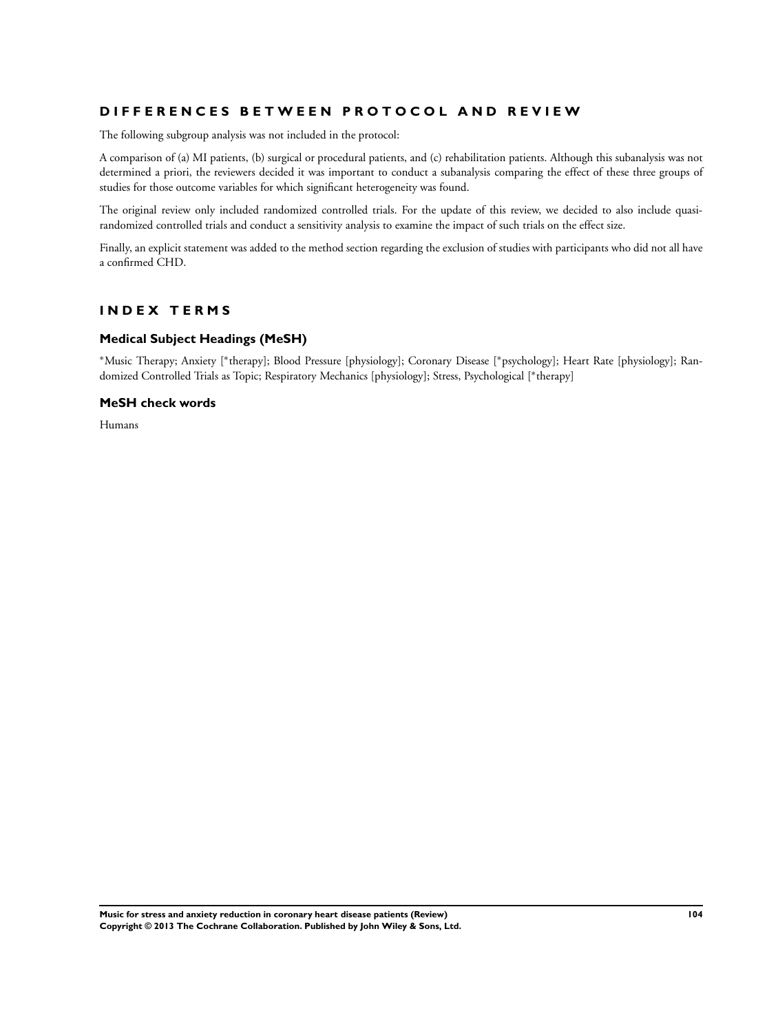## DIFFERENCES BETWEEN PROTOCOL AND REVIEW

The following subgroup analysis was not included in the protocol:

A comparison of (a) MI patients, (b) surgical or procedural patients, and (c) rehabilitation patients. Although this subanalysis was not determined a priori, the reviewers decided it was important to conduct a subanalysis comparing the effect of these three groups of studies for those outcome variables for which significant heterogeneity was found.

The original review only included randomized controlled trials. For the update of this review, we decided to also include quasi-randomized controlled trials and conduct a sensitivity analysis to examine the impact of such trials on the effect size.

Finally, an explicit statement was added to the method section regarding the exclusion of studies with participants who did not all have a confirmed CHD.

## INDEX TERMS

### Medical Subject Headings (MeSH)

*Music Therapy; Anxiety [*therapy]; Blood Pressure [physiology]; Coronary Disease [*psychology]; Heart Rate [physiology]; Randomized Controlled Trials as Topic; Respiratory Mechanics [physiology]; Stress, Psychological [*therapy]

### MeSH check words

Humans